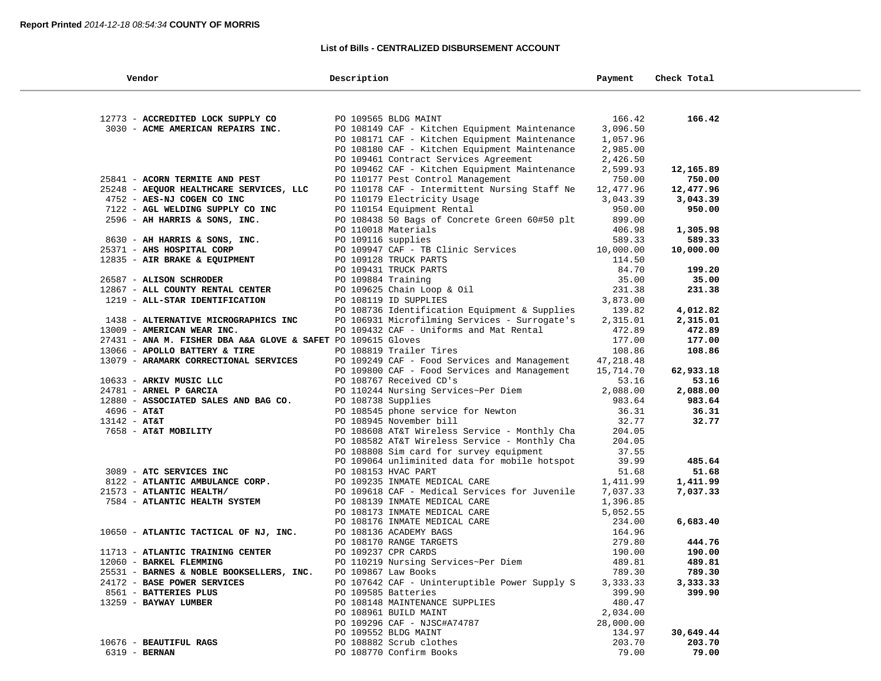**Report Printed** *2014-12-18 08:54:34* **COUNTY OF MORRIS**

## List of Bills - CENTRALIZED DISBURSEMENT ACCOUNT

| Vendor | Description | Payment | Check Total |
|---|---|---|---|
| 12773 - **ACCREDITED LOCK SUPPLY CO** | PO 109565 BLDG MAINT | 166.42 | **166.42** |
| 3030 - **ACME AMERICAN REPAIRS INC.** | PO 108149 CAF - Kitchen Equipment Maintenance | 3,096.50 | |
| | PO 108171 CAF - Kitchen Equipment Maintenance | 1,057.96 | |
| | PO 108180 CAF - Kitchen Equipment Maintenance | 2,985.00 | |
| | PO 109461 Contract Services Agreement | 2,426.50 | |
| | PO 109462 CAF - Kitchen Equipment Maintenance | 2,599.93 | **12,165.89** |
| 25841 - **ACORN TERMITE AND PEST** | PO 110177 Pest Control Management | 750.00 | **750.00** |
| 25248 - **AEQUOR HEALTHCARE SERVICES, LLC** | PO 110178 CAF - Intermittent Nursing Staff Ne | 12,477.96 | **12,477.96** |
| 4752 - **AES-NJ COGEN CO INC** | PO 110179 Electricity Usage | 3,043.39 | **3,043.39** |
| 7122 - **AGL WELDING SUPPLY CO INC** | PO 110154 Equipment Rental | 950.00 | **950.00** |
| 2596 - **AH HARRIS & SONS, INC.** | PO 108438 50 Bags of Concrete Green 60#50 plt | 899.00 | |
| | PO 110018 Materials | 406.98 | **1,305.98** |
| 8630 - **AH HARRIS & SONS, INC.** | PO 109116 supplies | 589.33 | **589.33** |
| 25371 - **AHS HOSPITAL CORP** | PO 109947 CAF - TB Clinic Services | 10,000.00 | **10,000.00** |
| 12835 - **AIR BRAKE & EQUIPMENT** | PO 109128 TRUCK PARTS | 114.50 | |
| | PO 109431 TRUCK PARTS | 84.70 | **199.20** |
| 26587 - **ALISON SCHRODER** | PO 109884 Training | 35.00 | **35.00** |
| 12867 - **ALL COUNTY RENTAL CENTER** | PO 109625 Chain Loop & Oil | 231.38 | **231.38** |
| 1219 - **ALL-STAR IDENTIFICATION** | PO 108119 ID SUPPLIES | 3,873.00 | |
| | PO 108736 Identification Equipment & Supplies | 139.82 | **4,012.82** |
| 1438 - **ALTERNATIVE MICROGRAPHICS INC** | PO 106931 Microfilming Services - Surrogate's | 2,315.01 | **2,315.01** |
| 13009 - **AMERICAN WEAR INC.** | PO 109432 CAF - Uniforms and Mat Rental | 472.89 | **472.89** |
| 27431 - **ANA M. FISHER DBA A&A GLOVE & SAFET** | PO 109615 Gloves | 177.00 | **177.00** |
| 13066 - **APOLLO BATTERY & TIRE** | PO 108819 Trailer Tires | 108.86 | **108.86** |
| 13079 - **ARAMARK CORRECTIONAL SERVICES** | PO 109249 CAF - Food Services and Management | 47,218.48 | |
| | PO 109800 CAF - Food Services and Management | 15,714.70 | **62,933.18** |
| 10633 - **ARKIV MUSIC LLC** | PO 108767 Received CD's | 53.16 | **53.16** |
| 24781 - **ARNEL P GARCIA** | PO 110244 Nursing Services~Per Diem | 2,088.00 | **2,088.00** |
| 12880 - **ASSOCIATED SALES AND BAG CO.** | PO 108738 Supplies | 983.64 | **983.64** |
| 4696 - **AT&T** | PO 108545 phone service for Newton | 36.31 | **36.31** |
| 13142 - **AT&T** | PO 108945 November bill | 32.77 | **32.77** |
| 7658 - **AT&T MOBILITY** | PO 108608 AT&T Wireless Service - Monthly Cha | 204.05 | |
| | PO 108582 AT&T Wireless Service - Monthly Cha | 204.05 | |
| | PO 108808 Sim card for survey equipment | 37.55 | |
| | PO 109064 unliminited data for mobile hotspot | 39.99 | **485.64** |
| 3089 - **ATC SERVICES INC** | PO 108153 HVAC PART | 51.68 | **51.68** |
| 8122 - **ATLANTIC AMBULANCE CORP.** | PO 109235 INMATE MEDICAL CARE | 1,411.99 | **1,411.99** |
| 21573 - **ATLANTIC HEALTH/** | PO 109618 CAF - Medical Services for Juvenile | 7,037.33 | **7,037.33** |
| 7584 - **ATLANTIC HEALTH SYSTEM** | PO 108139 INMATE MEDICAL CARE | 1,396.85 | |
| | PO 108173 INMATE MEDICAL CARE | 5,052.55 | |
| | PO 108176 INMATE MEDICAL CARE | 234.00 | **6,683.40** |
| 10650 - **ATLANTIC TACTICAL OF NJ, INC.** | PO 108136 ACADEMY BAGS | 164.96 | |
| | PO 108170 RANGE TARGETS | 279.80 | **444.76** |
| 11713 - **ATLANTIC TRAINING CENTER** | PO 109237 CPR CARDS | 190.00 | **190.00** |
| 12060 - **BARKEL FLEMMING** | PO 110219 Nursing Services~Per Diem | 489.81 | **489.81** |
| 25531 - **BARNES & NOBLE BOOKSELLERS, INC.** | PO 109867 Law Books | 789.30 | **789.30** |
| 24172 - **BASE POWER SERVICES** | PO 107642 CAF - Uninteruptible Power Supply S | 3,333.33 | **3,333.33** |
| 8561 - **BATTERIES PLUS** | PO 109585 Batteries | 399.90 | **399.90** |
| 13259 - **BAYWAY LUMBER** | PO 108148 MAINTENANCE SUPPLIES | 480.47 | |
| | PO 108961 BUILD MAINT | 2,034.00 | |
| | PO 109296 CAF - NJSC#A74787 | 28,000.00 | |
| | PO 109552 BLDG MAINT | 134.97 | **30,649.44** |
| 10676 - **BEAUTIFUL RAGS** | PO 108882 Scrub clothes | 203.70 | **203.70** |
| 6319 - **BERNAN** | PO 108770 Confirm Books | 79.00 | **79.00** |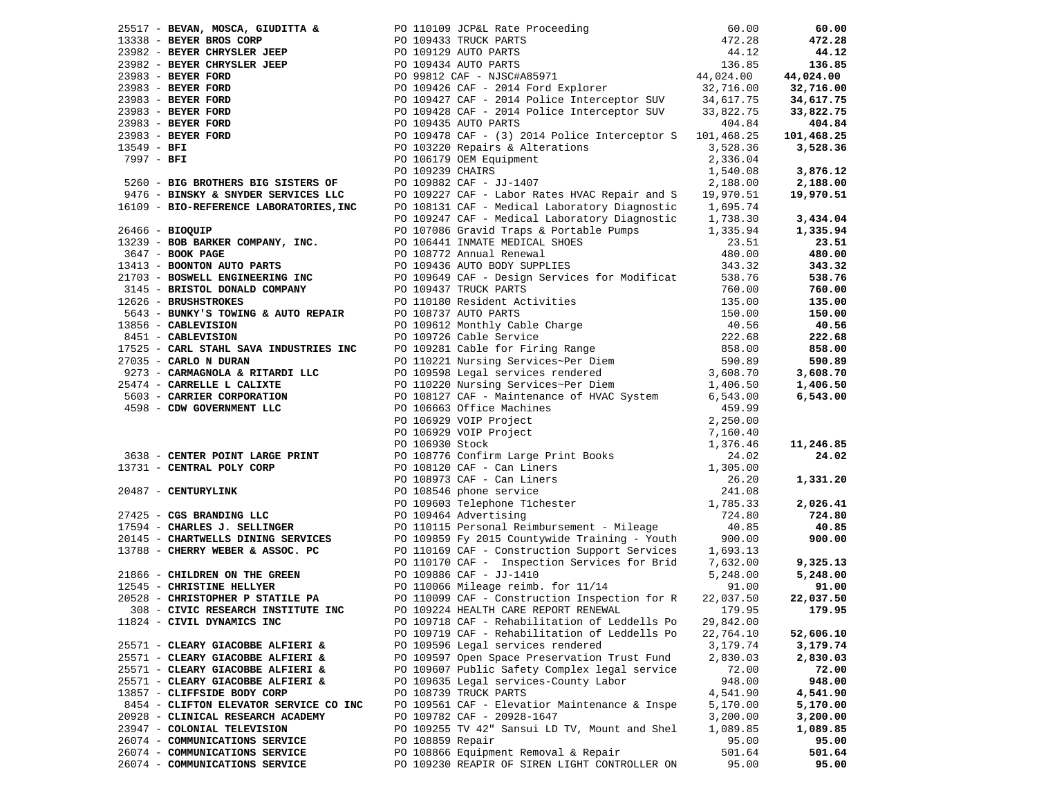| Vendor | PO / Description | Amount | Total |
|---|---|---|---|
| 25517 - **BEVAN, MOSCA, GIUDITTA &** | PO 110109 JCP&L Rate Proceeding | 60.00 | **60.00** |
| 13338 - **BEYER BROS CORP** | PO 109433 TRUCK PARTS | 472.28 | **472.28** |
| 23982 - **BEYER CHRYSLER JEEP** | PO 109129 AUTO PARTS | 44.12 | **44.12** |
| 23982 - **BEYER CHRYSLER JEEP** | PO 109434 AUTO PARTS | 136.85 | **136.85** |
| 23983 - **BEYER FORD** | PO 99812 CAF - NJSC#A85971 | 44,024.00 | **44,024.00** |
| 23983 - **BEYER FORD** | PO 109426 CAF - 2014 Ford Explorer | 32,716.00 | **32,716.00** |
| 23983 - **BEYER FORD** | PO 109427 CAF - 2014 Police Interceptor SUV | 34,617.75 | **34,617.75** |
| 23983 - **BEYER FORD** | PO 109428 CAF - 2014 Police Interceptor SUV | 33,822.75 | **33,822.75** |
| 23983 - **BEYER FORD** | PO 109435 AUTO PARTS | 404.84 | **404.84** |
| 23983 - **BEYER FORD** | PO 109478 CAF - (3) 2014 Police Interceptor S | 101,468.25 | **101,468.25** |
| 13549 - **BFI** | PO 103220 Repairs & Alterations | 3,528.36 | **3,528.36** |
| 7997 - **BFI** | PO 106179 OEM Equipment | 2,336.04 | |
| | PO 109239 CHAIRS | 1,540.08 | **3,876.12** |
| 5260 - **BIG BROTHERS BIG SISTERS OF** | PO 109882 CAF - JJ-1407 | 2,188.00 | **2,188.00** |
| 9476 - **BINSKY & SNYDER SERVICES LLC** | PO 109227 CAF - Labor Rates HVAC Repair and S | 19,970.51 | **19,970.51** |
| 16109 - **BIO-REFERENCE LABORATORIES,INC** | PO 108131 CAF - Medical Laboratory Diagnostic | 1,695.74 | |
| | PO 109247 CAF - Medical Laboratory Diagnostic | 1,738.30 | **3,434.04** |
| 26466 - **BIOQUIP** | PO 107086 Gravid Traps & Portable Pumps | 1,335.94 | **1,335.94** |
| 13239 - **BOB BARKER COMPANY, INC.** | PO 106441 INMATE MEDICAL SHOES | 23.51 | **23.51** |
| 3647 - **BOOK PAGE** | PO 108772 Annual Renewal | 480.00 | **480.00** |
| 13413 - **BOONTON AUTO PARTS** | PO 109436 AUTO BODY SUPPLIES | 343.32 | **343.32** |
| 21703 - **BOSWELL ENGINEERING INC** | PO 109649 CAF - Design Services for Modificat | 538.76 | **538.76** |
| 3145 - **BRISTOL DONALD COMPANY** | PO 109437 TRUCK PARTS | 760.00 | **760.00** |
| 12626 - **BRUSHSTROKES** | PO 110180 Resident Activities | 135.00 | **135.00** |
| 5643 - **BUNKY'S TOWING & AUTO REPAIR** | PO 108737 AUTO PARTS | 150.00 | **150.00** |
| 13856 - **CABLEVISION** | PO 109612 Monthly Cable Charge | 40.56 | **40.56** |
| 8451 - **CABLEVISION** | PO 109726 Cable Service | 222.68 | **222.68** |
| 17525 - **CARL STAHL SAVA INDUSTRIES INC** | PO 109281 Cable for Firing Range | 858.00 | **858.00** |
| 27035 - **CARLO N DURAN** | PO 110221 Nursing Services~Per Diem | 590.89 | **590.89** |
| 9273 - **CARMAGNOLA & RITARDI LLC** | PO 109598 Legal services rendered | 3,608.70 | **3,608.70** |
| 25474 - **CARRELLE L CALIXTE** | PO 110220 Nursing Services~Per Diem | 1,406.50 | **1,406.50** |
| 5603 - **CARRIER CORPORATION** | PO 108127 CAF - Maintenance of HVAC System | 6,543.00 | **6,543.00** |
| 4598 - **CDW GOVERNMENT LLC** | PO 106663 Office Machines | 459.99 | |
| | PO 106929 VOIP Project | 2,250.00 | |
| | PO 106929 VOIP Project | 7,160.40 | |
| | PO 106930 Stock | 1,376.46 | **11,246.85** |
| 3638 - **CENTER POINT LARGE PRINT** | PO 108776 Confirm Large Print Books | 24.02 | **24.02** |
| 13731 - **CENTRAL POLY CORP** | PO 108120 CAF - Can Liners | 1,305.00 | |
| | PO 108973 CAF - Can Liners | 26.20 | **1,331.20** |
| 20487 - **CENTURYLINK** | PO 108546 phone service | 241.08 | |
| | PO 109603 Telephone T1chester | 1,785.33 | **2,026.41** |
| 27425 - **CGS BRANDING LLC** | PO 109464 Advertising | 724.80 | **724.80** |
| 17594 - **CHARLES J. SELLINGER** | PO 110115 Personal Reimbursement - Mileage | 40.85 | **40.85** |
| 20145 - **CHARTWELLS DINING SERVICES** | PO 109859 Fy 2015 Countywide Training - Youth | 900.00 | **900.00** |
| 13788 - **CHERRY WEBER & ASSOC. PC** | PO 110169 CAF - Construction Support Services | 1,693.13 | |
| | PO 110170 CAF - Inspection Services for Brid | 7,632.00 | **9,325.13** |
| 21866 - **CHILDREN ON THE GREEN** | PO 109886 CAF - JJ-1410 | 5,248.00 | **5,248.00** |
| 12545 - **CHRISTINE HELLYER** | PO 110066 Mileage reimb. for 11/14 | 91.00 | **91.00** |
| 20528 - **CHRISTOPHER P STATILE PA** | PO 110099 CAF - Construction Inspection for R | 22,037.50 | **22,037.50** |
| 308 - **CIVIC RESEARCH INSTITUTE INC** | PO 109224 HEALTH CARE REPORT RENEWAL | 179.95 | **179.95** |
| 11824 - **CIVIL DYNAMICS INC** | PO 109718 CAF - Rehabilitation of Leddells Po | 29,842.00 | |
| | PO 109719 CAF - Rehabilitation of Leddells Po | 22,764.10 | **52,606.10** |
| 25571 - **CLEARY GIACOBBE ALFIERI &** | PO 109596 Legal services rendered | 3,179.74 | **3,179.74** |
| 25571 - **CLEARY GIACOBBE ALFIERI &** | PO 109597 Open Space Preservation Trust Fund | 2,830.03 | **2,830.03** |
| 25571 - **CLEARY GIACOBBE ALFIERI &** | PO 109607 Public Safety Complex legal service | 72.00 | **72.00** |
| 25571 - **CLEARY GIACOBBE ALFIERI &** | PO 109635 Legal services-County Labor | 948.00 | **948.00** |
| 13857 - **CLIFFSIDE BODY CORP** | PO 108739 TRUCK PARTS | 4,541.90 | **4,541.90** |
| 8454 - **CLIFTON ELEVATOR SERVICE CO INC** | PO 109561 CAF - Elevatior Maintenance & Inspe | 5,170.00 | **5,170.00** |
| 20928 - **CLINICAL RESEARCH ACADEMY** | PO 109782 CAF - 20928-1647 | 3,200.00 | **3,200.00** |
| 23947 - **COLONIAL TELEVISION** | PO 109255 TV 42" Sansui LD TV, Mount and Shel | 1,089.85 | **1,089.85** |
| 26074 - **COMMUNICATIONS SERVICE** | PO 108859 Repair | 95.00 | **95.00** |
| 26074 - **COMMUNICATIONS SERVICE** | PO 108866 Equipment Removal & Repair | 501.64 | **501.64** |
| 26074 - **COMMUNICATIONS SERVICE** | PO 109230 REAPIR OF SIREN LIGHT CONTROLLER ON | 95.00 | **95.00** |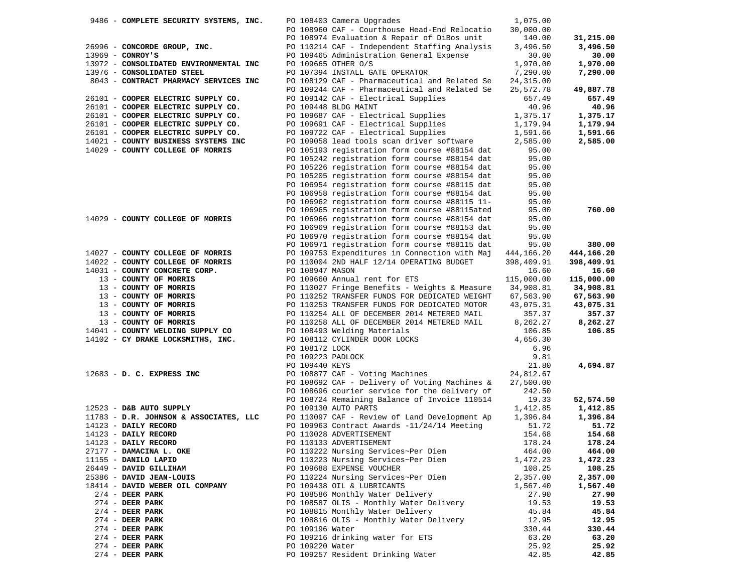| Vendor | PO / Description | Amount | Total |
|---|---|---|---|
| 9486 - **COMPLETE SECURITY SYSTEMS, INC.** | PO 108403 Camera Upgrades | 1,075.00 | |
| | PO 108960 CAF - Courthouse Head-End Relocatio | 30,000.00 | |
| | PO 108974 Evaluation & Repair of DiBos unit | 140.00 | **31,215.00** |
| 26996 - **CONCORDE GROUP, INC.** | PO 110214 CAF - Independent Staffing Analysis | 3,496.50 | **3,496.50** |
| 13969 - **CONROY'S** | PO 109465 Administration General Expense | 30.00 | **30.00** |
| 13972 - **CONSOLIDATED ENVIRONMENTAL INC** | PO 109665 OTHER O/S | 1,970.00 | **1,970.00** |
| 13976 - **CONSOLIDATED STEEL** | PO 107394 INSTALL GATE OPERATOR | 7,290.00 | **7,290.00** |
| 8043 - **CONTRACT PHARMACY SERVICES INC** | PO 108129 CAF - Pharmaceutical and Related Se | 24,315.00 | |
| | PO 109244 CAF - Pharmaceutical and Related Se | 25,572.78 | **49,887.78** |
| 26101 - **COOPER ELECTRIC SUPPLY CO.** | PO 109142 CAF - Electrical Supplies | 657.49 | **657.49** |
| 26101 - **COOPER ELECTRIC SUPPLY CO.** | PO 109448 BLDG MAINT | 40.96 | **40.96** |
| 26101 - **COOPER ELECTRIC SUPPLY CO.** | PO 109687 CAF - Electrical Supplies | 1,375.17 | **1,375.17** |
| 26101 - **COOPER ELECTRIC SUPPLY CO.** | PO 109691 CAF - Electrical Supplies | 1,179.94 | **1,179.94** |
| 26101 - **COOPER ELECTRIC SUPPLY CO.** | PO 109722 CAF - Electrical Supplies | 1,591.66 | **1,591.66** |
| 14021 - **COUNTY BUSINESS SYSTEMS INC** | PO 109058 lead tools scan driver software | 2,585.00 | **2,585.00** |
| 14029 - **COUNTY COLLEGE OF MORRIS** | PO 105193 registration form course #88154 dat | 95.00 | |
| | PO 105242 registration form course #88154 dat | 95.00 | |
| | PO 105226 registration form course #88154 dat | 95.00 | |
| | PO 105205 registration form course #88154 dat | 95.00 | |
| | PO 106954 registration form course #88115 dat | 95.00 | |
| | PO 106958 registration form course #88154 dat | 95.00 | |
| | PO 106962 registration form course #88115 11- | 95.00 | |
| | PO 106965 registration form course #88115ated | 95.00 | **760.00** |
| 14029 - **COUNTY COLLEGE OF MORRIS** | PO 106966 registration form course #88154 dat | 95.00 | |
| | PO 106969 registration form course #88153 dat | 95.00 | |
| | PO 106970 registration form course #88154 dat | 95.00 | |
| | PO 106971 registration form course #88115 dat | 95.00 | **380.00** |
| 14027 - **COUNTY COLLEGE OF MORRIS** | PO 109753 Expenditures in Connection with Maj | 444,166.20 | **444,166.20** |
| 14022 - **COUNTY COLLEGE OF MORRIS** | PO 110004 2ND HALF 12/14 OPERATING BUDGET | 398,409.91 | **398,409.91** |
| 14031 - **COUNTY CONCRETE CORP.** | PO 108947 MASON | 16.60 | **16.60** |
| 13 - **COUNTY OF MORRIS** | PO 109660 Annual rent for ETS | 115,000.00 | **115,000.00** |
| 13 - **COUNTY OF MORRIS** | PO 110027 Fringe Benefits - Weights & Measure | 34,908.81 | **34,908.81** |
| 13 - **COUNTY OF MORRIS** | PO 110252 TRANSFER FUNDS FOR DEDICATED WEIGHT | 67,563.90 | **67,563.90** |
| 13 - **COUNTY OF MORRIS** | PO 110253 TRANSFER FUNDS FOR DEDICATED MOTOR | 43,075.31 | **43,075.31** |
| 13 - **COUNTY OF MORRIS** | PO 110254 ALL OF DECEMBER 2014 METERED MAIL | 357.37 | **357.37** |
| 13 - **COUNTY OF MORRIS** | PO 110258 ALL OF DECEMBER 2014 METERED MAIL | 8,262.27 | **8,262.27** |
| 14041 - **COUNTY WELDING SUPPLY CO** | PO 108493 Welding Materials | 106.85 | **106.85** |
| 14102 - **CY DRAKE LOCKSMITHS, INC.** | PO 108112 CYLINDER DOOR LOCKS | 4,656.30 | |
| | PO 108172 LOCK | 6.96 | |
| | PO 109223 PADLOCK | 9.81 | |
| | PO 109440 KEYS | 21.80 | **4,694.87** |
| 12683 - **D. C. EXPRESS INC** | PO 108877 CAF - Voting Machines | 24,812.67 | |
| | PO 108692 CAF - Delivery of Voting Machines & | 27,500.00 | |
| | PO 108696 courier service for the delivery of | 242.50 | |
| | PO 108724 Remaining Balance of Invoice 110514 | 19.33 | **52,574.50** |
| 12523 - **D&B AUTO SUPPLY** | PO 109130 AUTO PARTS | 1,412.85 | **1,412.85** |
| 11783 - **D.R. JOHNSON & ASSOCIATES, LLC** | PO 110097 CAF - Review of Land Development Ap | 1,396.84 | **1,396.84** |
| 14123 - **DAILY RECORD** | PO 109963 Contract Awards -11/24/14 Meeting | 51.72 | **51.72** |
| 14123 - **DAILY RECORD** | PO 110028 ADVERTISEMENT | 154.68 | **154.68** |
| 14123 - **DAILY RECORD** | PO 110133 ADVERTISEMENT | 178.24 | **178.24** |
| 27177 - **DAMACINA L. OKE** | PO 110222 Nursing Services~Per Diem | 464.00 | **464.00** |
| 11155 - **DANILO LAPID** | PO 110223 Nursing Services~Per Diem | 1,472.23 | **1,472.23** |
| 26449 - **DAVID GILLIHAM** | PO 109688 EXPENSE VOUCHER | 108.25 | **108.25** |
| 25386 - **DAVID JEAN-LOUIS** | PO 110224 Nursing Services~Per Diem | 2,357.00 | **2,357.00** |
| 18414 - **DAVID WEBER OIL COMPANY** | PO 109438 OIL & LUBRICANTS | 1,567.40 | **1,567.40** |
| 274 - **DEER PARK** | PO 108586 Monthly Water Delivery | 27.90 | **27.90** |
| 274 - **DEER PARK** | PO 108587 OLIS - Monthly Water Delivery | 19.53 | **19.53** |
| 274 - **DEER PARK** | PO 108815 Monthly Water Delivery | 45.84 | **45.84** |
| 274 - **DEER PARK** | PO 108816 OLIS - Monthly Water Delivery | 12.95 | **12.95** |
| 274 - **DEER PARK** | PO 109196 Water | 330.44 | **330.44** |
| 274 - **DEER PARK** | PO 109216 drinking water for ETS | 63.20 | **63.20** |
| 274 - **DEER PARK** | PO 109220 Water | 25.92 | **25.92** |
| 274 - **DEER PARK** | PO 109257 Resident Drinking Water | 42.85 | **42.85** |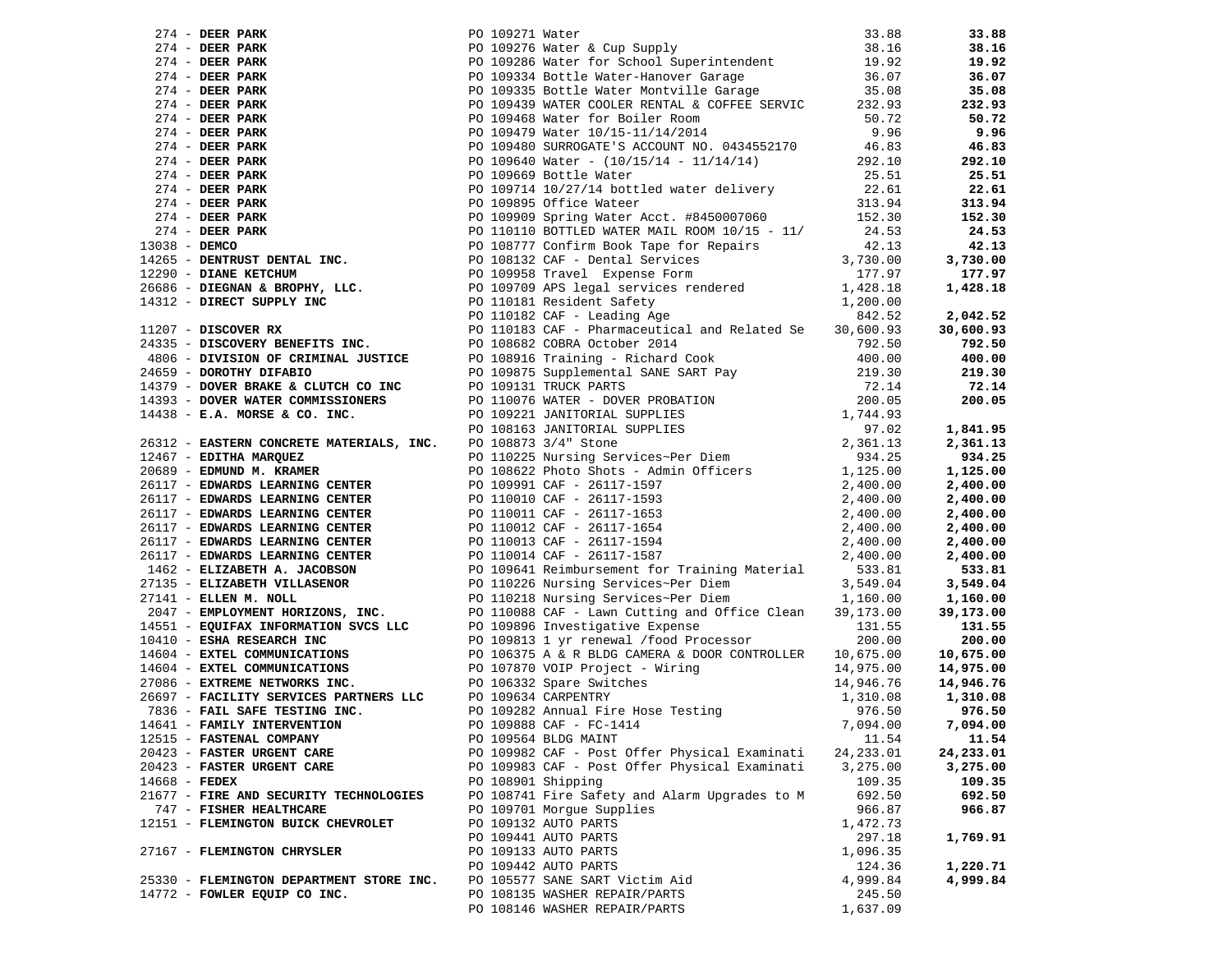| Vendor | PO / Description | Amount | Total |
|---|---|---|---|
| 274 - **DEER PARK** | PO 109271 Water | 33.88 | **33.88** |
| 274 - **DEER PARK** | PO 109276 Water & Cup Supply | 38.16 | **38.16** |
| 274 - **DEER PARK** | PO 109286 Water for School Superintendent | 19.92 | **19.92** |
| 274 - **DEER PARK** | PO 109334 Bottle Water-Hanover Garage | 36.07 | **36.07** |
| 274 - **DEER PARK** | PO 109335 Bottle Water Montville Garage | 35.08 | **35.08** |
| 274 - **DEER PARK** | PO 109439 WATER COOLER RENTAL & COFFEE SERVIC | 232.93 | **232.93** |
| 274 - **DEER PARK** | PO 109468 Water for Boiler Room | 50.72 | **50.72** |
| 274 - **DEER PARK** | PO 109479 Water 10/15-11/14/2014 | 9.96 | **9.96** |
| 274 - **DEER PARK** | PO 109480 SURROGATE'S ACCOUNT NO. 0434552170 | 46.83 | **46.83** |
| 274 - **DEER PARK** | PO 109640 Water - (10/15/14 - 11/14/14) | 292.10 | **292.10** |
| 274 - **DEER PARK** | PO 109669 Bottle Water | 25.51 | **25.51** |
| 274 - **DEER PARK** | PO 109714 10/27/14 bottled water delivery | 22.61 | **22.61** |
| 274 - **DEER PARK** | PO 109895 Office Wateer | 313.94 | **313.94** |
| 274 - **DEER PARK** | PO 109909 Spring Water Acct. #8450007060 | 152.30 | **152.30** |
| 274 - **DEER PARK** | PO 110110 BOTTLED WATER MAIL ROOM 10/15 - 11/ | 24.53 | **24.53** |
| 13038 - **DEMCO** | PO 108777 Confirm Book Tape for Repairs | 42.13 | **42.13** |
| 14265 - **DENTRUST DENTAL INC.** | PO 108132 CAF - Dental Services | 3,730.00 | **3,730.00** |
| 12290 - **DIANE KETCHUM** | PO 109958 Travel Expense Form | 177.97 | **177.97** |
| 26686 - **DIEGNAN & BROPHY, LLC.** | PO 109709 APS legal services rendered | 1,428.18 | **1,428.18** |
| 14312 - **DIRECT SUPPLY INC** | PO 110181 Resident Safety | 1,200.00 | |
| | PO 110182 CAF - Leading Age | 842.52 | **2,042.52** |
| 11207 - **DISCOVER RX** | PO 110183 CAF - Pharmaceutical and Related Se | 30,600.93 | **30,600.93** |
| 24335 - **DISCOVERY BENEFITS INC.** | PO 108682 COBRA October 2014 | 792.50 | **792.50** |
| 4806 - **DIVISION OF CRIMINAL JUSTICE** | PO 108916 Training - Richard Cook | 400.00 | **400.00** |
| 24659 - **DOROTHY DIFABIO** | PO 109875 Supplemental SANE SART Pay | 219.30 | **219.30** |
| 14379 - **DOVER BRAKE & CLUTCH CO INC** | PO 109131 TRUCK PARTS | 72.14 | **72.14** |
| 14393 - **DOVER WATER COMMISSIONERS** | PO 110076 WATER - DOVER PROBATION | 200.05 | **200.05** |
| 14438 - **E.A. MORSE & CO. INC.** | PO 109221 JANITORIAL SUPPLIES | 1,744.93 | |
| | PO 108163 JANITORIAL SUPPLIES | 97.02 | **1,841.95** |
| 26312 - **EASTERN CONCRETE MATERIALS, INC.** | PO 108873 3/4" Stone | 2,361.13 | **2,361.13** |
| 12467 - **EDITHA MARQUEZ** | PO 110225 Nursing Services~Per Diem | 934.25 | **934.25** |
| 20689 - **EDMUND M. KRAMER** | PO 108622 Photo Shots - Admin Officers | 1,125.00 | **1,125.00** |
| 26117 - **EDWARDS LEARNING CENTER** | PO 109991 CAF - 26117-1597 | 2,400.00 | **2,400.00** |
| 26117 - **EDWARDS LEARNING CENTER** | PO 110010 CAF - 26117-1593 | 2,400.00 | **2,400.00** |
| 26117 - **EDWARDS LEARNING CENTER** | PO 110011 CAF - 26117-1653 | 2,400.00 | **2,400.00** |
| 26117 - **EDWARDS LEARNING CENTER** | PO 110012 CAF - 26117-1654 | 2,400.00 | **2,400.00** |
| 26117 - **EDWARDS LEARNING CENTER** | PO 110013 CAF - 26117-1594 | 2,400.00 | **2,400.00** |
| 26117 - **EDWARDS LEARNING CENTER** | PO 110014 CAF - 26117-1587 | 2,400.00 | **2,400.00** |
| 1462 - **ELIZABETH A. JACOBSON** | PO 109641 Reimbursement for Training Material | 533.81 | **533.81** |
| 27135 - **ELIZABETH VILLASENOR** | PO 110226 Nursing Services~Per Diem | 3,549.04 | **3,549.04** |
| 27141 - **ELLEN M. NOLL** | PO 110218 Nursing Services~Per Diem | 1,160.00 | **1,160.00** |
| 2047 - **EMPLOYMENT HORIZONS, INC.** | PO 110088 CAF - Lawn Cutting and Office Clean | 39,173.00 | **39,173.00** |
| 14551 - **EQUIFAX INFORMATION SVCS LLC** | PO 109896 Investigative Expense | 131.55 | **131.55** |
| 10410 - **ESHA RESEARCH INC** | PO 109813 1 yr renewal /food Processor | 200.00 | **200.00** |
| 14604 - **EXTEL COMMUNICATIONS** | PO 106375 A & R BLDG CAMERA & DOOR CONTROLLER | 10,675.00 | **10,675.00** |
| 14604 - **EXTEL COMMUNICATIONS** | PO 107870 VOIP Project - Wiring | 14,975.00 | **14,975.00** |
| 27086 - **EXTREME NETWORKS INC.** | PO 106332 Spare Switches | 14,946.76 | **14,946.76** |
| 26697 - **FACILITY SERVICES PARTNERS LLC** | PO 109634 CARPENTRY | 1,310.08 | **1,310.08** |
| 7836 - **FAIL SAFE TESTING INC.** | PO 109282 Annual Fire Hose Testing | 976.50 | **976.50** |
| 14641 - **FAMILY INTERVENTION** | PO 109888 CAF - FC-1414 | 7,094.00 | **7,094.00** |
| 12515 - **FASTENAL COMPANY** | PO 109564 BLDG MAINT | 11.54 | **11.54** |
| 20423 - **FASTER URGENT CARE** | PO 109982 CAF - Post Offer Physical Examinati | 24,233.01 | **24,233.01** |
| 20423 - **FASTER URGENT CARE** | PO 109983 CAF - Post Offer Physical Examinati | 3,275.00 | **3,275.00** |
| 14668 - **FEDEX** | PO 108901 Shipping | 109.35 | **109.35** |
| 21677 - **FIRE AND SECURITY TECHNOLOGIES** | PO 108741 Fire Safety and Alarm Upgrades to M | 692.50 | **692.50** |
| 747 - **FISHER HEALTHCARE** | PO 109701 Morgue Supplies | 966.87 | **966.87** |
| 12151 - **FLEMINGTON BUICK CHEVROLET** | PO 109132 AUTO PARTS | 1,472.73 | |
| | PO 109441 AUTO PARTS | 297.18 | **1,769.91** |
| 27167 - **FLEMINGTON CHRYSLER** | PO 109133 AUTO PARTS | 1,096.35 | |
| | PO 109442 AUTO PARTS | 124.36 | **1,220.71** |
| 25330 - **FLEMINGTON DEPARTMENT STORE INC.** | PO 105577 SANE SART Victim Aid | 4,999.84 | **4,999.84** |
| 14772 - **FOWLER EQUIP CO INC.** | PO 108135 WASHER REPAIR/PARTS | 245.50 | |
| | PO 108146 WASHER REPAIR/PARTS | 1,637.09 | |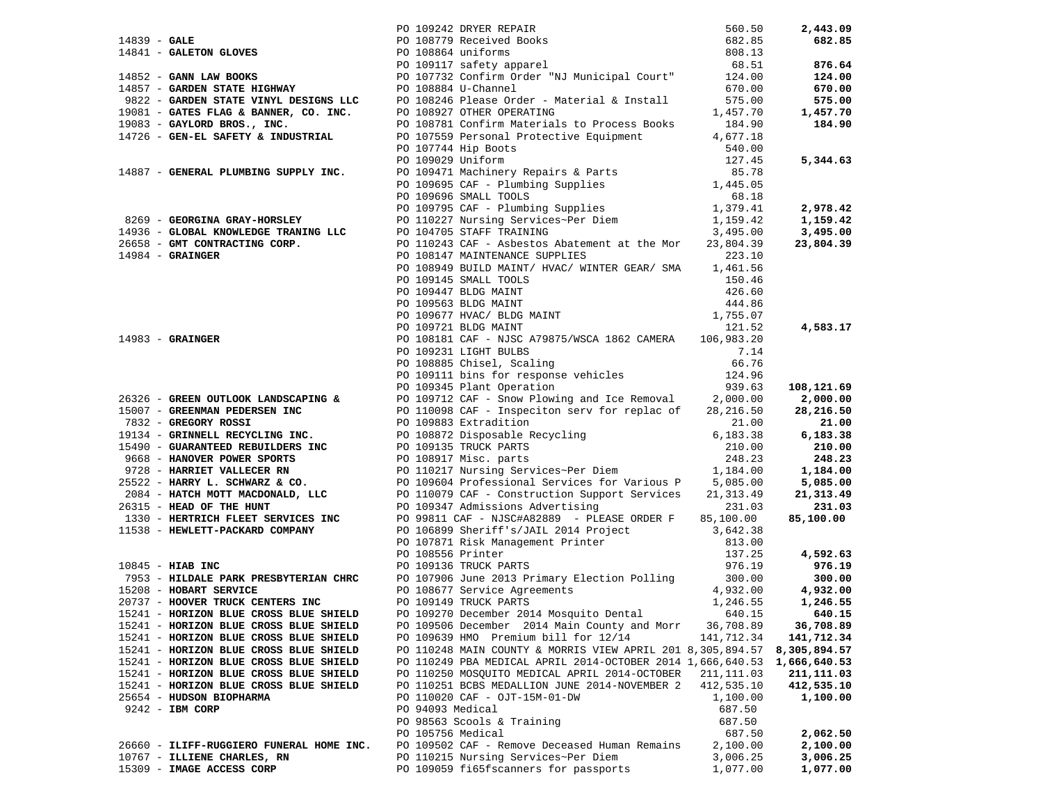| Vendor | PO / Description | Amount | Total |
|---|---|---|---|
| | PO 109242 DRYER REPAIR | 560.50 | **2,443.09** |
| 14839 - **GALE** | PO 108779 Received Books | 682.85 | **682.85** |
| 14841 - **GALETON GLOVES** | PO 108864 uniforms | 808.13 | |
| | PO 109117 safety apparel | 68.51 | **876.64** |
| 14852 - **GANN LAW BOOKS** | PO 107732 Confirm Order "NJ Municipal Court" | 124.00 | **124.00** |
| 14857 - **GARDEN STATE HIGHWAY** | PO 108884 U-Channel | 670.00 | **670.00** |
| 9822 - **GARDEN STATE VINYL DESIGNS LLC** | PO 108246 Please Order - Material & Install | 575.00 | **575.00** |
| 19081 - **GATES FLAG & BANNER, CO. INC.** | PO 108927 OTHER OPERATING | 1,457.70 | **1,457.70** |
| 19083 - **GAYLORD BROS., INC.** | PO 108781 Confirm Materials to Process Books | 184.90 | **184.90** |
| 14726 - **GEN-EL SAFETY & INDUSTRIAL** | PO 107559 Personal Protective Equipment | 4,677.18 | |
| | PO 107744 Hip Boots | 540.00 | |
| | PO 109029 Uniform | 127.45 | **5,344.63** |
| 14887 - **GENERAL PLUMBING SUPPLY INC.** | PO 109471 Machinery Repairs & Parts | 85.78 | |
| | PO 109695 CAF - Plumbing Supplies | 1,445.05 | |
| | PO 109696 SMALL TOOLS | 68.18 | |
| | PO 109795 CAF - Plumbing Supplies | 1,379.41 | **2,978.42** |
| 8269 - **GEORGINA GRAY-HORSLEY** | PO 110227 Nursing Services~Per Diem | 1,159.42 | **1,159.42** |
| 14936 - **GLOBAL KNOWLEDGE TRANING LLC** | PO 104705 STAFF TRAINING | 3,495.00 | **3,495.00** |
| 26658 - **GMT CONTRACTING CORP.** | PO 110243 CAF - Asbestos Abatement at the Mor | 23,804.39 | **23,804.39** |
| 14984 - **GRAINGER** | PO 108147 MAINTENANCE SUPPLIES | 223.10 | |
| | PO 108949 BUILD MAINT/ HVAC/ WINTER GEAR/ SMA | 1,461.56 | |
| | PO 109145 SMALL TOOLS | 150.46 | |
| | PO 109447 BLDG MAINT | 426.60 | |
| | PO 109563 BLDG MAINT | 444.86 | |
| | PO 109677 HVAC/ BLDG MAINT | 1,755.07 | |
| | PO 109721 BLDG MAINT | 121.52 | **4,583.17** |
| 14983 - **GRAINGER** | PO 108181 CAF - NJSC A79875/WSCA 1862 CAMERA | 106,983.20 | |
| | PO 109231 LIGHT BULBS | 7.14 | |
| | PO 108885 Chisel, Scaling | 66.76 | |
| | PO 109111 bins for response vehicles | 124.96 | |
| | PO 109345 Plant Operation | 939.63 | **108,121.69** |
| 26326 - **GREEN OUTLOOK LANDSCAPING &** | PO 109712 CAF - Snow Plowing and Ice Removal | 2,000.00 | **2,000.00** |
| 15007 - **GREENMAN PEDERSEN INC** | PO 110098 CAF - Inspeciton serv for replac of | 28,216.50 | **28,216.50** |
| 7832 - **GREGORY ROSSI** | PO 109883 Extradition | 21.00 | **21.00** |
| 19134 - **GRINNELL RECYCLING INC.** | PO 108872 Disposable Recycling | 6,183.38 | **6,183.38** |
| 15490 - **GUARANTEED REBUILDERS INC** | PO 109135 TRUCK PARTS | 210.00 | **210.00** |
| 9668 - **HANOVER POWER SPORTS** | PO 108917 Misc. parts | 248.23 | **248.23** |
| 9728 - **HARRIET VALLECER RN** | PO 110217 Nursing Services~Per Diem | 1,184.00 | **1,184.00** |
| 25522 - **HARRY L. SCHWARZ & CO.** | PO 109604 Professional Services for Various P | 5,085.00 | **5,085.00** |
| 2084 - **HATCH MOTT MACDONALD, LLC** | PO 110079 CAF - Construction Support Services | 21,313.49 | **21,313.49** |
| 26315 - **HEAD OF THE HUNT** | PO 109347 Admissions Advertising | 231.03 | **231.03** |
| 1330 - **HERTRICH FLEET SERVICES INC** | PO 99811 CAF - NJSC#A82889 - PLEASE ORDER F | 85,100.00 | **85,100.00** |
| 11538 - **HEWLETT-PACKARD COMPANY** | PO 106899 Sheriff's/JAIL 2014 Project | 3,642.38 | |
| | PO 107871 Risk Management Printer | 813.00 | |
| | PO 108556 Printer | 137.25 | **4,592.63** |
| 10845 - **HIAB INC** | PO 109136 TRUCK PARTS | 976.19 | **976.19** |
| 7953 - **HILDALE PARK PRESBYTERIAN CHRC** | PO 107906 June 2013 Primary Election Polling | 300.00 | **300.00** |
| 15208 - **HOBART SERVICE** | PO 108677 Service Agreements | 4,932.00 | **4,932.00** |
| 20737 - **HOOVER TRUCK CENTERS INC** | PO 109149 TRUCK PARTS | 1,246.55 | **1,246.55** |
| 15241 - **HORIZON BLUE CROSS BLUE SHIELD** | PO 109270 December 2014 Mosquito Dental | 640.15 | **640.15** |
| 15241 - **HORIZON BLUE CROSS BLUE SHIELD** | PO 109506 December 2014 Main County and Morr | 36,708.89 | **36,708.89** |
| 15241 - **HORIZON BLUE CROSS BLUE SHIELD** | PO 109639 HMO Premium bill for 12/14 | 141,712.34 | **141,712.34** |
| 15241 - **HORIZON BLUE CROSS BLUE SHIELD** | PO 110248 MAIN COUNTY & MORRIS VIEW APRIL 201 | 8,305,894.57 | **8,305,894.57** |
| 15241 - **HORIZON BLUE CROSS BLUE SHIELD** | PO 110249 PBA MEDICAL APRIL 2014-OCTOBER 2014 | 1,666,640.53 | **1,666,640.53** |
| 15241 - **HORIZON BLUE CROSS BLUE SHIELD** | PO 110250 MOSQUITO MEDICAL APRIL 2014-OCTOBER | 211,111.03 | **211,111.03** |
| 15241 - **HORIZON BLUE CROSS BLUE SHIELD** | PO 110251 BCBS MEDALLION JUNE 2014-NOVEMBER 2 | 412,535.10 | **412,535.10** |
| 25654 - **HUDSON BIOPHARMA** | PO 110020 CAF - OJT-15M-01-DW | 1,100.00 | **1,100.00** |
| 9242 - **IBM CORP** | PO 94093 Medical | 687.50 | |
| | PO 98563 Scools & Training | 687.50 | |
| | PO 105756 Medical | 687.50 | **2,062.50** |
| 26660 - **ILIFF-RUGGIERO FUNERAL HOME INC.** | PO 109502 CAF - Remove Deceased Human Remains | 2,100.00 | **2,100.00** |
| 10767 - **ILLIENE CHARLES, RN** | PO 110215 Nursing Services~Per Diem | 3,006.25 | **3,006.25** |
| 15309 - **IMAGE ACCESS CORP** | PO 109059 fi65fscanners for passports | 1,077.00 | **1,077.00** |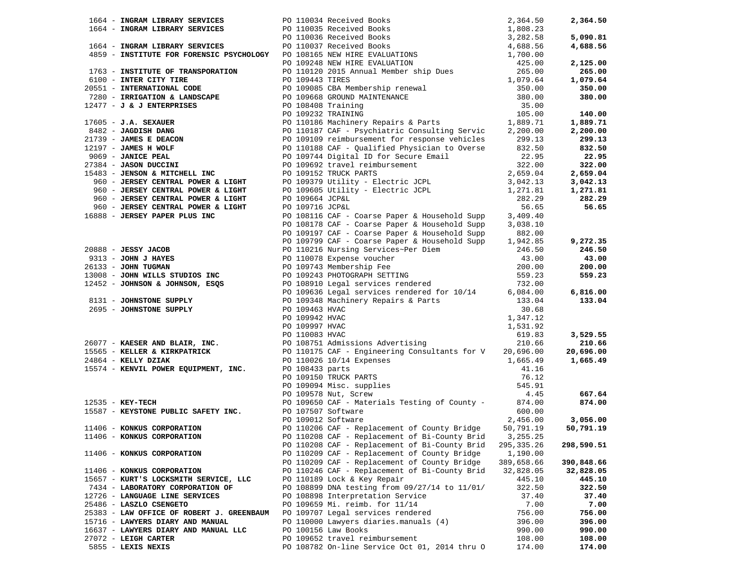| Vendor | PO / Description | Amount | Total |
|---|---|---|---|
| 1664 - **INGRAM LIBRARY SERVICES** | PO 110034 Received Books | 2,364.50 | **2,364.50** |
| 1664 - **INGRAM LIBRARY SERVICES** | PO 110035 Received Books | 1,808.23 | |
| | PO 110036 Received Books | 3,282.58 | **5,090.81** |
| 1664 - **INGRAM LIBRARY SERVICES** | PO 110037 Received Books | 4,688.56 | **4,688.56** |
| 4859 - **INSTITUTE FOR FORENSIC PSYCHOLOGY** | PO 108165 NEW HIRE EVALUATIONS | 1,700.00 | |
| | PO 109248 NEW HIRE EVALUATION | 425.00 | **2,125.00** |
| 1763 - **INSTITUTE OF TRANSPORATION** | PO 110120 2015 Annual Member ship Dues | 265.00 | **265.00** |
| 6100 - **INTER CITY TIRE** | PO 109443 TIRES | 1,079.64 | **1,079.64** |
| 20551 - **INTERNATIONAL CODE** | PO 109085 CBA Membership renewal | 350.00 | **350.00** |
| 7280 - **IRRIGATION & LANDSCAPE** | PO 109668 GROUND MAINTENANCE | 380.00 | **380.00** |
| 12477 - **J & J ENTERPRISES** | PO 108408 Training | 35.00 | |
| | PO 109232 TRAINING | 105.00 | **140.00** |
| 17605 - **J.A. SEXAUER** | PO 110186 Machinery Repairs & Parts | 1,889.71 | **1,889.71** |
| 8482 - **JAGDISH DANG** | PO 110187 CAF - Psychiatric Consulting Servic | 2,200.00 | **2,200.00** |
| 21739 - **JAMES E DEACON** | PO 109109 reimbursement for response vehicles | 299.13 | **299.13** |
| 12197 - **JAMES H WOLF** | PO 110188 CAF - Qualified Physician to Overse | 832.50 | **832.50** |
| 9069 - **JANICE PEAL** | PO 109744 Digital ID for Secure Email | 22.95 | **22.95** |
| 27384 - **JASON DUCCINI** | PO 109692 travel reimbursement | 322.00 | **322.00** |
| 15483 - **JENSON & MITCHELL INC** | PO 109152 TRUCK PARTS | 2,659.04 | **2,659.04** |
| 960 - **JERSEY CENTRAL POWER & LIGHT** | PO 109379 Utility - Electric JCPL | 3,042.13 | **3,042.13** |
| 960 - **JERSEY CENTRAL POWER & LIGHT** | PO 109605 Utility - Electric JCPL | 1,271.81 | **1,271.81** |
| 960 - **JERSEY CENTRAL POWER & LIGHT** | PO 109664 JCP&L | 282.29 | **282.29** |
| 960 - **JERSEY CENTRAL POWER & LIGHT** | PO 109716 JCP&L | 56.65 | **56.65** |
| 16888 - **JERSEY PAPER PLUS INC** | PO 108116 CAF - Coarse Paper & Household Supp | 3,409.40 | |
| | PO 108178 CAF - Coarse Paper & Household Supp | 3,038.10 | |
| | PO 109197 CAF - Coarse Paper & Household Supp | 882.00 | |
| | PO 109799 CAF - Coarse Paper & Household Supp | 1,942.85 | **9,272.35** |
| 20888 - **JESSY JACOB** | PO 110216 Nursing Services~Per Diem | 246.50 | **246.50** |
| 9313 - **JOHN J HAYES** | PO 110078 Expense voucher | 43.00 | **43.00** |
| 26133 - **JOHN TUGMAN** | PO 109743 Membership Fee | 200.00 | **200.00** |
| 13008 - **JOHN WILLS STUDIOS INC** | PO 109243 PHOTOGRAPH SETTING | 559.23 | **559.23** |
| 12452 - **JOHNSON & JOHNSON, ESQS** | PO 108910 Legal services rendered | 732.00 | |
| | PO 109636 Legal services rendered for 10/14 | 6,084.00 | **6,816.00** |
| 8131 - **JOHNSTONE SUPPLY** | PO 109348 Machinery Repairs & Parts | 133.04 | **133.04** |
| 2695 - **JOHNSTONE SUPPLY** | PO 109463 HVAC | 30.68 | |
| | PO 109942 HVAC | 1,347.12 | |
| | PO 109997 HVAC | 1,531.92 | |
| | PO 110083 HVAC | 619.83 | **3,529.55** |
| 26077 - **KAESER AND BLAIR, INC.** | PO 108751 Admissions Advertising | 210.66 | **210.66** |
| 15565 - **KELLER & KIRKPATRICK** | PO 110175 CAF - Engineering Consultants for V | 20,696.00 | **20,696.00** |
| 24864 - **KELLY DZIAK** | PO 110026 10/14 Expenses | 1,665.49 | **1,665.49** |
| 15574 - **KENVIL POWER EQUIPMENT, INC.** | PO 108433 parts | 41.16 | |
| | PO 109150 TRUCK PARTS | 76.12 | |
| | PO 109094 Misc. supplies | 545.91 | |
| | PO 109578 Nut, Screw | 4.45 | **667.64** |
| 12535 - **KEY-TECH** | PO 109650 CAF - Materials Testing of County - | 874.00 | **874.00** |
| 15587 - **KEYSTONE PUBLIC SAFETY INC.** | PO 107507 Software | 600.00 | |
| | PO 109012 Software | 2,456.00 | **3,056.00** |
| 11406 - **KONKUS CORPORATION** | PO 110206 CAF - Replacement of County Bridge | 50,791.19 | **50,791.19** |
| 11406 - **KONKUS CORPORATION** | PO 110208 CAF - Replacement of Bi-County Brid | 3,255.25 | |
| | PO 110208 CAF - Replacement of Bi-County Brid | 295,335.26 | **298,590.51** |
| 11406 - **KONKUS CORPORATION** | PO 110209 CAF - Replacement of County Bridge | 1,190.00 | |
| | PO 110209 CAF - Replacement of County Bridge | 389,658.66 | **390,848.66** |
| 11406 - **KONKUS CORPORATION** | PO 110246 CAF - Replacement of Bi-County Brid | 32,828.05 | **32,828.05** |
| 15657 - **KURT'S LOCKSMITH SERVICE, LLC** | PO 110189 Lock & Key Repair | 445.10 | **445.10** |
| 7434 - **LABORATORY CORPORATION OF** | PO 108899 DNA testing from 09/27/14 to 11/01/ | 322.50 | **322.50** |
| 12726 - **LANGUAGE LINE SERVICES** | PO 108898 Interpretation Service | 37.40 | **37.40** |
| 25486 - **LASZLO CSENGETO** | PO 109659 Mi. reimb. for 11/14 | 7.00 | **7.00** |
| 25383 - **LAW OFFICE OF ROBERT J. GREENBAUM** | PO 109707 Legal services rendered | 756.00 | **756.00** |
| 15716 - **LAWYERS DIARY AND MANUAL** | PO 110000 Lawyers diaries.manuals (4) | 396.00 | **396.00** |
| 16637 - **LAWYERS DIARY AND MANUAL LLC** | PO 100156 Law Books | 990.00 | **990.00** |
| 27072 - **LEIGH CARTER** | PO 109652 travel reimbursement | 108.00 | **108.00** |
| 5855 - **LEXIS NEXIS** | PO 108782 On-line Service Oct 01, 2014 thru O | 174.00 | **174.00** |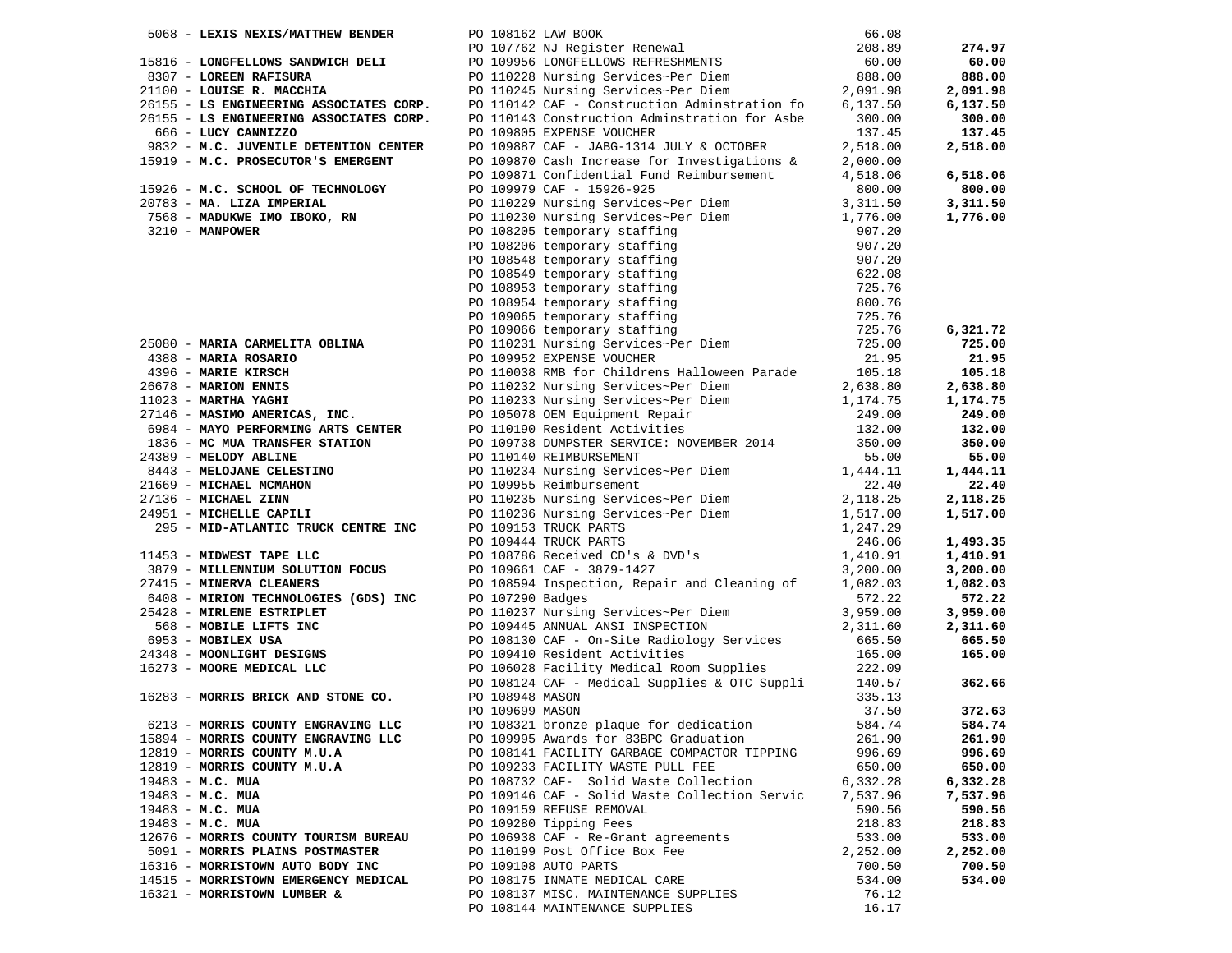| Vendor | PO / Description | Amount | Total |
|---|---|---|---|
| 5068 - **LEXIS NEXIS/MATTHEW BENDER** | PO 108162 LAW BOOK | 66.08 | |
| | PO 107762 NJ Register Renewal | 208.89 | **274.97** |
| 15816 - **LONGFELLOWS SANDWICH DELI** | PO 109956 LONGFELLOWS REFRESHMENTS | 60.00 | **60.00** |
| 8307 - **LOREEN RAFISURA** | PO 110228 Nursing Services~Per Diem | 888.00 | **888.00** |
| 21100 - **LOUISE R. MACCHIA** | PO 110245 Nursing Services~Per Diem | 2,091.98 | **2,091.98** |
| 26155 - **LS ENGINEERING ASSOCIATES CORP.** | PO 110142 CAF - Construction Adminstration fo | 6,137.50 | **6,137.50** |
| 26155 - **LS ENGINEERING ASSOCIATES CORP.** | PO 110143 Construction Adminstration for Asbe | 300.00 | **300.00** |
| 666 - **LUCY CANNIZZO** | PO 109805 EXPENSE VOUCHER | 137.45 | **137.45** |
| 9832 - **M.C. JUVENILE DETENTION CENTER** | PO 109887 CAF - JABG-1314 JULY & OCTOBER | 2,518.00 | **2,518.00** |
| 15919 - **M.C. PROSECUTOR'S EMERGENT** | PO 109870 Cash Increase for Investigations & | 2,000.00 | |
| | PO 109871 Confidential Fund Reimbursement | 4,518.06 | **6,518.06** |
| 15926 - **M.C. SCHOOL OF TECHNOLOGY** | PO 109979 CAF - 15926-925 | 800.00 | **800.00** |
| 20783 - **MA. LIZA IMPERIAL** | PO 110229 Nursing Services~Per Diem | 3,311.50 | **3,311.50** |
| 7568 - **MADUKWE IMO IBOKO, RN** | PO 110230 Nursing Services~Per Diem | 1,776.00 | **1,776.00** |
| 3210 - **MANPOWER** | PO 108205 temporary staffing | 907.20 | |
| | PO 108206 temporary staffing | 907.20 | |
| | PO 108548 temporary staffing | 907.20 | |
| | PO 108549 temporary staffing | 622.08 | |
| | PO 108953 temporary staffing | 725.76 | |
| | PO 108954 temporary staffing | 800.76 | |
| | PO 109065 temporary staffing | 725.76 | |
| | PO 109066 temporary staffing | 725.76 | **6,321.72** |
| 25080 - **MARIA CARMELITA OBLINA** | PO 110231 Nursing Services~Per Diem | 725.00 | **725.00** |
| 4388 - **MARIA ROSARIO** | PO 109952 EXPENSE VOUCHER | 21.95 | **21.95** |
| 4396 - **MARIE KIRSCH** | PO 110038 RMB for Childrens Halloween Parade | 105.18 | **105.18** |
| 26678 - **MARION ENNIS** | PO 110232 Nursing Services~Per Diem | 2,638.80 | **2,638.80** |
| 11023 - **MARTHA YAGHI** | PO 110233 Nursing Services~Per Diem | 1,174.75 | **1,174.75** |
| 27146 - **MASIMO AMERICAS, INC.** | PO 105078 OEM Equipment Repair | 249.00 | **249.00** |
| 6984 - **MAYO PERFORMING ARTS CENTER** | PO 110190 Resident Activities | 132.00 | **132.00** |
| 1836 - **MC MUA TRANSFER STATION** | PO 109738 DUMPSTER SERVICE: NOVEMBER 2014 | 350.00 | **350.00** |
| 24389 - **MELODY ABLINE** | PO 110140 REIMBURSEMENT | 55.00 | **55.00** |
| 8443 - **MELOJANE CELESTINO** | PO 110234 Nursing Services~Per Diem | 1,444.11 | **1,444.11** |
| 21669 - **MICHAEL MCMAHON** | PO 109955 Reimbursement | 22.40 | **22.40** |
| 27136 - **MICHAEL ZINN** | PO 110235 Nursing Services~Per Diem | 2,118.25 | **2,118.25** |
| 24951 - **MICHELLE CAPILI** | PO 110236 Nursing Services~Per Diem | 1,517.00 | **1,517.00** |
| 295 - **MID-ATLANTIC TRUCK CENTRE INC** | PO 109153 TRUCK PARTS | 1,247.29 | |
| | PO 109444 TRUCK PARTS | 246.06 | **1,493.35** |
| 11453 - **MIDWEST TAPE LLC** | PO 108786 Received CD's & DVD's | 1,410.91 | **1,410.91** |
| 3879 - **MILLENNIUM SOLUTION FOCUS** | PO 109661 CAF - 3879-1427 | 3,200.00 | **3,200.00** |
| 27415 - **MINERVA CLEANERS** | PO 108594 Inspection, Repair and Cleaning of | 1,082.03 | **1,082.03** |
| 6408 - **MIRION TECHNOLOGIES (GDS) INC** | PO 107290 Badges | 572.22 | **572.22** |
| 25428 - **MIRLENE ESTRIPLET** | PO 110237 Nursing Services~Per Diem | 3,959.00 | **3,959.00** |
| 568 - **MOBILE LIFTS INC** | PO 109445 ANNUAL ANSI INSPECTION | 2,311.60 | **2,311.60** |
| 6953 - **MOBILEX USA** | PO 108130 CAF - On-Site Radiology Services | 665.50 | **665.50** |
| 24348 - **MOONLIGHT DESIGNS** | PO 109410 Resident Activities | 165.00 | **165.00** |
| 16273 - **MOORE MEDICAL LLC** | PO 106028 Facility Medical Room Supplies | 222.09 | |
| | PO 108124 CAF - Medical Supplies & OTC Suppli | 140.57 | **362.66** |
| 16283 - **MORRIS BRICK AND STONE CO.** | PO 108948 MASON | 335.13 | |
| | PO 109699 MASON | 37.50 | **372.63** |
| 6213 - **MORRIS COUNTY ENGRAVING LLC** | PO 108321 bronze plaque for dedication | 584.74 | **584.74** |
| 15894 - **MORRIS COUNTY ENGRAVING LLC** | PO 109995 Awards for 83BPC Graduation | 261.90 | **261.90** |
| 12819 - **MORRIS COUNTY M.U.A** | PO 108141 FACILITY GARBAGE COMPACTOR TIPPING | 996.69 | **996.69** |
| 12819 - **MORRIS COUNTY M.U.A** | PO 109233 FACILITY WASTE PULL FEE | 650.00 | **650.00** |
| 19483 - **M.C. MUA** | PO 108732 CAF- Solid Waste Collection | 6,332.28 | **6,332.28** |
| 19483 - **M.C. MUA** | PO 109146 CAF - Solid Waste Collection Servic | 7,537.96 | **7,537.96** |
| 19483 - **M.C. MUA** | PO 109159 REFUSE REMOVAL | 590.56 | **590.56** |
| 19483 - **M.C. MUA** | PO 109280 Tipping Fees | 218.83 | **218.83** |
| 12676 - **MORRIS COUNTY TOURISM BUREAU** | PO 106938 CAF - Re-Grant agreements | 533.00 | **533.00** |
| 5091 - **MORRIS PLAINS POSTMASTER** | PO 110199 Post Office Box Fee | 2,252.00 | **2,252.00** |
| 16316 - **MORRISTOWN AUTO BODY INC** | PO 109108 AUTO PARTS | 700.50 | **700.50** |
| 14515 - **MORRISTOWN EMERGENCY MEDICAL** | PO 108175 INMATE MEDICAL CARE | 534.00 | **534.00** |
| 16321 - **MORRISTOWN LUMBER &** | PO 108137 MISC. MAINTENANCE SUPPLIES | 76.12 | |
| | PO 108144 MAINTENANCE SUPPLIES | 16.17 | |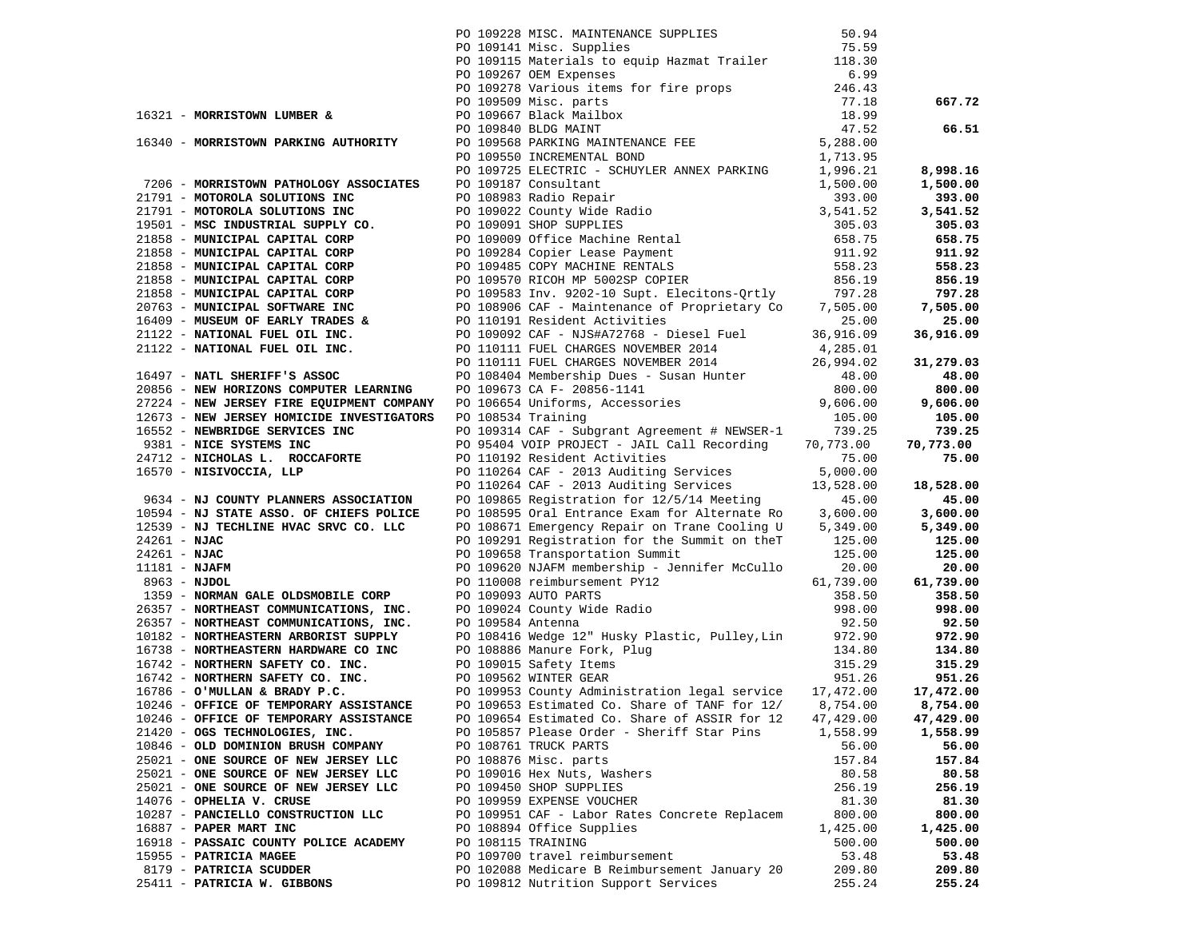| Vendor | PO / Description | Amount | Total |
|---|---|---|---|
| | PO 109228 MISC. MAINTENANCE SUPPLIES | 50.94 | |
| | PO 109141 Misc. Supplies | 75.59 | |
| | PO 109115 Materials to equip Hazmat Trailer | 118.30 | |
| | PO 109267 OEM Expenses | 6.99 | |
| | PO 109278 Various items for fire props | 246.43 | |
| | PO 109509 Misc. parts | 77.18 | **667.72** |
| 16321 - **MORRISTOWN LUMBER &** | PO 109667 Black Mailbox | 18.99 | |
| | PO 109840 BLDG MAINT | 47.52 | **66.51** |
| 16340 - **MORRISTOWN PARKING AUTHORITY** | PO 109568 PARKING MAINTENANCE FEE | 5,288.00 | |
| | PO 109550 INCREMENTAL BOND | 1,713.95 | |
| | PO 109725 ELECTRIC - SCHUYLER ANNEX PARKING | 1,996.21 | **8,998.16** |
| 7206 - **MORRISTOWN PATHOLOGY ASSOCIATES** | PO 109187 Consultant | 1,500.00 | **1,500.00** |
| 21791 - **MOTOROLA SOLUTIONS INC** | PO 108983 Radio Repair | 393.00 | **393.00** |
| 21791 - **MOTOROLA SOLUTIONS INC** | PO 109022 County Wide Radio | 3,541.52 | **3,541.52** |
| 19501 - **MSC INDUSTRIAL SUPPLY CO.** | PO 109091 SHOP SUPPLIES | 305.03 | **305.03** |
| 21858 - **MUNICIPAL CAPITAL CORP** | PO 109009 Office Machine Rental | 658.75 | **658.75** |
| 21858 - **MUNICIPAL CAPITAL CORP** | PO 109284 Copier Lease Payment | 911.92 | **911.92** |
| 21858 - **MUNICIPAL CAPITAL CORP** | PO 109485 COPY MACHINE RENTALS | 558.23 | **558.23** |
| 21858 - **MUNICIPAL CAPITAL CORP** | PO 109570 RICOH MP 5002SP COPIER | 856.19 | **856.19** |
| 21858 - **MUNICIPAL CAPITAL CORP** | PO 109583 Inv. 9202-10 Supt. Elecitons-Qrtly | 797.28 | **797.28** |
| 20763 - **MUNICIPAL SOFTWARE INC** | PO 108906 CAF - Maintenance of Proprietary Co | 7,505.00 | **7,505.00** |
| 16409 - **MUSEUM OF EARLY TRADES &** | PO 110191 Resident Activities | 25.00 | **25.00** |
| 21122 - **NATIONAL FUEL OIL INC.** | PO 109092 CAF - NJS#A72768 - Diesel Fuel | 36,916.09 | **36,916.09** |
| 21122 - **NATIONAL FUEL OIL INC.** | PO 110111 FUEL CHARGES NOVEMBER 2014 | 4,285.01 | |
| | PO 110111 FUEL CHARGES NOVEMBER 2014 | 26,994.02 | **31,279.03** |
| 16497 - **NATL SHERIFF'S ASSOC** | PO 108404 Membership Dues - Susan Hunter | 48.00 | **48.00** |
| 20856 - **NEW HORIZONS COMPUTER LEARNING** | PO 109673 CA F- 20856-1141 | 800.00 | **800.00** |
| 27224 - **NEW JERSEY FIRE EQUIPMENT COMPANY** | PO 106654 Uniforms, Accessories | 9,606.00 | **9,606.00** |
| 12673 - **NEW JERSEY HOMICIDE INVESTIGATORS** | PO 108534 Training | 105.00 | **105.00** |
| 16552 - **NEWBRIDGE SERVICES INC** | PO 109314 CAF - Subgrant Agreement # NEWSER-1 | 739.25 | **739.25** |
| 9381 - **NICE SYSTEMS INC** | PO 95404 VOIP PROJECT - JAIL Call Recording | 70,773.00 | **70,773.00** |
| 24712 - **NICHOLAS L. ROCCAFORTE** | PO 110192 Resident Activities | 75.00 | **75.00** |
| 16570 - **NISIVOCCIA, LLP** | PO 110264 CAF - 2013 Auditing Services | 5,000.00 | |
| | PO 110264 CAF - 2013 Auditing Services | 13,528.00 | **18,528.00** |
| 9634 - **NJ COUNTY PLANNERS ASSOCIATION** | PO 109865 Registration for 12/5/14 Meeting | 45.00 | **45.00** |
| 10594 - **NJ STATE ASSO. OF CHIEFS POLICE** | PO 108595 Oral Entrance Exam for Alternate Ro | 3,600.00 | **3,600.00** |
| 12539 - **NJ TECHLINE HVAC SRVC CO. LLC** | PO 108671 Emergency Repair on Trane Cooling U | 5,349.00 | **5,349.00** |
| 24261 - **NJAC** | PO 109291 Registration for the Summit on theT | 125.00 | **125.00** |
| 24261 - **NJAC** | PO 109658 Transportation Summit | 125.00 | **125.00** |
| 11181 - **NJAFM** | PO 109620 NJAFM membership - Jennifer McCullo | 20.00 | **20.00** |
| 8963 - **NJDOL** | PO 110008 reimbursement PY12 | 61,739.00 | **61,739.00** |
| 1359 - **NORMAN GALE OLDSMOBILE CORP** | PO 109093 AUTO PARTS | 358.50 | **358.50** |
| 26357 - **NORTHEAST COMMUNICATIONS, INC.** | PO 109024 County Wide Radio | 998.00 | **998.00** |
| 26357 - **NORTHEAST COMMUNICATIONS, INC.** | PO 109584 Antenna | 92.50 | **92.50** |
| 10182 - **NORTHEASTERN ARBORIST SUPPLY** | PO 108416 Wedge 12" Husky Plastic, Pulley,Lin | 972.90 | **972.90** |
| 16738 - **NORTHEASTERN HARDWARE CO INC** | PO 108886 Manure Fork, Plug | 134.80 | **134.80** |
| 16742 - **NORTHERN SAFETY CO. INC.** | PO 109015 Safety Items | 315.29 | **315.29** |
| 16742 - **NORTHERN SAFETY CO. INC.** | PO 109562 WINTER GEAR | 951.26 | **951.26** |
| 16786 - **O'MULLAN & BRADY P.C.** | PO 109953 County Administration legal service | 17,472.00 | **17,472.00** |
| 10246 - **OFFICE OF TEMPORARY ASSISTANCE** | PO 109653 Estimated Co. Share of TANF for 12/ | 8,754.00 | **8,754.00** |
| 10246 - **OFFICE OF TEMPORARY ASSISTANCE** | PO 109654 Estimated Co. Share of ASSIR for 12 | 47,429.00 | **47,429.00** |
| 21420 - **OGS TECHNOLOGIES, INC.** | PO 105857 Please Order - Sheriff Star Pins | 1,558.99 | **1,558.99** |
| 10846 - **OLD DOMINION BRUSH COMPANY** | PO 108761 TRUCK PARTS | 56.00 | **56.00** |
| 25021 - **ONE SOURCE OF NEW JERSEY LLC** | PO 108876 Misc. parts | 157.84 | **157.84** |
| 25021 - **ONE SOURCE OF NEW JERSEY LLC** | PO 109016 Hex Nuts, Washers | 80.58 | **80.58** |
| 25021 - **ONE SOURCE OF NEW JERSEY LLC** | PO 109450 SHOP SUPPLIES | 256.19 | **256.19** |
| 14076 - **OPHELIA V. CRUSE** | PO 109959 EXPENSE VOUCHER | 81.30 | **81.30** |
| 10287 - **PANCIELLO CONSTRUCTION LLC** | PO 109951 CAF - Labor Rates Concrete Replacem | 800.00 | **800.00** |
| 16887 - **PAPER MART INC** | PO 108894 Office Supplies | 1,425.00 | **1,425.00** |
| 16918 - **PASSAIC COUNTY POLICE ACADEMY** | PO 108115 TRAINING | 500.00 | **500.00** |
| 15955 - **PATRICIA MAGEE** | PO 109700 travel reimbursement | 53.48 | **53.48** |
| 8179 - **PATRICIA SCUDDER** | PO 102088 Medicare B Reimbursement January 20 | 209.80 | **209.80** |
| 25411 - **PATRICIA W. GIBBONS** | PO 109812 Nutrition Support Services | 255.24 | **255.24** |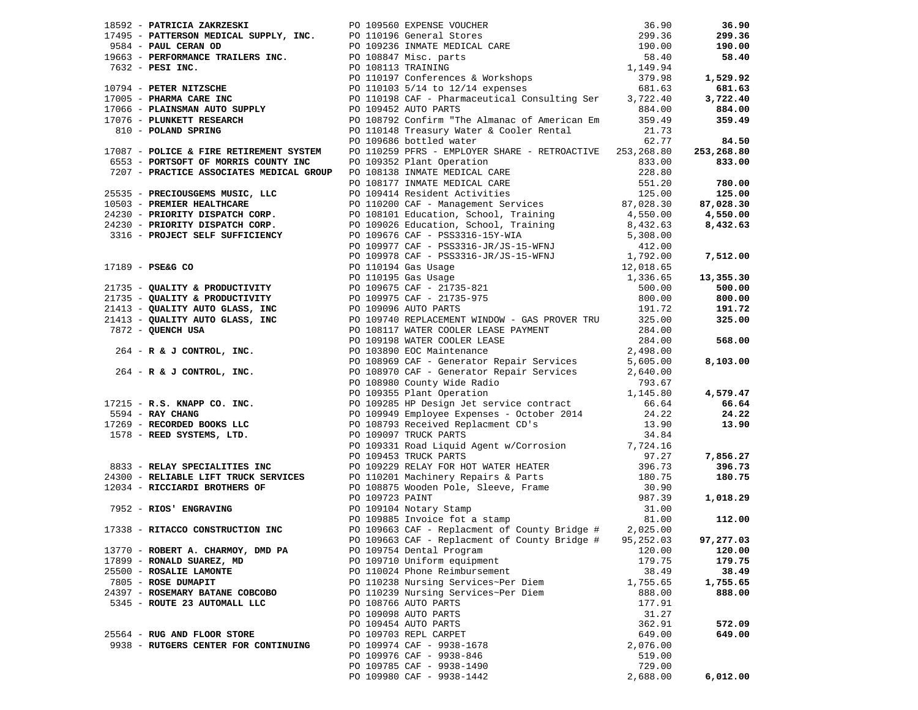| Vendor | PO / Description | Amount | Total |
|---|---|---|---|
| 18592 - **PATRICIA ZAKRZESKI** | PO 109560 EXPENSE VOUCHER | 36.90 | **36.90** |
| 17495 - **PATTERSON MEDICAL SUPPLY, INC.** | PO 110196 General Stores | 299.36 | **299.36** |
| 9584 - **PAUL CERAN OD** | PO 109236 INMATE MEDICAL CARE | 190.00 | **190.00** |
| 19663 - **PERFORMANCE TRAILERS INC.** | PO 108847 Misc. parts | 58.40 | **58.40** |
| 7632 - **PESI INC.** | PO 108113 TRAINING | 1,149.94 | |
| | PO 110197 Conferences & Workshops | 379.98 | **1,529.92** |
| 10794 - **PETER NITZSCHE** | PO 110103 5/14 to 12/14 expenses | 681.63 | **681.63** |
| 17005 - **PHARMA CARE INC** | PO 110198 CAF - Pharmaceutical Consulting Ser | 3,722.40 | **3,722.40** |
| 17066 - **PLAINSMAN AUTO SUPPLY** | PO 109452 AUTO PARTS | 884.00 | **884.00** |
| 17076 - **PLUNKETT RESEARCH** | PO 108792 Confirm "The Almanac of American Em | 359.49 | **359.49** |
| 810 - **POLAND SPRING** | PO 110148 Treasury Water & Cooler Rental | 21.73 | |
| | PO 109686 bottled water | 62.77 | **84.50** |
| 17087 - **POLICE & FIRE RETIREMENT SYSTEM** | PO 110259 PFRS - EMPLOYER SHARE - RETROACTIVE | 253,268.80 | **253,268.80** |
| 6553 - **PORTSOFT OF MORRIS COUNTY INC** | PO 109352 Plant Operation | 833.00 | **833.00** |
| 7207 - **PRACTICE ASSOCIATES MEDICAL GROUP** | PO 108138 INMATE MEDICAL CARE | 228.80 | |
| | PO 108177 INMATE MEDICAL CARE | 551.20 | **780.00** |
| 25535 - **PRECIOUSGEMS MUSIC, LLC** | PO 109414 Resident Activities | 125.00 | **125.00** |
| 10503 - **PREMIER HEALTHCARE** | PO 110200 CAF - Management Services | 87,028.30 | **87,028.30** |
| 24230 - **PRIORITY DISPATCH CORP.** | PO 108101 Education, School, Training | 4,550.00 | **4,550.00** |
| 24230 - **PRIORITY DISPATCH CORP.** | PO 109026 Education, School, Training | 8,432.63 | **8,432.63** |
| 3316 - **PROJECT SELF SUFFICIENCY** | PO 109676 CAF - PSS3316-15Y-WIA | 5,308.00 | |
| | PO 109977 CAF - PSS3316-JR/JS-15-WFNJ | 412.00 | |
| | PO 109978 CAF - PSS3316-JR/JS-15-WFNJ | 1,792.00 | **7,512.00** |
| 17189 - **PSE&G CO** | PO 110194 Gas Usage | 12,018.65 | |
| | PO 110195 Gas Usage | 1,336.65 | **13,355.30** |
| 21735 - **QUALITY & PRODUCTIVITY** | PO 109675 CAF - 21735-821 | 500.00 | **500.00** |
| 21735 - **QUALITY & PRODUCTIVITY** | PO 109975 CAF - 21735-975 | 800.00 | **800.00** |
| 21413 - **QUALITY AUTO GLASS, INC** | PO 109096 AUTO PARTS | 191.72 | **191.72** |
| 21413 - **QUALITY AUTO GLASS, INC** | PO 109740 REPLACEMENT WINDOW - GAS PROVER TRU | 325.00 | **325.00** |
| 7872 - **QUENCH USA** | PO 108117 WATER COOLER LEASE PAYMENT | 284.00 | |
| | PO 109198 WATER COOLER LEASE | 284.00 | **568.00** |
| 264 - **R & J CONTROL, INC.** | PO 103890 EOC Maintenance | 2,498.00 | |
| | PO 108969 CAF - Generator Repair Services | 5,605.00 | **8,103.00** |
| 264 - **R & J CONTROL, INC.** | PO 108970 CAF - Generator Repair Services | 2,640.00 | |
| | PO 108980 County Wide Radio | 793.67 | |
| | PO 109355 Plant Operation | 1,145.80 | **4,579.47** |
| 17215 - **R.S. KNAPP CO. INC.** | PO 109285 HP Design Jet service contract | 66.64 | **66.64** |
| 5594 - **RAY CHANG** | PO 109949 Employee Expenses - October 2014 | 24.22 | **24.22** |
| 17269 - **RECORDED BOOKS LLC** | PO 108793 Received Replacment CD's | 13.90 | **13.90** |
| 1578 - **REED SYSTEMS, LTD.** | PO 109097 TRUCK PARTS | 34.84 | |
| | PO 109331 Road Liquid Agent w/Corrosion | 7,724.16 | |
| | PO 109453 TRUCK PARTS | 97.27 | **7,856.27** |
| 8833 - **RELAY SPECIALITIES INC** | PO 109229 RELAY FOR HOT WATER HEATER | 396.73 | **396.73** |
| 24300 - **RELIABLE LIFT TRUCK SERVICES** | PO 110201 Machinery Repairs & Parts | 180.75 | **180.75** |
| 12034 - **RICCIARDI BROTHERS OF** | PO 108875 Wooden Pole, Sleeve, Frame | 30.90 | |
| | PO 109723 PAINT | 987.39 | **1,018.29** |
| 7952 - **RIOS' ENGRAVING** | PO 109104 Notary Stamp | 31.00 | |
| | PO 109885 Invoice fot a stamp | 81.00 | **112.00** |
| 17338 - **RITACCO CONSTRUCTION INC** | PO 109663 CAF - Replacment of County Bridge # | 2,025.00 | |
| | PO 109663 CAF - Replacment of County Bridge # | 95,252.03 | **97,277.03** |
| 13770 - **ROBERT A. CHARMOY, DMD PA** | PO 109754 Dental Program | 120.00 | **120.00** |
| 17899 - **RONALD SUAREZ, MD** | PO 109710 Uniform equipment | 179.75 | **179.75** |
| 25500 - **ROSALIE LAMONTE** | PO 110024 Phone Reimbursement | 38.49 | **38.49** |
| 7805 - **ROSE DUMAPIT** | PO 110238 Nursing Services~Per Diem | 1,755.65 | **1,755.65** |
| 24397 - **ROSEMARY BATANE COBCOBO** | PO 110239 Nursing Services~Per Diem | 888.00 | **888.00** |
| 5345 - **ROUTE 23 AUTOMALL LLC** | PO 108766 AUTO PARTS | 177.91 | |
| | PO 109098 AUTO PARTS | 31.27 | |
| | PO 109454 AUTO PARTS | 362.91 | **572.09** |
| 25564 - **RUG AND FLOOR STORE** | PO 109703 REPL CARPET | 649.00 | **649.00** |
| 9938 - **RUTGERS CENTER FOR CONTINUING** | PO 109974 CAF - 9938-1678 | 2,076.00 | |
| | PO 109976 CAF - 9938-846 | 519.00 | |
| | PO 109785 CAF - 9938-1490 | 729.00 | |
| | PO 109980 CAF - 9938-1442 | 2,688.00 | **6,012.00** |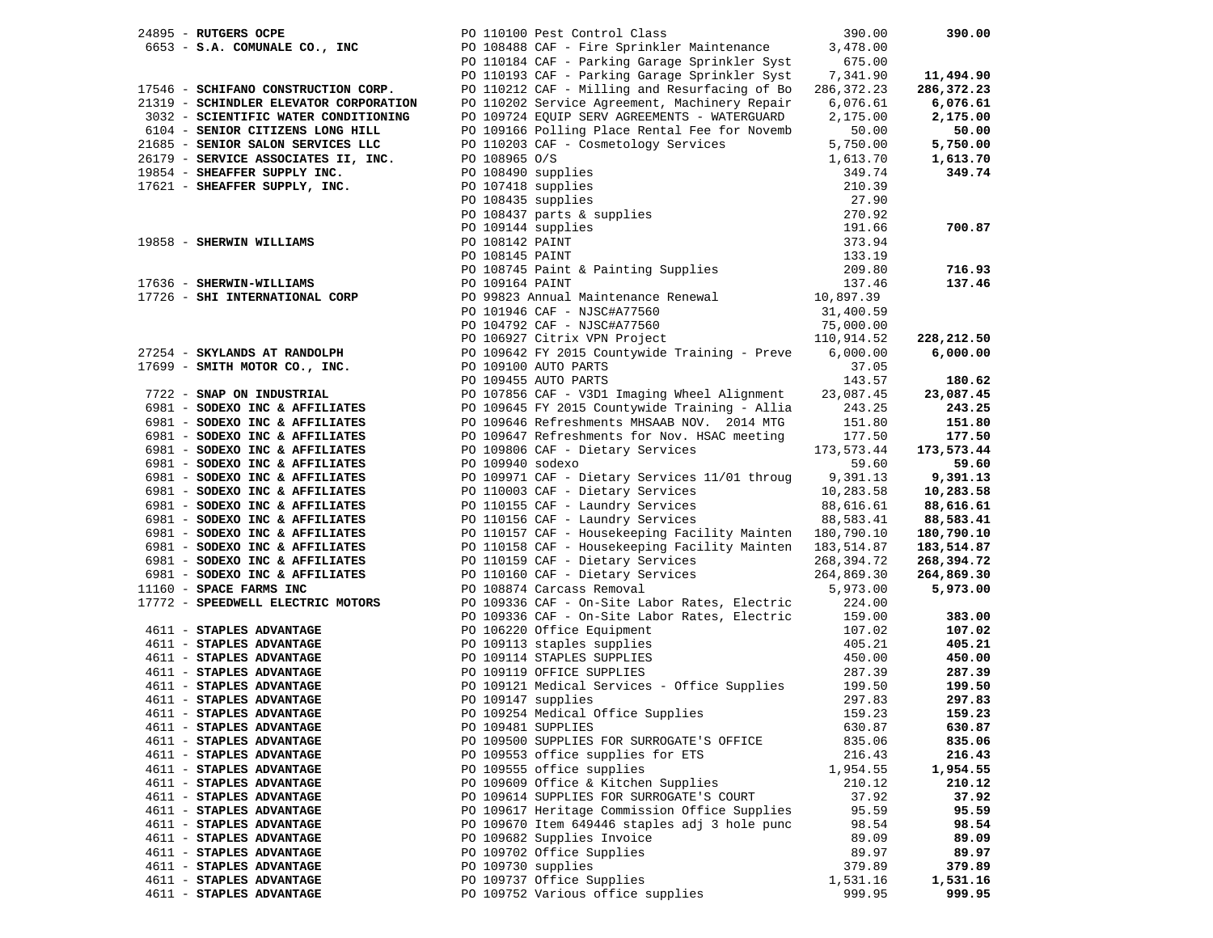| Vendor | PO / Description | Amount | Total |
|---|---|---|---|
| 24895 - **RUTGERS OCPE** | PO 110100 Pest Control Class | 390.00 | **390.00** |
| 6653 - **S.A. COMUNALE CO., INC** | PO 108488 CAF - Fire Sprinkler Maintenance | 3,478.00 | |
| | PO 110184 CAF - Parking Garage Sprinkler Syst | 675.00 | |
| | PO 110193 CAF - Parking Garage Sprinkler Syst | 7,341.90 | **11,494.90** |
| 17546 - **SCHIFANO CONSTRUCTION CORP.** | PO 110212 CAF - Milling and Resurfacing of Bo | 286,372.23 | **286,372.23** |
| 21319 - **SCHINDLER ELEVATOR CORPORATION** | PO 110202 Service Agreement, Machinery Repair | 6,076.61 | **6,076.61** |
| 3032 - **SCIENTIFIC WATER CONDITIONING** | PO 109724 EQUIP SERV AGREEMENTS - WATERGUARD | 2,175.00 | **2,175.00** |
| 6104 - **SENIOR CITIZENS LONG HILL** | PO 109166 Polling Place Rental Fee for Novemb | 50.00 | **50.00** |
| 21685 - **SENIOR SALON SERVICES LLC** | PO 110203 CAF - Cosmetology Services | 5,750.00 | **5,750.00** |
| 26179 - **SERVICE ASSOCIATES II, INC.** | PO 108965 O/S | 1,613.70 | **1,613.70** |
| 19854 - **SHEAFFER SUPPLY INC.** | PO 108490 supplies | 349.74 | **349.74** |
| 17621 - **SHEAFFER SUPPLY, INC.** | PO 107418 supplies | 210.39 | |
| | PO 108435 supplies | 27.90 | |
| | PO 108437 parts & supplies | 270.92 | |
| | PO 109144 supplies | 191.66 | **700.87** |
| 19858 - **SHERWIN WILLIAMS** | PO 108142 PAINT | 373.94 | |
| | PO 108145 PAINT | 133.19 | |
| | PO 108745 Paint & Painting Supplies | 209.80 | **716.93** |
| 17636 - **SHERWIN-WILLIAMS** | PO 109164 PAINT | 137.46 | **137.46** |
| 17726 - **SHI INTERNATIONAL CORP** | PO 99823 Annual Maintenance Renewal | 10,897.39 | |
| | PO 101946 CAF - NJSC#A77560 | 31,400.59 | |
| | PO 104792 CAF - NJSC#A77560 | 75,000.00 | |
| | PO 106927 Citrix VPN Project | 110,914.52 | **228,212.50** |
| 27254 - **SKYLANDS AT RANDOLPH** | PO 109642 FY 2015 Countywide Training - Preve | 6,000.00 | **6,000.00** |
| 17699 - **SMITH MOTOR CO., INC.** | PO 109100 AUTO PARTS | 37.05 | |
| | PO 109455 AUTO PARTS | 143.57 | **180.62** |
| 7722 - **SNAP ON INDUSTRIAL** | PO 107856 CAF - V3D1 Imaging Wheel Alignment | 23,087.45 | **23,087.45** |
| 6981 - **SODEXO INC & AFFILIATES** | PO 109645 FY 2015 Countywide Training - Allia | 243.25 | **243.25** |
| 6981 - **SODEXO INC & AFFILIATES** | PO 109646 Refreshments MHSAAB NOV. 2014 MTG | 151.80 | **151.80** |
| 6981 - **SODEXO INC & AFFILIATES** | PO 109647 Refreshments for Nov. HSAC meeting | 177.50 | **177.50** |
| 6981 - **SODEXO INC & AFFILIATES** | PO 109806 CAF - Dietary Services | 173,573.44 | **173,573.44** |
| 6981 - **SODEXO INC & AFFILIATES** | PO 109940 sodexo | 59.60 | **59.60** |
| 6981 - **SODEXO INC & AFFILIATES** | PO 109971 CAF - Dietary Services 11/01 throug | 9,391.13 | **9,391.13** |
| 6981 - **SODEXO INC & AFFILIATES** | PO 110003 CAF - Dietary Services | 10,283.58 | **10,283.58** |
| 6981 - **SODEXO INC & AFFILIATES** | PO 110155 CAF - Laundry Services | 88,616.61 | **88,616.61** |
| 6981 - **SODEXO INC & AFFILIATES** | PO 110156 CAF - Laundry Services | 88,583.41 | **88,583.41** |
| 6981 - **SODEXO INC & AFFILIATES** | PO 110157 CAF - Housekeeping Facility Mainten | 180,790.10 | **180,790.10** |
| 6981 - **SODEXO INC & AFFILIATES** | PO 110158 CAF - Housekeeping Facility Mainten | 183,514.87 | **183,514.87** |
| 6981 - **SODEXO INC & AFFILIATES** | PO 110159 CAF - Dietary Services | 268,394.72 | **268,394.72** |
| 6981 - **SODEXO INC & AFFILIATES** | PO 110160 CAF - Dietary Services | 264,869.30 | **264,869.30** |
| 11160 - **SPACE FARMS INC** | PO 108874 Carcass Removal | 5,973.00 | **5,973.00** |
| 17772 - **SPEEDWELL ELECTRIC MOTORS** | PO 109336 CAF - On-Site Labor Rates, Electric | 224.00 | |
| | PO 109336 CAF - On-Site Labor Rates, Electric | 159.00 | **383.00** |
| 4611 - **STAPLES ADVANTAGE** | PO 106220 Office Equipment | 107.02 | **107.02** |
| 4611 - **STAPLES ADVANTAGE** | PO 109113 staples supplies | 405.21 | **405.21** |
| 4611 - **STAPLES ADVANTAGE** | PO 109114 STAPLES SUPPLIES | 450.00 | **450.00** |
| 4611 - **STAPLES ADVANTAGE** | PO 109119 OFFICE SUPPLIES | 287.39 | **287.39** |
| 4611 - **STAPLES ADVANTAGE** | PO 109121 Medical Services - Office Supplies | 199.50 | **199.50** |
| 4611 - **STAPLES ADVANTAGE** | PO 109147 supplies | 297.83 | **297.83** |
| 4611 - **STAPLES ADVANTAGE** | PO 109254 Medical Office Supplies | 159.23 | **159.23** |
| 4611 - **STAPLES ADVANTAGE** | PO 109481 SUPPLIES | 630.87 | **630.87** |
| 4611 - **STAPLES ADVANTAGE** | PO 109500 SUPPLIES FOR SURROGATE'S OFFICE | 835.06 | **835.06** |
| 4611 - **STAPLES ADVANTAGE** | PO 109553 office supplies for ETS | 216.43 | **216.43** |
| 4611 - **STAPLES ADVANTAGE** | PO 109555 office supplies | 1,954.55 | **1,954.55** |
| 4611 - **STAPLES ADVANTAGE** | PO 109609 Office & Kitchen Supplies | 210.12 | **210.12** |
| 4611 - **STAPLES ADVANTAGE** | PO 109614 SUPPLIES FOR SURROGATE'S COURT | 37.92 | **37.92** |
| 4611 - **STAPLES ADVANTAGE** | PO 109617 Heritage Commission Office Supplies | 95.59 | **95.59** |
| 4611 - **STAPLES ADVANTAGE** | PO 109670 Item 649446 staples adj 3 hole punc | 98.54 | **98.54** |
| 4611 - **STAPLES ADVANTAGE** | PO 109682 Supplies Invoice | 89.09 | **89.09** |
| 4611 - **STAPLES ADVANTAGE** | PO 109702 Office Supplies | 89.97 | **89.97** |
| 4611 - **STAPLES ADVANTAGE** | PO 109730 supplies | 379.89 | **379.89** |
| 4611 - **STAPLES ADVANTAGE** | PO 109737 Office Supplies | 1,531.16 | **1,531.16** |
| 4611 - **STAPLES ADVANTAGE** | PO 109752 Various office supplies | 999.95 | **999.95** |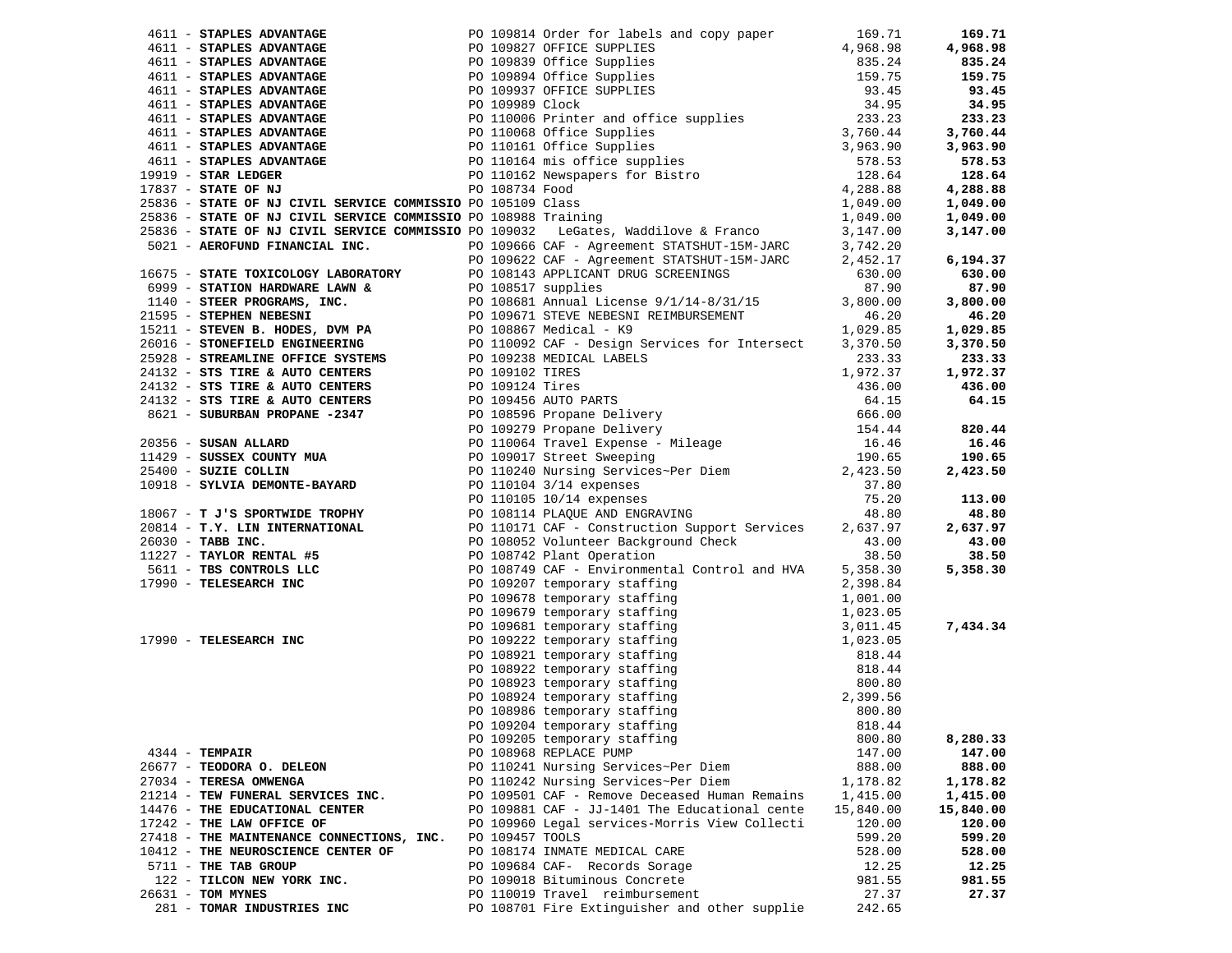| Vendor | PO / Description | Amount | Total |
|---|---|---|---|
| 4611 - **STAPLES ADVANTAGE** | PO 109814 Order for labels and copy paper | 169.71 | **169.71** |
| 4611 - **STAPLES ADVANTAGE** | PO 109827 OFFICE SUPPLIES | 4,968.98 | **4,968.98** |
| 4611 - **STAPLES ADVANTAGE** | PO 109839 Office Supplies | 835.24 | **835.24** |
| 4611 - **STAPLES ADVANTAGE** | PO 109894 Office Supplies | 159.75 | **159.75** |
| 4611 - **STAPLES ADVANTAGE** | PO 109937 OFFICE SUPPLIES | 93.45 | **93.45** |
| 4611 - **STAPLES ADVANTAGE** | PO 109989 Clock | 34.95 | **34.95** |
| 4611 - **STAPLES ADVANTAGE** | PO 110006 Printer and office supplies | 233.23 | **233.23** |
| 4611 - **STAPLES ADVANTAGE** | PO 110068 Office Supplies | 3,760.44 | **3,760.44** |
| 4611 - **STAPLES ADVANTAGE** | PO 110161 Office Supplies | 3,963.90 | **3,963.90** |
| 4611 - **STAPLES ADVANTAGE** | PO 110164 mis office supplies | 578.53 | **578.53** |
| 19919 - **STAR LEDGER** | PO 110162 Newspapers for Bistro | 128.64 | **128.64** |
| 17837 - **STATE OF NJ** | PO 108734 Food | 4,288.88 | **4,288.88** |
| 25836 - **STATE OF NJ CIVIL SERVICE COMMISSIO** | PO 105109 Class | 1,049.00 | **1,049.00** |
| 25836 - **STATE OF NJ CIVIL SERVICE COMMISSIO** | PO 108988 Training | 1,049.00 | **1,049.00** |
| 25836 - **STATE OF NJ CIVIL SERVICE COMMISSIO** | PO 109032 LeGates, Waddilove & Franco | 3,147.00 | **3,147.00** |
| 5021 - **AEROFUND FINANCIAL INC.** | PO 109666 CAF - Agreement STATSHUT-15M-JARC | 3,742.20 | |
| | PO 109622 CAF - Agreement STATSHUT-15M-JARC | 2,452.17 | **6,194.37** |
| 16675 - **STATE TOXICOLOGY LABORATORY** | PO 108143 APPLICANT DRUG SCREENINGS | 630.00 | **630.00** |
| 6999 - **STATION HARDWARE LAWN &** | PO 108517 supplies | 87.90 | **87.90** |
| 1140 - **STEER PROGRAMS, INC.** | PO 108681 Annual License 9/1/14-8/31/15 | 3,800.00 | **3,800.00** |
| 21595 - **STEPHEN NEBESNI** | PO 109671 STEVE NEBESNI REIMBURSEMENT | 46.20 | **46.20** |
| 15211 - **STEVEN B. HODES, DVM PA** | PO 108867 Medical - K9 | 1,029.85 | **1,029.85** |
| 26016 - **STONEFIELD ENGINEERING** | PO 110092 CAF - Design Services for Intersect | 3,370.50 | **3,370.50** |
| 25928 - **STREAMLINE OFFICE SYSTEMS** | PO 109238 MEDICAL LABELS | 233.33 | **233.33** |
| 24132 - **STS TIRE & AUTO CENTERS** | PO 109102 TIRES | 1,972.37 | **1,972.37** |
| 24132 - **STS TIRE & AUTO CENTERS** | PO 109124 Tires | 436.00 | **436.00** |
| 24132 - **STS TIRE & AUTO CENTERS** | PO 109456 AUTO PARTS | 64.15 | **64.15** |
| 8621 - **SUBURBAN PROPANE -2347** | PO 108596 Propane Delivery | 666.00 | |
| | PO 109279 Propane Delivery | 154.44 | **820.44** |
| 20356 - **SUSAN ALLARD** | PO 110064 Travel Expense - Mileage | 16.46 | **16.46** |
| 11429 - **SUSSEX COUNTY MUA** | PO 109017 Street Sweeping | 190.65 | **190.65** |
| 25400 - **SUZIE COLLIN** | PO 110240 Nursing Services~Per Diem | 2,423.50 | **2,423.50** |
| 10918 - **SYLVIA DEMONTE-BAYARD** | PO 110104 3/14 expenses | 37.80 | |
| | PO 110105 10/14 expenses | 75.20 | **113.00** |
| 18067 - **T J'S SPORTWIDE TROPHY** | PO 108114 PLAQUE AND ENGRAVING | 48.80 | **48.80** |
| 20814 - **T.Y. LIN INTERNATIONAL** | PO 110171 CAF - Construction Support Services | 2,637.97 | **2,637.97** |
| 26030 - **TABB INC.** | PO 108052 Volunteer Background Check | 43.00 | **43.00** |
| 11227 - **TAYLOR RENTAL #5** | PO 108742 Plant Operation | 38.50 | **38.50** |
| 5611 - **TBS CONTROLS LLC** | PO 108749 CAF - Environmental Control and HVA | 5,358.30 | **5,358.30** |
| 17990 - **TELESEARCH INC** | PO 109207 temporary staffing | 2,398.84 | |
| | PO 109678 temporary staffing | 1,001.00 | |
| | PO 109679 temporary staffing | 1,023.05 | |
| | PO 109681 temporary staffing | 3,011.45 | **7,434.34** |
| 17990 - **TELESEARCH INC** | PO 109222 temporary staffing | 1,023.05 | |
| | PO 108921 temporary staffing | 818.44 | |
| | PO 108922 temporary staffing | 818.44 | |
| | PO 108923 temporary staffing | 800.80 | |
| | PO 108924 temporary staffing | 2,399.56 | |
| | PO 108986 temporary staffing | 800.80 | |
| | PO 109204 temporary staffing | 818.44 | |
| | PO 109205 temporary staffing | 800.80 | **8,280.33** |
| 4344 - **TEMPAIR** | PO 108968 REPLACE PUMP | 147.00 | **147.00** |
| 26677 - **TEODORA O. DELEON** | PO 110241 Nursing Services~Per Diem | 888.00 | **888.00** |
| 27034 - **TERESA OMWENGA** | PO 110242 Nursing Services~Per Diem | 1,178.82 | **1,178.82** |
| 21214 - **TEW FUNERAL SERVICES INC.** | PO 109501 CAF - Remove Deceased Human Remains | 1,415.00 | **1,415.00** |
| 14476 - **THE EDUCATIONAL CENTER** | PO 109881 CAF - JJ-1401 The Educational cente | 15,840.00 | **15,840.00** |
| 17242 - **THE LAW OFFICE OF** | PO 109960 Legal services-Morris View Collecti | 120.00 | **120.00** |
| 27418 - **THE MAINTENANCE CONNECTIONS, INC.** | PO 109457 TOOLS | 599.20 | **599.20** |
| 10412 - **THE NEUROSCIENCE CENTER OF** | PO 108174 INMATE MEDICAL CARE | 528.00 | **528.00** |
| 5711 - **THE TAB GROUP** | PO 109684 CAF- Records Sorage | 12.25 | **12.25** |
| 122 - **TILCON NEW YORK INC.** | PO 109018 Bituminous Concrete | 981.55 | **981.55** |
| 26631 - **TOM MYNES** | PO 110019 Travel reimbursement | 27.37 | **27.37** |
| 281 - **TOMAR INDUSTRIES INC** | PO 108701 Fire Extinguisher and other supplie | 242.65 | |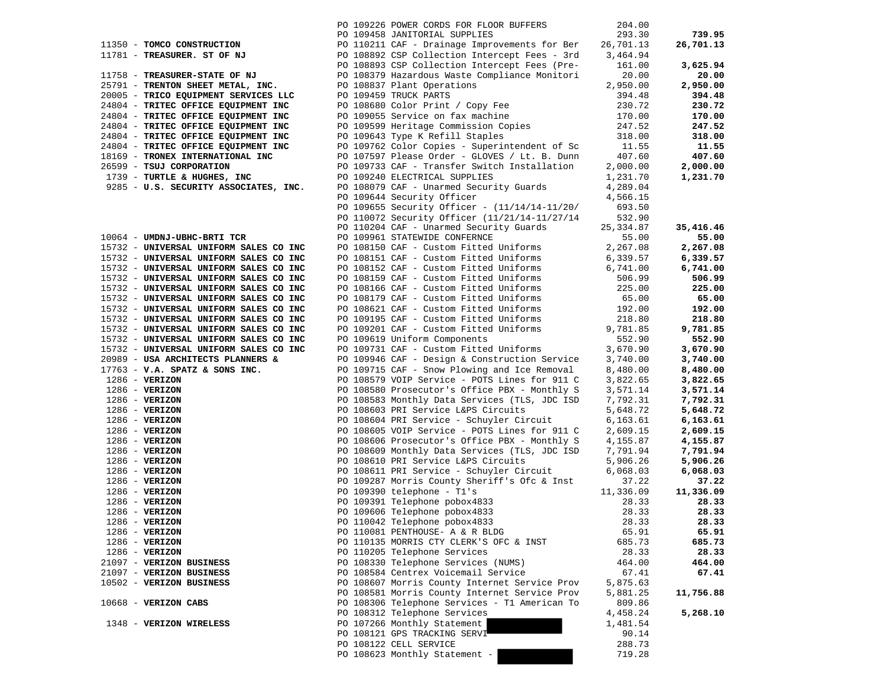| Vendor | PO / Description | Amount | Total |
|---|---|---|---|
| | PO 109226 POWER CORDS FOR FLOOR BUFFERS | 204.00 | |
| | PO 109458 JANITORIAL SUPPLIES | 293.30 | **739.95** |
| 11350 - **TOMCO CONSTRUCTION** | PO 110211 CAF - Drainage Improvements for Ber | 26,701.13 | **26,701.13** |
| 11781 - **TREASURER. ST OF NJ** | PO 108892 CSP Collection Intercept Fees - 3rd | 3,464.94 | |
| | PO 108893 CSP Collection Intercept Fees (Pre- | 161.00 | **3,625.94** |
| 11758 - **TREASURER-STATE OF NJ** | PO 108379 Hazardous Waste Compliance Monitori | 20.00 | **20.00** |
| 25791 - **TRENTON SHEET METAL, INC.** | PO 108837 Plant Operations | 2,950.00 | **2,950.00** |
| 20005 - **TRICO EQUIPMENT SERVICES LLC** | PO 109459 TRUCK PARTS | 394.48 | **394.48** |
| 24804 - **TRITEC OFFICE EQUIPMENT INC** | PO 108680 Color Print / Copy Fee | 230.72 | **230.72** |
| 24804 - **TRITEC OFFICE EQUIPMENT INC** | PO 109055 Service on fax machine | 170.00 | **170.00** |
| 24804 - **TRITEC OFFICE EQUIPMENT INC** | PO 109599 Heritage Commission Copies | 247.52 | **247.52** |
| 24804 - **TRITEC OFFICE EQUIPMENT INC** | PO 109643 Type K Refill Staples | 318.00 | **318.00** |
| 24804 - **TRITEC OFFICE EQUIPMENT INC** | PO 109762 Color Copies - Superintendent of Sc | 11.55 | **11.55** |
| 18169 - **TRONEX INTERNATIONAL INC** | PO 107597 Please Order - GLOVES / Lt. B. Dunn | 407.60 | **407.60** |
| 26599 - **TSUJ CORPORATION** | PO 109733 CAF - Transfer Switch Installation | 2,000.00 | **2,000.00** |
| 1739 - **TURTLE & HUGHES, INC** | PO 109240 ELECTRICAL SUPPLIES | 1,231.70 | **1,231.70** |
| 9285 - **U.S. SECURITY ASSOCIATES, INC.** | PO 108079 CAF - Unarmed Security Guards | 4,289.04 | |
| | PO 109644 Security Officer | 4,566.15 | |
| | PO 109655 Security Officer - (11/14/14-11/20/ | 693.50 | |
| | PO 110072 Security Officer (11/21/14-11/27/14 | 532.90 | |
| | PO 110204 CAF - Unarmed Security Guards | 25,334.87 | **35,416.46** |
| 10064 - **UMDNJ-UBHC-BRTI TCR** | PO 109961 STATEWIDE CONFERNCE | 55.00 | **55.00** |
| 15732 - **UNIVERSAL UNIFORM SALES CO INC** | PO 108150 CAF - Custom Fitted Uniforms | 2,267.08 | **2,267.08** |
| 15732 - **UNIVERSAL UNIFORM SALES CO INC** | PO 108151 CAF - Custom Fitted Uniforms | 6,339.57 | **6,339.57** |
| 15732 - **UNIVERSAL UNIFORM SALES CO INC** | PO 108152 CAF - Custom Fitted Uniforms | 6,741.00 | **6,741.00** |
| 15732 - **UNIVERSAL UNIFORM SALES CO INC** | PO 108159 CAF - Custom Fitted Uniforms | 506.99 | **506.99** |
| 15732 - **UNIVERSAL UNIFORM SALES CO INC** | PO 108166 CAF - Custom Fitted Uniforms | 225.00 | **225.00** |
| 15732 - **UNIVERSAL UNIFORM SALES CO INC** | PO 108179 CAF - Custom Fitted Uniforms | 65.00 | **65.00** |
| 15732 - **UNIVERSAL UNIFORM SALES CO INC** | PO 108621 CAF - Custom Fitted Uniforms | 192.00 | **192.00** |
| 15732 - **UNIVERSAL UNIFORM SALES CO INC** | PO 109195 CAF - Custom Fitted Uniforms | 218.80 | **218.80** |
| 15732 - **UNIVERSAL UNIFORM SALES CO INC** | PO 109201 CAF - Custom Fitted Uniforms | 9,781.85 | **9,781.85** |
| 15732 - **UNIVERSAL UNIFORM SALES CO INC** | PO 109619 Uniform Components | 552.90 | **552.90** |
| 15732 - **UNIVERSAL UNIFORM SALES CO INC** | PO 109731 CAF - Custom Fitted Uniforms | 3,670.90 | **3,670.90** |
| 20989 - **USA ARCHITECTS PLANNERS &** | PO 109946 CAF - Design & Construction Service | 3,740.00 | **3,740.00** |
| 17763 - **V.A. SPATZ & SONS INC.** | PO 109715 CAF - Snow Plowing and Ice Removal | 8,480.00 | **8,480.00** |
| 1286 - **VERIZON** | PO 108579 VOIP Service - POTS Lines for 911 C | 3,822.65 | **3,822.65** |
| 1286 - **VERIZON** | PO 108580 Prosecutor's Office PBX - Monthly S | 3,571.14 | **3,571.14** |
| 1286 - **VERIZON** | PO 108583 Monthly Data Services (TLS, JDC ISD | 7,792.31 | **7,792.31** |
| 1286 - **VERIZON** | PO 108603 PRI Service L&PS Circuits | 5,648.72 | **5,648.72** |
| 1286 - **VERIZON** | PO 108604 PRI Service - Schuyler Circuit | 6,163.61 | **6,163.61** |
| 1286 - **VERIZON** | PO 108605 VOIP Service - POTS Lines for 911 C | 2,609.15 | **2,609.15** |
| 1286 - **VERIZON** | PO 108606 Prosecutor's Office PBX - Monthly S | 4,155.87 | **4,155.87** |
| 1286 - **VERIZON** | PO 108609 Monthly Data Services (TLS, JDC ISD | 7,791.94 | **7,791.94** |
| 1286 - **VERIZON** | PO 108610 PRI Service L&PS Circuits | 5,906.26 | **5,906.26** |
| 1286 - **VERIZON** | PO 108611 PRI Service - Schuyler Circuit | 6,068.03 | **6,068.03** |
| 1286 - **VERIZON** | PO 109287 Morris County Sheriff's Ofc & Inst | 37.22 | **37.22** |
| 1286 - **VERIZON** | PO 109390 telephone - T1's | 11,336.09 | **11,336.09** |
| 1286 - **VERIZON** | PO 109391 Telephone pobox4833 | 28.33 | **28.33** |
| 1286 - **VERIZON** | PO 109606 Telephone pobox4833 | 28.33 | **28.33** |
| 1286 - **VERIZON** | PO 110042 Telephone pobox4833 | 28.33 | **28.33** |
| 1286 - **VERIZON** | PO 110081 PENTHOUSE- A & R BLDG | 65.91 | **65.91** |
| 1286 - **VERIZON** | PO 110135 MORRIS CTY CLERK'S OFC & INST | 685.73 | **685.73** |
| 1286 - **VERIZON** | PO 110205 Telephone Services | 28.33 | **28.33** |
| 21097 - **VERIZON BUSINESS** | PO 108330 Telephone Services (NUMS) | 464.00 | **464.00** |
| 21097 - **VERIZON BUSINESS** | PO 108584 Centrex Voicemail Service | 67.41 | **67.41** |
| 10502 - **VERIZON BUSINESS** | PO 108607 Morris County Internet Service Prov | 5,875.63 | |
| | PO 108581 Morris County Internet Service Prov | 5,881.25 | **11,756.88** |
| 10668 - **VERIZON CABS** | PO 108306 Telephone Services - T1 American To | 809.86 | |
| | PO 108312 Telephone Services | 4,458.24 | **5,268.10** |
| 1348 - **VERIZON WIRELESS** | PO 107266 Monthly Statement | 1,481.54 | |
| | PO 108121 GPS TRACKING SERVI | 90.14 | |
| | PO 108122 CELL SERVICE | 288.73 | |
| | PO 108623 Monthly Statement - | 719.28 | |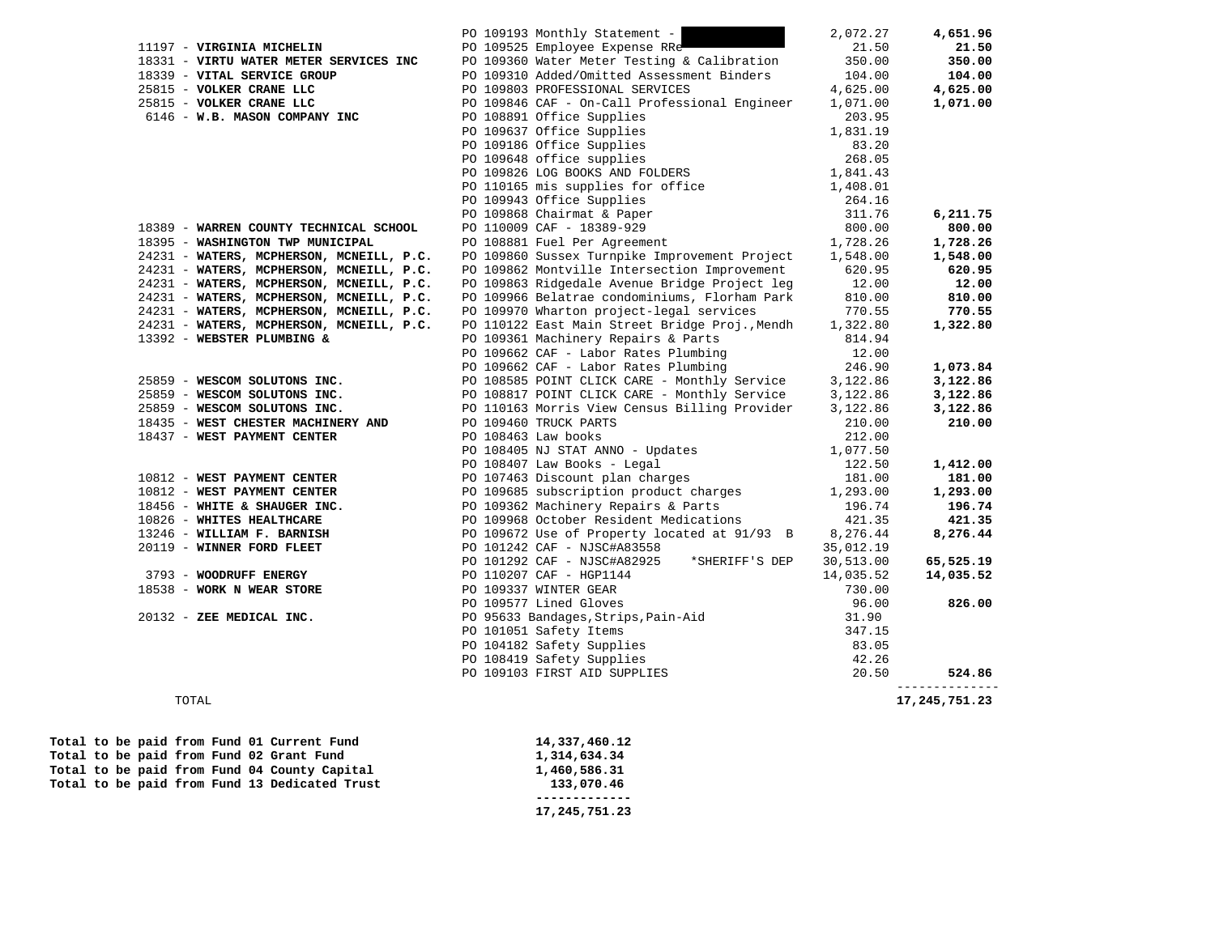| Vendor | PO / Description | Amount | Vendor Total |
|---|---|---|---|
| | PO 109193 Monthly Statement - [REDACTED] | 2,072.27 | **4,651.96** |
| 11197 - **VIRGINIA MICHELIN** | PO 109525 Employee Expense RRe | 21.50 | **21.50** |
| 18331 - **VIRTU WATER METER SERVICES INC** | PO 109360 Water Meter Testing & Calibration | 350.00 | **350.00** |
| 18339 - **VITAL SERVICE GROUP** | PO 109310 Added/Omitted Assessment Binders | 104.00 | **104.00** |
| 25815 - **VOLKER CRANE LLC** | PO 109803 PROFESSIONAL SERVICES | 4,625.00 | **4,625.00** |
| 25815 - **VOLKER CRANE LLC** | PO 109846 CAF - On-Call Professional Engineer | 1,071.00 | **1,071.00** |
| 6146 - **W.B. MASON COMPANY INC** | PO 108891 Office Supplies | 203.95 | |
| | PO 109637 Office Supplies | 1,831.19 | |
| | PO 109186 Office Supplies | 83.20 | |
| | PO 109648 office supplies | 268.05 | |
| | PO 109826 LOG BOOKS AND FOLDERS | 1,841.43 | |
| | PO 110165 mis supplies for office | 1,408.01 | |
| | PO 109943 Office Supplies | 264.16 | |
| | PO 109868 Chairmat & Paper | 311.76 | **6,211.75** |
| 18389 - **WARREN COUNTY TECHNICAL SCHOOL** | PO 110009 CAF - 18389-929 | 800.00 | **800.00** |
| 18395 - **WASHINGTON TWP MUNICIPAL** | PO 108881 Fuel Per Agreement | 1,728.26 | **1,728.26** |
| 24231 - **WATERS, MCPHERSON, MCNEILL, P.C.** | PO 109860 Sussex Turnpike Improvement Project | 1,548.00 | **1,548.00** |
| 24231 - **WATERS, MCPHERSON, MCNEILL, P.C.** | PO 109862 Montville Intersection Improvement | 620.95 | **620.95** |
| 24231 - **WATERS, MCPHERSON, MCNEILL, P.C.** | PO 109863 Ridgedale Avenue Bridge Project leg | 12.00 | **12.00** |
| 24231 - **WATERS, MCPHERSON, MCNEILL, P.C.** | PO 109966 Belatrae condominiums, Florham Park | 810.00 | **810.00** |
| 24231 - **WATERS, MCPHERSON, MCNEILL, P.C.** | PO 109970 Wharton project-legal services | 770.55 | **770.55** |
| 24231 - **WATERS, MCPHERSON, MCNEILL, P.C.** | PO 110122 East Main Street Bridge Proj.,Mendh | 1,322.80 | **1,322.80** |
| 13392 - **WEBSTER PLUMBING &** | PO 109361 Machinery Repairs & Parts | 814.94 | |
| | PO 109662 CAF - Labor Rates Plumbing | 12.00 | |
| | PO 109662 CAF - Labor Rates Plumbing | 246.90 | **1,073.84** |
| 25859 - **WESCOM SOLUTONS INC.** | PO 108585 POINT CLICK CARE - Monthly Service | 3,122.86 | **3,122.86** |
| 25859 - **WESCOM SOLUTONS INC.** | PO 108817 POINT CLICK CARE - Monthly Service | 3,122.86 | **3,122.86** |
| 25859 - **WESCOM SOLUTONS INC.** | PO 110163 Morris View Census Billing Provider | 3,122.86 | **3,122.86** |
| 18435 - **WEST CHESTER MACHINERY AND** | PO 109460 TRUCK PARTS | 210.00 | **210.00** |
| 18437 - **WEST PAYMENT CENTER** | PO 108463 Law books | 212.00 | |
| | PO 108405 NJ STAT ANNO - Updates | 1,077.50 | |
| | PO 108407 Law Books - Legal | 122.50 | **1,412.00** |
| 10812 - **WEST PAYMENT CENTER** | PO 107463 Discount plan charges | 181.00 | **181.00** |
| 10812 - **WEST PAYMENT CENTER** | PO 109685 subscription product charges | 1,293.00 | **1,293.00** |
| 18456 - **WHITE & SHAUGER INC.** | PO 109362 Machinery Repairs & Parts | 196.74 | **196.74** |
| 10826 - **WHITES HEALTHCARE** | PO 109968 October Resident Medications | 421.35 | **421.35** |
| 13246 - **WILLIAM F. BARNISH** | PO 109672 Use of Property located at 91/93 B | 8,276.44 | **8,276.44** |
| 20119 - **WINNER FORD FLEET** | PO 101242 CAF - NJSC#A83558 | 35,012.19 | |
| | PO 101292 CAF - NJSC#A82925 *SHERIFF'S DEP | 30,513.00 | **65,525.19** |
| 3793 - **WOODRUFF ENERGY** | PO 110207 CAF - HGP1144 | 14,035.52 | **14,035.52** |
| 18538 - **WORK N WEAR STORE** | PO 109337 WINTER GEAR | 730.00 | |
| | PO 109577 Lined Gloves | 96.00 | **826.00** |
| 20132 - **ZEE MEDICAL INC.** | PO 95633 Bandages,Strips,Pain-Aid | 31.90 | |
| | PO 101051 Safety Items | 347.15 | |
| | PO 104182 Safety Supplies | 83.05 | |
| | PO 108419 Safety Supplies | 42.26 | |
| | PO 109103 FIRST AID SUPPLIES | 20.50 | **524.86** |
| TOTAL | | | **17,245,751.23** |

| | |
|---|---|
| **Total to be paid from Fund 01 Current Fund** | **14,337,460.12** |
| **Total to be paid from Fund 02 Grant Fund** | **1,314,634.34** |
| **Total to be paid from Fund 04 County Capital** | **1,460,586.31** |
| **Total to be paid from Fund 13 Dedicated Trust** | **133,070.46** |
| | **17,245,751.23** |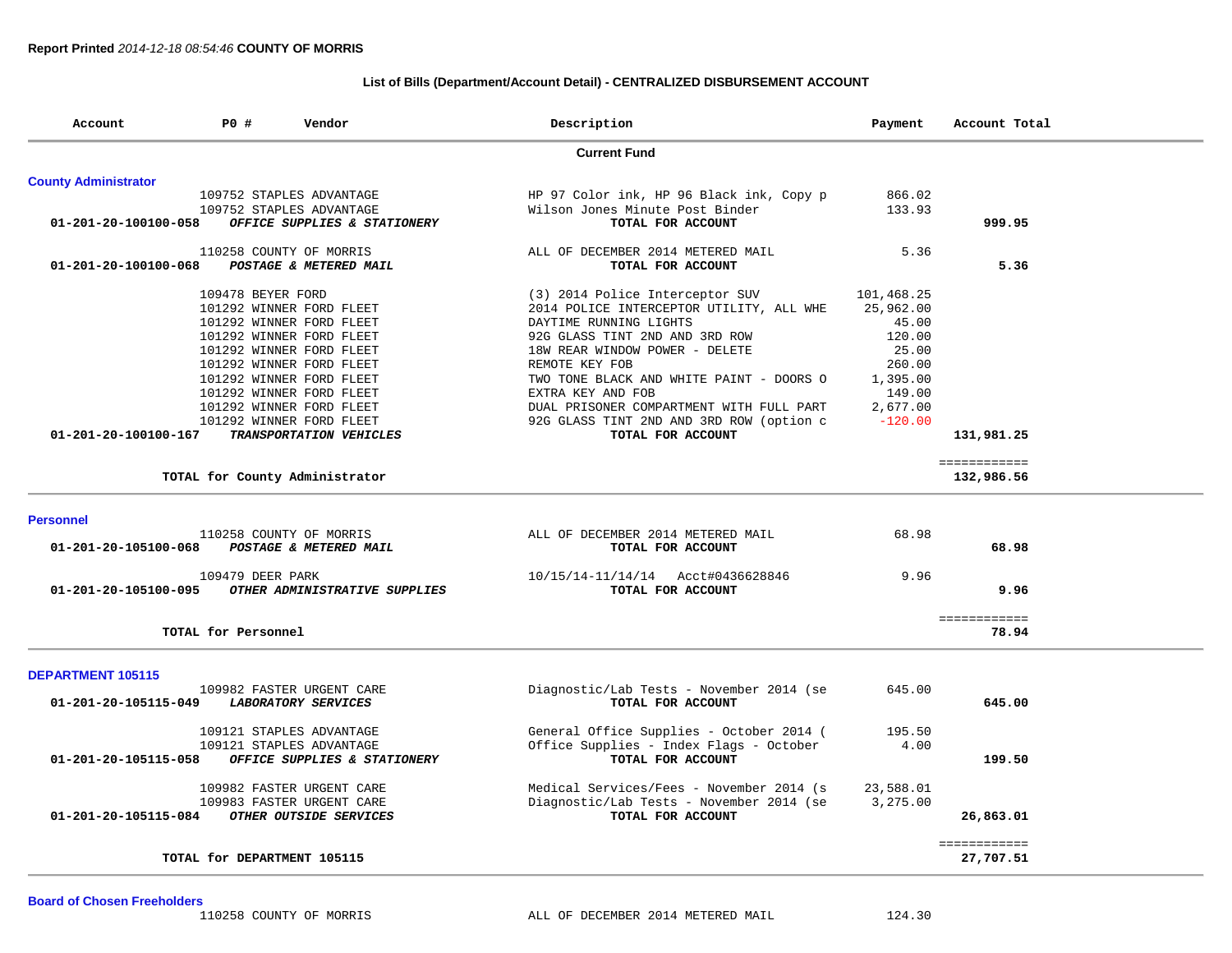**Report Printed** *2014-12-18 08:54:46* **COUNTY OF MORRIS**

**List of Bills (Department/Account Detail) - CENTRALIZED DISBURSEMENT ACCOUNT**

| Account | PO # Vendor | Description | Payment | Account Total |
|---|---|---|---|---|
| | | **Current Fund** | | |
| **County Administrator** | | | | |
| | 109752 STAPLES ADVANTAGE | HP 97 Color ink, HP 96 Black ink, Copy p | 866.02 | |
| | 109752 STAPLES ADVANTAGE | Wilson Jones Minute Post Binder | 133.93 | |
| **01-201-20-100100-058** | ***OFFICE SUPPLIES & STATIONERY*** | **TOTAL FOR ACCOUNT** | | **999.95** |
| | 110258 COUNTY OF MORRIS | ALL OF DECEMBER 2014 METERED MAIL | 5.36 | |
| **01-201-20-100100-068** | ***POSTAGE & METERED MAIL*** | **TOTAL FOR ACCOUNT** | | **5.36** |
| | 109478 BEYER FORD | (3) 2014 Police Interceptor SUV | 101,468.25 | |
| | 101292 WINNER FORD FLEET | 2014 POLICE INTERCEPTOR UTILITY, ALL WHE | 25,962.00 | |
| | 101292 WINNER FORD FLEET | DAYTIME RUNNING LIGHTS | 45.00 | |
| | 101292 WINNER FORD FLEET | 92G GLASS TINT 2ND AND 3RD ROW | 120.00 | |
| | 101292 WINNER FORD FLEET | 18W REAR WINDOW POWER - DELETE | 25.00 | |
| | 101292 WINNER FORD FLEET | REMOTE KEY FOB | 260.00 | |
| | 101292 WINNER FORD FLEET | TWO TONE BLACK AND WHITE PAINT - DOORS O | 1,395.00 | |
| | 101292 WINNER FORD FLEET | EXTRA KEY AND FOB | 149.00 | |
| | 101292 WINNER FORD FLEET | DUAL PRISONER COMPARTMENT WITH FULL PART | 2,677.00 | |
| | 101292 WINNER FORD FLEET | 92G GLASS TINT 2ND AND 3RD ROW (option c | -120.00 | |
| **01-201-20-100100-167** | ***TRANSPORTATION VEHICLES*** | **TOTAL FOR ACCOUNT** | | **131,981.25** |
| | **TOTAL for County Administrator** | | | **132,986.56** |
| **Personnel** | | | | |
| | 110258 COUNTY OF MORRIS | ALL OF DECEMBER 2014 METERED MAIL | 68.98 | |
| **01-201-20-105100-068** | ***POSTAGE & METERED MAIL*** | **TOTAL FOR ACCOUNT** | | **68.98** |
| | 109479 DEER PARK | 10/15/14-11/14/14 Acct#0436628846 | 9.96 | |
| **01-201-20-105100-095** | ***OTHER ADMINISTRATIVE SUPPLIES*** | **TOTAL FOR ACCOUNT** | | **9.96** |
| | **TOTAL for Personnel** | | | **78.94** |
| **DEPARTMENT 105115** | | | | |
| | 109982 FASTER URGENT CARE | Diagnostic/Lab Tests - November 2014 (se | 645.00 | |
| **01-201-20-105115-049** | ***LABORATORY SERVICES*** | **TOTAL FOR ACCOUNT** | | **645.00** |
| | 109121 STAPLES ADVANTAGE | General Office Supplies - October 2014 ( | 195.50 | |
| | 109121 STAPLES ADVANTAGE | Office Supplies - Index Flags - October | 4.00 | |
| **01-201-20-105115-058** | ***OFFICE SUPPLIES & STATIONERY*** | **TOTAL FOR ACCOUNT** | | **199.50** |
| | 109982 FASTER URGENT CARE | Medical Services/Fees - November 2014 (s | 23,588.01 | |
| | 109983 FASTER URGENT CARE | Diagnostic/Lab Tests - November 2014 (se | 3,275.00 | |
| **01-201-20-105115-084** | ***OTHER OUTSIDE SERVICES*** | **TOTAL FOR ACCOUNT** | | **26,863.01** |
| | **TOTAL for DEPARTMENT 105115** | | | **27,707.51** |
| **Board of Chosen Freeholders** | | | | |
| | 110258 COUNTY OF MORRIS | ALL OF DECEMBER 2014 METERED MAIL | 124.30 | |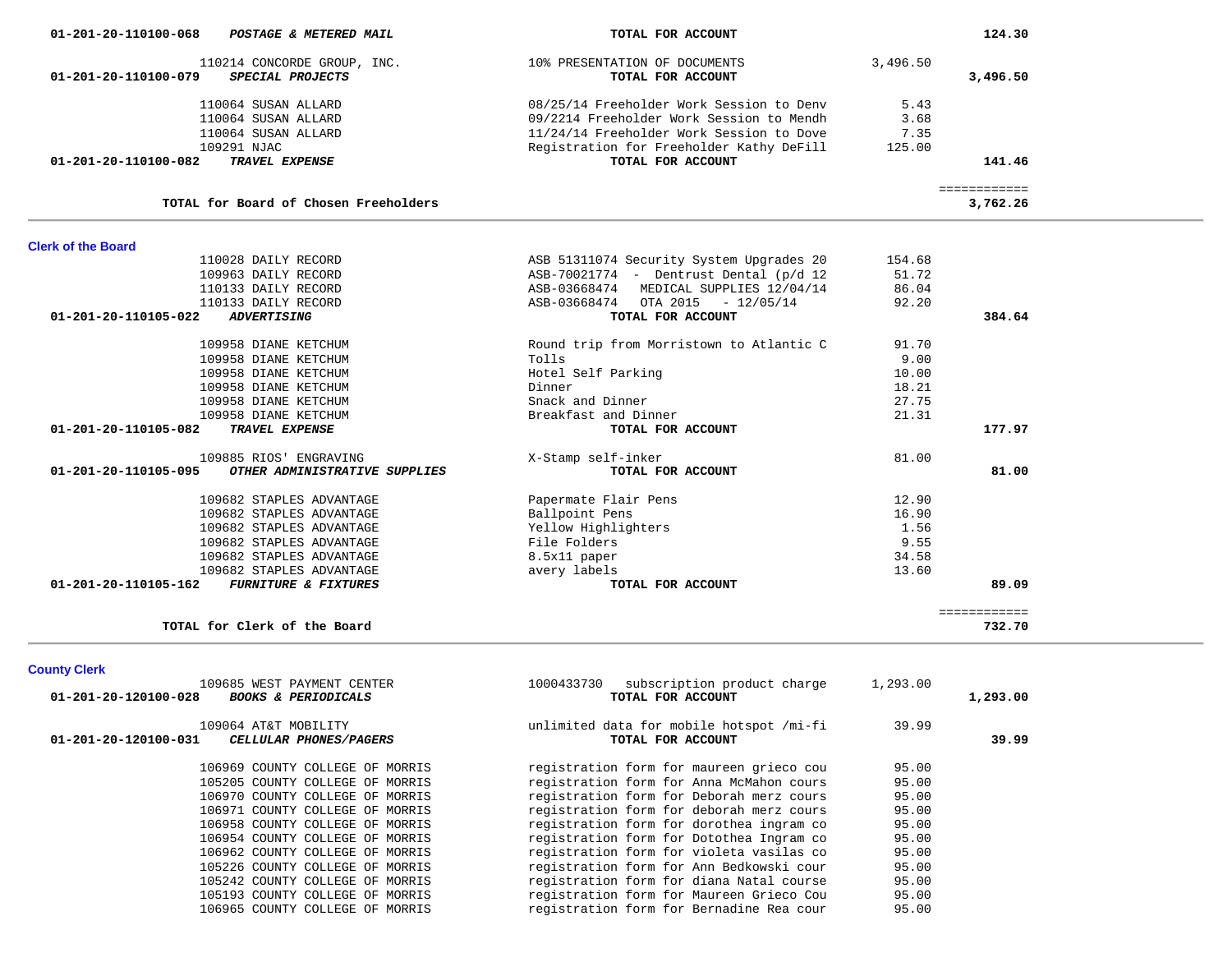| Vendor | Description | Amount | Total |
|---|---|---|---|
| **01-201-20-110100-068** ***POSTAGE & METERED MAIL*** | **TOTAL FOR ACCOUNT** | | **124.30** |
| 110214 CONCORDE GROUP, INC. | 10% PRESENTATION OF DOCUMENTS | 3,496.50 | |
| **01-201-20-110100-079** ***SPECIAL PROJECTS*** | **TOTAL FOR ACCOUNT** | | **3,496.50** |
| 110064 SUSAN ALLARD | 08/25/14 Freeholder Work Session to Denv | 5.43 | |
| 110064 SUSAN ALLARD | 09/2214 Freeholder Work Session to Mendh | 3.68 | |
| 110064 SUSAN ALLARD | 11/24/14 Freeholder Work Session to Dove | 7.35 | |
| 109291 NJAC | Registration for Freeholder Kathy DeFill | 125.00 | |
| **01-201-20-110100-082** ***TRAVEL EXPENSE*** | **TOTAL FOR ACCOUNT** | | **141.46** |
| | | | ============ |
| **TOTAL for Board of Chosen Freeholders** | | | **3,762.26** |

## Clerk of the Board

| Vendor | Description | Amount | Total |
|---|---|---|---|
| 110028 DAILY RECORD | ASB 51311074 Security System Upgrades 20 | 154.68 | |
| 109963 DAILY RECORD | ASB-70021774 - Dentrust Dental (p/d 12 | 51.72 | |
| 110133 DAILY RECORD | ASB-03668474 MEDICAL SUPPLIES 12/04/14 | 86.04 | |
| 110133 DAILY RECORD | ASB-03668474 OTA 2015 - 12/05/14 | 92.20 | |
| **01-201-20-110105-022** ***ADVERTISING*** | **TOTAL FOR ACCOUNT** | | **384.64** |
| 109958 DIANE KETCHUM | Round trip from Morristown to Atlantic C | 91.70 | |
| 109958 DIANE KETCHUM | Tolls | 9.00 | |
| 109958 DIANE KETCHUM | Hotel Self Parking | 10.00 | |
| 109958 DIANE KETCHUM | Dinner | 18.21 | |
| 109958 DIANE KETCHUM | Snack and Dinner | 27.75 | |
| 109958 DIANE KETCHUM | Breakfast and Dinner | 21.31 | |
| **01-201-20-110105-082** ***TRAVEL EXPENSE*** | **TOTAL FOR ACCOUNT** | | **177.97** |
| 109885 RIOS' ENGRAVING | X-Stamp self-inker | 81.00 | |
| **01-201-20-110105-095** ***OTHER ADMINISTRATIVE SUPPLIES*** | **TOTAL FOR ACCOUNT** | | **81.00** |
| 109682 STAPLES ADVANTAGE | Papermate Flair Pens | 12.90 | |
| 109682 STAPLES ADVANTAGE | Ballpoint Pens | 16.90 | |
| 109682 STAPLES ADVANTAGE | Yellow Highlighters | 1.56 | |
| 109682 STAPLES ADVANTAGE | File Folders | 9.55 | |
| 109682 STAPLES ADVANTAGE | 8.5x11 paper | 34.58 | |
| 109682 STAPLES ADVANTAGE | avery labels | 13.60 | |
| **01-201-20-110105-162** ***FURNITURE & FIXTURES*** | **TOTAL FOR ACCOUNT** | | **89.09** |
| | | | ============ |
| **TOTAL for Clerk of the Board** | | | **732.70** |

## County Clerk

| Vendor | Description | Amount | Total |
|---|---|---|---|
| 109685 WEST PAYMENT CENTER | 1000433730 subscription product charge | 1,293.00 | |
| **01-201-20-120100-028** ***BOOKS & PERIODICALS*** | **TOTAL FOR ACCOUNT** | | **1,293.00** |
| 109064 AT&T MOBILITY | unlimited data for mobile hotspot /mi-fi | 39.99 | |
| **01-201-20-120100-031** ***CELLULAR PHONES/PAGERS*** | **TOTAL FOR ACCOUNT** | | **39.99** |
| 106969 COUNTY COLLEGE OF MORRIS | registration form for maureen grieco cou | 95.00 | |
| 105205 COUNTY COLLEGE OF MORRIS | registration form for Anna McMahon cours | 95.00 | |
| 106970 COUNTY COLLEGE OF MORRIS | registration form for Deborah merz cours | 95.00 | |
| 106971 COUNTY COLLEGE OF MORRIS | registration form for deborah merz cours | 95.00 | |
| 106958 COUNTY COLLEGE OF MORRIS | registration form for dorothea ingram co | 95.00 | |
| 106954 COUNTY COLLEGE OF MORRIS | registration form for Dotothea Ingram co | 95.00 | |
| 106962 COUNTY COLLEGE OF MORRIS | registration form for violeta vasilas co | 95.00 | |
| 105226 COUNTY COLLEGE OF MORRIS | registration form for Ann Bedkowski cour | 95.00 | |
| 105242 COUNTY COLLEGE OF MORRIS | registration form for diana Natal course | 95.00 | |
| 105193 COUNTY COLLEGE OF MORRIS | registration form for Maureen Grieco Cou | 95.00 | |
| 106965 COUNTY COLLEGE OF MORRIS | registration form for Bernadine Rea cour | 95.00 | |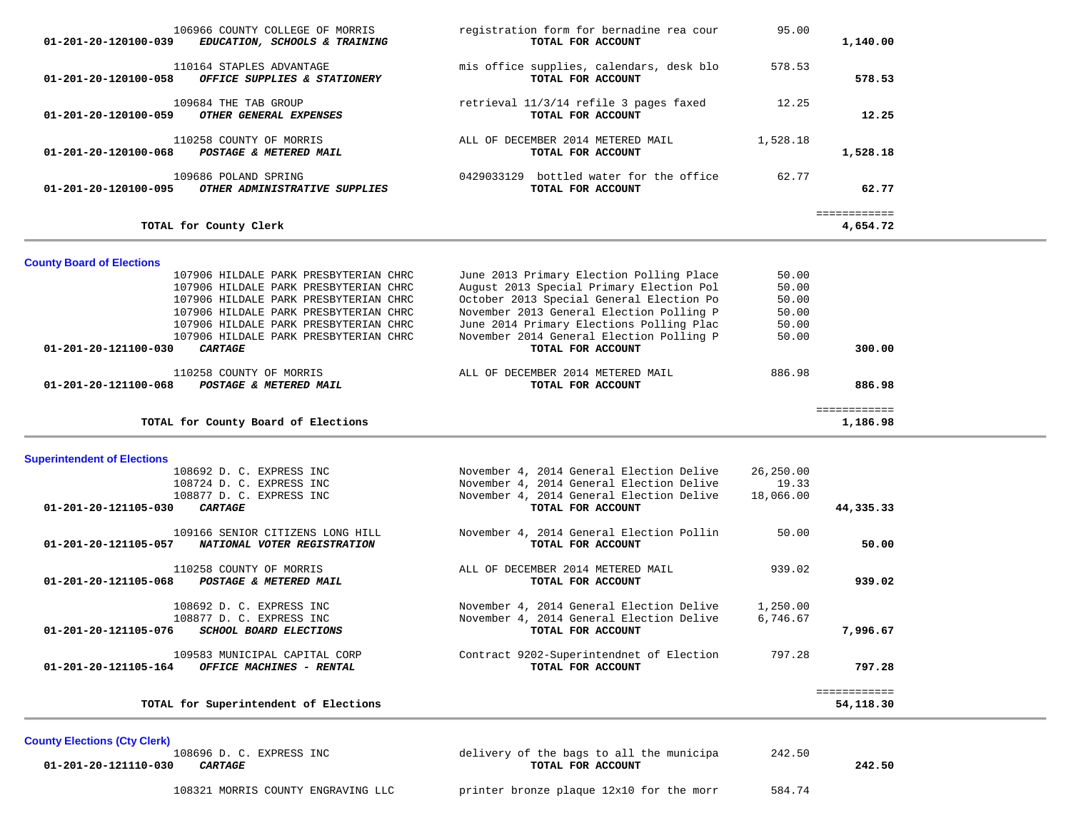| Account | Vendor | Description | Amount | Total |
|---|---|---|---|---|
| | 106966 COUNTY COLLEGE OF MORRIS | registration form for bernadine rea cour | 95.00 | |
| **01-201-20-120100-039** | ***EDUCATION, SCHOOLS & TRAINING*** | **TOTAL FOR ACCOUNT** | | **1,140.00** |
| | 110164 STAPLES ADVANTAGE | mis office supplies, calendars, desk blo | 578.53 | |
| **01-201-20-120100-058** | ***OFFICE SUPPLIES & STATIONERY*** | **TOTAL FOR ACCOUNT** | | **578.53** |
| | 109684 THE TAB GROUP | retrieval 11/3/14 refile 3 pages faxed | 12.25 | |
| **01-201-20-120100-059** | ***OTHER GENERAL EXPENSES*** | **TOTAL FOR ACCOUNT** | | **12.25** |
| | 110258 COUNTY OF MORRIS | ALL OF DECEMBER 2014 METERED MAIL | 1,528.18 | |
| **01-201-20-120100-068** | ***POSTAGE & METERED MAIL*** | **TOTAL FOR ACCOUNT** | | **1,528.18** |
| | 109686 POLAND SPRING | 0429033129 bottled water for the office | 62.77 | |
| **01-201-20-120100-095** | ***OTHER ADMINISTRATIVE SUPPLIES*** | **TOTAL FOR ACCOUNT** | | **62.77** |
| | **TOTAL for County Clerk** | | | **4,654.72** |

## County Board of Elections

| Account | Vendor | Description | Amount | Total |
|---|---|---|---|---|
| | 107906 HILDALE PARK PRESBYTERIAN CHRC | June 2013 Primary Election Polling Place | 50.00 | |
| | 107906 HILDALE PARK PRESBYTERIAN CHRC | August 2013 Special Primary Election Pol | 50.00 | |
| | 107906 HILDALE PARK PRESBYTERIAN CHRC | October 2013 Special General Election Po | 50.00 | |
| | 107906 HILDALE PARK PRESBYTERIAN CHRC | November 2013 General Election Polling P | 50.00 | |
| | 107906 HILDALE PARK PRESBYTERIAN CHRC | June 2014 Primary Elections Polling Plac | 50.00 | |
| | 107906 HILDALE PARK PRESBYTERIAN CHRC | November 2014 General Election Polling P | 50.00 | |
| **01-201-20-121100-030** | ***CARTAGE*** | **TOTAL FOR ACCOUNT** | | **300.00** |
| | 110258 COUNTY OF MORRIS | ALL OF DECEMBER 2014 METERED MAIL | 886.98 | |
| **01-201-20-121100-068** | ***POSTAGE & METERED MAIL*** | **TOTAL FOR ACCOUNT** | | **886.98** |
| | **TOTAL for County Board of Elections** | | | **1,186.98** |

## Superintendent of Elections

| Account | Vendor | Description | Amount | Total |
|---|---|---|---|---|
| | 108692 D. C. EXPRESS INC | November 4, 2014 General Election Delive | 26,250.00 | |
| | 108724 D. C. EXPRESS INC | November 4, 2014 General Election Delive | 19.33 | |
| | 108877 D. C. EXPRESS INC | November 4, 2014 General Election Delive | 18,066.00 | |
| **01-201-20-121105-030** | ***CARTAGE*** | **TOTAL FOR ACCOUNT** | | **44,335.33** |
| | 109166 SENIOR CITIZENS LONG HILL | November 4, 2014 General Election Pollin | 50.00 | |
| **01-201-20-121105-057** | ***NATIONAL VOTER REGISTRATION*** | **TOTAL FOR ACCOUNT** | | **50.00** |
| | 110258 COUNTY OF MORRIS | ALL OF DECEMBER 2014 METERED MAIL | 939.02 | |
| **01-201-20-121105-068** | ***POSTAGE & METERED MAIL*** | **TOTAL FOR ACCOUNT** | | **939.02** |
| | 108692 D. C. EXPRESS INC | November 4, 2014 General Election Delive | 1,250.00 | |
| | 108877 D. C. EXPRESS INC | November 4, 2014 General Election Delive | 6,746.67 | |
| **01-201-20-121105-076** | ***SCHOOL BOARD ELECTIONS*** | **TOTAL FOR ACCOUNT** | | **7,996.67** |
| | 109583 MUNICIPAL CAPITAL CORP | Contract 9202-Superintendnet of Election | 797.28 | |
| **01-201-20-121105-164** | ***OFFICE MACHINES - RENTAL*** | **TOTAL FOR ACCOUNT** | | **797.28** |
| | **TOTAL for Superintendent of Elections** | | | **54,118.30** |

## County Elections (Cty Clerk)

| Account | Vendor | Description | Amount | Total |
|---|---|---|---|---|
| | 108696 D. C. EXPRESS INC | delivery of the bags to all the municipa | 242.50 | |
| **01-201-20-121110-030** | ***CARTAGE*** | **TOTAL FOR ACCOUNT** | | **242.50** |
| | 108321 MORRIS COUNTY ENGRAVING LLC | printer bronze plaque 12x10 for the morr | 584.74 | |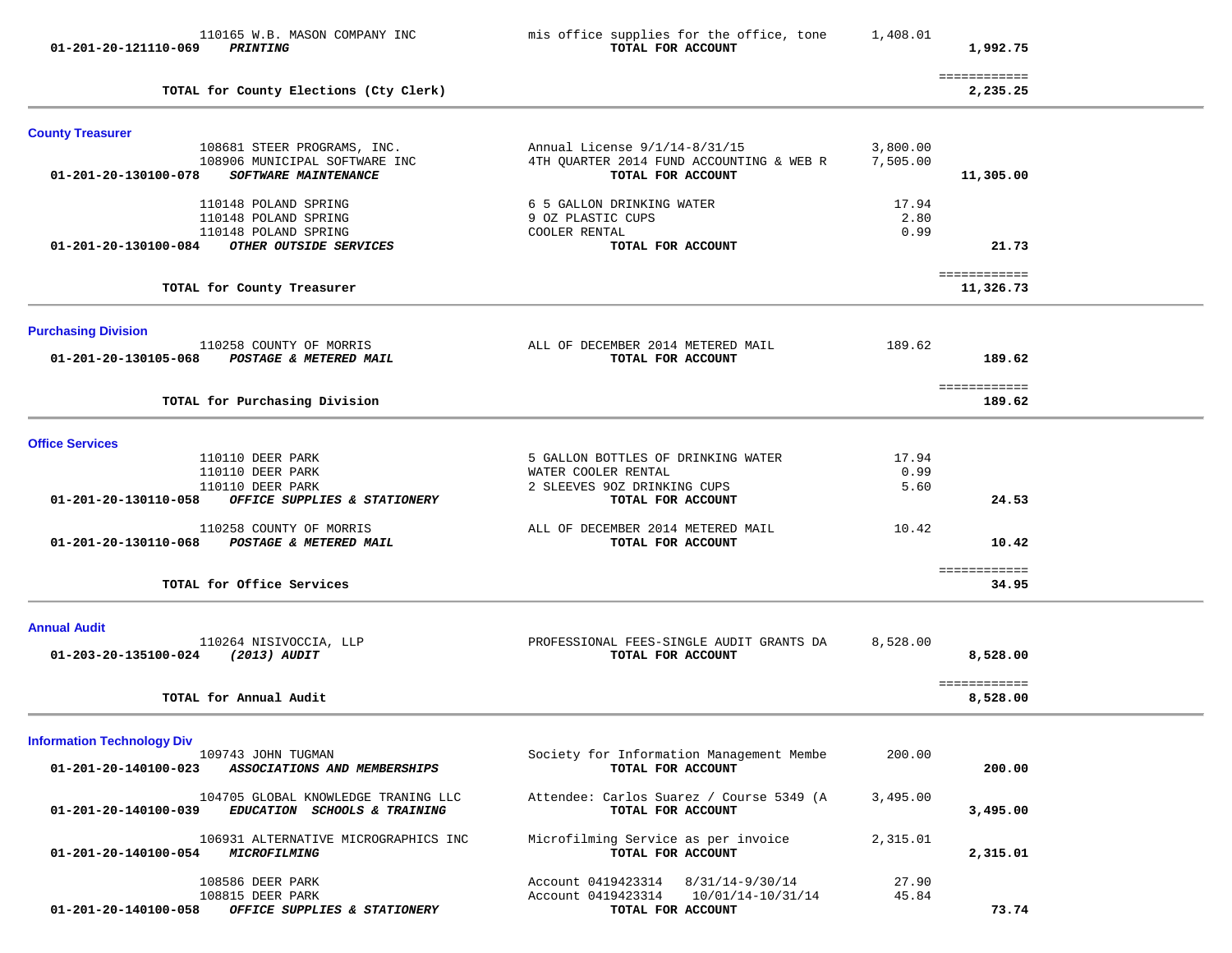| Account | Vendor / Account Name | Description | Amount | Total |
|---|---|---|---|---|
| | 110165 W.B. MASON COMPANY INC | mis office supplies for the office, tone | 1,408.01 | |
| 01-201-20-121110-069 | ***PRINTING*** | **TOTAL FOR ACCOUNT** | | **1,992.75** |
| | | | | ============ |
| | **TOTAL for County Elections (Cty Clerk)** | | | **2,235.25** |

## County Treasurer

| Account | Vendor / Account Name | Description | Amount | Total |
|---|---|---|---|---|
| | 108681 STEER PROGRAMS, INC. | Annual License 9/1/14-8/31/15 | 3,800.00 | |
| | 108906 MUNICIPAL SOFTWARE INC | 4TH QUARTER 2014 FUND ACCOUNTING & WEB R | 7,505.00 | |
| 01-201-20-130100-078 | ***SOFTWARE MAINTENANCE*** | **TOTAL FOR ACCOUNT** | | **11,305.00** |
| | 110148 POLAND SPRING | 6 5 GALLON DRINKING WATER | 17.94 | |
| | 110148 POLAND SPRING | 9 OZ PLASTIC CUPS | 2.80 | |
| | 110148 POLAND SPRING | COOLER RENTAL | 0.99 | |
| 01-201-20-130100-084 | ***OTHER OUTSIDE SERVICES*** | **TOTAL FOR ACCOUNT** | | **21.73** |
| | | | | ============ |
| | **TOTAL for County Treasurer** | | | **11,326.73** |

## Purchasing Division

| Account | Vendor / Account Name | Description | Amount | Total |
|---|---|---|---|---|
| | 110258 COUNTY OF MORRIS | ALL OF DECEMBER 2014 METERED MAIL | 189.62 | |
| 01-201-20-130105-068 | ***POSTAGE & METERED MAIL*** | **TOTAL FOR ACCOUNT** | | **189.62** |
| | | | | ============ |
| | **TOTAL for Purchasing Division** | | | **189.62** |

## Office Services

| Account | Vendor / Account Name | Description | Amount | Total |
|---|---|---|---|---|
| | 110110 DEER PARK | 5 GALLON BOTTLES OF DRINKING WATER | 17.94 | |
| | 110110 DEER PARK | WATER COOLER RENTAL | 0.99 | |
| | 110110 DEER PARK | 2 SLEEVES 9OZ DRINKING CUPS | 5.60 | |
| 01-201-20-130110-058 | ***OFFICE SUPPLIES & STATIONERY*** | **TOTAL FOR ACCOUNT** | | **24.53** |
| | 110258 COUNTY OF MORRIS | ALL OF DECEMBER 2014 METERED MAIL | 10.42 | |
| 01-201-20-130110-068 | ***POSTAGE & METERED MAIL*** | **TOTAL FOR ACCOUNT** | | **10.42** |
| | | | | ============ |
| | **TOTAL for Office Services** | | | **34.95** |

## Annual Audit

| Account | Vendor / Account Name | Description | Amount | Total |
|---|---|---|---|---|
| | 110264 NISIVOCCIA, LLP | PROFESSIONAL FEES-SINGLE AUDIT GRANTS DA | 8,528.00 | |
| 01-203-20-135100-024 | ***(2013) AUDIT*** | **TOTAL FOR ACCOUNT** | | **8,528.00** |
| | | | | ============ |
| | **TOTAL for Annual Audit** | | | **8,528.00** |

## Information Technology Div

| Account | Vendor / Account Name | Description | Amount | Total |
|---|---|---|---|---|
| | 109743 JOHN TUGMAN | Society for Information Management Membe | 200.00 | |
| 01-201-20-140100-023 | ***ASSOCIATIONS AND MEMBERSHIPS*** | **TOTAL FOR ACCOUNT** | | **200.00** |
| | 104705 GLOBAL KNOWLEDGE TRANING LLC | Attendee: Carlos Suarez / Course 5349 (A | 3,495.00 | |
| 01-201-20-140100-039 | ***EDUCATION SCHOOLS & TRAINING*** | **TOTAL FOR ACCOUNT** | | **3,495.00** |
| | 106931 ALTERNATIVE MICROGRAPHICS INC | Microfilming Service as per invoice | 2,315.01 | |
| 01-201-20-140100-054 | ***MICROFILMING*** | **TOTAL FOR ACCOUNT** | | **2,315.01** |
| | 108586 DEER PARK | Account 0419423314 8/31/14-9/30/14 | 27.90 | |
| | 108815 DEER PARK | Account 0419423314 10/01/14-10/31/14 | 45.84 | |
| 01-201-20-140100-058 | ***OFFICE SUPPLIES & STATIONERY*** | **TOTAL FOR ACCOUNT** | | **73.74** |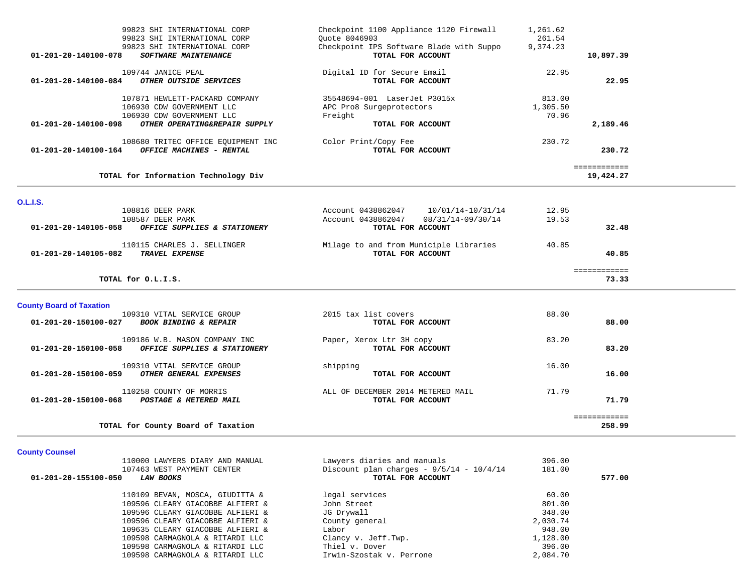| Account | Vendor | Description | Amount | Total |
|---|---|---|---|---|
| | 99823 SHI INTERNATIONAL CORP | Checkpoint 1100 Appliance 1120 Firewall | 1,261.62 | |
| | 99823 SHI INTERNATIONAL CORP | Quote 8046903 | 261.54 | |
| | 99823 SHI INTERNATIONAL CORP | Checkpoint IPS Software Blade with Suppo | 9,374.23 | |
| **01-201-20-140100-078** | ***SOFTWARE MAINTENANCE*** | **TOTAL FOR ACCOUNT** | | **10,897.39** |
| | 109744 JANICE PEAL | Digital ID for Secure Email | 22.95 | |
| **01-201-20-140100-084** | ***OTHER OUTSIDE SERVICES*** | **TOTAL FOR ACCOUNT** | | **22.95** |
| | 107871 HEWLETT-PACKARD COMPANY | 35548694-001 LaserJet P3015x | 813.00 | |
| | 106930 CDW GOVERNMENT LLC | APC Pro8 Surgeprotectors | 1,305.50 | |
| | 106930 CDW GOVERNMENT LLC | Freight | 70.96 | |
| **01-201-20-140100-098** | ***OTHER OPERATING&REPAIR SUPPLY*** | **TOTAL FOR ACCOUNT** | | **2,189.46** |
| | 108680 TRITEC OFFICE EQUIPMENT INC | Color Print/Copy Fee | 230.72 | |
| **01-201-20-140100-164** | ***OFFICE MACHINES - RENTAL*** | **TOTAL FOR ACCOUNT** | | **230.72** |
| | **TOTAL for Information Technology Div** | | | **19,424.27** |

## O.L.I.S.

| Account | Vendor | Description | Amount | Total |
|---|---|---|---|---|
| | 108816 DEER PARK | Account 0438862047 10/01/14-10/31/14 | 12.95 | |
| | 108587 DEER PARK | Account 0438862047 08/31/14-09/30/14 | 19.53 | |
| **01-201-20-140105-058** | ***OFFICE SUPPLIES & STATIONERY*** | **TOTAL FOR ACCOUNT** | | **32.48** |
| | 110115 CHARLES J. SELLINGER | Milage to and from Municiple Libraries | 40.85 | |
| **01-201-20-140105-082** | ***TRAVEL EXPENSE*** | **TOTAL FOR ACCOUNT** | | **40.85** |
| | **TOTAL for O.L.I.S.** | | | **73.33** |

## County Board of Taxation

| Account | Vendor | Description | Amount | Total |
|---|---|---|---|---|
| | 109310 VITAL SERVICE GROUP | 2015 tax list covers | 88.00 | |
| **01-201-20-150100-027** | ***BOOK BINDING & REPAIR*** | **TOTAL FOR ACCOUNT** | | **88.00** |
| | 109186 W.B. MASON COMPANY INC | Paper, Xerox Ltr 3H copy | 83.20 | |
| **01-201-20-150100-058** | ***OFFICE SUPPLIES & STATIONERY*** | **TOTAL FOR ACCOUNT** | | **83.20** |
| | 109310 VITAL SERVICE GROUP | shipping | 16.00 | |
| **01-201-20-150100-059** | ***OTHER GENERAL EXPENSES*** | **TOTAL FOR ACCOUNT** | | **16.00** |
| | 110258 COUNTY OF MORRIS | ALL OF DECEMBER 2014 METERED MAIL | 71.79 | |
| **01-201-20-150100-068** | ***POSTAGE & METERED MAIL*** | **TOTAL FOR ACCOUNT** | | **71.79** |
| | **TOTAL for County Board of Taxation** | | | **258.99** |

## County Counsel

| Account | Vendor | Description | Amount | Total |
|---|---|---|---|---|
| | 110000 LAWYERS DIARY AND MANUAL | Lawyers diaries and manuals | 396.00 | |
| | 107463 WEST PAYMENT CENTER | Discount plan charges - 9/5/14 - 10/4/14 | 181.00 | |
| **01-201-20-155100-050** | ***LAW BOOKS*** | **TOTAL FOR ACCOUNT** | | **577.00** |
| | 110109 BEVAN, MOSCA, GIUDITTA & | legal services | 60.00 | |
| | 109596 CLEARY GIACOBBE ALFIERI & | John Street | 801.00 | |
| | 109596 CLEARY GIACOBBE ALFIERI & | JG Drywall | 348.00 | |
| | 109596 CLEARY GIACOBBE ALFIERI & | County general | 2,030.74 | |
| | 109635 CLEARY GIACOBBE ALFIERI & | Labor | 948.00 | |
| | 109598 CARMAGNOLA & RITARDI LLC | Clancy v. Jeff.Twp. | 1,128.00 | |
| | 109598 CARMAGNOLA & RITARDI LLC | Thiel v. Dover | 396.00 | |
| | 109598 CARMAGNOLA & RITARDI LLC | Irwin-Szostak v. Perrone | 2,084.70 | |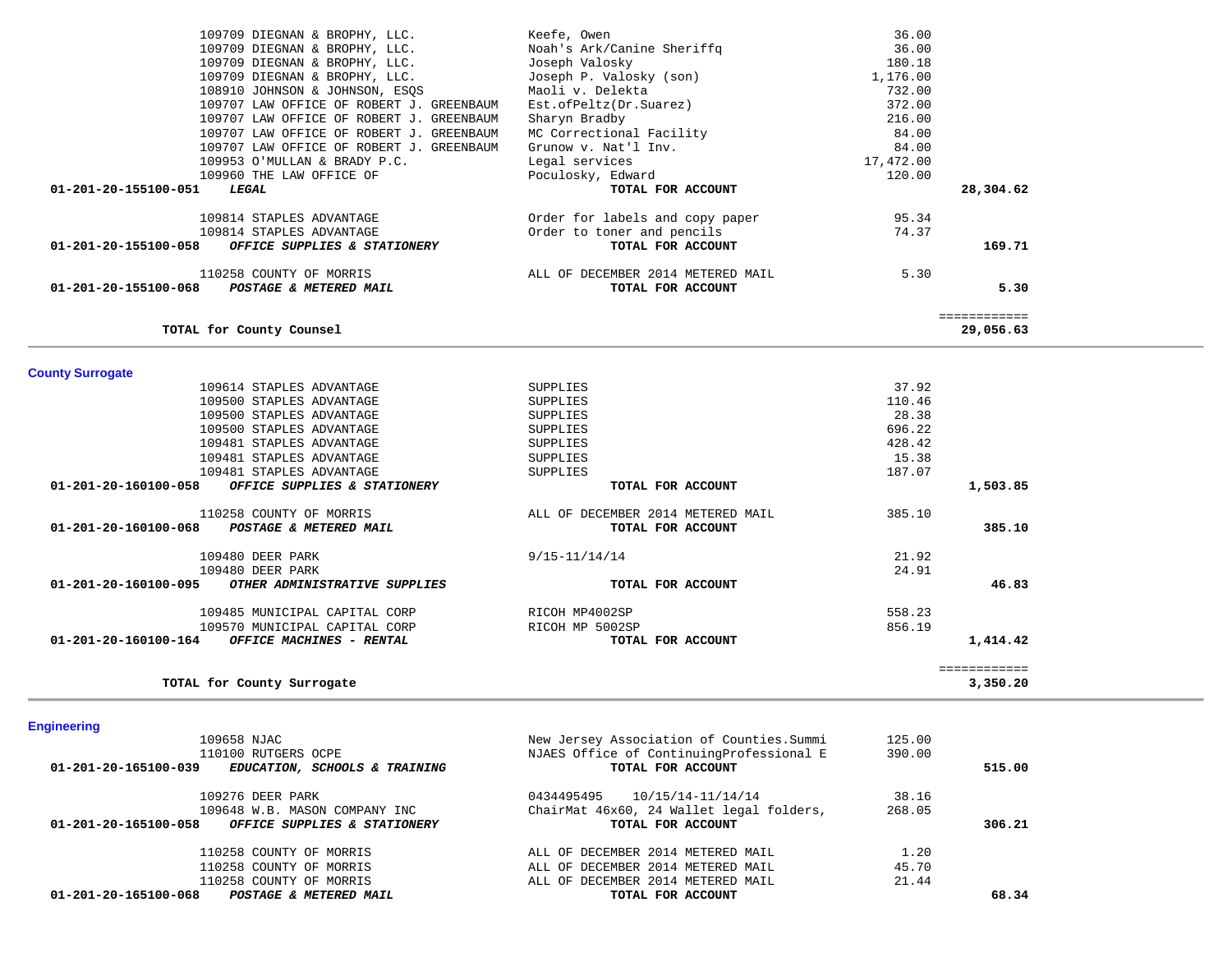| Account | Vendor | Description | Amount | Total |
|---|---|---|---|---|
| | 109709 DIEGNAN & BROPHY, LLC. | Keefe, Owen | 36.00 | |
| | 109709 DIEGNAN & BROPHY, LLC. | Noah's Ark/Canine Sheriffq | 36.00 | |
| | 109709 DIEGNAN & BROPHY, LLC. | Joseph Valosky | 180.18 | |
| | 109709 DIEGNAN & BROPHY, LLC. | Joseph P. Valosky (son) | 1,176.00 | |
| | 108910 JOHNSON & JOHNSON, ESQS | Maoli v. Delekta | 732.00 | |
| | 109707 LAW OFFICE OF ROBERT J. GREENBAUM | Est.ofPeltz(Dr.Suarez) | 372.00 | |
| | 109707 LAW OFFICE OF ROBERT J. GREENBAUM | Sharyn Bradby | 216.00 | |
| | 109707 LAW OFFICE OF ROBERT J. GREENBAUM | MC Correctional Facility | 84.00 | |
| | 109707 LAW OFFICE OF ROBERT J. GREENBAUM | Grunow v. Nat'l Inv. | 84.00 | |
| | 109953 O'MULLAN & BRADY P.C. | Legal services | 17,472.00 | |
| | 109960 THE LAW OFFICE OF | Poculosky, Edward | 120.00 | |
| **01-201-20-155100-051** | ***LEGAL*** | **TOTAL FOR ACCOUNT** | | **28,304.62** |
| | 109814 STAPLES ADVANTAGE | Order for labels and copy paper | 95.34 | |
| | 109814 STAPLES ADVANTAGE | Order to toner and pencils | 74.37 | |
| **01-201-20-155100-058** | ***OFFICE SUPPLIES & STATIONERY*** | **TOTAL FOR ACCOUNT** | | **169.71** |
| | 110258 COUNTY OF MORRIS | ALL OF DECEMBER 2014 METERED MAIL | 5.30 | |
| **01-201-20-155100-068** | ***POSTAGE & METERED MAIL*** | **TOTAL FOR ACCOUNT** | | **5.30** |
| | **TOTAL for County Counsel** | | | **29,056.63** |

## County Surrogate

| Account | Vendor | Description | Amount | Total |
|---|---|---|---|---|
| | 109614 STAPLES ADVANTAGE | SUPPLIES | 37.92 | |
| | 109500 STAPLES ADVANTAGE | SUPPLIES | 110.46 | |
| | 109500 STAPLES ADVANTAGE | SUPPLIES | 28.38 | |
| | 109500 STAPLES ADVANTAGE | SUPPLIES | 696.22 | |
| | 109481 STAPLES ADVANTAGE | SUPPLIES | 428.42 | |
| | 109481 STAPLES ADVANTAGE | SUPPLIES | 15.38 | |
| | 109481 STAPLES ADVANTAGE | SUPPLIES | 187.07 | |
| **01-201-20-160100-058** | ***OFFICE SUPPLIES & STATIONERY*** | **TOTAL FOR ACCOUNT** | | **1,503.85** |
| | 110258 COUNTY OF MORRIS | ALL OF DECEMBER 2014 METERED MAIL | 385.10 | |
| **01-201-20-160100-068** | ***POSTAGE & METERED MAIL*** | **TOTAL FOR ACCOUNT** | | **385.10** |
| | 109480 DEER PARK | 9/15-11/14/14 | 21.92 | |
| | 109480 DEER PARK | | 24.91 | |
| **01-201-20-160100-095** | ***OTHER ADMINISTRATIVE SUPPLIES*** | **TOTAL FOR ACCOUNT** | | **46.83** |
| | 109485 MUNICIPAL CAPITAL CORP | RICOH MP4002SP | 558.23 | |
| | 109570 MUNICIPAL CAPITAL CORP | RICOH MP 5002SP | 856.19 | |
| **01-201-20-160100-164** | ***OFFICE MACHINES - RENTAL*** | **TOTAL FOR ACCOUNT** | | **1,414.42** |
| | **TOTAL for County Surrogate** | | | **3,350.20** |

## Engineering

| Account | Vendor | Description | Amount | Total |
|---|---|---|---|---|
| | 109658 NJAC | New Jersey Association of Counties.Summi | 125.00 | |
| | 110100 RUTGERS OCPE | NJAES Office of ContinuingProfessional E | 390.00 | |
| **01-201-20-165100-039** | ***EDUCATION, SCHOOLS & TRAINING*** | **TOTAL FOR ACCOUNT** | | **515.00** |
| | 109276 DEER PARK | 0434495495 10/15/14-11/14/14 | 38.16 | |
| | 109648 W.B. MASON COMPANY INC | ChairMat 46x60, 24 Wallet legal folders, | 268.05 | |
| **01-201-20-165100-058** | ***OFFICE SUPPLIES & STATIONERY*** | **TOTAL FOR ACCOUNT** | | **306.21** |
| | 110258 COUNTY OF MORRIS | ALL OF DECEMBER 2014 METERED MAIL | 1.20 | |
| | 110258 COUNTY OF MORRIS | ALL OF DECEMBER 2014 METERED MAIL | 45.70 | |
| | 110258 COUNTY OF MORRIS | ALL OF DECEMBER 2014 METERED MAIL | 21.44 | |
| **01-201-20-165100-068** | ***POSTAGE & METERED MAIL*** | **TOTAL FOR ACCOUNT** | | **68.34** |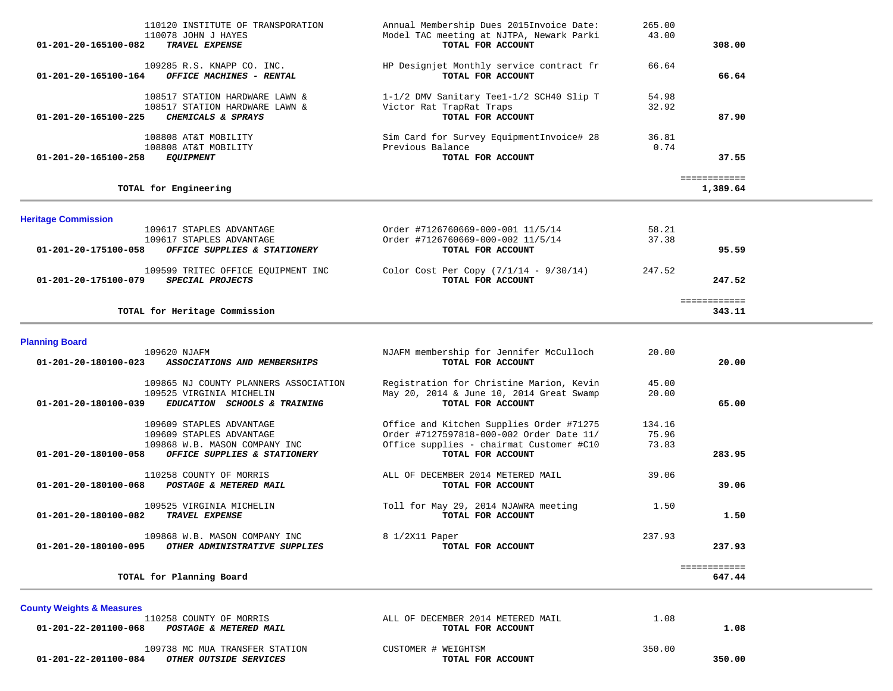| Account | Vendor | Description | Amount | Total |
|---|---|---|---|---|
| | 110120 INSTITUTE OF TRANSPORATION | Annual Membership Dues 2015Invoice Date: | 265.00 | |
| | 110078 JOHN J HAYES | Model TAC meeting at NJTPA, Newark Parki | 43.00 | |
| 01-201-20-165100-082 | ***TRAVEL EXPENSE*** | **TOTAL FOR ACCOUNT** | | **308.00** |
| | 109285 R.S. KNAPP CO. INC. | HP Designjet Monthly service contract fr | 66.64 | |
| 01-201-20-165100-164 | ***OFFICE MACHINES - RENTAL*** | **TOTAL FOR ACCOUNT** | | **66.64** |
| | 108517 STATION HARDWARE LAWN & | 1-1/2 DMV Sanitary Tee1-1/2 SCH40 Slip T | 54.98 | |
| | 108517 STATION HARDWARE LAWN & | Victor Rat TrapRat Traps | 32.92 | |
| 01-201-20-165100-225 | ***CHEMICALS & SPRAYS*** | **TOTAL FOR ACCOUNT** | | **87.90** |
| | 108808 AT&T MOBILITY | Sim Card for Survey EquipmentInvoice# 28 | 36.81 | |
| | 108808 AT&T MOBILITY | Previous Balance | 0.74 | |
| 01-201-20-165100-258 | ***EQUIPMENT*** | **TOTAL FOR ACCOUNT** | | **37.55** |
| | **TOTAL for Engineering** | | | **1,389.64** |

## Heritage Commission

| Account | Vendor | Description | Amount | Total |
|---|---|---|---|---|
| | 109617 STAPLES ADVANTAGE | Order #7126760669-000-001 11/5/14 | 58.21 | |
| | 109617 STAPLES ADVANTAGE | Order #7126760669-000-002 11/5/14 | 37.38 | |
| 01-201-20-175100-058 | ***OFFICE SUPPLIES & STATIONERY*** | **TOTAL FOR ACCOUNT** | | **95.59** |
| | 109599 TRITEC OFFICE EQUIPMENT INC | Color Cost Per Copy (7/1/14 - 9/30/14) | 247.52 | |
| 01-201-20-175100-079 | ***SPECIAL PROJECTS*** | **TOTAL FOR ACCOUNT** | | **247.52** |
| | **TOTAL for Heritage Commission** | | | **343.11** |

## Planning Board

| Account | Vendor | Description | Amount | Total |
|---|---|---|---|---|
| | 109620 NJAFM | NJAFM membership for Jennifer McCulloch | 20.00 | |
| 01-201-20-180100-023 | ***ASSOCIATIONS AND MEMBERSHIPS*** | **TOTAL FOR ACCOUNT** | | **20.00** |
| | 109865 NJ COUNTY PLANNERS ASSOCIATION | Registration for Christine Marion, Kevin | 45.00 | |
| | 109525 VIRGINIA MICHELIN | May 20, 2014 & June 10, 2014 Great Swamp | 20.00 | |
| 01-201-20-180100-039 | ***EDUCATION SCHOOLS & TRAINING*** | **TOTAL FOR ACCOUNT** | | **65.00** |
| | 109609 STAPLES ADVANTAGE | Office and Kitchen Supplies Order #71275 | 134.16 | |
| | 109609 STAPLES ADVANTAGE | Order #7127597818-000-002 Order Date 11/ | 75.96 | |
| | 109868 W.B. MASON COMPANY INC | Office supplies - chairmat Customer #C10 | 73.83 | |
| 01-201-20-180100-058 | ***OFFICE SUPPLIES & STATIONERY*** | **TOTAL FOR ACCOUNT** | | **283.95** |
| | 110258 COUNTY OF MORRIS | ALL OF DECEMBER 2014 METERED MAIL | 39.06 | |
| 01-201-20-180100-068 | ***POSTAGE & METERED MAIL*** | **TOTAL FOR ACCOUNT** | | **39.06** |
| | 109525 VIRGINIA MICHELIN | Toll for May 29, 2014 NJAWRA meeting | 1.50 | |
| 01-201-20-180100-082 | ***TRAVEL EXPENSE*** | **TOTAL FOR ACCOUNT** | | **1.50** |
| | 109868 W.B. MASON COMPANY INC | 8 1/2X11 Paper | 237.93 | |
| 01-201-20-180100-095 | ***OTHER ADMINISTRATIVE SUPPLIES*** | **TOTAL FOR ACCOUNT** | | **237.93** |
| | **TOTAL for Planning Board** | | | **647.44** |

## County Weights & Measures

| Account | Vendor | Description | Amount | Total |
|---|---|---|---|---|
| | 110258 COUNTY OF MORRIS | ALL OF DECEMBER 2014 METERED MAIL | 1.08 | |
| 01-201-22-201100-068 | ***POSTAGE & METERED MAIL*** | **TOTAL FOR ACCOUNT** | | **1.08** |
| | 109738 MC MUA TRANSFER STATION | CUSTOMER # WEIGHTSM | 350.00 | |
| 01-201-22-201100-084 | ***OTHER OUTSIDE SERVICES*** | **TOTAL FOR ACCOUNT** | | **350.00** |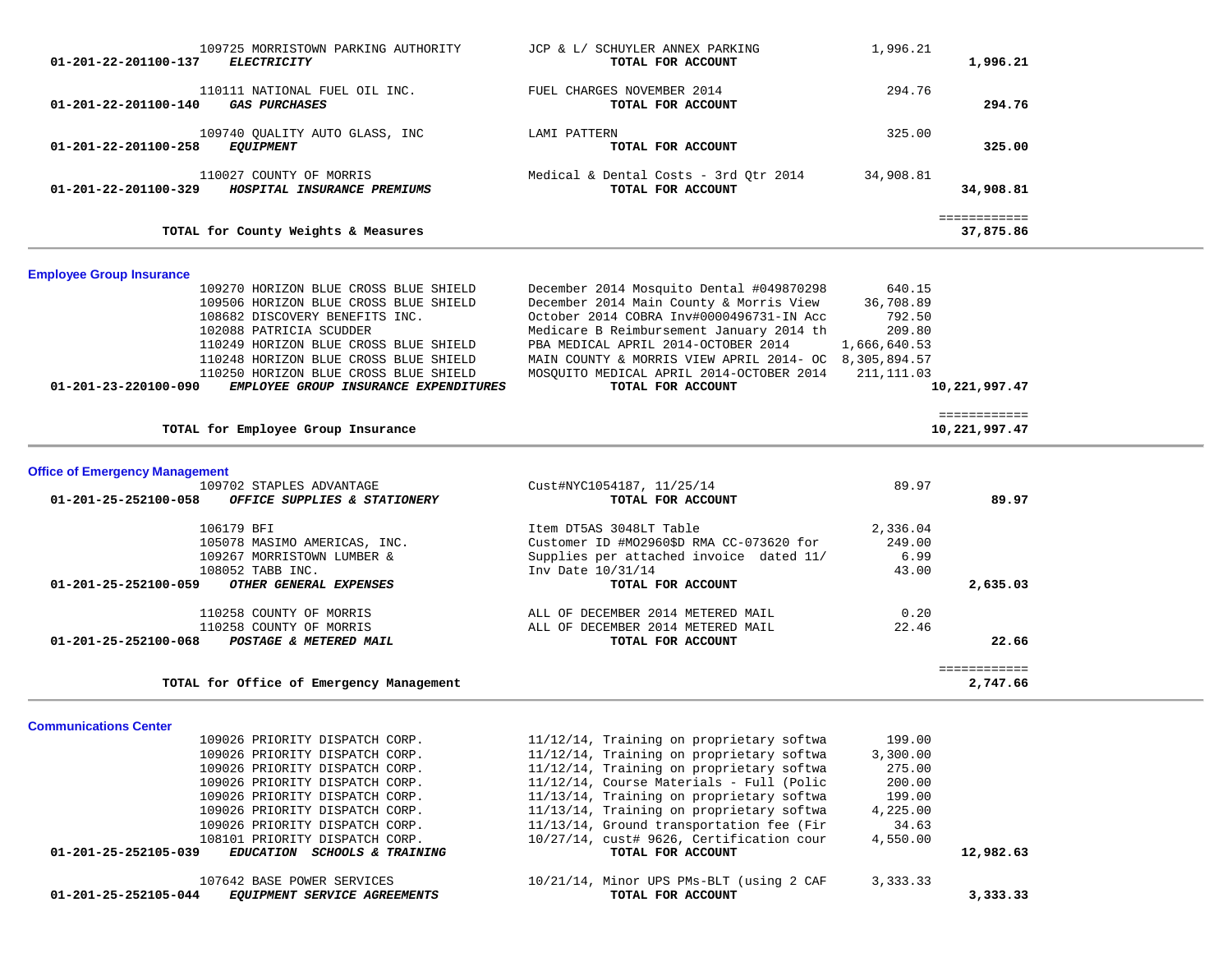| Account | Vendor / Account Name | Description | Amount | Total |
|---|---|---|---|---|
| | 109725 MORRISTOWN PARKING AUTHORITY | JCP & L/ SCHUYLER ANNEX PARKING | 1,996.21 | |
| 01-201-22-201100-137 | ***ELECTRICITY*** | **TOTAL FOR ACCOUNT** | | **1,996.21** |
| | 110111 NATIONAL FUEL OIL INC. | FUEL CHARGES NOVEMBER 2014 | 294.76 | |
| 01-201-22-201100-140 | ***GAS PURCHASES*** | **TOTAL FOR ACCOUNT** | | **294.76** |
| | 109740 QUALITY AUTO GLASS, INC | LAMI PATTERN | 325.00 | |
| 01-201-22-201100-258 | ***EQUIPMENT*** | **TOTAL FOR ACCOUNT** | | **325.00** |
| | 110027 COUNTY OF MORRIS | Medical & Dental Costs - 3rd Qtr 2014 | 34,908.81 | |
| 01-201-22-201100-329 | ***HOSPITAL INSURANCE PREMIUMS*** | **TOTAL FOR ACCOUNT** | | **34,908.81** |
| | | | | ============ |
| | **TOTAL for County Weights & Measures** | | | **37,875.86** |

## Employee Group Insurance

| Account | Vendor / Account Name | Description | Amount | Total |
|---|---|---|---|---|
| | 109270 HORIZON BLUE CROSS BLUE SHIELD | December 2014 Mosquito Dental #049870298 | 640.15 | |
| | 109506 HORIZON BLUE CROSS BLUE SHIELD | December 2014 Main County & Morris View | 36,708.89 | |
| | 108682 DISCOVERY BENEFITS INC. | October 2014 COBRA Inv#0000496731-IN Acc | 792.50 | |
| | 102088 PATRICIA SCUDDER | Medicare B Reimbursement January 2014 th | 209.80 | |
| | 110249 HORIZON BLUE CROSS BLUE SHIELD | PBA MEDICAL APRIL 2014-OCTOBER 2014 | 1,666,640.53 | |
| | 110248 HORIZON BLUE CROSS BLUE SHIELD | MAIN COUNTY & MORRIS VIEW APRIL 2014- OC | 8,305,894.57 | |
| | 110250 HORIZON BLUE CROSS BLUE SHIELD | MOSQUITO MEDICAL APRIL 2014-OCTOBER 2014 | 211,111.03 | |
| 01-201-23-220100-090 | ***EMPLOYEE GROUP INSURANCE EXPENDITURES*** | **TOTAL FOR ACCOUNT** | | **10,221,997.47** |
| | | | | ============ |
| | **TOTAL for Employee Group Insurance** | | | **10,221,997.47** |

## Office of Emergency Management

| Account | Vendor / Account Name | Description | Amount | Total |
|---|---|---|---|---|
| | 109702 STAPLES ADVANTAGE | Cust#NYC1054187, 11/25/14 | 89.97 | |
| 01-201-25-252100-058 | ***OFFICE SUPPLIES & STATIONERY*** | **TOTAL FOR ACCOUNT** | | **89.97** |
| | 106179 BFI | Item DT5AS 3048LT Table | 2,336.04 | |
| | 105078 MASIMO AMERICAS, INC. | Customer ID #MO2960$D RMA CC-073620 for | 249.00 | |
| | 109267 MORRISTOWN LUMBER & | Supplies per attached invoice dated 11/ | 6.99 | |
| | 108052 TABB INC. | Inv Date 10/31/14 | 43.00 | |
| 01-201-25-252100-059 | ***OTHER GENERAL EXPENSES*** | **TOTAL FOR ACCOUNT** | | **2,635.03** |
| | 110258 COUNTY OF MORRIS | ALL OF DECEMBER 2014 METERED MAIL | 0.20 | |
| | 110258 COUNTY OF MORRIS | ALL OF DECEMBER 2014 METERED MAIL | 22.46 | |
| 01-201-25-252100-068 | ***POSTAGE & METERED MAIL*** | **TOTAL FOR ACCOUNT** | | **22.66** |
| | | | | ============ |
| | **TOTAL for Office of Emergency Management** | | | **2,747.66** |

## Communications Center

| Account | Vendor / Account Name | Description | Amount | Total |
|---|---|---|---|---|
| | 109026 PRIORITY DISPATCH CORP. | 11/12/14, Training on proprietary softwa | 199.00 | |
| | 109026 PRIORITY DISPATCH CORP. | 11/12/14, Training on proprietary softwa | 3,300.00 | |
| | 109026 PRIORITY DISPATCH CORP. | 11/12/14, Training on proprietary softwa | 275.00 | |
| | 109026 PRIORITY DISPATCH CORP. | 11/12/14, Course Materials - Full (Polic | 200.00 | |
| | 109026 PRIORITY DISPATCH CORP. | 11/13/14, Training on proprietary softwa | 199.00 | |
| | 109026 PRIORITY DISPATCH CORP. | 11/13/14, Training on proprietary softwa | 4,225.00 | |
| | 109026 PRIORITY DISPATCH CORP. | 11/13/14, Ground transportation fee (Fir | 34.63 | |
| | 108101 PRIORITY DISPATCH CORP. | 10/27/14, cust# 9626, Certification cour | 4,550.00 | |
| 01-201-25-252105-039 | ***EDUCATION SCHOOLS & TRAINING*** | **TOTAL FOR ACCOUNT** | | **12,982.63** |
| | 107642 BASE POWER SERVICES | 10/21/14, Minor UPS PMs-BLT (using 2 CAF | 3,333.33 | |
| 01-201-25-252105-044 | ***EQUIPMENT SERVICE AGREEMENTS*** | **TOTAL FOR ACCOUNT** | | **3,333.33** |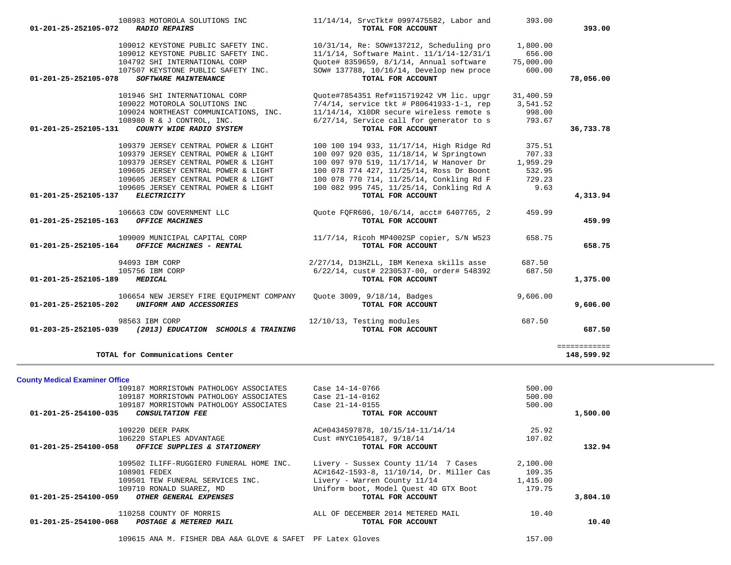| Account | Vendor | Description | Amount | Total |
|---|---|---|---|---|
| | 108983 MOTOROLA SOLUTIONS INC | 11/14/14, SrvcTkt# 0997475582, Labor and | 393.00 | |
| 01-201-25-252105-072 | *RADIO REPAIRS* | TOTAL FOR ACCOUNT | | 393.00 |
| | 109012 KEYSTONE PUBLIC SAFETY INC. | 10/31/14, Re: SOW#137212, Scheduling pro | 1,800.00 | |
| | 109012 KEYSTONE PUBLIC SAFETY INC. | 11/1/14, Software Maint. 11/1/14-12/31/1 | 656.00 | |
| | 104792 SHI INTERNATIONAL CORP | Quote# 8359659, 8/1/14, Annual software | 75,000.00 | |
| | 107507 KEYSTONE PUBLIC SAFETY INC. | SOW# 137788, 10/16/14, Develop new proce | 600.00 | |
| 01-201-25-252105-078 | *SOFTWARE MAINTENANCE* | TOTAL FOR ACCOUNT | | 78,056.00 |
| | 101946 SHI INTERNATIONAL CORP | Quote#7854351 Ref#115719242 VM lic. upgr | 31,400.59 | |
| | 109022 MOTOROLA SOLUTIONS INC | 7/4/14, service tkt # P80641933-1-1, rep | 3,541.52 | |
| | 109024 NORTHEAST COMMUNICATIONS, INC. | 11/14/14, X10DR secure wireless remote s | 998.00 | |
| | 108980 R & J CONTROL, INC. | 6/27/14, Service call for generator to s | 793.67 | |
| 01-201-25-252105-131 | *COUNTY WIDE RADIO SYSTEM* | TOTAL FOR ACCOUNT | | 36,733.78 |
| | 109379 JERSEY CENTRAL POWER & LIGHT | 100 100 194 933, 11/17/14, High Ridge Rd | 375.51 | |
| | 109379 JERSEY CENTRAL POWER & LIGHT | 100 097 920 035, 11/18/14, W Springtown | 707.33 | |
| | 109379 JERSEY CENTRAL POWER & LIGHT | 100 097 970 519, 11/17/14, W Hanover Dr | 1,959.29 | |
| | 109605 JERSEY CENTRAL POWER & LIGHT | 100 078 774 427, 11/25/14, Ross Dr Boont | 532.95 | |
| | 109605 JERSEY CENTRAL POWER & LIGHT | 100 078 770 714, 11/25/14, Conkling Rd F | 729.23 | |
| | 109605 JERSEY CENTRAL POWER & LIGHT | 100 082 995 745, 11/25/14, Conkling Rd A | 9.63 | |
| 01-201-25-252105-137 | *ELECTRICITY* | TOTAL FOR ACCOUNT | | 4,313.94 |
| | 106663 CDW GOVERNMENT LLC | Quote FQFR606, 10/6/14, acct# 6407765, 2 | 459.99 | |
| 01-201-25-252105-163 | *OFFICE MACHINES* | TOTAL FOR ACCOUNT | | 459.99 |
| | 109009 MUNICIPAL CAPITAL CORP | 11/7/14, Ricoh MP4002SP copier, S/N W523 | 658.75 | |
| 01-201-25-252105-164 | *OFFICE MACHINES - RENTAL* | TOTAL FOR ACCOUNT | | 658.75 |
| | 94093 IBM CORP | 2/27/14, D13HZLL, IBM Kenexa skills asse | 687.50 | |
| | 105756 IBM CORP | 6/22/14, cust# 2230537-00, order# 548392 | 687.50 | |
| 01-201-25-252105-189 | *MEDICAL* | TOTAL FOR ACCOUNT | | 1,375.00 |
| | 106654 NEW JERSEY FIRE EQUIPMENT COMPANY | Quote 3009, 9/18/14, Badges | 9,606.00 | |
| 01-201-25-252105-202 | *UNIFORM AND ACCESSORIES* | TOTAL FOR ACCOUNT | | 9,606.00 |
| | 98563 IBM CORP | 12/10/13, Testing modules | 687.50 | |
| 01-203-25-252105-039 | *(2013) EDUCATION SCHOOLS & TRAINING* | TOTAL FOR ACCOUNT | | 687.50 |
| | TOTAL for Communications Center | | | 148,599.92 |

## County Medical Examiner Office

| Account | Vendor | Description | Amount | Total |
|---|---|---|---|---|
| | 109187 MORRISTOWN PATHOLOGY ASSOCIATES | Case 14-14-0766 | 500.00 | |
| | 109187 MORRISTOWN PATHOLOGY ASSOCIATES | Case 21-14-0162 | 500.00 | |
| | 109187 MORRISTOWN PATHOLOGY ASSOCIATES | Case 21-14-0155 | 500.00 | |
| 01-201-25-254100-035 | *CONSULTATION FEE* | TOTAL FOR ACCOUNT | | 1,500.00 |
| | 109220 DEER PARK | AC#0434597878, 10/15/14-11/14/14 | 25.92 | |
| | 106220 STAPLES ADVANTAGE | Cust #NYC1054187, 9/18/14 | 107.02 | |
| 01-201-25-254100-058 | *OFFICE SUPPLIES & STATIONERY* | TOTAL FOR ACCOUNT | | 132.94 |
| | 109502 ILIFF-RUGGIERO FUNERAL HOME INC. | Livery - Sussex County 11/14 7 Cases | 2,100.00 | |
| | 108901 FEDEX | AC#1642-1593-8, 11/10/14, Dr. Miller Cas | 109.35 | |
| | 109501 TEW FUNERAL SERVICES INC. | Livery - Warren County 11/14 | 1,415.00 | |
| | 109710 RONALD SUAREZ, MD | Uniform boot, Model Quest 4D GTX Boot | 179.75 | |
| 01-201-25-254100-059 | *OTHER GENERAL EXPENSES* | TOTAL FOR ACCOUNT | | 3,804.10 |
| | 110258 COUNTY OF MORRIS | ALL OF DECEMBER 2014 METERED MAIL | 10.40 | |
| 01-201-25-254100-068 | *POSTAGE & METERED MAIL* | TOTAL FOR ACCOUNT | | 10.40 |
| | 109615 ANA M. FISHER DBA A&A GLOVE & SAFET | PF Latex Gloves | 157.00 | |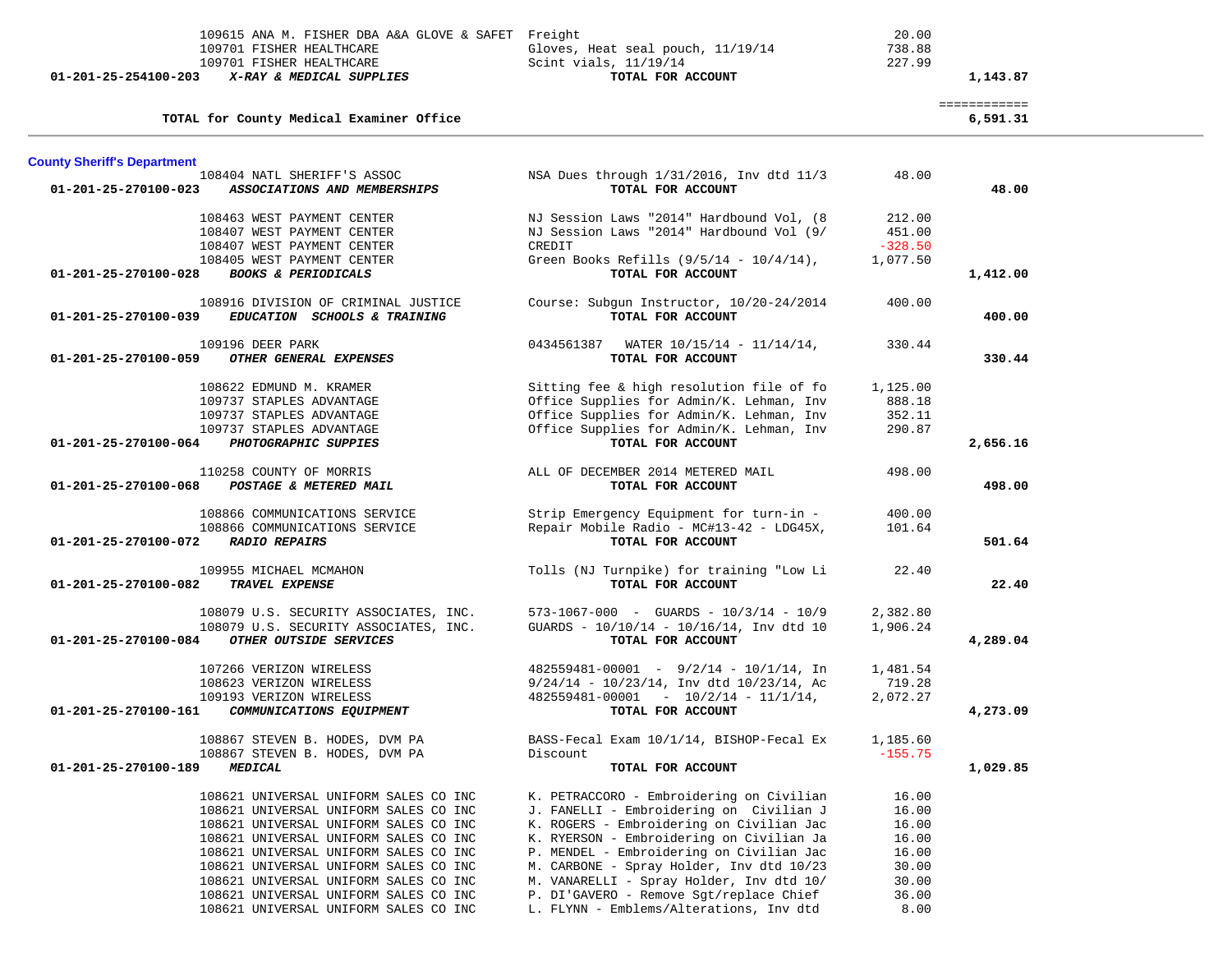| Account | Vendor | Description | Amount | Total |
|---|---|---|---|---|
| | 109615 ANA M. FISHER DBA A&A GLOVE & SAFET | Freight | 20.00 | |
| | 109701 FISHER HEALTHCARE | Gloves, Heat seal pouch, 11/19/14 | 738.88 | |
| | 109701 FISHER HEALTHCARE | Scint vials, 11/19/14 | 227.99 | |
| **01-201-25-254100-203** | ***X-RAY & MEDICAL SUPPLIES*** | **TOTAL FOR ACCOUNT** | | **1,143.87** |
| | | | | ============ |
| | **TOTAL for County Medical Examiner Office** | | | **6,591.31** |

**County Sheriff's Department**

| Account | Vendor | Description | Amount | Total |
|---|---|---|---|---|
| | 108404 NATL SHERIFF'S ASSOC | NSA Dues through 1/31/2016, Inv dtd 11/3 | 48.00 | |
| **01-201-25-270100-023** | ***ASSOCIATIONS AND MEMBERSHIPS*** | **TOTAL FOR ACCOUNT** | | **48.00** |
| | 108463 WEST PAYMENT CENTER | NJ Session Laws "2014" Hardbound Vol, (8 | 212.00 | |
| | 108407 WEST PAYMENT CENTER | NJ Session Laws "2014" Hardbound Vol (9/ | 451.00 | |
| | 108407 WEST PAYMENT CENTER | CREDIT | -328.50 | |
| | 108405 WEST PAYMENT CENTER | Green Books Refills (9/5/14 - 10/4/14), | 1,077.50 | |
| **01-201-25-270100-028** | ***BOOKS & PERIODICALS*** | **TOTAL FOR ACCOUNT** | | **1,412.00** |
| | 108916 DIVISION OF CRIMINAL JUSTICE | Course: Subgun Instructor, 10/20-24/2014 | 400.00 | |
| **01-201-25-270100-039** | ***EDUCATION SCHOOLS & TRAINING*** | **TOTAL FOR ACCOUNT** | | **400.00** |
| | 109196 DEER PARK | 0434561387 WATER 10/15/14 - 11/14/14, | 330.44 | |
| **01-201-25-270100-059** | ***OTHER GENERAL EXPENSES*** | **TOTAL FOR ACCOUNT** | | **330.44** |
| | 108622 EDMUND M. KRAMER | Sitting fee & high resolution file of fo | 1,125.00 | |
| | 109737 STAPLES ADVANTAGE | Office Supplies for Admin/K. Lehman, Inv | 888.18 | |
| | 109737 STAPLES ADVANTAGE | Office Supplies for Admin/K. Lehman, Inv | 352.11 | |
| | 109737 STAPLES ADVANTAGE | Office Supplies for Admin/K. Lehman, Inv | 290.87 | |
| **01-201-25-270100-064** | ***PHOTOGRAPHIC SUPPIES*** | **TOTAL FOR ACCOUNT** | | **2,656.16** |
| | 110258 COUNTY OF MORRIS | ALL OF DECEMBER 2014 METERED MAIL | 498.00 | |
| **01-201-25-270100-068** | ***POSTAGE & METERED MAIL*** | **TOTAL FOR ACCOUNT** | | **498.00** |
| | 108866 COMMUNICATIONS SERVICE | Strip Emergency Equipment for turn-in - | 400.00 | |
| | 108866 COMMUNICATIONS SERVICE | Repair Mobile Radio - MC#13-42 - LDG45X, | 101.64 | |
| **01-201-25-270100-072** | ***RADIO REPAIRS*** | **TOTAL FOR ACCOUNT** | | **501.64** |
| | 109955 MICHAEL MCMAHON | Tolls (NJ Turnpike) for training "Low Li | 22.40 | |
| **01-201-25-270100-082** | ***TRAVEL EXPENSE*** | **TOTAL FOR ACCOUNT** | | **22.40** |
| | 108079 U.S. SECURITY ASSOCIATES, INC. | 573-1067-000 - GUARDS - 10/3/14 - 10/9 | 2,382.80 | |
| | 108079 U.S. SECURITY ASSOCIATES, INC. | GUARDS - 10/10/14 - 10/16/14, Inv dtd 10 | 1,906.24 | |
| **01-201-25-270100-084** | ***OTHER OUTSIDE SERVICES*** | **TOTAL FOR ACCOUNT** | | **4,289.04** |
| | 107266 VERIZON WIRELESS | 482559481-00001 - 9/2/14 - 10/1/14, In | 1,481.54 | |
| | 108623 VERIZON WIRELESS | 9/24/14 - 10/23/14, Inv dtd 10/23/14, Ac | 719.28 | |
| | 109193 VERIZON WIRELESS | 482559481-00001 - 10/2/14 - 11/1/14, | 2,072.27 | |
| **01-201-25-270100-161** | ***COMMUNICATIONS EQUIPMENT*** | **TOTAL FOR ACCOUNT** | | **4,273.09** |
| | 108867 STEVEN B. HODES, DVM PA | BASS-Fecal Exam 10/1/14, BISHOP-Fecal Ex | 1,185.60 | |
| | 108867 STEVEN B. HODES, DVM PA | Discount | -155.75 | |
| **01-201-25-270100-189** | ***MEDICAL*** | **TOTAL FOR ACCOUNT** | | **1,029.85** |
| | 108621 UNIVERSAL UNIFORM SALES CO INC | K. PETRACCORO - Embroidering on Civilian | 16.00 | |
| | 108621 UNIVERSAL UNIFORM SALES CO INC | J. FANELLI - Embroidering on Civilian J | 16.00 | |
| | 108621 UNIVERSAL UNIFORM SALES CO INC | K. ROGERS - Embroidering on Civilian Jac | 16.00 | |
| | 108621 UNIVERSAL UNIFORM SALES CO INC | K. RYERSON - Embroidering on Civilian Ja | 16.00 | |
| | 108621 UNIVERSAL UNIFORM SALES CO INC | P. MENDEL - Embroidering on Civilian Jac | 16.00 | |
| | 108621 UNIVERSAL UNIFORM SALES CO INC | M. CARBONE - Spray Holder, Inv dtd 10/23 | 30.00 | |
| | 108621 UNIVERSAL UNIFORM SALES CO INC | M. VANARELLI - Spray Holder, Inv dtd 10/ | 30.00 | |
| | 108621 UNIVERSAL UNIFORM SALES CO INC | P. DI'GAVERO - Remove Sgt/replace Chief | 36.00 | |
| | 108621 UNIVERSAL UNIFORM SALES CO INC | L. FLYNN - Emblems/Alterations, Inv dtd | 8.00 | |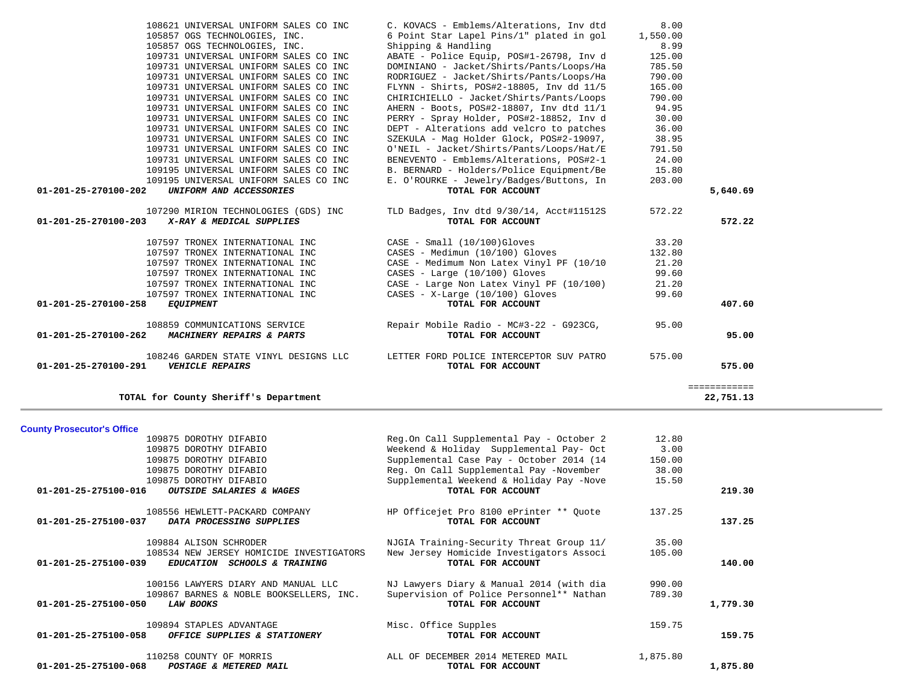| Account | Vendor / Account Name | Description | Amount | Account Total |
|---|---|---|---|---|
| | 108621 UNIVERSAL UNIFORM SALES CO INC | C. KOVACS - Emblems/Alterations, Inv dtd | 8.00 | |
| | 105857 OGS TECHNOLOGIES, INC. | 6 Point Star Lapel Pins/1" plated in gol | 1,550.00 | |
| | 105857 OGS TECHNOLOGIES, INC. | Shipping & Handling | 8.99 | |
| | 109731 UNIVERSAL UNIFORM SALES CO INC | ABATE - Police Equip, POS#1-26798, Inv d | 125.00 | |
| | 109731 UNIVERSAL UNIFORM SALES CO INC | DOMINIANO - Jacket/Shirts/Pants/Loops/Ha | 785.50 | |
| | 109731 UNIVERSAL UNIFORM SALES CO INC | RODRIGUEZ - Jacket/Shirts/Pants/Loops/Ha | 790.00 | |
| | 109731 UNIVERSAL UNIFORM SALES CO INC | FLYNN - Shirts, POS#2-18805, Inv dd 11/5 | 165.00 | |
| | 109731 UNIVERSAL UNIFORM SALES CO INC | CHIRICHIELLO - Jacket/Shirts/Pants/Loops | 790.00 | |
| | 109731 UNIVERSAL UNIFORM SALES CO INC | AHERN - Boots, POS#2-18807, Inv dtd 11/1 | 94.95 | |
| | 109731 UNIVERSAL UNIFORM SALES CO INC | PERRY - Spray Holder, POS#2-18852, Inv d | 30.00 | |
| | 109731 UNIVERSAL UNIFORM SALES CO INC | DEPT - Alterations add velcro to patches | 36.00 | |
| | 109731 UNIVERSAL UNIFORM SALES CO INC | SZEKULA - Mag Holder Glock, POS#2-19097, | 38.95 | |
| | 109731 UNIVERSAL UNIFORM SALES CO INC | O'NEIL - Jacket/Shirts/Pants/Loops/Hat/E | 791.50 | |
| | 109731 UNIVERSAL UNIFORM SALES CO INC | BENEVENTO - Emblems/Alterations, POS#2-1 | 24.00 | |
| | 109195 UNIVERSAL UNIFORM SALES CO INC | B. BERNARD - Holders/Police Equipment/Be | 15.80 | |
| | 109195 UNIVERSAL UNIFORM SALES CO INC | E. O'ROURKE - Jewelry/Badges/Buttons, In | 203.00 | |
| **01-201-25-270100-202** | ***UNIFORM AND ACCESSORIES*** | **TOTAL FOR ACCOUNT** | | **5,640.69** |
| | 107290 MIRION TECHNOLOGIES (GDS) INC | TLD Badges, Inv dtd 9/30/14, Acct#11512S | 572.22 | |
| **01-201-25-270100-203** | ***X-RAY & MEDICAL SUPPLIES*** | **TOTAL FOR ACCOUNT** | | **572.22** |
| | 107597 TRONEX INTERNATIONAL INC | CASE - Small (10/100)Gloves | 33.20 | |
| | 107597 TRONEX INTERNATIONAL INC | CASES - Medimun (10/100) Gloves | 132.80 | |
| | 107597 TRONEX INTERNATIONAL INC | CASE - Medimum Non Latex Vinyl PF (10/10 | 21.20 | |
| | 107597 TRONEX INTERNATIONAL INC | CASES - Large (10/100) Gloves | 99.60 | |
| | 107597 TRONEX INTERNATIONAL INC | CASE - Large Non Latex Vinyl PF (10/100) | 21.20 | |
| | 107597 TRONEX INTERNATIONAL INC | CASES - X-Large (10/100) Gloves | 99.60 | |
| **01-201-25-270100-258** | ***EQUIPMENT*** | **TOTAL FOR ACCOUNT** | | **407.60** |
| | 108859 COMMUNICATIONS SERVICE | Repair Mobile Radio - MC#3-22 - G923CG, | 95.00 | |
| **01-201-25-270100-262** | ***MACHINERY REPAIRS & PARTS*** | **TOTAL FOR ACCOUNT** | | **95.00** |
| | 108246 GARDEN STATE VINYL DESIGNS LLC | LETTER FORD POLICE INTERCEPTOR SUV PATRO | 575.00 | |
| **01-201-25-270100-291** | ***VEHICLE REPAIRS*** | **TOTAL FOR ACCOUNT** | | **575.00** |
| | | | | ============ |
| | **TOTAL for County Sheriff's Department** | | | **22,751.13** |

**County Prosecutor's Office**

| Account | Vendor / Account Name | Description | Amount | Account Total |
|---|---|---|---|---|
| | 109875 DOROTHY DIFABIO | Reg.On Call Supplemental Pay - October 2 | 12.80 | |
| | 109875 DOROTHY DIFABIO | Weekend & Holiday Supplemental Pay- Oct | 3.00 | |
| | 109875 DOROTHY DIFABIO | Supplemental Case Pay - October 2014 (14 | 150.00 | |
| | 109875 DOROTHY DIFABIO | Reg. On Call Supplemental Pay -November | 38.00 | |
| | 109875 DOROTHY DIFABIO | Supplemental Weekend & Holiday Pay -Nove | 15.50 | |
| **01-201-25-275100-016** | ***OUTSIDE SALARIES & WAGES*** | **TOTAL FOR ACCOUNT** | | **219.30** |
| | 108556 HEWLETT-PACKARD COMPANY | HP Officejet Pro 8100 ePrinter ** Quote | 137.25 | |
| **01-201-25-275100-037** | ***DATA PROCESSING SUPPLIES*** | **TOTAL FOR ACCOUNT** | | **137.25** |
| | 109884 ALISON SCHRODER | NJGIA Training-Security Threat Group 11/ | 35.00 | |
| | 108534 NEW JERSEY HOMICIDE INVESTIGATORS | New Jersey Homicide Investigators Associ | 105.00 | |
| **01-201-25-275100-039** | ***EDUCATION SCHOOLS & TRAINING*** | **TOTAL FOR ACCOUNT** | | **140.00** |
| | 100156 LAWYERS DIARY AND MANUAL LLC | NJ Lawyers Diary & Manual 2014 (with dia | 990.00 | |
| | 109867 BARNES & NOBLE BOOKSELLERS, INC. | Supervision of Police Personnel** Nathan | 789.30 | |
| **01-201-25-275100-050** | ***LAW BOOKS*** | **TOTAL FOR ACCOUNT** | | **1,779.30** |
| | 109894 STAPLES ADVANTAGE | Misc. Office Supples | 159.75 | |
| **01-201-25-275100-058** | ***OFFICE SUPPLIES & STATIONERY*** | **TOTAL FOR ACCOUNT** | | **159.75** |
| | 110258 COUNTY OF MORRIS | ALL OF DECEMBER 2014 METERED MAIL | 1,875.80 | |
| **01-201-25-275100-068** | ***POSTAGE & METERED MAIL*** | **TOTAL FOR ACCOUNT** | | **1,875.80** |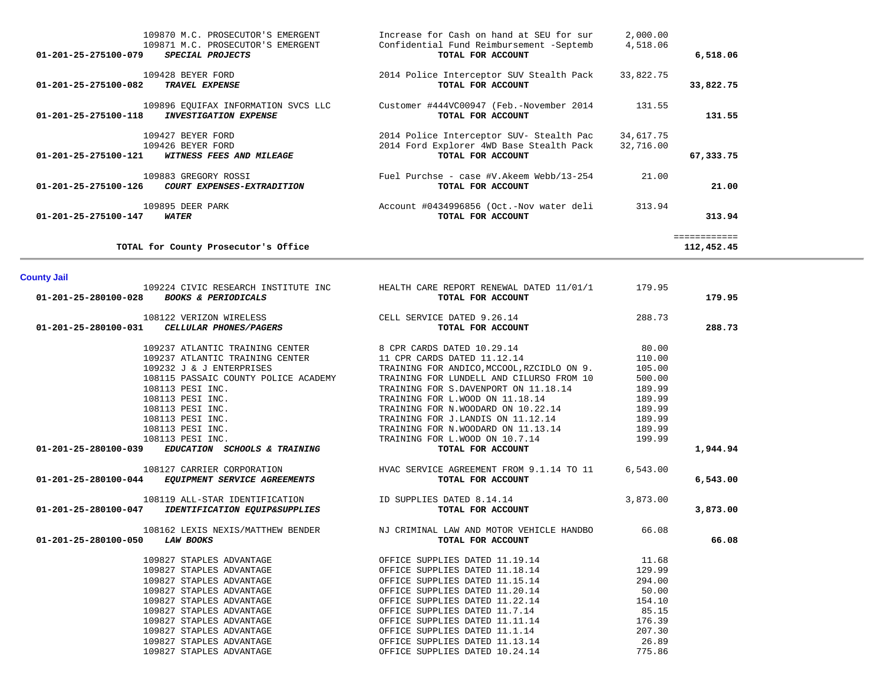| Account | Vendor | Description | Amount | Total |
|---|---|---|---|---|
| | 109870 M.C. PROSECUTOR'S EMERGENT | Increase for Cash on hand at SEU for sur | 2,000.00 | |
| | 109871 M.C. PROSECUTOR'S EMERGENT | Confidential Fund Reimbursement -Septemb | 4,518.06 | |
| 01-201-25-275100-079 | *SPECIAL PROJECTS* | **TOTAL FOR ACCOUNT** | | **6,518.06** |
| | 109428 BEYER FORD | 2014 Police Interceptor SUV Stealth Pack | 33,822.75 | |
| 01-201-25-275100-082 | *TRAVEL EXPENSE* | **TOTAL FOR ACCOUNT** | | **33,822.75** |
| | 109896 EQUIFAX INFORMATION SVCS LLC | Customer #444VC00947 (Feb.-November 2014 | 131.55 | |
| 01-201-25-275100-118 | *INVESTIGATION EXPENSE* | **TOTAL FOR ACCOUNT** | | **131.55** |
| | 109427 BEYER FORD | 2014 Police Interceptor SUV- Stealth Pac | 34,617.75 | |
| | 109426 BEYER FORD | 2014 Ford Explorer 4WD Base Stealth Pack | 32,716.00 | |
| 01-201-25-275100-121 | *WITNESS FEES AND MILEAGE* | **TOTAL FOR ACCOUNT** | | **67,333.75** |
| | 109883 GREGORY ROSSI | Fuel Purchse - case #V.Akeem Webb/13-254 | 21.00 | |
| 01-201-25-275100-126 | *COURT EXPENSES-EXTRADITION* | **TOTAL FOR ACCOUNT** | | **21.00** |
| | 109895 DEER PARK | Account #0434996856 (Oct.-Nov water deli | 313.94 | |
| 01-201-25-275100-147 | *WATER* | **TOTAL FOR ACCOUNT** | | **313.94** |
| | | | | ============ |
| | **TOTAL for County Prosecutor's Office** | | | **112,452.45** |

## County Jail

| Account | Vendor | Description | Amount | Total |
|---|---|---|---|---|
| | 109224 CIVIC RESEARCH INSTITUTE INC | HEALTH CARE REPORT RENEWAL DATED 11/01/1 | 179.95 | |
| 01-201-25-280100-028 | *BOOKS & PERIODICALS* | **TOTAL FOR ACCOUNT** | | **179.95** |
| | 108122 VERIZON WIRELESS | CELL SERVICE DATED 9.26.14 | 288.73 | |
| 01-201-25-280100-031 | *CELLULAR PHONES/PAGERS* | **TOTAL FOR ACCOUNT** | | **288.73** |
| | 109237 ATLANTIC TRAINING CENTER | 8 CPR CARDS DATED 10.29.14 | 80.00 | |
| | 109237 ATLANTIC TRAINING CENTER | 11 CPR CARDS DATED 11.12.14 | 110.00 | |
| | 109232 J & J ENTERPRISES | TRAINING FOR ANDICO,MCCOOL,RZCIDLO ON 9. | 105.00 | |
| | 108115 PASSAIC COUNTY POLICE ACADEMY | TRAINING FOR LUNDELL AND CILURSO FROM 10 | 500.00 | |
| | 108113 PESI INC. | TRAINING FOR S.DAVENPORT ON 11.18.14 | 189.99 | |
| | 108113 PESI INC. | TRAINING FOR L.WOOD ON 11.18.14 | 189.99 | |
| | 108113 PESI INC. | TRAINING FOR N.WOODARD ON 10.22.14 | 189.99 | |
| | 108113 PESI INC. | TRAINING FOR J.LANDIS ON 11.12.14 | 189.99 | |
| | 108113 PESI INC. | TRAINING FOR N.WOODARD ON 11.13.14 | 189.99 | |
| | 108113 PESI INC. | TRAINING FOR L.WOOD ON 10.7.14 | 199.99 | |
| 01-201-25-280100-039 | *EDUCATION SCHOOLS & TRAINING* | **TOTAL FOR ACCOUNT** | | **1,944.94** |
| | 108127 CARRIER CORPORATION | HVAC SERVICE AGREEMENT FROM 9.1.14 TO 11 | 6,543.00 | |
| 01-201-25-280100-044 | *EQUIPMENT SERVICE AGREEMENTS* | **TOTAL FOR ACCOUNT** | | **6,543.00** |
| | 108119 ALL-STAR IDENTIFICATION | ID SUPPLIES DATED 8.14.14 | 3,873.00 | |
| 01-201-25-280100-047 | *IDENTIFICATION EQUIP&SUPPLIES* | **TOTAL FOR ACCOUNT** | | **3,873.00** |
| | 108162 LEXIS NEXIS/MATTHEW BENDER | NJ CRIMINAL LAW AND MOTOR VEHICLE HANDBO | 66.08 | |
| 01-201-25-280100-050 | *LAW BOOKS* | **TOTAL FOR ACCOUNT** | | **66.08** |
| | 109827 STAPLES ADVANTAGE | OFFICE SUPPLIES DATED 11.19.14 | 11.68 | |
| | 109827 STAPLES ADVANTAGE | OFFICE SUPPLIES DATED 11.18.14 | 129.99 | |
| | 109827 STAPLES ADVANTAGE | OFFICE SUPPLIES DATED 11.15.14 | 294.00 | |
| | 109827 STAPLES ADVANTAGE | OFFICE SUPPLIES DATED 11.20.14 | 50.00 | |
| | 109827 STAPLES ADVANTAGE | OFFICE SUPPLIES DATED 11.22.14 | 154.10 | |
| | 109827 STAPLES ADVANTAGE | OFFICE SUPPLIES DATED 11.7.14 | 85.15 | |
| | 109827 STAPLES ADVANTAGE | OFFICE SUPPLIES DATED 11.11.14 | 176.39 | |
| | 109827 STAPLES ADVANTAGE | OFFICE SUPPLIES DATED 11.1.14 | 207.30 | |
| | 109827 STAPLES ADVANTAGE | OFFICE SUPPLIES DATED 11.13.14 | 26.89 | |
| | 109827 STAPLES ADVANTAGE | OFFICE SUPPLIES DATED 10.24.14 | 775.86 | |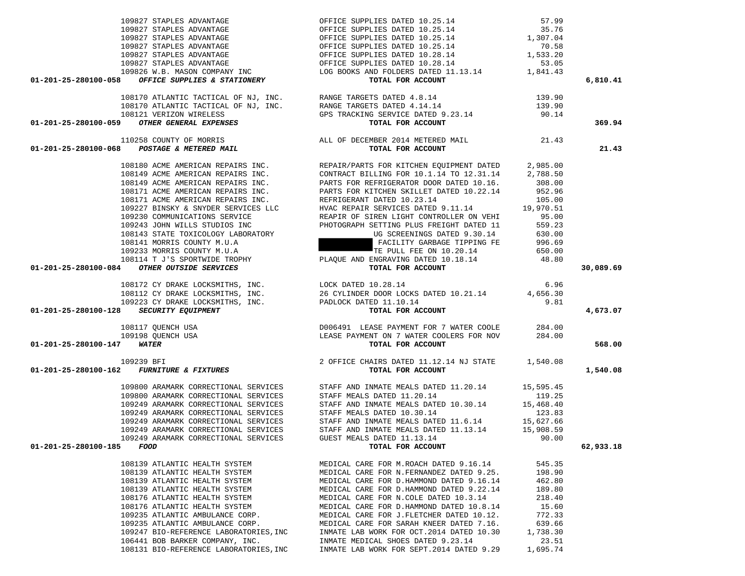| Account | Vendor | Description | Amount | Total |
|---|---|---|---|---|
| | 109827 STAPLES ADVANTAGE | OFFICE SUPPLIES DATED 10.25.14 | 57.99 | |
| | 109827 STAPLES ADVANTAGE | OFFICE SUPPLIES DATED 10.25.14 | 35.76 | |
| | 109827 STAPLES ADVANTAGE | OFFICE SUPPLIES DATED 10.25.14 | 1,307.04 | |
| | 109827 STAPLES ADVANTAGE | OFFICE SUPPLIES DATED 10.25.14 | 70.58 | |
| | 109827 STAPLES ADVANTAGE | OFFICE SUPPLIES DATED 10.28.14 | 1,533.20 | |
| | 109827 STAPLES ADVANTAGE | OFFICE SUPPLIES DATED 10.28.14 | 53.05 | |
| | 109826 W.B. MASON COMPANY INC | LOG BOOKS AND FOLDERS DATED 11.13.14 | 1,841.43 | |
| **01-201-25-280100-058** | ***OFFICE SUPPLIES & STATIONERY*** | **TOTAL FOR ACCOUNT** | | **6,810.41** |
| | 108170 ATLANTIC TACTICAL OF NJ, INC. | RANGE TARGETS DATED 4.8.14 | 139.90 | |
| | 108170 ATLANTIC TACTICAL OF NJ, INC. | RANGE TARGETS DATED 4.14.14 | 139.90 | |
| | 108121 VERIZON WIRELESS | GPS TRACKING SERVICE DATED 9.23.14 | 90.14 | |
| **01-201-25-280100-059** | ***OTHER GENERAL EXPENSES*** | **TOTAL FOR ACCOUNT** | | **369.94** |
| | 110258 COUNTY OF MORRIS | ALL OF DECEMBER 2014 METERED MAIL | 21.43 | |
| **01-201-25-280100-068** | ***POSTAGE & METERED MAIL*** | **TOTAL FOR ACCOUNT** | | **21.43** |
| | 108180 ACME AMERICAN REPAIRS INC. | REPAIR/PARTS FOR KITCHEN EQUIPMENT DATED | 2,985.00 | |
| | 108149 ACME AMERICAN REPAIRS INC. | CONTRACT BILLING FOR 10.1.14 TO 12.31.14 | 2,788.50 | |
| | 108149 ACME AMERICAN REPAIRS INC. | PARTS FOR REFRIGERATOR DOOR DATED 10.16. | 308.00 | |
| | 108171 ACME AMERICAN REPAIRS INC. | PARTS FOR KITCHEN SKILLET DATED 10.22.14 | 952.96 | |
| | 108171 ACME AMERICAN REPAIRS INC. | REFRIGERANT DATED 10.23.14 | 105.00 | |
| | 109227 BINSKY & SNYDER SERVICES LLC | HVAC REPAIR SERVICES DATED 9.11.14 | 19,970.51 | |
| | 109230 COMMUNICATIONS SERVICE | REAPIR OF SIREN LIGHT CONTROLLER ON VEHI | 95.00 | |
| | 109243 JOHN WILLS STUDIOS INC | PHOTOGRAPH SETTING PLUS FREIGHT DATED 11 | 559.23 | |
| | 108143 STATE TOXICOLOGY LABORATORY | UG SCREENINGS DATED 9.30.14 | 630.00 | |
| | 108141 MORRIS COUNTY M.U.A | FACILITY GARBAGE TIPPING FE | 996.69 | |
| | 109233 MORRIS COUNTY M.U.A | TE PULL FEE ON 10.20.14 | 650.00 | |
| | 108114 T J'S SPORTWIDE TROPHY | PLAQUE AND ENGRAVING DATED 10.18.14 | 48.80 | |
| **01-201-25-280100-084** | ***OTHER OUTSIDE SERVICES*** | **TOTAL FOR ACCOUNT** | | **30,089.69** |
| | 108172 CY DRAKE LOCKSMITHS, INC. | LOCK DATED 10.28.14 | 6.96 | |
| | 108112 CY DRAKE LOCKSMITHS, INC. | 26 CYLINDER DOOR LOCKS DATED 10.21.14 | 4,656.30 | |
| | 109223 CY DRAKE LOCKSMITHS, INC. | PADLOCK DATED 11.10.14 | 9.81 | |
| **01-201-25-280100-128** | ***SECURITY EQUIPMENT*** | **TOTAL FOR ACCOUNT** | | **4,673.07** |
| | 108117 QUENCH USA | D006491 LEASE PAYMENT FOR 7 WATER COOLE | 284.00 | |
| | 109198 QUENCH USA | LEASE PAYMENT ON 7 WATER COOLERS FOR NOV | 284.00 | |
| **01-201-25-280100-147** | ***WATER*** | **TOTAL FOR ACCOUNT** | | **568.00** |
| | 109239 BFI | 2 OFFICE CHAIRS DATED 11.12.14 NJ STATE | 1,540.08 | |
| **01-201-25-280100-162** | ***FURNITURE & FIXTURES*** | **TOTAL FOR ACCOUNT** | | **1,540.08** |
| | 109800 ARAMARK CORRECTIONAL SERVICES | STAFF AND INMATE MEALS DATED 11.20.14 | 15,595.45 | |
| | 109800 ARAMARK CORRECTIONAL SERVICES | STAFF MEALS DATED 11.20.14 | 119.25 | |
| | 109249 ARAMARK CORRECTIONAL SERVICES | STAFF AND INMATE MEALS DATED 10.30.14 | 15,468.40 | |
| | 109249 ARAMARK CORRECTIONAL SERVICES | STAFF MEALS DATED 10.30.14 | 123.83 | |
| | 109249 ARAMARK CORRECTIONAL SERVICES | STAFF AND INMATE MEALS DATED 11.6.14 | 15,627.66 | |
| | 109249 ARAMARK CORRECTIONAL SERVICES | STAFF AND INMATE MEALS DATED 11.13.14 | 15,908.59 | |
| | 109249 ARAMARK CORRECTIONAL SERVICES | GUEST MEALS DATED 11.13.14 | 90.00 | |
| **01-201-25-280100-185** | ***FOOD*** | **TOTAL FOR ACCOUNT** | | **62,933.18** |
| | 108139 ATLANTIC HEALTH SYSTEM | MEDICAL CARE FOR M.ROACH DATED 9.16.14 | 545.35 | |
| | 108139 ATLANTIC HEALTH SYSTEM | MEDICAL CARE FOR N.FERNANDEZ DATED 9.25. | 198.90 | |
| | 108139 ATLANTIC HEALTH SYSTEM | MEDICAL CARE FOR D.HAMMOND DATED 9.16.14 | 462.80 | |
| | 108139 ATLANTIC HEALTH SYSTEM | MEDICAL CARE FOR D.HAMMOND DATED 9.22.14 | 189.80 | |
| | 108176 ATLANTIC HEALTH SYSTEM | MEDICAL CARE FOR N.COLE DATED 10.3.14 | 218.40 | |
| | 108176 ATLANTIC HEALTH SYSTEM | MEDICAL CARE FOR D.HAMMOND DATED 10.8.14 | 15.60 | |
| | 109235 ATLANTIC AMBULANCE CORP. | MEDICAL CARE FOR J.FLETCHER DATED 10.12. | 772.33 | |
| | 109235 ATLANTIC AMBULANCE CORP. | MEDICAL CARE FOR SARAH KNEER DATED 7.16. | 639.66 | |
| | 109247 BIO-REFERENCE LABORATORIES,INC | INMATE LAB WORK FOR OCT.2014 DATED 10.30 | 1,738.30 | |
| | 106441 BOB BARKER COMPANY, INC. | INMATE MEDICAL SHOES DATED 9.23.14 | 23.51 | |
| | 108131 BIO-REFERENCE LABORATORIES,INC | INMATE LAB WORK FOR SEPT.2014 DATED 9.29 | 1,695.74 | |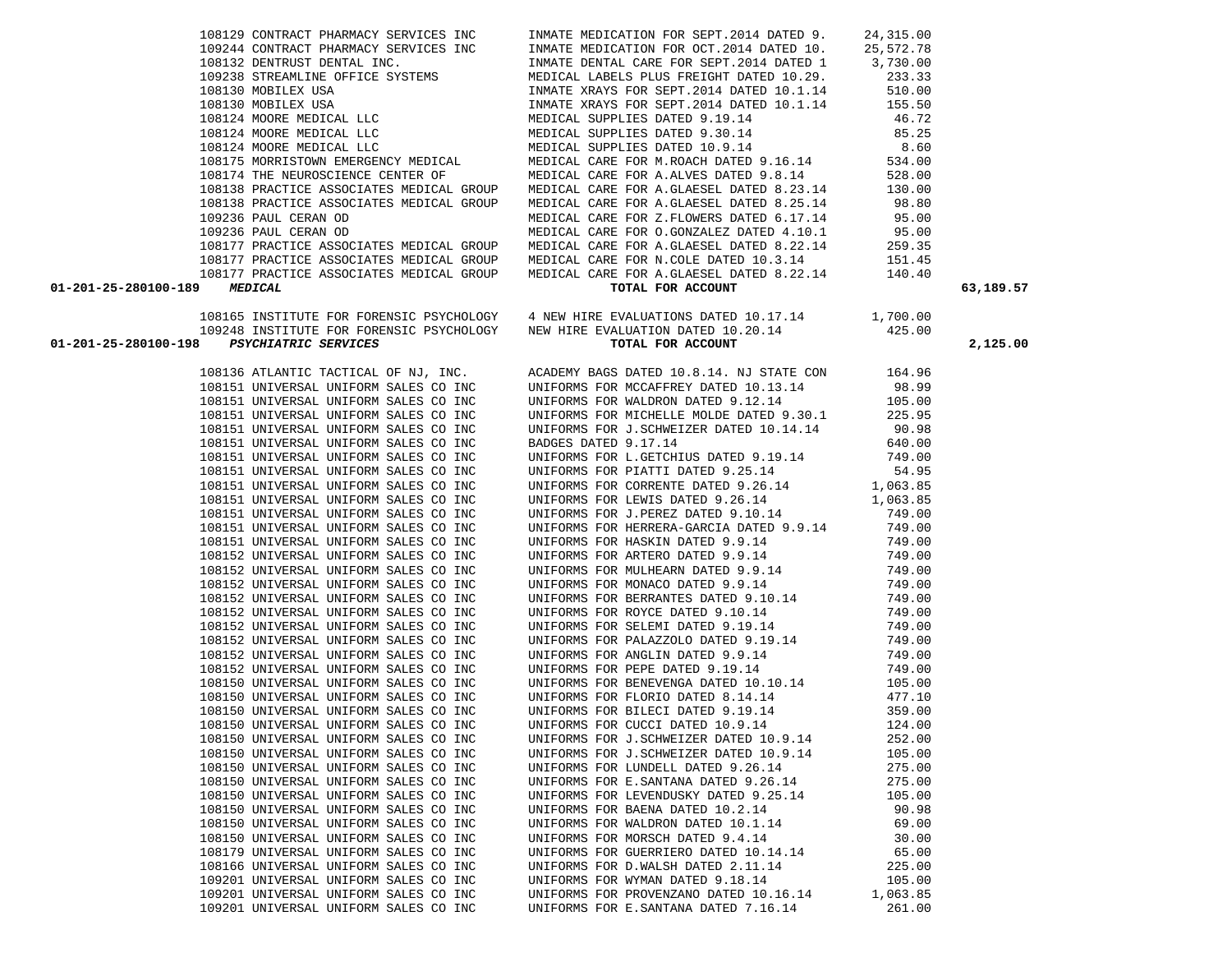| Account | Vendor | Description | Amount | Total |
|---|---|---|---|---|
| | 108129 CONTRACT PHARMACY SERVICES INC | INMATE MEDICATION FOR SEPT.2014 DATED 9. | 24,315.00 | |
| | 109244 CONTRACT PHARMACY SERVICES INC | INMATE MEDICATION FOR OCT.2014 DATED 10. | 25,572.78 | |
| | 108132 DENTRUST DENTAL INC. | INMATE DENTAL CARE FOR SEPT.2014 DATED 1 | 3,730.00 | |
| | 109238 STREAMLINE OFFICE SYSTEMS | MEDICAL LABELS PLUS FREIGHT DATED 10.29. | 233.33 | |
| | 108130 MOBILEX USA | INMATE XRAYS FOR SEPT.2014 DATED 10.1.14 | 510.00 | |
| | 108130 MOBILEX USA | INMATE XRAYS FOR SEPT.2014 DATED 10.1.14 | 155.50 | |
| | 108124 MOORE MEDICAL LLC | MEDICAL SUPPLIES DATED 9.19.14 | 46.72 | |
| | 108124 MOORE MEDICAL LLC | MEDICAL SUPPLIES DATED 9.30.14 | 85.25 | |
| | 108124 MOORE MEDICAL LLC | MEDICAL SUPPLIES DATED 10.9.14 | 8.60 | |
| | 108175 MORRISTOWN EMERGENCY MEDICAL | MEDICAL CARE FOR M.ROACH DATED 9.16.14 | 534.00 | |
| | 108174 THE NEUROSCIENCE CENTER OF | MEDICAL CARE FOR A.ALVES DATED 9.8.14 | 528.00 | |
| | 108138 PRACTICE ASSOCIATES MEDICAL GROUP | MEDICAL CARE FOR A.GLAESEL DATED 8.23.14 | 130.00 | |
| | 108138 PRACTICE ASSOCIATES MEDICAL GROUP | MEDICAL CARE FOR A.GLAESEL DATED 8.25.14 | 98.80 | |
| | 109236 PAUL CERAN OD | MEDICAL CARE FOR Z.FLOWERS DATED 6.17.14 | 95.00 | |
| | 109236 PAUL CERAN OD | MEDICAL CARE FOR O.GONZALEZ DATED 4.10.1 | 95.00 | |
| | 108177 PRACTICE ASSOCIATES MEDICAL GROUP | MEDICAL CARE FOR A.GLAESEL DATED 8.22.14 | 259.35 | |
| | 108177 PRACTICE ASSOCIATES MEDICAL GROUP | MEDICAL CARE FOR N.COLE DATED 10.3.14 | 151.45 | |
| | 108177 PRACTICE ASSOCIATES MEDICAL GROUP | MEDICAL CARE FOR A.GLAESEL DATED 8.22.14 | 140.40 | |
| **01-201-25-280100-189** | ***MEDICAL*** | **TOTAL FOR ACCOUNT** | | **63,189.57** |
| | 108165 INSTITUTE FOR FORENSIC PSYCHOLOGY | 4 NEW HIRE EVALUATIONS DATED 10.17.14 | 1,700.00 | |
| | 109248 INSTITUTE FOR FORENSIC PSYCHOLOGY | NEW HIRE EVALUATION DATED 10.20.14 | 425.00 | |
| **01-201-25-280100-198** | ***PSYCHIATRIC SERVICES*** | **TOTAL FOR ACCOUNT** | | **2,125.00** |
| | 108136 ATLANTIC TACTICAL OF NJ, INC. | ACADEMY BAGS DATED 10.8.14. NJ STATE CON | 164.96 | |
| | 108151 UNIVERSAL UNIFORM SALES CO INC | UNIFORMS FOR MCCAFFREY DATED 10.13.14 | 98.99 | |
| | 108151 UNIVERSAL UNIFORM SALES CO INC | UNIFORMS FOR WALDRON DATED 9.12.14 | 105.00 | |
| | 108151 UNIVERSAL UNIFORM SALES CO INC | UNIFORMS FOR MICHELLE MOLDE DATED 9.30.1 | 225.95 | |
| | 108151 UNIVERSAL UNIFORM SALES CO INC | UNIFORMS FOR J.SCHWEIZER DATED 10.14.14 | 90.98 | |
| | 108151 UNIVERSAL UNIFORM SALES CO INC | BADGES DATED 9.17.14 | 640.00 | |
| | 108151 UNIVERSAL UNIFORM SALES CO INC | UNIFORMS FOR L.GETCHIUS DATED 9.19.14 | 749.00 | |
| | 108151 UNIVERSAL UNIFORM SALES CO INC | UNIFORMS FOR PIATTI DATED 9.25.14 | 54.95 | |
| | 108151 UNIVERSAL UNIFORM SALES CO INC | UNIFORMS FOR CORRENTE DATED 9.26.14 | 1,063.85 | |
| | 108151 UNIVERSAL UNIFORM SALES CO INC | UNIFORMS FOR LEWIS DATED 9.26.14 | 1,063.85 | |
| | 108151 UNIVERSAL UNIFORM SALES CO INC | UNIFORMS FOR J.PEREZ DATED 9.10.14 | 749.00 | |
| | 108151 UNIVERSAL UNIFORM SALES CO INC | UNIFORMS FOR HERRERA-GARCIA DATED 9.9.14 | 749.00 | |
| | 108151 UNIVERSAL UNIFORM SALES CO INC | UNIFORMS FOR HASKIN DATED 9.9.14 | 749.00 | |
| | 108152 UNIVERSAL UNIFORM SALES CO INC | UNIFORMS FOR ARTERO DATED 9.9.14 | 749.00 | |
| | 108152 UNIVERSAL UNIFORM SALES CO INC | UNIFORMS FOR MULHEARN DATED 9.9.14 | 749.00 | |
| | 108152 UNIVERSAL UNIFORM SALES CO INC | UNIFORMS FOR MONACO DATED 9.9.14 | 749.00 | |
| | 108152 UNIVERSAL UNIFORM SALES CO INC | UNIFORMS FOR BERRANTES DATED 9.10.14 | 749.00 | |
| | 108152 UNIVERSAL UNIFORM SALES CO INC | UNIFORMS FOR ROYCE DATED 9.10.14 | 749.00 | |
| | 108152 UNIVERSAL UNIFORM SALES CO INC | UNIFORMS FOR SELEMI DATED 9.19.14 | 749.00 | |
| | 108152 UNIVERSAL UNIFORM SALES CO INC | UNIFORMS FOR PALAZZOLO DATED 9.19.14 | 749.00 | |
| | 108152 UNIVERSAL UNIFORM SALES CO INC | UNIFORMS FOR ANGLIN DATED 9.9.14 | 749.00 | |
| | 108152 UNIVERSAL UNIFORM SALES CO INC | UNIFORMS FOR PEPE DATED 9.19.14 | 749.00 | |
| | 108150 UNIVERSAL UNIFORM SALES CO INC | UNIFORMS FOR BENEVENGA DATED 10.10.14 | 105.00 | |
| | 108150 UNIVERSAL UNIFORM SALES CO INC | UNIFORMS FOR FLORIO DATED 8.14.14 | 477.10 | |
| | 108150 UNIVERSAL UNIFORM SALES CO INC | UNIFORMS FOR BILECI DATED 9.19.14 | 359.00 | |
| | 108150 UNIVERSAL UNIFORM SALES CO INC | UNIFORMS FOR CUCCI DATED 10.9.14 | 124.00 | |
| | 108150 UNIVERSAL UNIFORM SALES CO INC | UNIFORMS FOR J.SCHWEIZER DATED 10.9.14 | 252.00 | |
| | 108150 UNIVERSAL UNIFORM SALES CO INC | UNIFORMS FOR J.SCHWEIZER DATED 10.9.14 | 105.00 | |
| | 108150 UNIVERSAL UNIFORM SALES CO INC | UNIFORMS FOR LUNDELL DATED 9.26.14 | 275.00 | |
| | 108150 UNIVERSAL UNIFORM SALES CO INC | UNIFORMS FOR E.SANTANA DATED 9.26.14 | 275.00 | |
| | 108150 UNIVERSAL UNIFORM SALES CO INC | UNIFORMS FOR LEVENDUSKY DATED 9.25.14 | 105.00 | |
| | 108150 UNIVERSAL UNIFORM SALES CO INC | UNIFORMS FOR BAENA DATED 10.2.14 | 90.98 | |
| | 108150 UNIVERSAL UNIFORM SALES CO INC | UNIFORMS FOR WALDRON DATED 10.1.14 | 69.00 | |
| | 108150 UNIVERSAL UNIFORM SALES CO INC | UNIFORMS FOR MORSCH DATED 9.4.14 | 30.00 | |
| | 108179 UNIVERSAL UNIFORM SALES CO INC | UNIFORMS FOR GUERRIERO DATED 10.14.14 | 65.00 | |
| | 108166 UNIVERSAL UNIFORM SALES CO INC | UNIFORMS FOR D.WALSH DATED 2.11.14 | 225.00 | |
| | 109201 UNIVERSAL UNIFORM SALES CO INC | UNIFORMS FOR WYMAN DATED 9.18.14 | 105.00 | |
| | 109201 UNIVERSAL UNIFORM SALES CO INC | UNIFORMS FOR PROVENZANO DATED 10.16.14 | 1,063.85 | |
| | 109201 UNIVERSAL UNIFORM SALES CO INC | UNIFORMS FOR E.SANTANA DATED 7.16.14 | 261.00 | |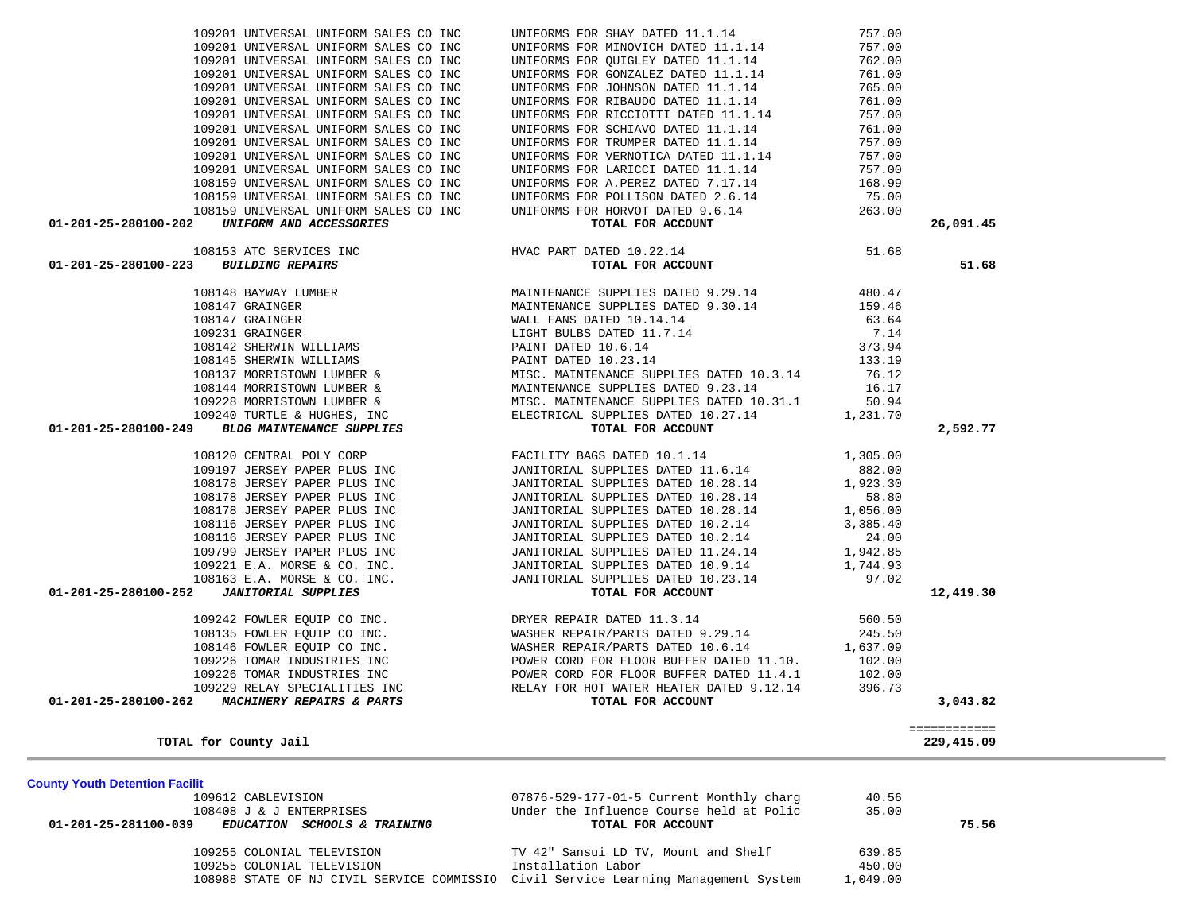| Account | PO/Vendor | Description | Amount | Total |
|---|---|---|---|---|
| | 109201 UNIVERSAL UNIFORM SALES CO INC | UNIFORMS FOR SHAY DATED 11.1.14 | 757.00 | |
| | 109201 UNIVERSAL UNIFORM SALES CO INC | UNIFORMS FOR MINOVICH DATED 11.1.14 | 757.00 | |
| | 109201 UNIVERSAL UNIFORM SALES CO INC | UNIFORMS FOR QUIGLEY DATED 11.1.14 | 762.00 | |
| | 109201 UNIVERSAL UNIFORM SALES CO INC | UNIFORMS FOR GONZALEZ DATED 11.1.14 | 761.00 | |
| | 109201 UNIVERSAL UNIFORM SALES CO INC | UNIFORMS FOR JOHNSON DATED 11.1.14 | 765.00 | |
| | 109201 UNIVERSAL UNIFORM SALES CO INC | UNIFORMS FOR RIBAUDO DATED 11.1.14 | 761.00 | |
| | 109201 UNIVERSAL UNIFORM SALES CO INC | UNIFORMS FOR RICCIOTTI DATED 11.1.14 | 757.00 | |
| | 109201 UNIVERSAL UNIFORM SALES CO INC | UNIFORMS FOR SCHIAVO DATED 11.1.14 | 761.00 | |
| | 109201 UNIVERSAL UNIFORM SALES CO INC | UNIFORMS FOR TRUMPER DATED 11.1.14 | 757.00 | |
| | 109201 UNIVERSAL UNIFORM SALES CO INC | UNIFORMS FOR VERNOTICA DATED 11.1.14 | 757.00 | |
| | 109201 UNIVERSAL UNIFORM SALES CO INC | UNIFORMS FOR LARICCI DATED 11.1.14 | 757.00 | |
| | 108159 UNIVERSAL UNIFORM SALES CO INC | UNIFORMS FOR A.PEREZ DATED 7.17.14 | 168.99 | |
| | 108159 UNIVERSAL UNIFORM SALES CO INC | UNIFORMS FOR POLLISON DATED 2.6.14 | 75.00 | |
| | 108159 UNIVERSAL UNIFORM SALES CO INC | UNIFORMS FOR HORVOT DATED 9.6.14 | 263.00 | |
| **01-201-25-280100-202** | ***UNIFORM AND ACCESSORIES*** | **TOTAL FOR ACCOUNT** | | **26,091.45** |
| | 108153 ATC SERVICES INC | HVAC PART DATED 10.22.14 | 51.68 | |
| **01-201-25-280100-223** | ***BUILDING REPAIRS*** | **TOTAL FOR ACCOUNT** | | **51.68** |
| | 108148 BAYWAY LUMBER | MAINTENANCE SUPPLIES DATED 9.29.14 | 480.47 | |
| | 108147 GRAINGER | MAINTENANCE SUPPLIES DATED 9.30.14 | 159.46 | |
| | 108147 GRAINGER | WALL FANS DATED 10.14.14 | 63.64 | |
| | 109231 GRAINGER | LIGHT BULBS DATED 11.7.14 | 7.14 | |
| | 108142 SHERWIN WILLIAMS | PAINT DATED 10.6.14 | 373.94 | |
| | 108145 SHERWIN WILLIAMS | PAINT DATED 10.23.14 | 133.19 | |
| | 108137 MORRISTOWN LUMBER & | MISC. MAINTENANCE SUPPLIES DATED 10.3.14 | 76.12 | |
| | 108144 MORRISTOWN LUMBER & | MAINTENANCE SUPPLIES DATED 9.23.14 | 16.17 | |
| | 109228 MORRISTOWN LUMBER & | MISC. MAINTENANCE SUPPLIES DATED 10.31.1 | 50.94 | |
| | 109240 TURTLE & HUGHES, INC | ELECTRICAL SUPPLIES DATED 10.27.14 | 1,231.70 | |
| **01-201-25-280100-249** | ***BLDG MAINTENANCE SUPPLIES*** | **TOTAL FOR ACCOUNT** | | **2,592.77** |
| | 108120 CENTRAL POLY CORP | FACILITY BAGS DATED 10.1.14 | 1,305.00 | |
| | 109197 JERSEY PAPER PLUS INC | JANITORIAL SUPPLIES DATED 11.6.14 | 882.00 | |
| | 108178 JERSEY PAPER PLUS INC | JANITORIAL SUPPLIES DATED 10.28.14 | 1,923.30 | |
| | 108178 JERSEY PAPER PLUS INC | JANITORIAL SUPPLIES DATED 10.28.14 | 58.80 | |
| | 108178 JERSEY PAPER PLUS INC | JANITORIAL SUPPLIES DATED 10.28.14 | 1,056.00 | |
| | 108116 JERSEY PAPER PLUS INC | JANITORIAL SUPPLIES DATED 10.2.14 | 3,385.40 | |
| | 108116 JERSEY PAPER PLUS INC | JANITORIAL SUPPLIES DATED 10.2.14 | 24.00 | |
| | 109799 JERSEY PAPER PLUS INC | JANITORIAL SUPPLIES DATED 11.24.14 | 1,942.85 | |
| | 109221 E.A. MORSE & CO. INC. | JANITORIAL SUPPLIES DATED 10.9.14 | 1,744.93 | |
| | 108163 E.A. MORSE & CO. INC. | JANITORIAL SUPPLIES DATED 10.23.14 | 97.02 | |
| **01-201-25-280100-252** | ***JANITORIAL SUPPLIES*** | **TOTAL FOR ACCOUNT** | | **12,419.30** |
| | 109242 FOWLER EQUIP CO INC. | DRYER REPAIR DATED 11.3.14 | 560.50 | |
| | 108135 FOWLER EQUIP CO INC. | WASHER REPAIR/PARTS DATED 9.29.14 | 245.50 | |
| | 108146 FOWLER EQUIP CO INC. | WASHER REPAIR/PARTS DATED 10.6.14 | 1,637.09 | |
| | 109226 TOMAR INDUSTRIES INC | POWER CORD FOR FLOOR BUFFER DATED 11.10. | 102.00 | |
| | 109226 TOMAR INDUSTRIES INC | POWER CORD FOR FLOOR BUFFER DATED 11.4.1 | 102.00 | |
| | 109229 RELAY SPECIALITIES INC | RELAY FOR HOT WATER HEATER DATED 9.12.14 | 396.73 | |
| **01-201-25-280100-262** | ***MACHINERY REPAIRS & PARTS*** | **TOTAL FOR ACCOUNT** | | **3,043.82** |
| | | | | ============ |
| **TOTAL for County Jail** | | | | **229,415.09** |

**County Youth Detention Facilit**

| Account | PO/Vendor | Description | Amount | Total |
|---|---|---|---|---|
| | 109612 CABLEVISION | 07876-529-177-01-5 Current Monthly charg | 40.56 | |
| | 108408 J & J ENTERPRISES | Under the Influence Course held at Polic | 35.00 | |
| **01-201-25-281100-039** | ***EDUCATION SCHOOLS & TRAINING*** | **TOTAL FOR ACCOUNT** | | **75.56** |
| | 109255 COLONIAL TELEVISION | TV 42" Sansui LD TV, Mount and Shelf | 639.85 | |
| | 109255 COLONIAL TELEVISION | Installation Labor | 450.00 | |
| | 108988 STATE OF NJ CIVIL SERVICE COMMISSIO | Civil Service Learning Management System | 1,049.00 | |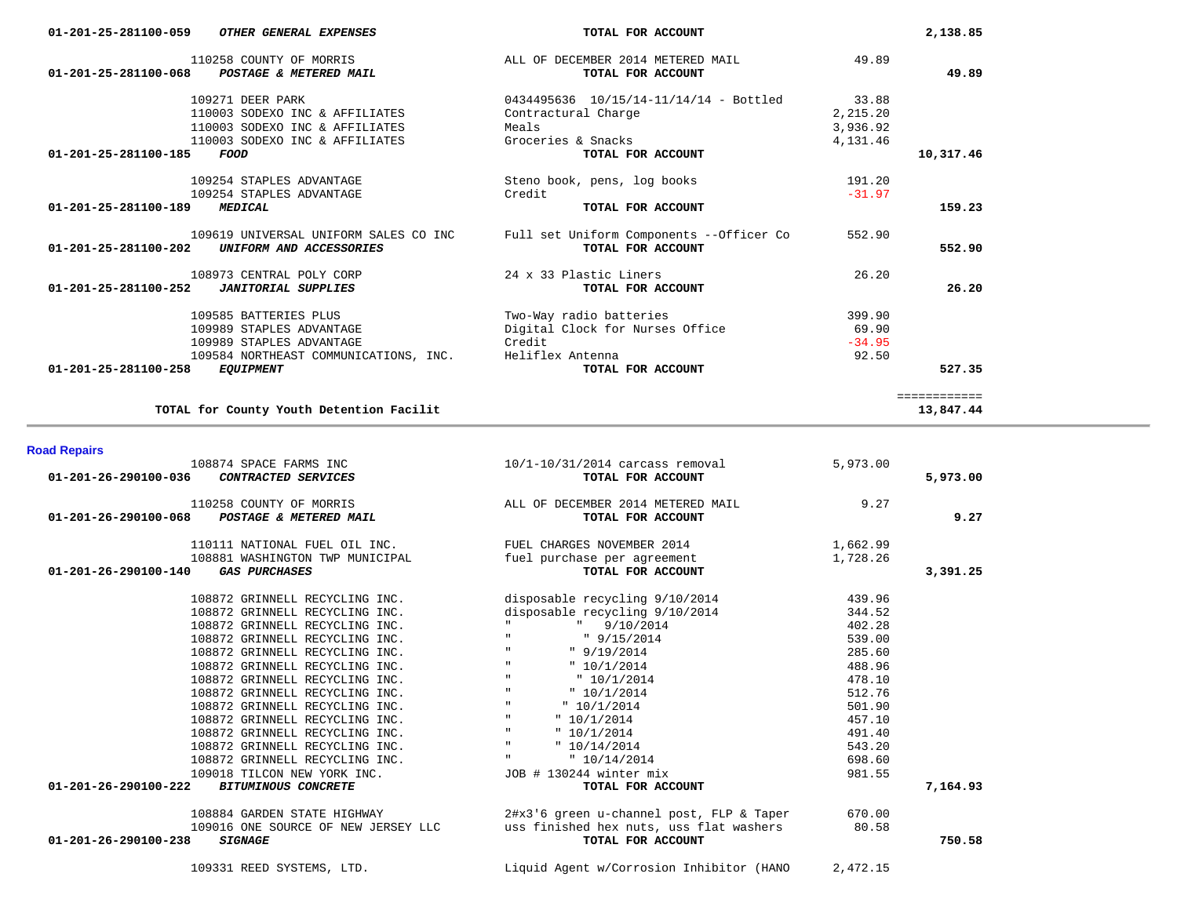| Account | Vendor | Description | Amount | Total |
|---|---|---|---|---|
| 01-201-25-281100-059 ***OTHER GENERAL EXPENSES*** | | **TOTAL FOR ACCOUNT** | | **2,138.85** |
| | 110258 COUNTY OF MORRIS | ALL OF DECEMBER 2014 METERED MAIL | 49.89 | |
| 01-201-25-281100-068 ***POSTAGE & METERED MAIL*** | | **TOTAL FOR ACCOUNT** | | **49.89** |
| | 109271 DEER PARK | 0434495636 10/15/14-11/14/14 - Bottled | 33.88 | |
| | 110003 SODEXO INC & AFFILIATES | Contractural Charge | 2,215.20 | |
| | 110003 SODEXO INC & AFFILIATES | Meals | 3,936.92 | |
| | 110003 SODEXO INC & AFFILIATES | Groceries & Snacks | 4,131.46 | |
| 01-201-25-281100-185 ***FOOD*** | | **TOTAL FOR ACCOUNT** | | **10,317.46** |
| | 109254 STAPLES ADVANTAGE | Steno book, pens, log books | 191.20 | |
| | 109254 STAPLES ADVANTAGE | Credit | -31.97 | |
| 01-201-25-281100-189 ***MEDICAL*** | | **TOTAL FOR ACCOUNT** | | **159.23** |
| | 109619 UNIVERSAL UNIFORM SALES CO INC | Full set Uniform Components --Officer Co | 552.90 | |
| 01-201-25-281100-202 ***UNIFORM AND ACCESSORIES*** | | **TOTAL FOR ACCOUNT** | | **552.90** |
| | 108973 CENTRAL POLY CORP | 24 x 33 Plastic Liners | 26.20 | |
| 01-201-25-281100-252 ***JANITORIAL SUPPLIES*** | | **TOTAL FOR ACCOUNT** | | **26.20** |
| | 109585 BATTERIES PLUS | Two-Way radio batteries | 399.90 | |
| | 109989 STAPLES ADVANTAGE | Digital Clock for Nurses Office | 69.90 | |
| | 109989 STAPLES ADVANTAGE | Credit | -34.95 | |
| | 109584 NORTHEAST COMMUNICATIONS, INC. | Heliflex Antenna | 92.50 | |
| 01-201-25-281100-258 ***EQUIPMENT*** | | **TOTAL FOR ACCOUNT** | | **527.35** |
| | | | | ============ |
| **TOTAL for County Youth Detention Facilit** | | | | **13,847.44** |

## Road Repairs

| Account | Vendor | Description | Amount | Total |
|---|---|---|---|---|
| | 108874 SPACE FARMS INC | 10/1-10/31/2014 carcass removal | 5,973.00 | |
| 01-201-26-290100-036 ***CONTRACTED SERVICES*** | | **TOTAL FOR ACCOUNT** | | **5,973.00** |
| | 110258 COUNTY OF MORRIS | ALL OF DECEMBER 2014 METERED MAIL | 9.27 | |
| 01-201-26-290100-068 ***POSTAGE & METERED MAIL*** | | **TOTAL FOR ACCOUNT** | | **9.27** |
| | 110111 NATIONAL FUEL OIL INC. | FUEL CHARGES NOVEMBER 2014 | 1,662.99 | |
| | 108881 WASHINGTON TWP MUNICIPAL | fuel purchase per agreement | 1,728.26 | |
| 01-201-26-290100-140 ***GAS PURCHASES*** | | **TOTAL FOR ACCOUNT** | | **3,391.25** |
| | 108872 GRINNELL RECYCLING INC. | disposable recycling 9/10/2014 | 439.96 | |
| | 108872 GRINNELL RECYCLING INC. | disposable recycling 9/10/2014 | 344.52 | |
| | 108872 GRINNELL RECYCLING INC. | " " 9/10/2014 | 402.28 | |
| | 108872 GRINNELL RECYCLING INC. | " " 9/15/2014 | 539.00 | |
| | 108872 GRINNELL RECYCLING INC. | " " 9/19/2014 | 285.60 | |
| | 108872 GRINNELL RECYCLING INC. | " " 10/1/2014 | 488.96 | |
| | 108872 GRINNELL RECYCLING INC. | " " 10/1/2014 | 478.10 | |
| | 108872 GRINNELL RECYCLING INC. | " " 10/1/2014 | 512.76 | |
| | 108872 GRINNELL RECYCLING INC. | " " 10/1/2014 | 501.90 | |
| | 108872 GRINNELL RECYCLING INC. | " " 10/1/2014 | 457.10 | |
| | 108872 GRINNELL RECYCLING INC. | " " 10/1/2014 | 491.40 | |
| | 108872 GRINNELL RECYCLING INC. | " " 10/14/2014 | 543.20 | |
| | 108872 GRINNELL RECYCLING INC. | " " 10/14/2014 | 698.60 | |
| | 109018 TILCON NEW YORK INC. | JOB # 130244 winter mix | 981.55 | |
| 01-201-26-290100-222 ***BITUMINOUS CONCRETE*** | | **TOTAL FOR ACCOUNT** | | **7,164.93** |
| | 108884 GARDEN STATE HIGHWAY | 2#x3'6 green u-channel post, FLP & Taper | 670.00 | |
| | 109016 ONE SOURCE OF NEW JERSEY LLC | uss finished hex nuts, uss flat washers | 80.58 | |
| 01-201-26-290100-238 ***SIGNAGE*** | | **TOTAL FOR ACCOUNT** | | **750.58** |
| | 109331 REED SYSTEMS, LTD. | Liquid Agent w/Corrosion Inhibitor (HANO | 2,472.15 | |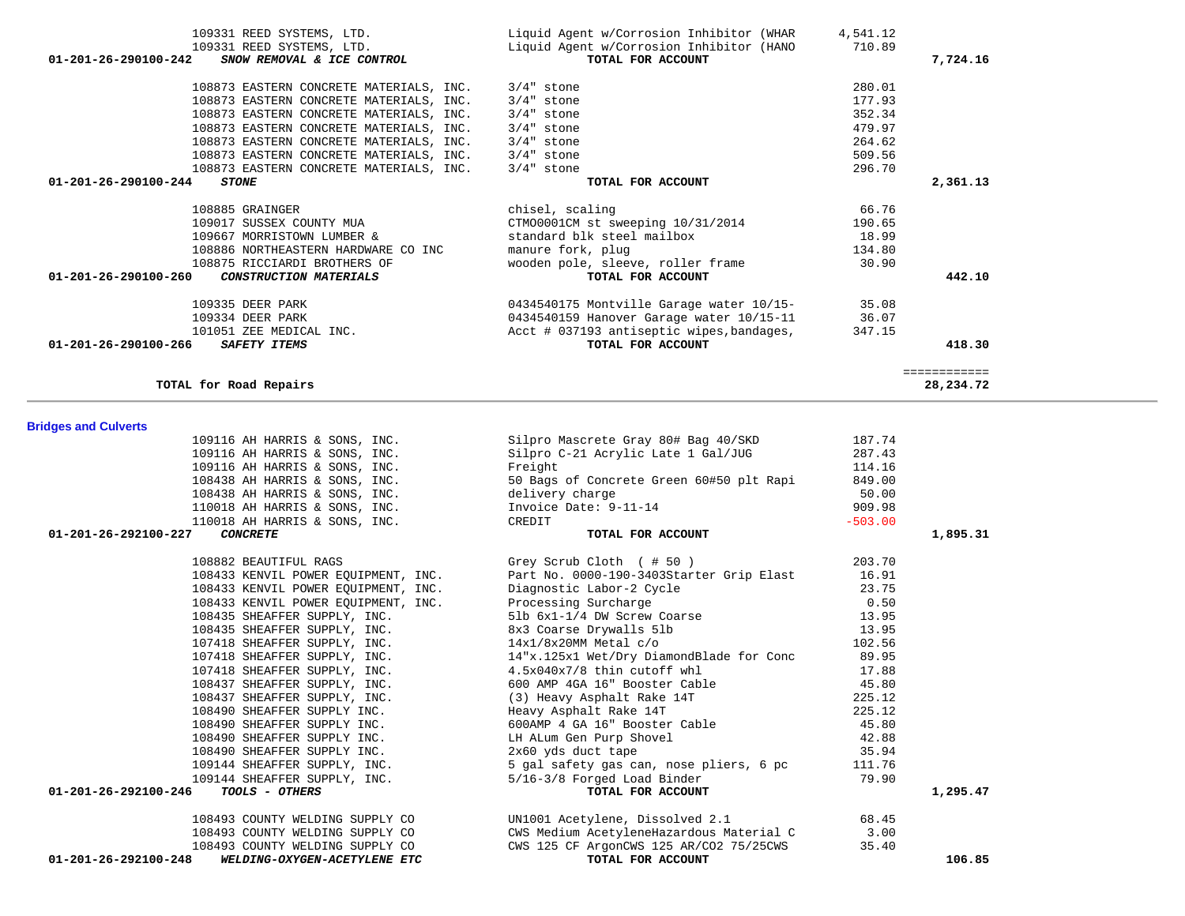| | | | |
|---|---|---|---|
| 109331 REED SYSTEMS, LTD. | Liquid Agent w/Corrosion Inhibitor (WHAR | 4,541.12 | |
| 109331 REED SYSTEMS, LTD. | Liquid Agent w/Corrosion Inhibitor (HANO | 710.89 | |
| 01-201-26-290100-242 ***SNOW REMOVAL & ICE CONTROL*** | **TOTAL FOR ACCOUNT** | | **7,724.16** |
| 108873 EASTERN CONCRETE MATERIALS, INC. | 3/4" stone | 280.01 | |
| 108873 EASTERN CONCRETE MATERIALS, INC. | 3/4" stone | 177.93 | |
| 108873 EASTERN CONCRETE MATERIALS, INC. | 3/4" stone | 352.34 | |
| 108873 EASTERN CONCRETE MATERIALS, INC. | 3/4" stone | 479.97 | |
| 108873 EASTERN CONCRETE MATERIALS, INC. | 3/4" stone | 264.62 | |
| 108873 EASTERN CONCRETE MATERIALS, INC. | 3/4" stone | 509.56 | |
| 108873 EASTERN CONCRETE MATERIALS, INC. | 3/4" stone | 296.70 | |
| 01-201-26-290100-244 ***STONE*** | **TOTAL FOR ACCOUNT** | | **2,361.13** |
| 108885 GRAINGER | chisel, scaling | 66.76 | |
| 109017 SUSSEX COUNTY MUA | CTMO0001CM st sweeping 10/31/2014 | 190.65 | |
| 109667 MORRISTOWN LUMBER & | standard blk steel mailbox | 18.99 | |
| 108886 NORTHEASTERN HARDWARE CO INC | manure fork, plug | 134.80 | |
| 108875 RICCIARDI BROTHERS OF | wooden pole, sleeve, roller frame | 30.90 | |
| 01-201-26-290100-260 ***CONSTRUCTION MATERIALS*** | **TOTAL FOR ACCOUNT** | | **442.10** |
| 109335 DEER PARK | 0434540175 Montville Garage water 10/15- | 35.08 | |
| 109334 DEER PARK | 0434540159 Hanover Garage water 10/15-11 | 36.07 | |
| 101051 ZEE MEDICAL INC. | Acct # 037193 antiseptic wipes,bandages, | 347.15 | |
| 01-201-26-290100-266 ***SAFETY ITEMS*** | **TOTAL FOR ACCOUNT** | | **418.30** |
| | | | ============ |
| **TOTAL for Road Repairs** | | | **28,234.72** |

## Bridges and Culverts

| | | | |
|---|---|---|---|
| 109116 AH HARRIS & SONS, INC. | Silpro Mascrete Gray 80# Bag 40/SKD | 187.74 | |
| 109116 AH HARRIS & SONS, INC. | Silpro C-21 Acrylic Late 1 Gal/JUG | 287.43 | |
| 109116 AH HARRIS & SONS, INC. | Freight | 114.16 | |
| 108438 AH HARRIS & SONS, INC. | 50 Bags of Concrete Green 60#50 plt Rapi | 849.00 | |
| 108438 AH HARRIS & SONS, INC. | delivery charge | 50.00 | |
| 110018 AH HARRIS & SONS, INC. | Invoice Date: 9-11-14 | 909.98 | |
| 110018 AH HARRIS & SONS, INC. | CREDIT | -503.00 | |
| 01-201-26-292100-227 ***CONCRETE*** | **TOTAL FOR ACCOUNT** | | **1,895.31** |
| 108882 BEAUTIFUL RAGS | Grey Scrub Cloth ( # 50 ) | 203.70 | |
| 108433 KENVIL POWER EQUIPMENT, INC. | Part No. 0000-190-3403Starter Grip Elast | 16.91 | |
| 108433 KENVIL POWER EQUIPMENT, INC. | Diagnostic Labor-2 Cycle | 23.75 | |
| 108433 KENVIL POWER EQUIPMENT, INC. | Processing Surcharge | 0.50 | |
| 108435 SHEAFFER SUPPLY, INC. | 5lb 6x1-1/4 DW Screw Coarse | 13.95 | |
| 108435 SHEAFFER SUPPLY, INC. | 8x3 Coarse Drywalls 5lb | 13.95 | |
| 107418 SHEAFFER SUPPLY, INC. | 14x1/8x20MM Metal c/o | 102.56 | |
| 107418 SHEAFFER SUPPLY, INC. | 14"x.125x1 Wet/Dry DiamondBlade for Conc | 89.95 | |
| 107418 SHEAFFER SUPPLY, INC. | 4.5x040x7/8 thin cutoff whl | 17.88 | |
| 108437 SHEAFFER SUPPLY, INC. | 600 AMP 4GA 16" Booster Cable | 45.80 | |
| 108437 SHEAFFER SUPPLY, INC. | (3) Heavy Asphalt Rake 14T | 225.12 | |
| 108490 SHEAFFER SUPPLY INC. | Heavy Asphalt Rake 14T | 225.12 | |
| 108490 SHEAFFER SUPPLY INC. | 600AMP 4 GA 16" Booster Cable | 45.80 | |
| 108490 SHEAFFER SUPPLY INC. | LH ALum Gen Purp Shovel | 42.88 | |
| 108490 SHEAFFER SUPPLY INC. | 2x60 yds duct tape | 35.94 | |
| 109144 SHEAFFER SUPPLY, INC. | 5 gal safety gas can, nose pliers, 6 pc | 111.76 | |
| 109144 SHEAFFER SUPPLY, INC. | 5/16-3/8 Forged Load Binder | 79.90 | |
| 01-201-26-292100-246 ***TOOLS - OTHERS*** | **TOTAL FOR ACCOUNT** | | **1,295.47** |
| 108493 COUNTY WELDING SUPPLY CO | UN1001 Acetylene, Dissolved 2.1 | 68.45 | |
| 108493 COUNTY WELDING SUPPLY CO | CWS Medium AcetyleneHazardous Material C | 3.00 | |
| 108493 COUNTY WELDING SUPPLY CO | CWS 125 CF ArgonCWS 125 AR/CO2 75/25CWS | 35.40 | |
| 01-201-26-292100-248 ***WELDING-OXYGEN-ACETYLENE ETC*** | **TOTAL FOR ACCOUNT** | | **106.85** |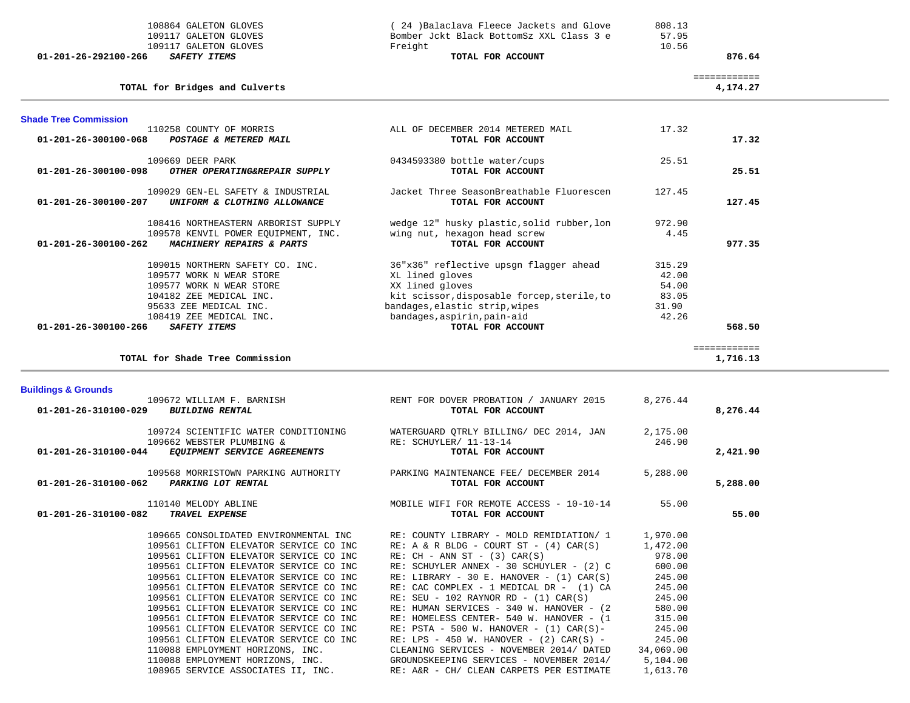| Account | Vendor | Description | Amount | Total |
|---|---|---|---|---|
| | 108864 GALETON GLOVES | ( 24 )Balaclava Fleece Jackets and Glove | 808.13 | |
| | 109117 GALETON GLOVES | Bomber Jckt Black BottomSz XXL Class 3 e | 57.95 | |
| | 109117 GALETON GLOVES | Freight | 10.56 | |
| **01-201-26-292100-266** | ***SAFETY ITEMS*** | **TOTAL FOR ACCOUNT** | | **876.64** |
| | | | | ============ |
| | **TOTAL for Bridges and Culverts** | | | **4,174.27** |

## Shade Tree Commission

| Account | Vendor | Description | Amount | Total |
|---|---|---|---|---|
| | 110258 COUNTY OF MORRIS | ALL OF DECEMBER 2014 METERED MAIL | 17.32 | |
| **01-201-26-300100-068** | ***POSTAGE & METERED MAIL*** | **TOTAL FOR ACCOUNT** | | **17.32** |
| | 109669 DEER PARK | 0434593380 bottle water/cups | 25.51 | |
| **01-201-26-300100-098** | ***OTHER OPERATING&REPAIR SUPPLY*** | **TOTAL FOR ACCOUNT** | | **25.51** |
| | 109029 GEN-EL SAFETY & INDUSTRIAL | Jacket Three SeasonBreathable Fluorescen | 127.45 | |
| **01-201-26-300100-207** | ***UNIFORM & CLOTHING ALLOWANCE*** | **TOTAL FOR ACCOUNT** | | **127.45** |
| | 108416 NORTHEASTERN ARBORIST SUPPLY | wedge 12" husky plastic,solid rubber,lon | 972.90 | |
| | 109578 KENVIL POWER EQUIPMENT, INC. | wing nut, hexagon head screw | 4.45 | |
| **01-201-26-300100-262** | ***MACHINERY REPAIRS & PARTS*** | **TOTAL FOR ACCOUNT** | | **977.35** |
| | 109015 NORTHERN SAFETY CO. INC. | 36"x36" reflective upsgn flagger ahead | 315.29 | |
| | 109577 WORK N WEAR STORE | XL lined gloves | 42.00 | |
| | 109577 WORK N WEAR STORE | XX lined gloves | 54.00 | |
| | 104182 ZEE MEDICAL INC. | kit scissor,disposable forcep,sterile,to | 83.05 | |
| | 95633 ZEE MEDICAL INC. | bandages,elastic strip,wipes | 31.90 | |
| | 108419 ZEE MEDICAL INC. | bandages,aspirin,pain-aid | 42.26 | |
| **01-201-26-300100-266** | ***SAFETY ITEMS*** | **TOTAL FOR ACCOUNT** | | **568.50** |
| | | | | ============ |
| | **TOTAL for Shade Tree Commission** | | | **1,716.13** |

## Buildings & Grounds

| Account | Vendor | Description | Amount | Total |
|---|---|---|---|---|
| | 109672 WILLIAM F. BARNISH | RENT FOR DOVER PROBATION / JANUARY 2015 | 8,276.44 | |
| **01-201-26-310100-029** | ***BUILDING RENTAL*** | **TOTAL FOR ACCOUNT** | | **8,276.44** |
| | 109724 SCIENTIFIC WATER CONDITIONING | WATERGUARD QTRLY BILLING/ DEC 2014, JAN | 2,175.00 | |
| | 109662 WEBSTER PLUMBING & | RE: SCHUYLER/ 11-13-14 | 246.90 | |
| **01-201-26-310100-044** | ***EQUIPMENT SERVICE AGREEMENTS*** | **TOTAL FOR ACCOUNT** | | **2,421.90** |
| | 109568 MORRISTOWN PARKING AUTHORITY | PARKING MAINTENANCE FEE/ DECEMBER 2014 | 5,288.00 | |
| **01-201-26-310100-062** | ***PARKING LOT RENTAL*** | **TOTAL FOR ACCOUNT** | | **5,288.00** |
| | 110140 MELODY ABLINE | MOBILE WIFI FOR REMOTE ACCESS - 10-10-14 | 55.00 | |
| **01-201-26-310100-082** | ***TRAVEL EXPENSE*** | **TOTAL FOR ACCOUNT** | | **55.00** |
| | 109665 CONSOLIDATED ENVIRONMENTAL INC | RE: COUNTY LIBRARY - MOLD REMIDIATION/ 1 | 1,970.00 | |
| | 109561 CLIFTON ELEVATOR SERVICE CO INC | RE: A & R BLDG - COURT ST - (4) CAR(S) | 1,472.00 | |
| | 109561 CLIFTON ELEVATOR SERVICE CO INC | RE: CH - ANN ST - (3) CAR(S) | 978.00 | |
| | 109561 CLIFTON ELEVATOR SERVICE CO INC | RE: SCHUYLER ANNEX - 30 SCHUYLER - (2) C | 600.00 | |
| | 109561 CLIFTON ELEVATOR SERVICE CO INC | RE: LIBRARY - 30 E. HANOVER - (1) CAR(S) | 245.00 | |
| | 109561 CLIFTON ELEVATOR SERVICE CO INC | RE: CAC COMPLEX - 1 MEDICAL DR - (1) CA | 245.00 | |
| | 109561 CLIFTON ELEVATOR SERVICE CO INC | RE: SEU - 102 RAYNOR RD - (1) CAR(S) | 245.00 | |
| | 109561 CLIFTON ELEVATOR SERVICE CO INC | RE: HUMAN SERVICES - 340 W. HANOVER - (2 | 580.00 | |
| | 109561 CLIFTON ELEVATOR SERVICE CO INC | RE: HOMELESS CENTER- 540 W. HANOVER - (1 | 315.00 | |
| | 109561 CLIFTON ELEVATOR SERVICE CO INC | RE: PSTA - 500 W. HANOVER - (1) CAR(S)- | 245.00 | |
| | 109561 CLIFTON ELEVATOR SERVICE CO INC | RE: LPS - 450 W. HANOVER - (2) CAR(S) - | 245.00 | |
| | 110088 EMPLOYMENT HORIZONS, INC. | CLEANING SERVICES - NOVEMBER 2014/ DATED | 34,069.00 | |
| | 110088 EMPLOYMENT HORIZONS, INC. | GROUNDSKEEPING SERVICES - NOVEMBER 2014/ | 5,104.00 | |
| | 108965 SERVICE ASSOCIATES II, INC. | RE: A&R - CH/ CLEAN CARPETS PER ESTIMATE | 1,613.70 | |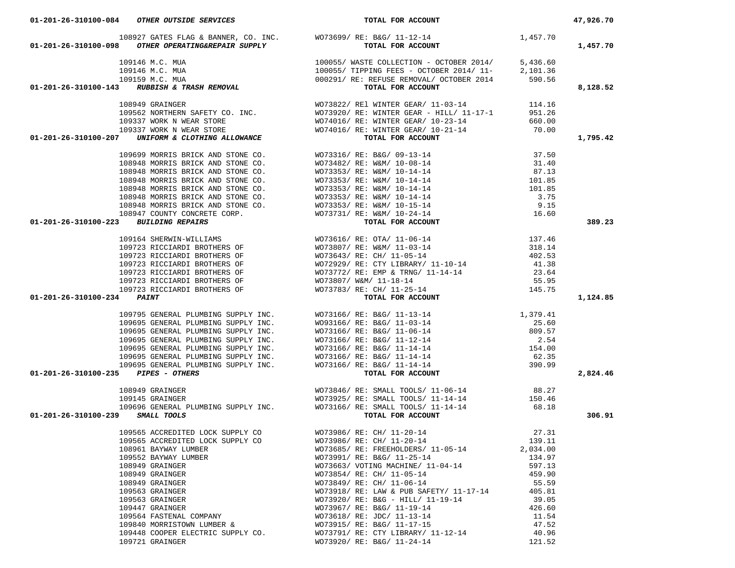| Account | Vendor | Description | Amount | Total |
|---|---|---|---|---|
| 01-201-26-310100-084 *OTHER OUTSIDE SERVICES* | | TOTAL FOR ACCOUNT | | 47,926.70 |
| | 108927 GATES FLAG & BANNER, CO. INC. | WO73699/ RE: B&G/ 11-12-14 | 1,457.70 | |
| 01-201-26-310100-098 *OTHER OPERATING&REPAIR SUPPLY* | | TOTAL FOR ACCOUNT | | 1,457.70 |
| | 109146 M.C. MUA | 100055/ WASTE COLLECTION - OCTOBER 2014/ | 5,436.60 | |
| | 109146 M.C. MUA | 100055/ TIPPING FEES - OCTOBER 2014/ 11- | 2,101.36 | |
| | 109159 M.C. MUA | 000291/ RE: REFUSE REMOVAL/ OCTOBER 2014 | 590.56 | |
| 01-201-26-310100-143 *RUBBISH & TRASH REMOVAL* | | TOTAL FOR ACCOUNT | | 8,128.52 |
| | 108949 GRAINGER | WO73822/ REl WINTER GEAR/ 11-03-14 | 114.16 | |
| | 109562 NORTHERN SAFETY CO. INC. | WO73920/ RE: WINTER GEAR - HILL/ 11-17-1 | 951.26 | |
| | 109337 WORK N WEAR STORE | WO74016/ RE: WINTER GEAR/ 10-23-14 | 660.00 | |
| | 109337 WORK N WEAR STORE | WO74016/ RE: WINTER GEAR/ 10-21-14 | 70.00 | |
| 01-201-26-310100-207 *UNIFORM & CLOTHING ALLOWANCE* | | TOTAL FOR ACCOUNT | | 1,795.42 |
| | 109699 MORRIS BRICK AND STONE CO. | WO73316/ RE: B&G/ 09-13-14 | 37.50 | |
| | 108948 MORRIS BRICK AND STONE CO. | WO73482/ RE: W&M/ 10-08-14 | 31.40 | |
| | 108948 MORRIS BRICK AND STONE CO. | WO73353/ RE: W&M/ 10-14-14 | 87.13 | |
| | 108948 MORRIS BRICK AND STONE CO. | WO73353/ RE: W&M/ 10-14-14 | 101.85 | |
| | 108948 MORRIS BRICK AND STONE CO. | WO73353/ RE: W&M/ 10-14-14 | 101.85 | |
| | 108948 MORRIS BRICK AND STONE CO. | WO73353/ RE: W&M/ 10-14-14 | 3.75 | |
| | 108948 MORRIS BRICK AND STONE CO. | WO73353/ RE: W&M/ 10-15-14 | 9.15 | |
| | 108947 COUNTY CONCRETE CORP. | WO73731/ RE: W&M/ 10-24-14 | 16.60 | |
| 01-201-26-310100-223 *BUILDING REPAIRS* | | TOTAL FOR ACCOUNT | | 389.23 |
| | 109164 SHERWIN-WILLIAMS | WO73616/ RE: OTA/ 11-06-14 | 137.46 | |
| | 109723 RICCIARDI BROTHERS OF | WO73807/ RE: W&M/ 11-03-14 | 318.14 | |
| | 109723 RICCIARDI BROTHERS OF | WO73643/ RE: CH/ 11-05-14 | 402.53 | |
| | 109723 RICCIARDI BROTHERS OF | WO72929/ RE: CTY LIBRARY/ 11-10-14 | 41.38 | |
| | 109723 RICCIARDI BROTHERS OF | WO73772/ RE: EMP & TRNG/ 11-14-14 | 23.64 | |
| | 109723 RICCIARDI BROTHERS OF | WO73807/ W&M/ 11-18-14 | 55.95 | |
| | 109723 RICCIARDI BROTHERS OF | WO73783/ RE: CH/ 11-25-14 | 145.75 | |
| 01-201-26-310100-234 *PAINT* | | TOTAL FOR ACCOUNT | | 1,124.85 |
| | 109795 GENERAL PLUMBING SUPPLY INC. | WO73166/ RE: B&G/ 11-13-14 | 1,379.41 | |
| | 109695 GENERAL PLUMBING SUPPLY INC. | WO93166/ RE: B&G/ 11-03-14 | 25.60 | |
| | 109695 GENERAL PLUMBING SUPPLY INC. | WO73166/ RE: B&G/ 11-06-14 | 809.57 | |
| | 109695 GENERAL PLUMBING SUPPLY INC. | WO73166/ RE: B&G/ 11-12-14 | 2.54 | |
| | 109695 GENERAL PLUMBING SUPPLY INC. | WO73166/ RE: B&G/ 11-14-14 | 154.00 | |
| | 109695 GENERAL PLUMBING SUPPLY INC. | WO73166/ RE: B&G/ 11-14-14 | 62.35 | |
| | 109695 GENERAL PLUMBING SUPPLY INC. | WO73166/ RE: B&G/ 11-14-14 | 390.99 | |
| 01-201-26-310100-235 *PIPES - OTHERS* | | TOTAL FOR ACCOUNT | | 2,824.46 |
| | 108949 GRAINGER | WO73846/ RE: SMALL TOOLS/ 11-06-14 | 88.27 | |
| | 109145 GRAINGER | WO73925/ RE: SMALL TOOLS/ 11-14-14 | 150.46 | |
| | 109696 GENERAL PLUMBING SUPPLY INC. | WO73166/ RE: SMALL TOOLS/ 11-14-14 | 68.18 | |
| 01-201-26-310100-239 *SMALL TOOLS* | | TOTAL FOR ACCOUNT | | 306.91 |
| | 109565 ACCREDITED LOCK SUPPLY CO | WO73986/ RE: CH/ 11-20-14 | 27.31 | |
| | 109565 ACCREDITED LOCK SUPPLY CO | WO73986/ RE: CH/ 11-20-14 | 139.11 | |
| | 108961 BAYWAY LUMBER | WO73685/ RE: FREEHOLDERS/ 11-05-14 | 2,034.00 | |
| | 109552 BAYWAY LUMBER | WO73991/ RE: B&G/ 11-25-14 | 134.97 | |
| | 108949 GRAINGER | WO73663/ VOTING MACHINE/ 11-04-14 | 597.13 | |
| | 108949 GRAINGER | WO73854/ RE: CH/ 11-05-14 | 459.90 | |
| | 108949 GRAINGER | WO73849/ RE: CH/ 11-06-14 | 55.59 | |
| | 109563 GRAINGER | WO73918/ RE: LAW & PUB SAFETY/ 11-17-14 | 405.81 | |
| | 109563 GRAINGER | WO73920/ RE: B&G - HILL/ 11-19-14 | 39.05 | |
| | 109447 GRAINGER | WO73967/ RE: B&G/ 11-19-14 | 426.60 | |
| | 109564 FASTENAL COMPANY | WO73618/ RE: JDC/ 11-13-14 | 11.54 | |
| | 109840 MORRISTOWN LUMBER & | WO73915/ RE: B&G/ 11-17-15 | 47.52 | |
| | 109448 COOPER ELECTRIC SUPPLY CO. | WO73791/ RE: CTY LIBRARY/ 11-12-14 | 40.96 | |
| | 109721 GRAINGER | WO73920/ RE: B&G/ 11-24-14 | 121.52 | |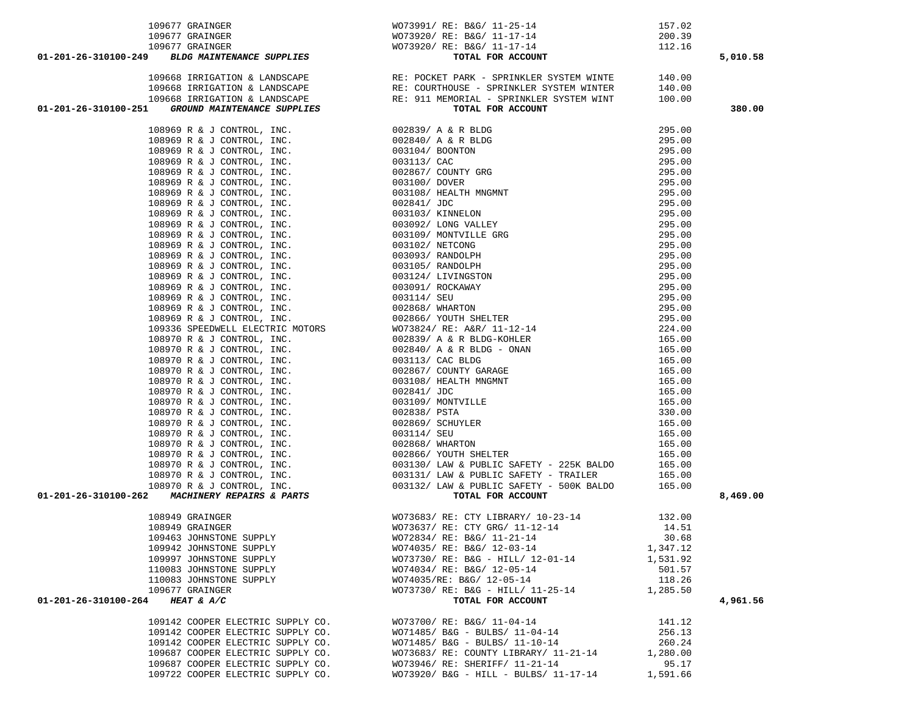| Account | Vendor | Description | Amount | Total |
|---|---|---|---|---|
| | 109677 GRAINGER | WO73991/ RE: B&G/ 11-25-14 | 157.02 | |
| | 109677 GRAINGER | WO73920/ RE: B&G/ 11-17-14 | 200.39 | |
| | 109677 GRAINGER | WO73920/ RE: B&G/ 11-17-14 | 112.16 | |
| **01-201-26-310100-249** | ***BLDG MAINTENANCE SUPPLIES*** | **TOTAL FOR ACCOUNT** | | **5,010.58** |
| | 109668 IRRIGATION & LANDSCAPE | RE: POCKET PARK - SPRINKLER SYSTEM WINTE | 140.00 | |
| | 109668 IRRIGATION & LANDSCAPE | RE: COURTHOUSE - SPRINKLER SYSTEM WINTER | 140.00 | |
| | 109668 IRRIGATION & LANDSCAPE | RE: 911 MEMORIAL - SPRINKLER SYSTEM WINT | 100.00 | |
| **01-201-26-310100-251** | ***GROUND MAINTENANCE SUPPLIES*** | **TOTAL FOR ACCOUNT** | | **380.00** |
| | 108969 R & J CONTROL, INC. | 002839/ A & R BLDG | 295.00 | |
| | 108969 R & J CONTROL, INC. | 002840/ A & R BLDG | 295.00 | |
| | 108969 R & J CONTROL, INC. | 003104/ BOONTON | 295.00 | |
| | 108969 R & J CONTROL, INC. | 003113/ CAC | 295.00 | |
| | 108969 R & J CONTROL, INC. | 002867/ COUNTY GRG | 295.00 | |
| | 108969 R & J CONTROL, INC. | 003100/ DOVER | 295.00 | |
| | 108969 R & J CONTROL, INC. | 003108/ HEALTH MNGMNT | 295.00 | |
| | 108969 R & J CONTROL, INC. | 002841/ JDC | 295.00 | |
| | 108969 R & J CONTROL, INC. | 003103/ KINNELON | 295.00 | |
| | 108969 R & J CONTROL, INC. | 003092/ LONG VALLEY | 295.00 | |
| | 108969 R & J CONTROL, INC. | 003109/ MONTVILLE GRG | 295.00 | |
| | 108969 R & J CONTROL, INC. | 003102/ NETCONG | 295.00 | |
| | 108969 R & J CONTROL, INC. | 003093/ RANDOLPH | 295.00 | |
| | 108969 R & J CONTROL, INC. | 003105/ RANDOLPH | 295.00 | |
| | 108969 R & J CONTROL, INC. | 003124/ LIVINGSTON | 295.00 | |
| | 108969 R & J CONTROL, INC. | 003091/ ROCKAWAY | 295.00 | |
| | 108969 R & J CONTROL, INC. | 003114/ SEU | 295.00 | |
| | 108969 R & J CONTROL, INC. | 002868/ WHARTON | 295.00 | |
| | 108969 R & J CONTROL, INC. | 002866/ YOUTH SHELTER | 295.00 | |
| | 109336 SPEEDWELL ELECTRIC MOTORS | WO73824/ RE: A&R/ 11-12-14 | 224.00 | |
| | 108970 R & J CONTROL, INC. | 002839/ A & R BLDG-KOHLER | 165.00 | |
| | 108970 R & J CONTROL, INC. | 002840/ A & R BLDG - ONAN | 165.00 | |
| | 108970 R & J CONTROL, INC. | 003113/ CAC BLDG | 165.00 | |
| | 108970 R & J CONTROL, INC. | 002867/ COUNTY GARAGE | 165.00 | |
| | 108970 R & J CONTROL, INC. | 003108/ HEALTH MNGMNT | 165.00 | |
| | 108970 R & J CONTROL, INC. | 002841/ JDC | 165.00 | |
| | 108970 R & J CONTROL, INC. | 003109/ MONTVILLE | 165.00 | |
| | 108970 R & J CONTROL, INC. | 002838/ PSTA | 330.00 | |
| | 108970 R & J CONTROL, INC. | 002869/ SCHUYLER | 165.00 | |
| | 108970 R & J CONTROL, INC. | 003114/ SEU | 165.00 | |
| | 108970 R & J CONTROL, INC. | 002868/ WHARTON | 165.00 | |
| | 108970 R & J CONTROL, INC. | 002866/ YOUTH SHELTER | 165.00 | |
| | 108970 R & J CONTROL, INC. | 003130/ LAW & PUBLIC SAFETY - 225K BALDO | 165.00 | |
| | 108970 R & J CONTROL, INC. | 003131/ LAW & PUBLIC SAFETY - TRAILER | 165.00 | |
| | 108970 R & J CONTROL, INC. | 003132/ LAW & PUBLIC SAFETY - 500K BALDO | 165.00 | |
| **01-201-26-310100-262** | ***MACHINERY REPAIRS & PARTS*** | **TOTAL FOR ACCOUNT** | | **8,469.00** |
| | 108949 GRAINGER | WO73683/ RE: CTY LIBRARY/ 10-23-14 | 132.00 | |
| | 108949 GRAINGER | WO73637/ RE: CTY GRG/ 11-12-14 | 14.51 | |
| | 109463 JOHNSTONE SUPPLY | WO72834/ RE: B&G/ 11-21-14 | 30.68 | |
| | 109942 JOHNSTONE SUPPLY | WO74035/ RE: B&G/ 12-03-14 | 1,347.12 | |
| | 109997 JOHNSTONE SUPPLY | WO73730/ RE: B&G - HILL/ 12-01-14 | 1,531.92 | |
| | 110083 JOHNSTONE SUPPLY | WO74034/ RE: B&G/ 12-05-14 | 501.57 | |
| | 110083 JOHNSTONE SUPPLY | WO74035/RE: B&G/ 12-05-14 | 118.26 | |
| | 109677 GRAINGER | WO73730/ RE: B&G - HILL/ 11-25-14 | 1,285.50 | |
| **01-201-26-310100-264** | ***HEAT & A/C*** | **TOTAL FOR ACCOUNT** | | **4,961.56** |
| | 109142 COOPER ELECTRIC SUPPLY CO. | WO73700/ RE: B&G/ 11-04-14 | 141.12 | |
| | 109142 COOPER ELECTRIC SUPPLY CO. | WO71485/ B&G - BULBS/ 11-04-14 | 256.13 | |
| | 109142 COOPER ELECTRIC SUPPLY CO. | WO71485/ B&G - BULBS/ 11-10-14 | 260.24 | |
| | 109687 COOPER ELECTRIC SUPPLY CO. | WO73683/ RE: COUNTY LIBRARY/ 11-21-14 | 1,280.00 | |
| | 109687 COOPER ELECTRIC SUPPLY CO. | WO73946/ RE: SHERIFF/ 11-21-14 | 95.17 | |
| | 109722 COOPER ELECTRIC SUPPLY CO. | WO73920/ B&G - HILL - BULBS/ 11-17-14 | 1,591.66 | |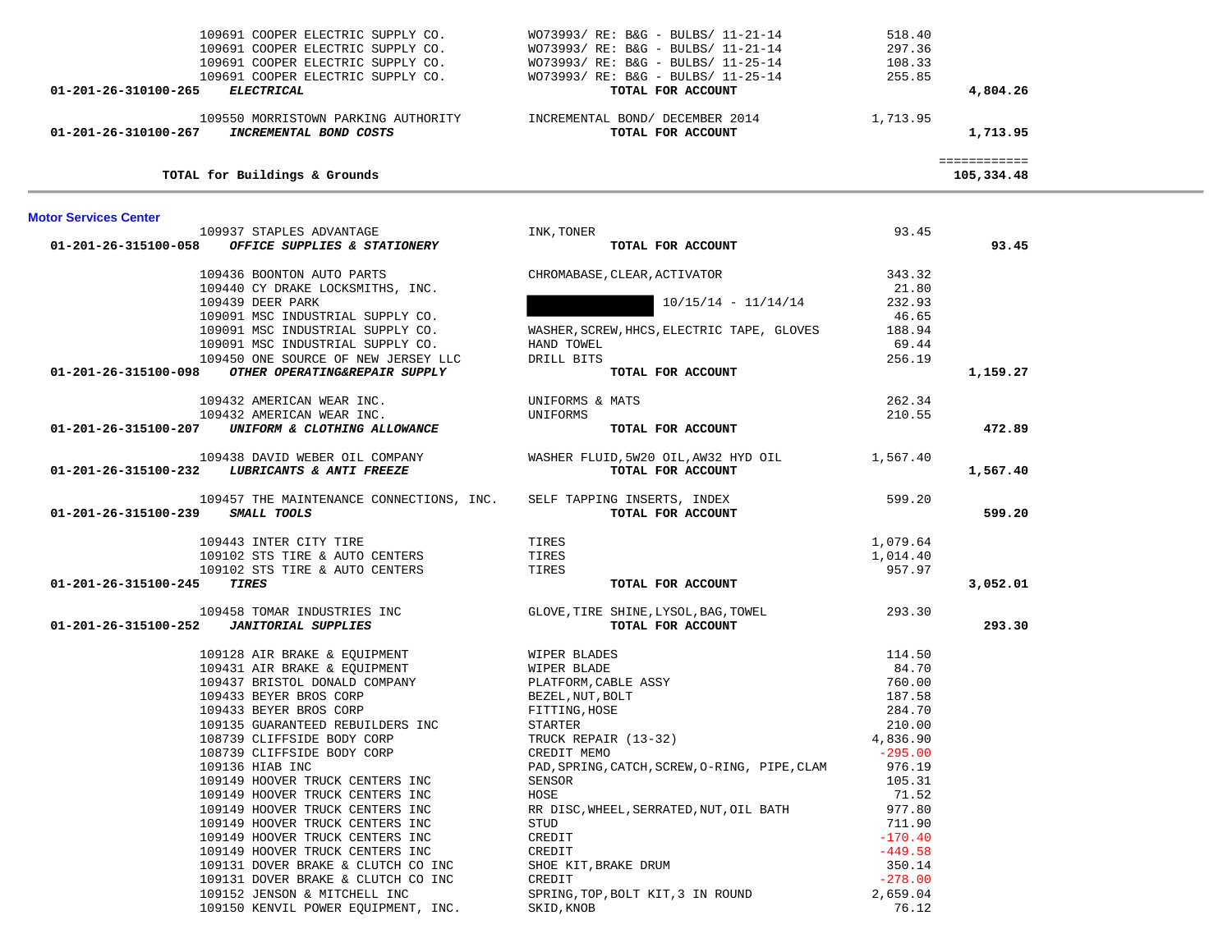| Account | Vendor | Description | Amount | Total |
|---|---|---|---|---|
| | 109691 COOPER ELECTRIC SUPPLY CO. | WO73993/ RE: B&G - BULBS/ 11-21-14 | 518.40 | |
| | 109691 COOPER ELECTRIC SUPPLY CO. | WO73993/ RE: B&G - BULBS/ 11-21-14 | 297.36 | |
| | 109691 COOPER ELECTRIC SUPPLY CO. | WO73993/ RE: B&G - BULBS/ 11-25-14 | 108.33 | |
| | 109691 COOPER ELECTRIC SUPPLY CO. | WO73993/ RE: B&G - BULBS/ 11-25-14 | 255.85 | |
| 01-201-26-310100-265 | ***ELECTRICAL*** | TOTAL FOR ACCOUNT | | 4,804.26 |
| | 109550 MORRISTOWN PARKING AUTHORITY | INCREMENTAL BOND/ DECEMBER 2014 | 1,713.95 | |
| 01-201-26-310100-267 | ***INCREMENTAL BOND COSTS*** | TOTAL FOR ACCOUNT | | 1,713.95 |
| | | | | ============ |
| | TOTAL for Buildings & Grounds | | | 105,334.48 |

**Motor Services Center**

| Account | Vendor | Description | Amount | Total |
|---|---|---|---|---|
| | 109937 STAPLES ADVANTAGE | INK,TONER | 93.45 | |
| 01-201-26-315100-058 | ***OFFICE SUPPLIES & STATIONERY*** | TOTAL FOR ACCOUNT | | 93.45 |
| | 109436 BOONTON AUTO PARTS | CHROMABASE,CLEAR,ACTIVATOR | 343.32 | |
| | 109440 CY DRAKE LOCKSMITHS, INC. | | 21.80 | |
| | 109439 DEER PARK | 10/15/14 - 11/14/14 | 232.93 | |
| | 109091 MSC INDUSTRIAL SUPPLY CO. | | 46.65 | |
| | 109091 MSC INDUSTRIAL SUPPLY CO. | WASHER,SCREW,HHCS,ELECTRIC TAPE, GLOVES | 188.94 | |
| | 109091 MSC INDUSTRIAL SUPPLY CO. | HAND TOWEL | 69.44 | |
| | 109450 ONE SOURCE OF NEW JERSEY LLC | DRILL BITS | 256.19 | |
| 01-201-26-315100-098 | ***OTHER OPERATING&REPAIR SUPPLY*** | TOTAL FOR ACCOUNT | | 1,159.27 |
| | 109432 AMERICAN WEAR INC. | UNIFORMS & MATS | 262.34 | |
| | 109432 AMERICAN WEAR INC. | UNIFORMS | 210.55 | |
| 01-201-26-315100-207 | ***UNIFORM & CLOTHING ALLOWANCE*** | TOTAL FOR ACCOUNT | | 472.89 |
| | 109438 DAVID WEBER OIL COMPANY | WASHER FLUID,5W20 OIL,AW32 HYD OIL | 1,567.40 | |
| 01-201-26-315100-232 | ***LUBRICANTS & ANTI FREEZE*** | TOTAL FOR ACCOUNT | | 1,567.40 |
| | 109457 THE MAINTENANCE CONNECTIONS, INC. | SELF TAPPING INSERTS, INDEX | 599.20 | |
| 01-201-26-315100-239 | ***SMALL TOOLS*** | TOTAL FOR ACCOUNT | | 599.20 |
| | 109443 INTER CITY TIRE | TIRES | 1,079.64 | |
| | 109102 STS TIRE & AUTO CENTERS | TIRES | 1,014.40 | |
| | 109102 STS TIRE & AUTO CENTERS | TIRES | 957.97 | |
| 01-201-26-315100-245 | ***TIRES*** | TOTAL FOR ACCOUNT | | 3,052.01 |
| | 109458 TOMAR INDUSTRIES INC | GLOVE,TIRE SHINE,LYSOL,BAG,TOWEL | 293.30 | |
| 01-201-26-315100-252 | ***JANITORIAL SUPPLIES*** | TOTAL FOR ACCOUNT | | 293.30 |
| | 109128 AIR BRAKE & EQUIPMENT | WIPER BLADES | 114.50 | |
| | 109431 AIR BRAKE & EQUIPMENT | WIPER BLADE | 84.70 | |
| | 109437 BRISTOL DONALD COMPANY | PLATFORM,CABLE ASSY | 760.00 | |
| | 109433 BEYER BROS CORP | BEZEL,NUT,BOLT | 187.58 | |
| | 109433 BEYER BROS CORP | FITTING,HOSE | 284.70 | |
| | 109135 GUARANTEED REBUILDERS INC | STARTER | 210.00 | |
| | 108739 CLIFFSIDE BODY CORP | TRUCK REPAIR (13-32) | 4,836.90 | |
| | 108739 CLIFFSIDE BODY CORP | CREDIT MEMO | -295.00 | |
| | 109136 HIAB INC | PAD,SPRING,CATCH,SCREW,O-RING, PIPE,CLAM | 976.19 | |
| | 109149 HOOVER TRUCK CENTERS INC | SENSOR | 105.31 | |
| | 109149 HOOVER TRUCK CENTERS INC | HOSE | 71.52 | |
| | 109149 HOOVER TRUCK CENTERS INC | RR DISC,WHEEL,SERRATED,NUT,OIL BATH | 977.80 | |
| | 109149 HOOVER TRUCK CENTERS INC | STUD | 711.90 | |
| | 109149 HOOVER TRUCK CENTERS INC | CREDIT | -170.40 | |
| | 109149 HOOVER TRUCK CENTERS INC | CREDIT | -449.58 | |
| | 109131 DOVER BRAKE & CLUTCH CO INC | SHOE KIT,BRAKE DRUM | 350.14 | |
| | 109131 DOVER BRAKE & CLUTCH CO INC | CREDIT | -278.00 | |
| | 109152 JENSON & MITCHELL INC | SPRING,TOP,BOLT KIT,3 IN ROUND | 2,659.04 | |
| | 109150 KENVIL POWER EQUIPMENT, INC. | SKID,KNOB | 76.12 | |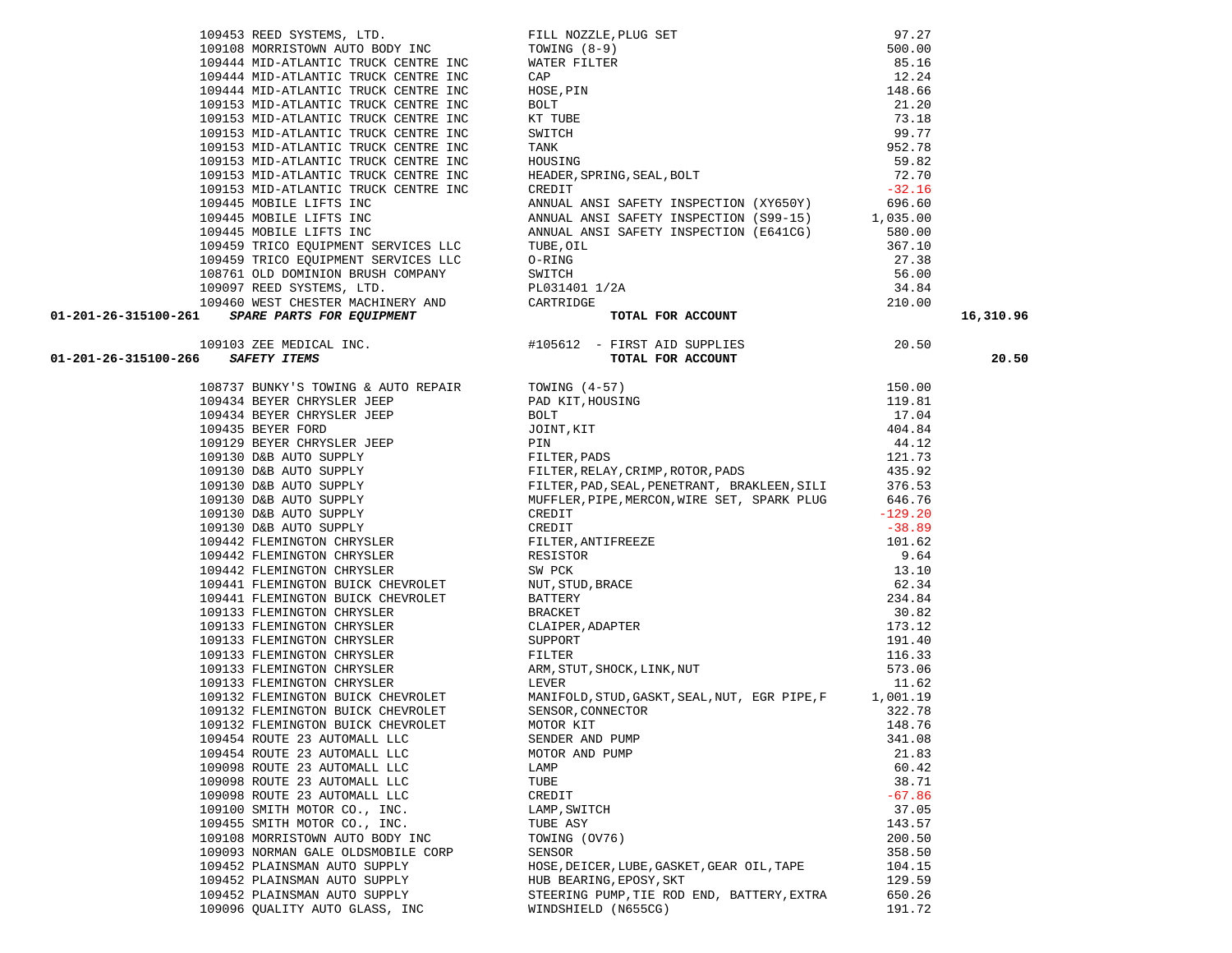| Account | PO / Vendor | Description | Amount | Total |
|---|---|---|---|---|
| | 109453 REED SYSTEMS, LTD. | FILL NOZZLE,PLUG SET | 97.27 | |
| | 109108 MORRISTOWN AUTO BODY INC | TOWING (8-9) | 500.00 | |
| | 109444 MID-ATLANTIC TRUCK CENTRE INC | WATER FILTER | 85.16 | |
| | 109444 MID-ATLANTIC TRUCK CENTRE INC | CAP | 12.24 | |
| | 109444 MID-ATLANTIC TRUCK CENTRE INC | HOSE,PIN | 148.66 | |
| | 109153 MID-ATLANTIC TRUCK CENTRE INC | BOLT | 21.20 | |
| | 109153 MID-ATLANTIC TRUCK CENTRE INC | KT TUBE | 73.18 | |
| | 109153 MID-ATLANTIC TRUCK CENTRE INC | SWITCH | 99.77 | |
| | 109153 MID-ATLANTIC TRUCK CENTRE INC | TANK | 952.78 | |
| | 109153 MID-ATLANTIC TRUCK CENTRE INC | HOUSING | 59.82 | |
| | 109153 MID-ATLANTIC TRUCK CENTRE INC | HEADER,SPRING,SEAL,BOLT | 72.70 | |
| | 109153 MID-ATLANTIC TRUCK CENTRE INC | CREDIT | -32.16 | |
| | 109445 MOBILE LIFTS INC | ANNUAL ANSI SAFETY INSPECTION (XY650Y) | 696.60 | |
| | 109445 MOBILE LIFTS INC | ANNUAL ANSI SAFETY INSPECTION (S99-15) | 1,035.00 | |
| | 109445 MOBILE LIFTS INC | ANNUAL ANSI SAFETY INSPECTION (E641CG) | 580.00 | |
| | 109459 TRICO EQUIPMENT SERVICES LLC | TUBE,OIL | 367.10 | |
| | 109459 TRICO EQUIPMENT SERVICES LLC | O-RING | 27.38 | |
| | 108761 OLD DOMINION BRUSH COMPANY | SWITCH | 56.00 | |
| | 109097 REED SYSTEMS, LTD. | PL031401 1/2A | 34.84 | |
| | 109460 WEST CHESTER MACHINERY AND | CARTRIDGE | 210.00 | |
| **01-201-26-315100-261** | ***SPARE PARTS FOR EQUIPMENT*** | **TOTAL FOR ACCOUNT** | | **16,310.96** |
| | 109103 ZEE MEDICAL INC. | #105612 - FIRST AID SUPPLIES | 20.50 | |
| **01-201-26-315100-266** | ***SAFETY ITEMS*** | **TOTAL FOR ACCOUNT** | | **20.50** |
| | 108737 BUNKY'S TOWING & AUTO REPAIR | TOWING (4-57) | 150.00 | |
| | 109434 BEYER CHRYSLER JEEP | PAD KIT,HOUSING | 119.81 | |
| | 109434 BEYER CHRYSLER JEEP | BOLT | 17.04 | |
| | 109435 BEYER FORD | JOINT,KIT | 404.84 | |
| | 109129 BEYER CHRYSLER JEEP | PIN | 44.12 | |
| | 109130 D&B AUTO SUPPLY | FILTER,PADS | 121.73 | |
| | 109130 D&B AUTO SUPPLY | FILTER,RELAY,CRIMP,ROTOR,PADS | 435.92 | |
| | 109130 D&B AUTO SUPPLY | FILTER,PAD,SEAL,PENETRANT, BRAKLEEN,SILI | 376.53 | |
| | 109130 D&B AUTO SUPPLY | MUFFLER,PIPE,MERCON,WIRE SET, SPARK PLUG | 646.76 | |
| | 109130 D&B AUTO SUPPLY | CREDIT | -129.20 | |
| | 109130 D&B AUTO SUPPLY | CREDIT | -38.89 | |
| | 109442 FLEMINGTON CHRYSLER | FILTER,ANTIFREEZE | 101.62 | |
| | 109442 FLEMINGTON CHRYSLER | RESISTOR | 9.64 | |
| | 109442 FLEMINGTON CHRYSLER | SW PCK | 13.10 | |
| | 109441 FLEMINGTON BUICK CHEVROLET | NUT,STUD,BRACE | 62.34 | |
| | 109441 FLEMINGTON BUICK CHEVROLET | BATTERY | 234.84 | |
| | 109133 FLEMINGTON CHRYSLER | BRACKET | 30.82 | |
| | 109133 FLEMINGTON CHRYSLER | CLAIPER,ADAPTER | 173.12 | |
| | 109133 FLEMINGTON CHRYSLER | SUPPORT | 191.40 | |
| | 109133 FLEMINGTON CHRYSLER | FILTER | 116.33 | |
| | 109133 FLEMINGTON CHRYSLER | ARM,STUT,SHOCK,LINK,NUT | 573.06 | |
| | 109133 FLEMINGTON CHRYSLER | LEVER | 11.62 | |
| | 109132 FLEMINGTON BUICK CHEVROLET | MANIFOLD,STUD,GASKT,SEAL,NUT, EGR PIPE,F | 1,001.19 | |
| | 109132 FLEMINGTON BUICK CHEVROLET | SENSOR,CONNECTOR | 322.78 | |
| | 109132 FLEMINGTON BUICK CHEVROLET | MOTOR KIT | 148.76 | |
| | 109454 ROUTE 23 AUTOMALL LLC | SENDER AND PUMP | 341.08 | |
| | 109454 ROUTE 23 AUTOMALL LLC | MOTOR AND PUMP | 21.83 | |
| | 109098 ROUTE 23 AUTOMALL LLC | LAMP | 60.42 | |
| | 109098 ROUTE 23 AUTOMALL LLC | TUBE | 38.71 | |
| | 109098 ROUTE 23 AUTOMALL LLC | CREDIT | -67.86 | |
| | 109100 SMITH MOTOR CO., INC. | LAMP,SWITCH | 37.05 | |
| | 109455 SMITH MOTOR CO., INC. | TUBE ASY | 143.57 | |
| | 109108 MORRISTOWN AUTO BODY INC | TOWING (OV76) | 200.50 | |
| | 109093 NORMAN GALE OLDSMOBILE CORP | SENSOR | 358.50 | |
| | 109452 PLAINSMAN AUTO SUPPLY | HOSE,DEICER,LUBE,GASKET,GEAR OIL,TAPE | 104.15 | |
| | 109452 PLAINSMAN AUTO SUPPLY | HUB BEARING,EPOSY,SKT | 129.59 | |
| | 109452 PLAINSMAN AUTO SUPPLY | STEERING PUMP,TIE ROD END, BATTERY,EXTRA | 650.26 | |
| | 109096 QUALITY AUTO GLASS, INC | WINDSHIELD (N655CG) | 191.72 | |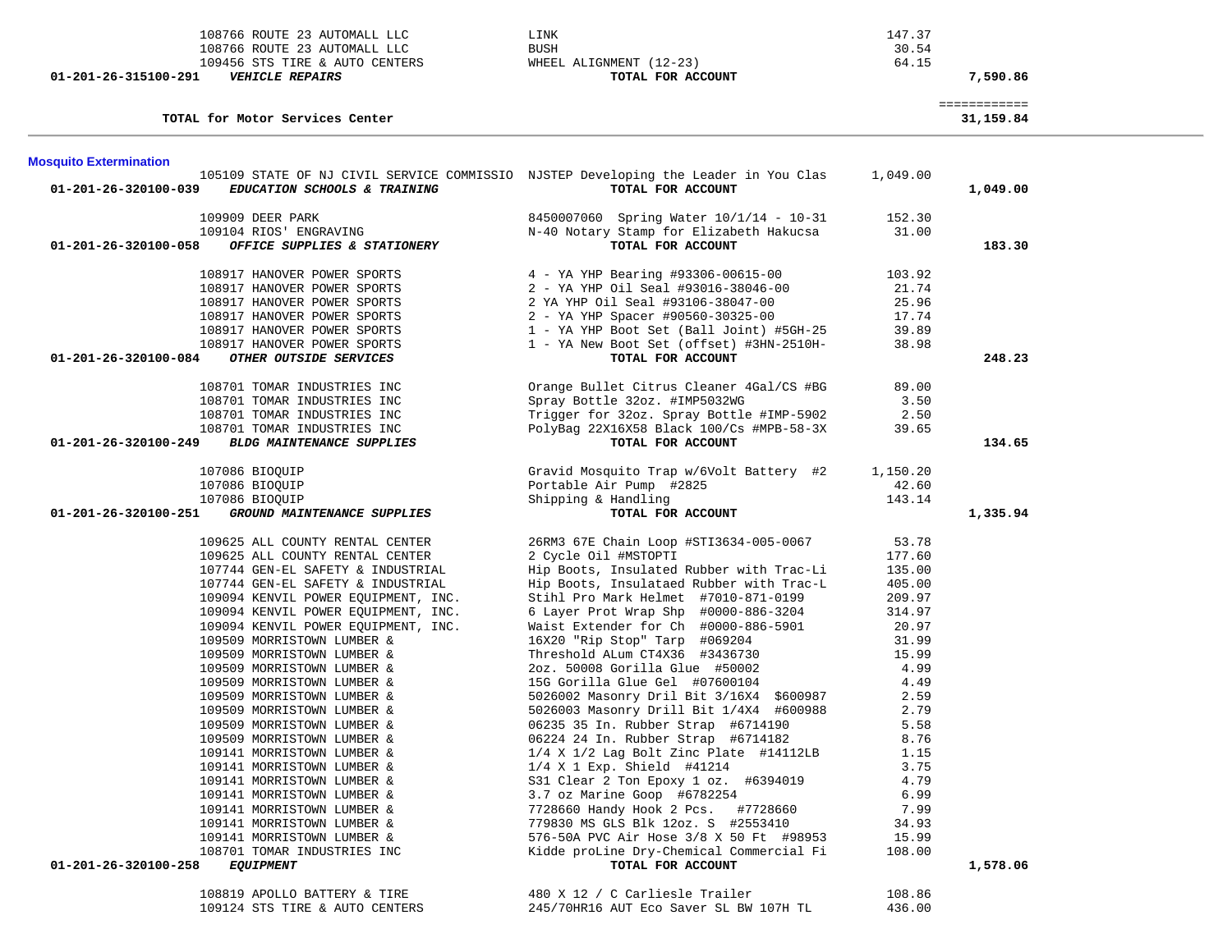| Account | Vendor | Description | Amount | Total |
|---|---|---|---|---|
| | 108766 ROUTE 23 AUTOMALL LLC | LINK | 147.37 | |
| | 108766 ROUTE 23 AUTOMALL LLC | BUSH | 30.54 | |
| | 109456 STS TIRE & AUTO CENTERS | WHEEL ALIGNMENT (12-23) | 64.15 | |
| 01-201-26-315100-291 | *VEHICLE REPAIRS* | **TOTAL FOR ACCOUNT** | | **7,590.86** |

| | |
|---|---|
| **TOTAL for Motor Services Center** | ============ **31,159.84** |

## Mosquito Extermination

| Account | Vendor | Description | Amount | Total |
|---|---|---|---|---|
| | 105109 STATE OF NJ CIVIL SERVICE COMMISSIO | NJSTEP Developing the Leader in You Clas | 1,049.00 | |
| 01-201-26-320100-039 | *EDUCATION SCHOOLS & TRAINING* | **TOTAL FOR ACCOUNT** | | **1,049.00** |
| | 109909 DEER PARK | 8450007060 Spring Water 10/1/14 - 10-31 | 152.30 | |
| | 109104 RIOS' ENGRAVING | N-40 Notary Stamp for Elizabeth Hakucsa | 31.00 | |
| 01-201-26-320100-058 | *OFFICE SUPPLIES & STATIONERY* | **TOTAL FOR ACCOUNT** | | **183.30** |
| | 108917 HANOVER POWER SPORTS | 4 - YA YHP Bearing #93306-00615-00 | 103.92 | |
| | 108917 HANOVER POWER SPORTS | 2 - YA YHP Oil Seal #93016-38046-00 | 21.74 | |
| | 108917 HANOVER POWER SPORTS | 2 YA YHP Oil Seal #93106-38047-00 | 25.96 | |
| | 108917 HANOVER POWER SPORTS | 2 - YA YHP Spacer #90560-30325-00 | 17.74 | |
| | 108917 HANOVER POWER SPORTS | 1 - YA YHP Boot Set (Ball Joint) #5GH-25 | 39.89 | |
| | 108917 HANOVER POWER SPORTS | 1 - YA New Boot Set (offset) #3HN-2510H- | 38.98 | |
| 01-201-26-320100-084 | *OTHER OUTSIDE SERVICES* | **TOTAL FOR ACCOUNT** | | **248.23** |
| | 108701 TOMAR INDUSTRIES INC | Orange Bullet Citrus Cleaner 4Gal/CS #BG | 89.00 | |
| | 108701 TOMAR INDUSTRIES INC | Spray Bottle 32oz. #IMP5032WG | 3.50 | |
| | 108701 TOMAR INDUSTRIES INC | Trigger for 32oz. Spray Bottle #IMP-5902 | 2.50 | |
| | 108701 TOMAR INDUSTRIES INC | PolyBag 22X16X58 Black 100/Cs #MPB-58-3X | 39.65 | |
| 01-201-26-320100-249 | *BLDG MAINTENANCE SUPPLIES* | **TOTAL FOR ACCOUNT** | | **134.65** |
| | 107086 BIOQUIP | Gravid Mosquito Trap w/6Volt Battery #2 | 1,150.20 | |
| | 107086 BIOQUIP | Portable Air Pump #2825 | 42.60 | |
| | 107086 BIOQUIP | Shipping & Handling | 143.14 | |
| 01-201-26-320100-251 | *GROUND MAINTENANCE SUPPLIES* | **TOTAL FOR ACCOUNT** | | **1,335.94** |
| | 109625 ALL COUNTY RENTAL CENTER | 26RM3 67E Chain Loop #STI3634-005-0067 | 53.78 | |
| | 109625 ALL COUNTY RENTAL CENTER | 2 Cycle Oil #MSTOPTI | 177.60 | |
| | 107744 GEN-EL SAFETY & INDUSTRIAL | Hip Boots, Insulated Rubber with Trac-Li | 135.00 | |
| | 107744 GEN-EL SAFETY & INDUSTRIAL | Hip Boots, Insulataed Rubber with Trac-L | 405.00 | |
| | 109094 KENVIL POWER EQUIPMENT, INC. | Stihl Pro Mark Helmet #7010-871-0199 | 209.97 | |
| | 109094 KENVIL POWER EQUIPMENT, INC. | 6 Layer Prot Wrap Shp #0000-886-3204 | 314.97 | |
| | 109094 KENVIL POWER EQUIPMENT, INC. | Waist Extender for Ch #0000-886-5901 | 20.97 | |
| | 109509 MORRISTOWN LUMBER & | 16X20 "Rip Stop" Tarp #069204 | 31.99 | |
| | 109509 MORRISTOWN LUMBER & | Threshold ALum CT4X36 #3436730 | 15.99 | |
| | 109509 MORRISTOWN LUMBER & | 2oz. 50008 Gorilla Glue #50002 | 4.99 | |
| | 109509 MORRISTOWN LUMBER & | 15G Gorilla Glue Gel #07600104 | 4.49 | |
| | 109509 MORRISTOWN LUMBER & | 5026002 Masonry Dril Bit 3/16X4 $600987 | 2.59 | |
| | 109509 MORRISTOWN LUMBER & | 5026003 Masonry Drill Bit 1/4X4 #600988 | 2.79 | |
| | 109509 MORRISTOWN LUMBER & | 06235 35 In. Rubber Strap #6714190 | 5.58 | |
| | 109509 MORRISTOWN LUMBER & | 06224 24 In. Rubber Strap #6714182 | 8.76 | |
| | 109141 MORRISTOWN LUMBER & | 1/4 X 1/2 Lag Bolt Zinc Plate #14112LB | 1.15 | |
| | 109141 MORRISTOWN LUMBER & | 1/4 X 1 Exp. Shield #41214 | 3.75 | |
| | 109141 MORRISTOWN LUMBER & | S31 Clear 2 Ton Epoxy 1 oz. #6394019 | 4.79 | |
| | 109141 MORRISTOWN LUMBER & | 3.7 oz Marine Goop #6782254 | 6.99 | |
| | 109141 MORRISTOWN LUMBER & | 7728660 Handy Hook 2 Pcs. #7728660 | 7.99 | |
| | 109141 MORRISTOWN LUMBER & | 779830 MS GLS Blk 12oz. S #2553410 | 34.93 | |
| | 109141 MORRISTOWN LUMBER & | 576-50A PVC Air Hose 3/8 X 50 Ft #98953 | 15.99 | |
| | 108701 TOMAR INDUSTRIES INC | Kidde proLine Dry-Chemical Commercial Fi | 108.00 | |
| 01-201-26-320100-258 | *EQUIPMENT* | **TOTAL FOR ACCOUNT** | | **1,578.06** |
| | 108819 APOLLO BATTERY & TIRE | 480 X 12 / C Carliesle Trailer | 108.86 | |
| | 109124 STS TIRE & AUTO CENTERS | 245/70HR16 AUT Eco Saver SL BW 107H TL | 436.00 | |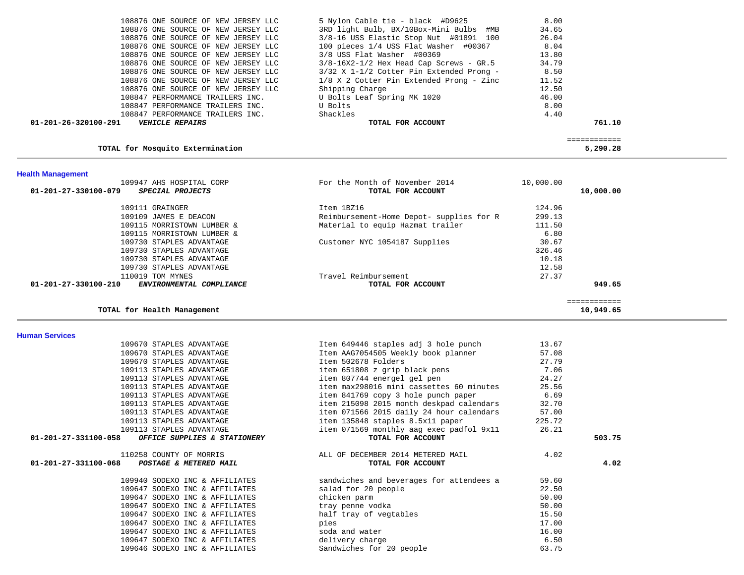| Account | PO / Vendor | Description | Amount | Total |
|---|---|---|---|---|
| | 108876 ONE SOURCE OF NEW JERSEY LLC | 5 Nylon Cable tie - black #D9625 | 8.00 | |
| | 108876 ONE SOURCE OF NEW JERSEY LLC | 3RD light Bulb, BX/10Box-Mini Bulbs #MB | 34.65 | |
| | 108876 ONE SOURCE OF NEW JERSEY LLC | 3/8-16 USS Elastic Stop Nut #01891 100 | 26.04 | |
| | 108876 ONE SOURCE OF NEW JERSEY LLC | 100 pieces 1/4 USS Flat Washer #00367 | 8.04 | |
| | 108876 ONE SOURCE OF NEW JERSEY LLC | 3/8 USS Flat Washer #00369 | 13.80 | |
| | 108876 ONE SOURCE OF NEW JERSEY LLC | 3/8-16X2-1/2 Hex Head Cap Screws - GR.5 | 34.79 | |
| | 108876 ONE SOURCE OF NEW JERSEY LLC | 3/32 X 1-1/2 Cotter Pin Extended Prong - | 8.50 | |
| | 108876 ONE SOURCE OF NEW JERSEY LLC | 1/8 X 2 Cotter Pin Extended Prong - Zinc | 11.52 | |
| | 108876 ONE SOURCE OF NEW JERSEY LLC | Shipping Charge | 12.50 | |
| | 108847 PERFORMANCE TRAILERS INC. | U Bolts Leaf Spring MK 1020 | 46.00 | |
| | 108847 PERFORMANCE TRAILERS INC. | U Bolts | 8.00 | |
| | 108847 PERFORMANCE TRAILERS INC. | Shackles | 4.40 | |
| **01-201-26-320100-291** | ***VEHICLE REPAIRS*** | **TOTAL FOR ACCOUNT** | | **761.10** |

| | | | | ============ |
|---|---|---|---|---|
| | **TOTAL for Mosquito Extermination** | | | **5,290.28** |

## Health Management

| Account | PO / Vendor | Description | Amount | Total |
|---|---|---|---|---|
| | 109947 AHS HOSPITAL CORP | For the Month of November 2014 | 10,000.00 | |
| **01-201-27-330100-079** | ***SPECIAL PROJECTS*** | **TOTAL FOR ACCOUNT** | | **10,000.00** |
| | 109111 GRAINGER | Item 1BZ16 | 124.96 | |
| | 109109 JAMES E DEACON | Reimbursement-Home Depot- supplies for R | 299.13 | |
| | 109115 MORRISTOWN LUMBER & | Material to equip Hazmat trailer | 111.50 | |
| | 109115 MORRISTOWN LUMBER & | | 6.80 | |
| | 109730 STAPLES ADVANTAGE | Customer NYC 1054187 Supplies | 30.67 | |
| | 109730 STAPLES ADVANTAGE | | 326.46 | |
| | 109730 STAPLES ADVANTAGE | | 10.18 | |
| | 109730 STAPLES ADVANTAGE | | 12.58 | |
| | 110019 TOM MYNES | Travel Reimbursement | 27.37 | |
| **01-201-27-330100-210** | ***ENVIRONMENTAL COMPLIANCE*** | **TOTAL FOR ACCOUNT** | | **949.65** |

| | | | | ============ |
|---|---|---|---|---|
| | **TOTAL for Health Management** | | | **10,949.65** |

## Human Services

| Account | PO / Vendor | Description | Amount | Total |
|---|---|---|---|---|
| | 109670 STAPLES ADVANTAGE | Item 649446 staples adj 3 hole punch | 13.67 | |
| | 109670 STAPLES ADVANTAGE | Item AAG7054505 Weekly book planner | 57.08 | |
| | 109670 STAPLES ADVANTAGE | Item 502678 Folders | 27.79 | |
| | 109113 STAPLES ADVANTAGE | item 651808 z grip black pens | 7.06 | |
| | 109113 STAPLES ADVANTAGE | item 807744 energel gel pen | 24.27 | |
| | 109113 STAPLES ADVANTAGE | item max298016 mini cassettes 60 minutes | 25.56 | |
| | 109113 STAPLES ADVANTAGE | item 841769 copy 3 hole punch paper | 6.69 | |
| | 109113 STAPLES ADVANTAGE | item 215098 2015 month deskpad calendars | 32.70 | |
| | 109113 STAPLES ADVANTAGE | item 071566 2015 daily 24 hour calendars | 57.00 | |
| | 109113 STAPLES ADVANTAGE | item 135848 staples 8.5x11 paper | 225.72 | |
| | 109113 STAPLES ADVANTAGE | item 071569 monthly aag exec padfol 9x11 | 26.21 | |
| **01-201-27-331100-058** | ***OFFICE SUPPLIES & STATIONERY*** | **TOTAL FOR ACCOUNT** | | **503.75** |
| | 110258 COUNTY OF MORRIS | ALL OF DECEMBER 2014 METERED MAIL | 4.02 | |
| **01-201-27-331100-068** | ***POSTAGE & METERED MAIL*** | **TOTAL FOR ACCOUNT** | | **4.02** |
| | 109940 SODEXO INC & AFFILIATES | sandwiches and beverages for attendees a | 59.60 | |
| | 109647 SODEXO INC & AFFILIATES | salad for 20 people | 22.50 | |
| | 109647 SODEXO INC & AFFILIATES | chicken parm | 50.00 | |
| | 109647 SODEXO INC & AFFILIATES | tray penne vodka | 50.00 | |
| | 109647 SODEXO INC & AFFILIATES | half tray of vegtables | 15.50 | |
| | 109647 SODEXO INC & AFFILIATES | pies | 17.00 | |
| | 109647 SODEXO INC & AFFILIATES | soda and water | 16.00 | |
| | 109647 SODEXO INC & AFFILIATES | delivery charge | 6.50 | |
| | 109646 SODEXO INC & AFFILIATES | Sandwiches for 20 people | 63.75 | |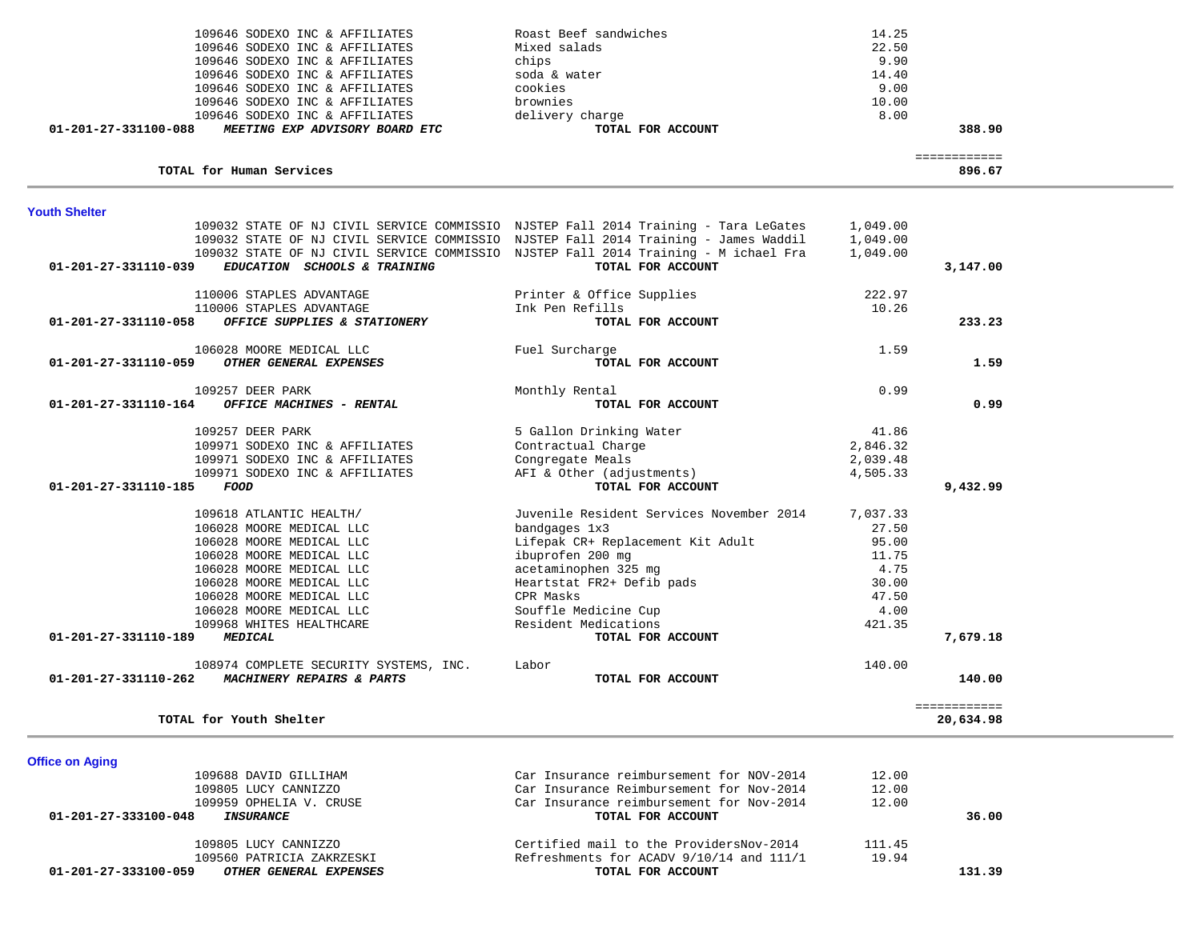| Account | Vendor / Account Name | Description | Amount | Total |
|---|---|---|---|---|
| | 109646 SODEXO INC & AFFILIATES | Roast Beef sandwiches | 14.25 | |
| | 109646 SODEXO INC & AFFILIATES | Mixed salads | 22.50 | |
| | 109646 SODEXO INC & AFFILIATES | chips | 9.90 | |
| | 109646 SODEXO INC & AFFILIATES | soda & water | 14.40 | |
| | 109646 SODEXO INC & AFFILIATES | cookies | 9.00 | |
| | 109646 SODEXO INC & AFFILIATES | brownies | 10.00 | |
| | 109646 SODEXO INC & AFFILIATES | delivery charge | 8.00 | |
| **01-201-27-331100-088** | ***MEETING EXP ADVISORY BOARD ETC*** | **TOTAL FOR ACCOUNT** | | **388.90** |

| | | |
|---|---|---|
| **TOTAL for Human Services** | | ============ **896.67** |

## Youth Shelter

| Account | Vendor / Account Name | Description | Amount | Total |
|---|---|---|---|---|
| | 109032 STATE OF NJ CIVIL SERVICE COMMISSIO | NJSTEP Fall 2014 Training - Tara LeGates | 1,049.00 | |
| | 109032 STATE OF NJ CIVIL SERVICE COMMISSIO | NJSTEP Fall 2014 Training - James Waddil | 1,049.00 | |
| | 109032 STATE OF NJ CIVIL SERVICE COMMISSIO | NJSTEP Fall 2014 Training - M ichael Fra | 1,049.00 | |
| **01-201-27-331110-039** | ***EDUCATION SCHOOLS & TRAINING*** | **TOTAL FOR ACCOUNT** | | **3,147.00** |
| | 110006 STAPLES ADVANTAGE | Printer & Office Supplies | 222.97 | |
| | 110006 STAPLES ADVANTAGE | Ink Pen Refills | 10.26 | |
| **01-201-27-331110-058** | ***OFFICE SUPPLIES & STATIONERY*** | **TOTAL FOR ACCOUNT** | | **233.23** |
| | 106028 MOORE MEDICAL LLC | Fuel Surcharge | 1.59 | |
| **01-201-27-331110-059** | ***OTHER GENERAL EXPENSES*** | **TOTAL FOR ACCOUNT** | | **1.59** |
| | 109257 DEER PARK | Monthly Rental | 0.99 | |
| **01-201-27-331110-164** | ***OFFICE MACHINES - RENTAL*** | **TOTAL FOR ACCOUNT** | | **0.99** |
| | 109257 DEER PARK | 5 Gallon Drinking Water | 41.86 | |
| | 109971 SODEXO INC & AFFILIATES | Contractual Charge | 2,846.32 | |
| | 109971 SODEXO INC & AFFILIATES | Congregate Meals | 2,039.48 | |
| | 109971 SODEXO INC & AFFILIATES | AFI & Other (adjustments) | 4,505.33 | |
| **01-201-27-331110-185** | ***FOOD*** | **TOTAL FOR ACCOUNT** | | **9,432.99** |
| | 109618 ATLANTIC HEALTH/ | Juvenile Resident Services November 2014 | 7,037.33 | |
| | 106028 MOORE MEDICAL LLC | bandgages 1x3 | 27.50 | |
| | 106028 MOORE MEDICAL LLC | Lifepak CR+ Replacement Kit Adult | 95.00 | |
| | 106028 MOORE MEDICAL LLC | ibuprofen 200 mg | 11.75 | |
| | 106028 MOORE MEDICAL LLC | acetaminophen 325 mg | 4.75 | |
| | 106028 MOORE MEDICAL LLC | Heartstat FR2+ Defib pads | 30.00 | |
| | 106028 MOORE MEDICAL LLC | CPR Masks | 47.50 | |
| | 106028 MOORE MEDICAL LLC | Souffle Medicine Cup | 4.00 | |
| | 109968 WHITES HEALTHCARE | Resident Medications | 421.35 | |
| **01-201-27-331110-189** | ***MEDICAL*** | **TOTAL FOR ACCOUNT** | | **7,679.18** |
| | 108974 COMPLETE SECURITY SYSTEMS, INC. | Labor | 140.00 | |
| **01-201-27-331110-262** | ***MACHINERY REPAIRS & PARTS*** | **TOTAL FOR ACCOUNT** | | **140.00** |

| | | |
|---|---|---|
| **TOTAL for Youth Shelter** | | ============ **20,634.98** |

## Office on Aging

| Account | Vendor / Account Name | Description | Amount | Total |
|---|---|---|---|---|
| | 109688 DAVID GILLIHAM | Car Insurance reimbursement for NOV-2014 | 12.00 | |
| | 109805 LUCY CANNIZZO | Car Insurance Reimbursement for Nov-2014 | 12.00 | |
| | 109959 OPHELIA V. CRUSE | Car Insurance reimbursement for Nov-2014 | 12.00 | |
| **01-201-27-333100-048** | ***INSURANCE*** | **TOTAL FOR ACCOUNT** | | **36.00** |
| | 109805 LUCY CANNIZZO | Certified mail to the ProvidersNov-2014 | 111.45 | |
| | 109560 PATRICIA ZAKRZESKI | Refreshments for ACADV 9/10/14 and 111/1 | 19.94 | |
| **01-201-27-333100-059** | ***OTHER GENERAL EXPENSES*** | **TOTAL FOR ACCOUNT** | | **131.39** |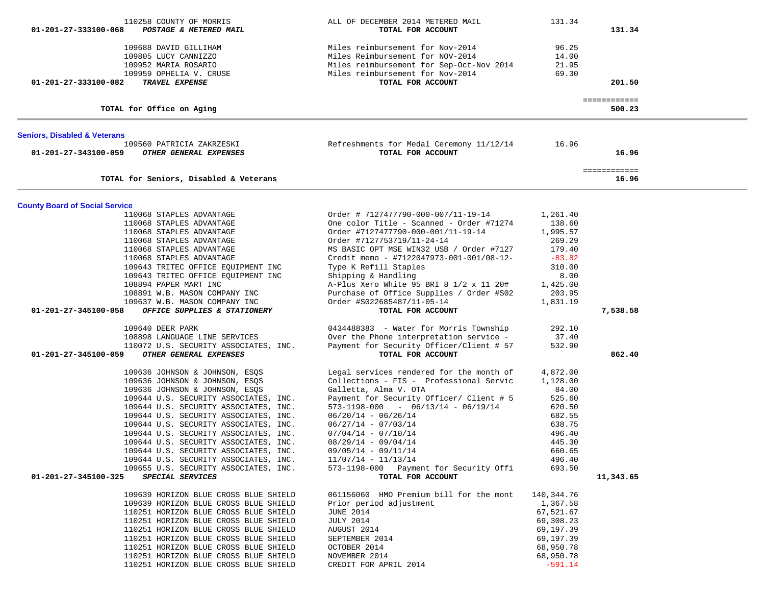| Account | Vendor | Description | Amount | Total |
|---|---|---|---|---|
| | 110258 COUNTY OF MORRIS | ALL OF DECEMBER 2014 METERED MAIL | 131.34 | |
| 01-201-27-333100-068 | *POSTAGE & METERED MAIL* | TOTAL FOR ACCOUNT | | 131.34 |
| | 109688 DAVID GILLIHAM | Miles reimbursement for Nov-2014 | 96.25 | |
| | 109805 LUCY CANNIZZO | Miles Reimbursement for NOV-2014 | 14.00 | |
| | 109952 MARIA ROSARIO | Miles reimbursement for Sep-Oct-Nov 2014 | 21.95 | |
| | 109959 OPHELIA V. CRUSE | Miles reimbursement for Nov-2014 | 69.30 | |
| 01-201-27-333100-082 | *TRAVEL EXPENSE* | TOTAL FOR ACCOUNT | | 201.50 |
| | **TOTAL for Office on Aging** | | | 500.23 |

## Seniors, Disabled & Veterans

| Account | Vendor | Description | Amount | Total |
|---|---|---|---|---|
| | 109560 PATRICIA ZAKRZESKI | Refreshments for Medal Ceremony 11/12/14 | 16.96 | |
| 01-201-27-343100-059 | *OTHER GENERAL EXPENSES* | TOTAL FOR ACCOUNT | | 16.96 |
| | **TOTAL for Seniors, Disabled & Veterans** | | | 16.96 |

## County Board of Social Service

| Account | Vendor | Description | Amount | Total |
|---|---|---|---|---|
| | 110068 STAPLES ADVANTAGE | Order # 7127477790-000-007/11-19-14 | 1,261.40 | |
| | 110068 STAPLES ADVANTAGE | One color Title - Scanned - Order #71274 | 138.60 | |
| | 110068 STAPLES ADVANTAGE | Order #7127477790-000-001/11-19-14 | 1,995.57 | |
| | 110068 STAPLES ADVANTAGE | Order #7127753719/11-24-14 | 269.29 | |
| | 110068 STAPLES ADVANTAGE | MS BASIC OPT MSE WIN32 USB / Order #7127 | 179.40 | |
| | 110068 STAPLES ADVANTAGE | Credit memo - #7122047973-001-001/08-12- | -83.82 | |
| | 109643 TRITEC OFFICE EQUIPMENT INC | Type K Refill Staples | 310.00 | |
| | 109643 TRITEC OFFICE EQUIPMENT INC | Shipping & Handling | 8.00 | |
| | 108894 PAPER MART INC | A-Plus Xero White 95 BRI 8 1/2 x 11 20# | 1,425.00 | |
| | 108891 W.B. MASON COMPANY INC | Purchase of Office Supplies / Order #S02 | 203.95 | |
| | 109637 W.B. MASON COMPANY INC | Order #S022685487/11-05-14 | 1,831.19 | |
| 01-201-27-345100-058 | *OFFICE SUPPLIES & STATIONERY* | TOTAL FOR ACCOUNT | | 7,538.58 |
| | 109640 DEER PARK | 0434488383 - Water for Morris Township | 292.10 | |
| | 108898 LANGUAGE LINE SERVICES | Over the Phone interpretation service - | 37.40 | |
| | 110072 U.S. SECURITY ASSOCIATES, INC. | Payment for Security Officer/Client # 57 | 532.90 | |
| 01-201-27-345100-059 | *OTHER GENERAL EXPENSES* | TOTAL FOR ACCOUNT | | 862.40 |
| | 109636 JOHNSON & JOHNSON, ESQS | Legal services rendered for the month of | 4,872.00 | |
| | 109636 JOHNSON & JOHNSON, ESQS | Collections - FIS - Professional Servic | 1,128.00 | |
| | 109636 JOHNSON & JOHNSON, ESQS | Galletta, Alma V. OTA | 84.00 | |
| | 109644 U.S. SECURITY ASSOCIATES, INC. | Payment for Security Officer/ Client # 5 | 525.60 | |
| | 109644 U.S. SECURITY ASSOCIATES, INC. | 573-1198-000 - 06/13/14 - 06/19/14 | 620.50 | |
| | 109644 U.S. SECURITY ASSOCIATES, INC. | 06/20/14 - 06/26/14 | 682.55 | |
| | 109644 U.S. SECURITY ASSOCIATES, INC. | 06/27/14 - 07/03/14 | 638.75 | |
| | 109644 U.S. SECURITY ASSOCIATES, INC. | 07/04/14 - 07/10/14 | 496.40 | |
| | 109644 U.S. SECURITY ASSOCIATES, INC. | 08/29/14 - 09/04/14 | 445.30 | |
| | 109644 U.S. SECURITY ASSOCIATES, INC. | 09/05/14 - 09/11/14 | 660.65 | |
| | 109644 U.S. SECURITY ASSOCIATES, INC. | 11/07/14 - 11/13/14 | 496.40 | |
| | 109655 U.S. SECURITY ASSOCIATES, INC. | 573-1198-000 Payment for Security Offi | 693.50 | |
| 01-201-27-345100-325 | *SPECIAL SERVICES* | TOTAL FOR ACCOUNT | | 11,343.65 |
| | 109639 HORIZON BLUE CROSS BLUE SHIELD | 061156060 HMO Premium bill for the mont | 140,344.76 | |
| | 109639 HORIZON BLUE CROSS BLUE SHIELD | Prior period adjustment | 1,367.58 | |
| | 110251 HORIZON BLUE CROSS BLUE SHIELD | JUNE 2014 | 67,521.67 | |
| | 110251 HORIZON BLUE CROSS BLUE SHIELD | JULY 2014 | 69,308.23 | |
| | 110251 HORIZON BLUE CROSS BLUE SHIELD | AUGUST 2014 | 69,197.39 | |
| | 110251 HORIZON BLUE CROSS BLUE SHIELD | SEPTEMBER 2014 | 69,197.39 | |
| | 110251 HORIZON BLUE CROSS BLUE SHIELD | OCTOBER 2014 | 68,950.78 | |
| | 110251 HORIZON BLUE CROSS BLUE SHIELD | NOVEMBER 2014 | 68,950.78 | |
| | 110251 HORIZON BLUE CROSS BLUE SHIELD | CREDIT FOR APRIL 2014 | -591.14 | |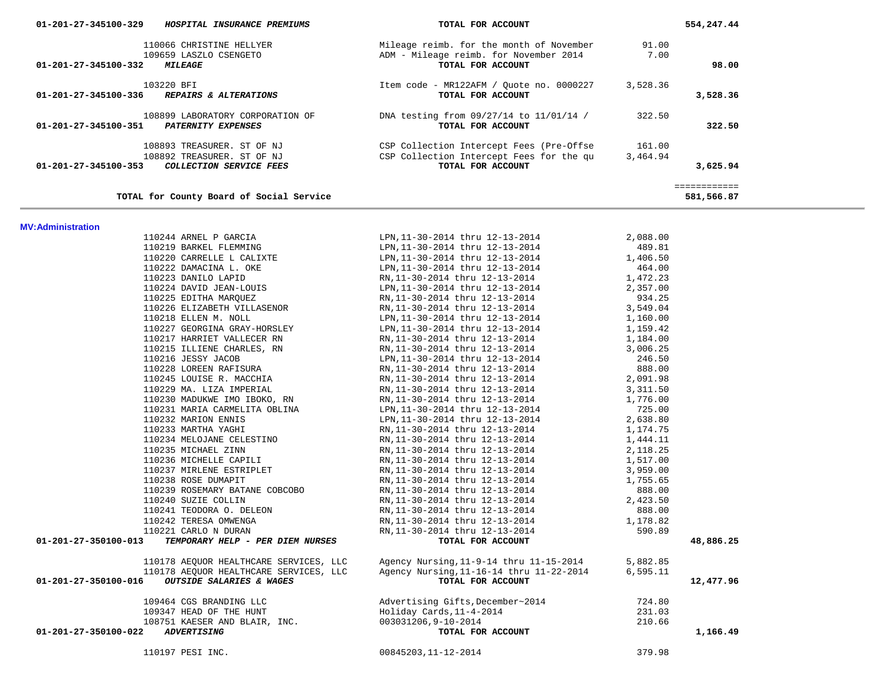| Account | Vendor | Description | Amount | Total |
|---|---|---|---|---|
| 01-201-27-345100-329 *HOSPITAL INSURANCE PREMIUMS* | | **TOTAL FOR ACCOUNT** | | **554,247.44** |
| | 110066 CHRISTINE HELLYER | Mileage reimb. for the month of November | 91.00 | |
| | 109659 LASZLO CSENGETO | ADM - Mileage reimb. for November 2014 | 7.00 | |
| 01-201-27-345100-332 *MILEAGE* | | **TOTAL FOR ACCOUNT** | | **98.00** |
| | 103220 BFI | Item code - MR122AFM / Quote no. 0000227 | 3,528.36 | |
| 01-201-27-345100-336 *REPAIRS & ALTERATIONS* | | **TOTAL FOR ACCOUNT** | | **3,528.36** |
| | 108899 LABORATORY CORPORATION OF | DNA testing from 09/27/14 to 11/01/14 / | 322.50 | |
| 01-201-27-345100-351 *PATERNITY EXPENSES* | | **TOTAL FOR ACCOUNT** | | **322.50** |
| | 108893 TREASURER. ST OF NJ | CSP Collection Intercept Fees (Pre-Offse | 161.00 | |
| | 108892 TREASURER. ST OF NJ | CSP Collection Intercept Fees for the qu | 3,464.94 | |
| 01-201-27-345100-353 *COLLECTION SERVICE FEES* | | **TOTAL FOR ACCOUNT** | | **3,625.94** |
| | | | | ============ |
| **TOTAL for County Board of Social Service** | | | | **581,566.87** |

**MV:Administration**

| Account | Vendor | Description | Amount | Total |
|---|---|---|---|---|
| | 110244 ARNEL P GARCIA | LPN,11-30-2014 thru 12-13-2014 | 2,088.00 | |
| | 110219 BARKEL FLEMMING | LPN,11-30-2014 thru 12-13-2014 | 489.81 | |
| | 110220 CARRELLE L CALIXTE | LPN,11-30-2014 thru 12-13-2014 | 1,406.50 | |
| | 110222 DAMACINA L. OKE | LPN,11-30-2014 thru 12-13-2014 | 464.00 | |
| | 110223 DANILO LAPID | RN,11-30-2014 thru 12-13-2014 | 1,472.23 | |
| | 110224 DAVID JEAN-LOUIS | LPN,11-30-2014 thru 12-13-2014 | 2,357.00 | |
| | 110225 EDITHA MARQUEZ | RN,11-30-2014 thru 12-13-2014 | 934.25 | |
| | 110226 ELIZABETH VILLASENOR | RN,11-30-2014 thru 12-13-2014 | 3,549.04 | |
| | 110218 ELLEN M. NOLL | LPN,11-30-2014 thru 12-13-2014 | 1,160.00 | |
| | 110227 GEORGINA GRAY-HORSLEY | LPN,11-30-2014 thru 12-13-2014 | 1,159.42 | |
| | 110217 HARRIET VALLECER RN | RN,11-30-2014 thru 12-13-2014 | 1,184.00 | |
| | 110215 ILLIENE CHARLES, RN | RN,11-30-2014 thru 12-13-2014 | 3,006.25 | |
| | 110216 JESSY JACOB | LPN,11-30-2014 thru 12-13-2014 | 246.50 | |
| | 110228 LOREEN RAFISURA | RN,11-30-2014 thru 12-13-2014 | 888.00 | |
| | 110245 LOUISE R. MACCHIA | RN,11-30-2014 thru 12-13-2014 | 2,091.98 | |
| | 110229 MA. LIZA IMPERIAL | RN,11-30-2014 thru 12-13-2014 | 3,311.50 | |
| | 110230 MADUKWE IMO IBOKO, RN | RN,11-30-2014 thru 12-13-2014 | 1,776.00 | |
| | 110231 MARIA CARMELITA OBLINA | LPN,11-30-2014 thru 12-13-2014 | 725.00 | |
| | 110232 MARION ENNIS | LPN,11-30-2014 thru 12-13-2014 | 2,638.80 | |
| | 110233 MARTHA YAGHI | RN,11-30-2014 thru 12-13-2014 | 1,174.75 | |
| | 110234 MELOJANE CELESTINO | RN,11-30-2014 thru 12-13-2014 | 1,444.11 | |
| | 110235 MICHAEL ZINN | RN,11-30-2014 thru 12-13-2014 | 2,118.25 | |
| | 110236 MICHELLE CAPILI | RN,11-30-2014 thru 12-13-2014 | 1,517.00 | |
| | 110237 MIRLENE ESTRIPLET | RN,11-30-2014 thru 12-13-2014 | 3,959.00 | |
| | 110238 ROSE DUMAPIT | RN,11-30-2014 thru 12-13-2014 | 1,755.65 | |
| | 110239 ROSEMARY BATANE COBCOBO | RN,11-30-2014 thru 12-13-2014 | 888.00 | |
| | 110240 SUZIE COLLIN | RN,11-30-2014 thru 12-13-2014 | 2,423.50 | |
| | 110241 TEODORA O. DELEON | RN,11-30-2014 thru 12-13-2014 | 888.00 | |
| | 110242 TERESA OMWENGA | RN,11-30-2014 thru 12-13-2014 | 1,178.82 | |
| | 110221 CARLO N DURAN | RN,11-30-2014 thru 12-13-2014 | 590.89 | |
| 01-201-27-350100-013 *TEMPORARY HELP - PER DIEM NURSES* | | **TOTAL FOR ACCOUNT** | | **48,886.25** |
| | 110178 AEQUOR HEALTHCARE SERVICES, LLC | Agency Nursing,11-9-14 thru 11-15-2014 | 5,882.85 | |
| | 110178 AEQUOR HEALTHCARE SERVICES, LLC | Agency Nursing,11-16-14 thru 11-22-2014 | 6,595.11 | |
| 01-201-27-350100-016 *OUTSIDE SALARIES & WAGES* | | **TOTAL FOR ACCOUNT** | | **12,477.96** |
| | 109464 CGS BRANDING LLC | Advertising Gifts,December~2014 | 724.80 | |
| | 109347 HEAD OF THE HUNT | Holiday Cards,11-4-2014 | 231.03 | |
| | 108751 KAESER AND BLAIR, INC. | 003031206,9-10-2014 | 210.66 | |
| 01-201-27-350100-022 *ADVERTISING* | | **TOTAL FOR ACCOUNT** | | **1,166.49** |
| | 110197 PESI INC. | 00845203,11-12-2014 | 379.98 | |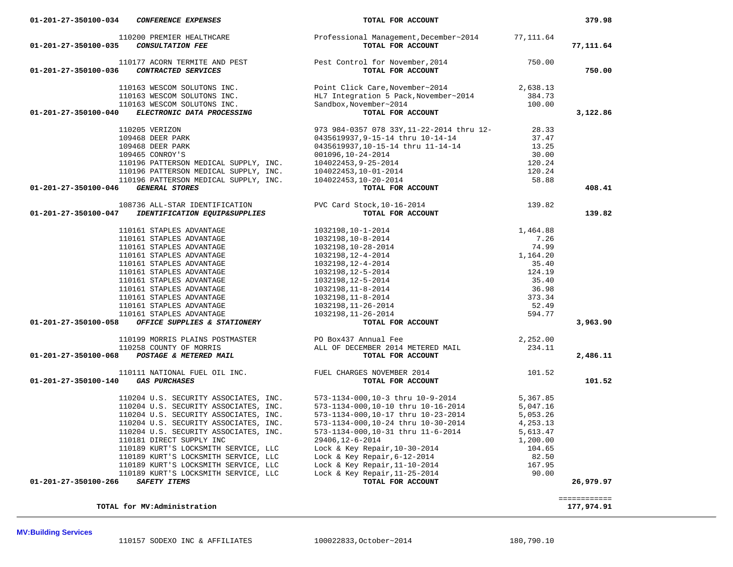| Account | Vendor | Description | Amount | Total |
|---|---|---|---|---|
| 01-201-27-350100-034 ***CONFERENCE EXPENSES*** | | TOTAL FOR ACCOUNT | | 379.98 |
| | 110200 PREMIER HEALTHCARE | Professional Management,December~2014 | 77,111.64 | |
| 01-201-27-350100-035 ***CONSULTATION FEE*** | | TOTAL FOR ACCOUNT | | 77,111.64 |
| | 110177 ACORN TERMITE AND PEST | Pest Control for November,2014 | 750.00 | |
| 01-201-27-350100-036 ***CONTRACTED SERVICES*** | | TOTAL FOR ACCOUNT | | 750.00 |
| | 110163 WESCOM SOLUTONS INC. | Point Click Care,November~2014 | 2,638.13 | |
| | 110163 WESCOM SOLUTONS INC. | HL7 Integration 5 Pack,November~2014 | 384.73 | |
| | 110163 WESCOM SOLUTONS INC. | Sandbox,November~2014 | 100.00 | |
| 01-201-27-350100-040 ***ELECTRONIC DATA PROCESSING*** | | TOTAL FOR ACCOUNT | | 3,122.86 |
| | 110205 VERIZON | 973 984-0357 078 33Y,11-22-2014 thru 12- | 28.33 | |
| | 109468 DEER PARK | 0435619937,9-15-14 thru 10-14-14 | 37.47 | |
| | 109468 DEER PARK | 0435619937,10-15-14 thru 11-14-14 | 13.25 | |
| | 109465 CONROY'S | 001096,10-24-2014 | 30.00 | |
| | 110196 PATTERSON MEDICAL SUPPLY, INC. | 104022453,9-25-2014 | 120.24 | |
| | 110196 PATTERSON MEDICAL SUPPLY, INC. | 104022453,10-01-2014 | 120.24 | |
| | 110196 PATTERSON MEDICAL SUPPLY, INC. | 104022453,10-20-2014 | 58.88 | |
| 01-201-27-350100-046 ***GENERAL STORES*** | | TOTAL FOR ACCOUNT | | 408.41 |
| | 108736 ALL-STAR IDENTIFICATION | PVC Card Stock,10-16-2014 | 139.82 | |
| 01-201-27-350100-047 ***IDENTIFICATION EQUIP&SUPPLIES*** | | TOTAL FOR ACCOUNT | | 139.82 |
| | 110161 STAPLES ADVANTAGE | 1032198,10-1-2014 | 1,464.88 | |
| | 110161 STAPLES ADVANTAGE | 1032198,10-8-2014 | 7.26 | |
| | 110161 STAPLES ADVANTAGE | 1032198,10-28-2014 | 74.99 | |
| | 110161 STAPLES ADVANTAGE | 1032198,12-4-2014 | 1,164.20 | |
| | 110161 STAPLES ADVANTAGE | 1032198,12-4-2014 | 35.40 | |
| | 110161 STAPLES ADVANTAGE | 1032198,12-5-2014 | 124.19 | |
| | 110161 STAPLES ADVANTAGE | 1032198,12-5-2014 | 35.40 | |
| | 110161 STAPLES ADVANTAGE | 1032198,11-8-2014 | 36.98 | |
| | 110161 STAPLES ADVANTAGE | 1032198,11-8-2014 | 373.34 | |
| | 110161 STAPLES ADVANTAGE | 1032198,11-26-2014 | 52.49 | |
| | 110161 STAPLES ADVANTAGE | 1032198,11-26-2014 | 594.77 | |
| 01-201-27-350100-058 ***OFFICE SUPPLIES & STATIONERY*** | | TOTAL FOR ACCOUNT | | 3,963.90 |
| | 110199 MORRIS PLAINS POSTMASTER | PO Box437 Annual Fee | 2,252.00 | |
| | 110258 COUNTY OF MORRIS | ALL OF DECEMBER 2014 METERED MAIL | 234.11 | |
| 01-201-27-350100-068 ***POSTAGE & METERED MAIL*** | | TOTAL FOR ACCOUNT | | 2,486.11 |
| | 110111 NATIONAL FUEL OIL INC. | FUEL CHARGES NOVEMBER 2014 | 101.52 | |
| 01-201-27-350100-140 ***GAS PURCHASES*** | | TOTAL FOR ACCOUNT | | 101.52 |
| | 110204 U.S. SECURITY ASSOCIATES, INC. | 573-1134-000,10-3 thru 10-9-2014 | 5,367.85 | |
| | 110204 U.S. SECURITY ASSOCIATES, INC. | 573-1134-000,10-10 thru 10-16-2014 | 5,047.16 | |
| | 110204 U.S. SECURITY ASSOCIATES, INC. | 573-1134-000,10-17 thru 10-23-2014 | 5,053.26 | |
| | 110204 U.S. SECURITY ASSOCIATES, INC. | 573-1134-000,10-24 thru 10-30-2014 | 4,253.13 | |
| | 110204 U.S. SECURITY ASSOCIATES, INC. | 573-1134-000,10-31 thru 11-6-2014 | 5,613.47 | |
| | 110181 DIRECT SUPPLY INC | 29406,12-6-2014 | 1,200.00 | |
| | 110189 KURT'S LOCKSMITH SERVICE, LLC | Lock & Key Repair,10-30-2014 | 104.65 | |
| | 110189 KURT'S LOCKSMITH SERVICE, LLC | Lock & Key Repair,6-12-2014 | 82.50 | |
| | 110189 KURT'S LOCKSMITH SERVICE, LLC | Lock & Key Repair,11-10-2014 | 167.95 | |
| | 110189 KURT'S LOCKSMITH SERVICE, LLC | Lock & Key Repair,11-25-2014 | 90.00 | |
| 01-201-27-350100-266 ***SAFETY ITEMS*** | | TOTAL FOR ACCOUNT | | 26,979.97 |
| **TOTAL for MV:Administration** | | | | 177,974.91 |

**MV:Building Services**

| Vendor | Description | Amount |
|---|---|---|
| 110157 SODEXO INC & AFFILIATES | 100022833,October~2014 | 180,790.10 |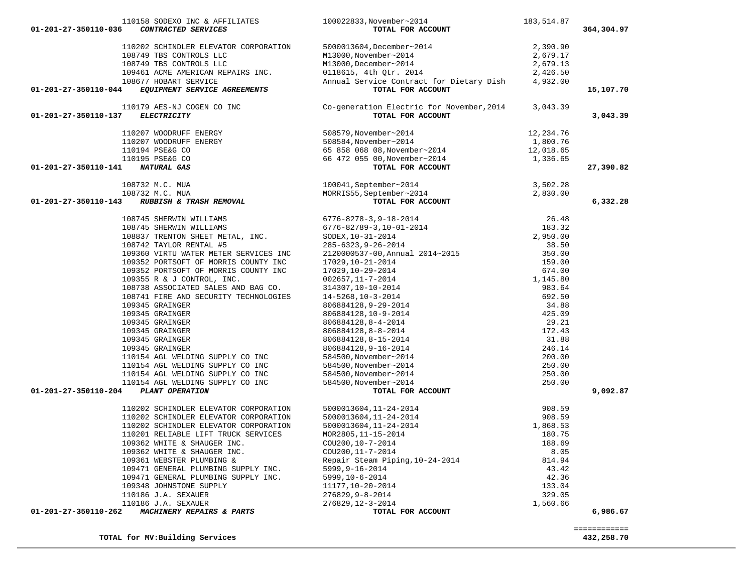| Account | Vendor | Description | Amount | Total |
|---|---|---|---|---|
| | 110158 SODEXO INC & AFFILIATES | 100022833,November~2014 | 183,514.87 | |
| 01-201-27-350110-036 | *CONTRACTED SERVICES* | TOTAL FOR ACCOUNT | | 364,304.97 |
| | 110202 SCHINDLER ELEVATOR CORPORATION | 5000013604,December~2014 | 2,390.90 | |
| | 108749 TBS CONTROLS LLC | M13000,November~2014 | 2,679.17 | |
| | 108749 TBS CONTROLS LLC | M13000,December~2014 | 2,679.13 | |
| | 109461 ACME AMERICAN REPAIRS INC. | 0118615, 4th Qtr. 2014 | 2,426.50 | |
| | 108677 HOBART SERVICE | Annual Service Contract for Dietary Dish | 4,932.00 | |
| 01-201-27-350110-044 | *EQUIPMENT SERVICE AGREEMENTS* | TOTAL FOR ACCOUNT | | 15,107.70 |
| | 110179 AES-NJ COGEN CO INC | Co-generation Electric for November,2014 | 3,043.39 | |
| 01-201-27-350110-137 | *ELECTRICITY* | TOTAL FOR ACCOUNT | | 3,043.39 |
| | 110207 WOODRUFF ENERGY | 508579,November~2014 | 12,234.76 | |
| | 110207 WOODRUFF ENERGY | 508584,November~2014 | 1,800.76 | |
| | 110194 PSE&G CO | 65 858 068 08,November~2014 | 12,018.65 | |
| | 110195 PSE&G CO | 66 472 055 00,November~2014 | 1,336.65 | |
| 01-201-27-350110-141 | *NATURAL GAS* | TOTAL FOR ACCOUNT | | 27,390.82 |
| | 108732 M.C. MUA | 100041,September~2014 | 3,502.28 | |
| | 108732 M.C. MUA | MORRIS55,September~2014 | 2,830.00 | |
| 01-201-27-350110-143 | *RUBBISH & TRASH REMOVAL* | TOTAL FOR ACCOUNT | | 6,332.28 |
| | 108745 SHERWIN WILLIAMS | 6776-8278-3,9-18-2014 | 26.48 | |
| | 108745 SHERWIN WILLIAMS | 6776-82789-3,10-01-2014 | 183.32 | |
| | 108837 TRENTON SHEET METAL, INC. | SODEX,10-31-2014 | 2,950.00 | |
| | 108742 TAYLOR RENTAL #5 | 285-6323,9-26-2014 | 38.50 | |
| | 109360 VIRTU WATER METER SERVICES INC | 2120000537-00,Annual 2014~2015 | 350.00 | |
| | 109352 PORTSOFT OF MORRIS COUNTY INC | 17029,10-21-2014 | 159.00 | |
| | 109352 PORTSOFT OF MORRIS COUNTY INC | 17029,10-29-2014 | 674.00 | |
| | 109355 R & J CONTROL, INC. | 002657,11-7-2014 | 1,145.80 | |
| | 108738 ASSOCIATED SALES AND BAG CO. | 314307,10-10-2014 | 983.64 | |
| | 108741 FIRE AND SECURITY TECHNOLOGIES | 14-5268,10-3-2014 | 692.50 | |
| | 109345 GRAINGER | 806884128,9-29-2014 | 34.88 | |
| | 109345 GRAINGER | 806884128,10-9-2014 | 425.09 | |
| | 109345 GRAINGER | 806884128,8-4-2014 | 29.21 | |
| | 109345 GRAINGER | 806884128,8-8-2014 | 172.43 | |
| | 109345 GRAINGER | 806884128,8-15-2014 | 31.88 | |
| | 109345 GRAINGER | 806884128,9-16-2014 | 246.14 | |
| | 110154 AGL WELDING SUPPLY CO INC | 584500,November~2014 | 200.00 | |
| | 110154 AGL WELDING SUPPLY CO INC | 584500,November~2014 | 250.00 | |
| | 110154 AGL WELDING SUPPLY CO INC | 584500,November~2014 | 250.00 | |
| | 110154 AGL WELDING SUPPLY CO INC | 584500,November~2014 | 250.00 | |
| 01-201-27-350110-204 | *PLANT OPERATION* | TOTAL FOR ACCOUNT | | 9,092.87 |
| | 110202 SCHINDLER ELEVATOR CORPORATION | 5000013604,11-24-2014 | 908.59 | |
| | 110202 SCHINDLER ELEVATOR CORPORATION | 5000013604,11-24-2014 | 908.59 | |
| | 110202 SCHINDLER ELEVATOR CORPORATION | 5000013604,11-24-2014 | 1,868.53 | |
| | 110201 RELIABLE LIFT TRUCK SERVICES | MOR2805,11-15-2014 | 180.75 | |
| | 109362 WHITE & SHAUGER INC. | COU200,10-7-2014 | 188.69 | |
| | 109362 WHITE & SHAUGER INC. | COU200,11-7-2014 | 8.05 | |
| | 109361 WEBSTER PLUMBING & | Repair Steam Piping,10-24-2014 | 814.94 | |
| | 109471 GENERAL PLUMBING SUPPLY INC. | 5999,9-16-2014 | 43.42 | |
| | 109471 GENERAL PLUMBING SUPPLY INC. | 5999,10-6-2014 | 42.36 | |
| | 109348 JOHNSTONE SUPPLY | 11177,10-20-2014 | 133.04 | |
| | 110186 J.A. SEXAUER | 276829,9-8-2014 | 329.05 | |
| | 110186 J.A. SEXAUER | 276829,12-3-2014 | 1,560.66 | |
| 01-201-27-350110-262 | *MACHINERY REPAIRS & PARTS* | TOTAL FOR ACCOUNT | | 6,986.67 |

**TOTAL for MV:Building Services** ============ **432,258.70**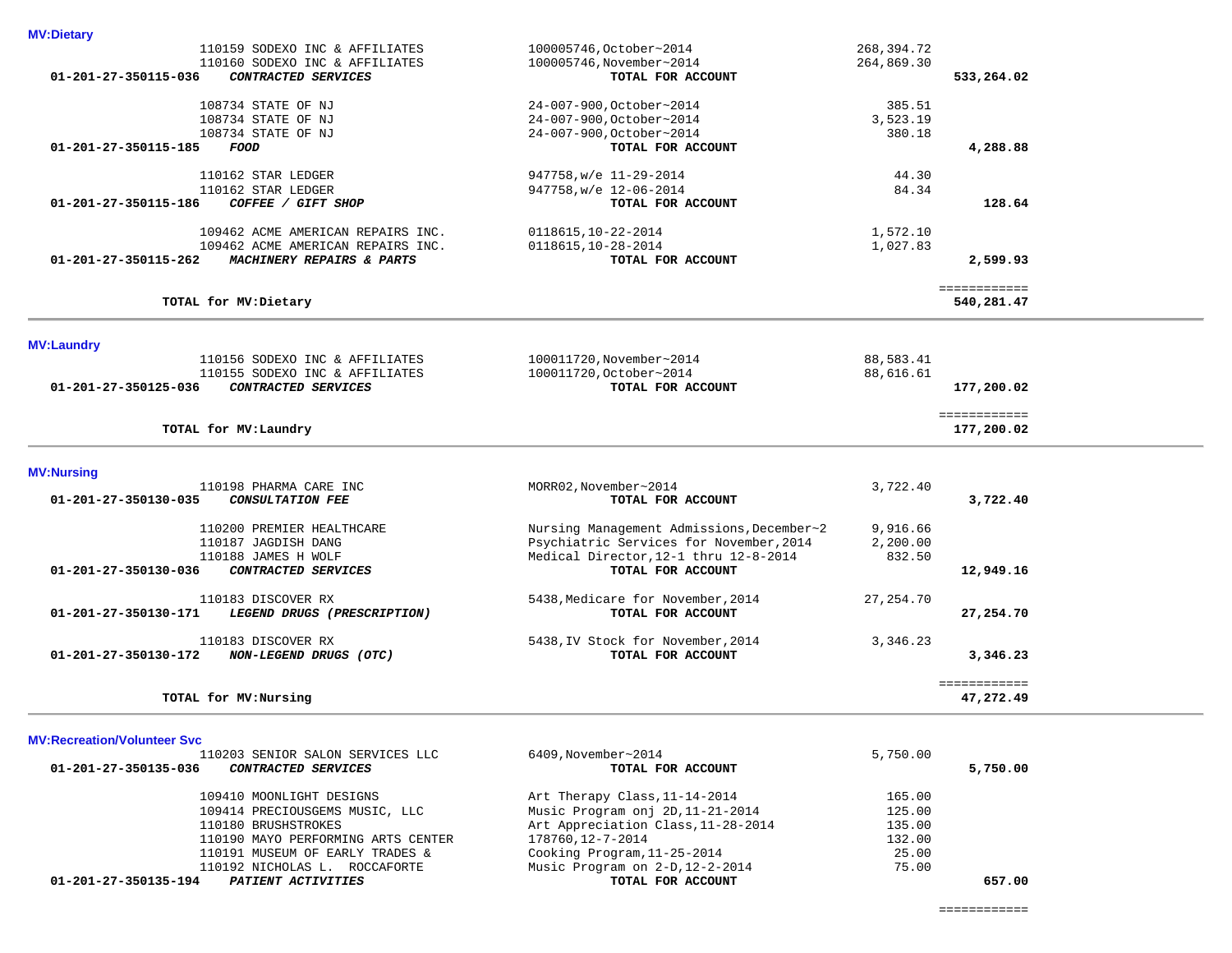## MV:Dietary

| Account | Vendor / Description | Reference | Amount | Total |
|---|---|---|---|---|
| | 110159 SODEXO INC & AFFILIATES | 100005746,October~2014 | 268,394.72 | |
| | 110160 SODEXO INC & AFFILIATES | 100005746,November~2014 | 264,869.30 | |
| 01-201-27-350115-036 | ***CONTRACTED SERVICES*** | **TOTAL FOR ACCOUNT** | | **533,264.02** |
| | 108734 STATE OF NJ | 24-007-900,October~2014 | 385.51 | |
| | 108734 STATE OF NJ | 24-007-900,October~2014 | 3,523.19 | |
| | 108734 STATE OF NJ | 24-007-900,October~2014 | 380.18 | |
| 01-201-27-350115-185 | ***FOOD*** | **TOTAL FOR ACCOUNT** | | **4,288.88** |
| | 110162 STAR LEDGER | 947758,w/e 11-29-2014 | 44.30 | |
| | 110162 STAR LEDGER | 947758,w/e 12-06-2014 | 84.34 | |
| 01-201-27-350115-186 | ***COFFEE / GIFT SHOP*** | **TOTAL FOR ACCOUNT** | | **128.64** |
| | 109462 ACME AMERICAN REPAIRS INC. | 0118615,10-22-2014 | 1,572.10 | |
| | 109462 ACME AMERICAN REPAIRS INC. | 0118615,10-28-2014 | 1,027.83 | |
| 01-201-27-350115-262 | ***MACHINERY REPAIRS & PARTS*** | **TOTAL FOR ACCOUNT** | | **2,599.93** |
| | | | | ============ |
| | **TOTAL for MV:Dietary** | | | **540,281.47** |

## MV:Laundry

| Account | Vendor / Description | Reference | Amount | Total |
|---|---|---|---|---|
| | 110156 SODEXO INC & AFFILIATES | 100011720,November~2014 | 88,583.41 | |
| | 110155 SODEXO INC & AFFILIATES | 100011720,October~2014 | 88,616.61 | |
| 01-201-27-350125-036 | ***CONTRACTED SERVICES*** | **TOTAL FOR ACCOUNT** | | **177,200.02** |
| | | | | ============ |
| | **TOTAL for MV:Laundry** | | | **177,200.02** |

## MV:Nursing

| Account | Vendor / Description | Reference | Amount | Total |
|---|---|---|---|---|
| | 110198 PHARMA CARE INC | MORR02,November~2014 | 3,722.40 | |
| 01-201-27-350130-035 | ***CONSULTATION FEE*** | **TOTAL FOR ACCOUNT** | | **3,722.40** |
| | 110200 PREMIER HEALTHCARE | Nursing Management Admissions,December~2 | 9,916.66 | |
| | 110187 JAGDISH DANG | Psychiatric Services for November,2014 | 2,200.00 | |
| | 110188 JAMES H WOLF | Medical Director,12-1 thru 12-8-2014 | 832.50 | |
| 01-201-27-350130-036 | ***CONTRACTED SERVICES*** | **TOTAL FOR ACCOUNT** | | **12,949.16** |
| | 110183 DISCOVER RX | 5438,Medicare for November,2014 | 27,254.70 | |
| 01-201-27-350130-171 | ***LEGEND DRUGS (PRESCRIPTION)*** | **TOTAL FOR ACCOUNT** | | **27,254.70** |
| | 110183 DISCOVER RX | 5438,IV Stock for November,2014 | 3,346.23 | |
| 01-201-27-350130-172 | ***NON-LEGEND DRUGS (OTC)*** | **TOTAL FOR ACCOUNT** | | **3,346.23** |
| | | | | ============ |
| | **TOTAL for MV:Nursing** | | | **47,272.49** |

## MV:Recreation/Volunteer Svc

| Account | Vendor / Description | Reference | Amount | Total |
|---|---|---|---|---|
| | 110203 SENIOR SALON SERVICES LLC | 6409,November~2014 | 5,750.00 | |
| 01-201-27-350135-036 | ***CONTRACTED SERVICES*** | **TOTAL FOR ACCOUNT** | | **5,750.00** |
| | 109410 MOONLIGHT DESIGNS | Art Therapy Class,11-14-2014 | 165.00 | |
| | 109414 PRECIOUSGEMS MUSIC, LLC | Music Program onj 2D,11-21-2014 | 125.00 | |
| | 110180 BRUSHSTROKES | Art Appreciation Class,11-28-2014 | 135.00 | |
| | 110190 MAYO PERFORMING ARTS CENTER | 178760,12-7-2014 | 132.00 | |
| | 110191 MUSEUM OF EARLY TRADES & | Cooking Program,11-25-2014 | 25.00 | |
| | 110192 NICHOLAS L. ROCCAFORTE | Music Program on 2-D,12-2-2014 | 75.00 | |
| 01-201-27-350135-194 | ***PATIENT ACTIVITIES*** | **TOTAL FOR ACCOUNT** | | **657.00** |
| | | | | ============ |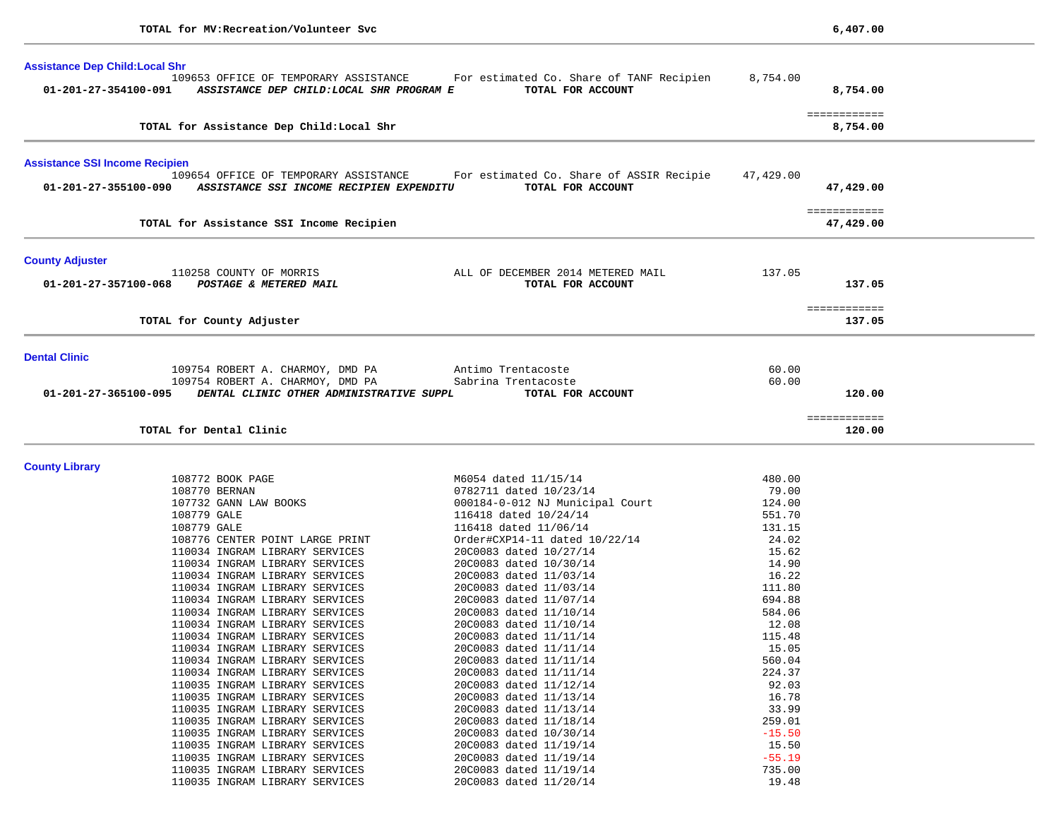**TOTAL for MV:Recreation/Volunteer Svc** — **6,407.00**

---

### Assistance Dep Child:Local Shr

| Account | Vendor | Description | Amount | Total |
|---|---|---|---|---|
| | 109653 OFFICE OF TEMPORARY ASSISTANCE | For estimated Co. Share of TANF Recipien | 8,754.00 | |
| **01-201-27-354100-091** | ***ASSISTANCE DEP CHILD:LOCAL SHR PROGRAM E*** | **TOTAL FOR ACCOUNT** | | **8,754.00** |

**TOTAL for Assistance Dep Child:Local Shr** — **8,754.00**

---

### Assistance SSI Income Recipien

| Account | Vendor | Description | Amount | Total |
|---|---|---|---|---|
| | 109654 OFFICE OF TEMPORARY ASSISTANCE | For estimated Co. Share of ASSIR Recipie | 47,429.00 | |
| **01-201-27-355100-090** | ***ASSISTANCE SSI INCOME RECIPIEN EXPENDITU*** | **TOTAL FOR ACCOUNT** | | **47,429.00** |

**TOTAL for Assistance SSI Income Recipien** — **47,429.00**

---

### County Adjuster

| Account | Vendor | Description | Amount | Total |
|---|---|---|---|---|
| | 110258 COUNTY OF MORRIS | ALL OF DECEMBER 2014 METERED MAIL | 137.05 | |
| **01-201-27-357100-068** | ***POSTAGE & METERED MAIL*** | **TOTAL FOR ACCOUNT** | | **137.05** |

**TOTAL for County Adjuster** — **137.05**

---

### Dental Clinic

| Account | Vendor | Description | Amount | Total |
|---|---|---|---|---|
| | 109754 ROBERT A. CHARMOY, DMD PA | Antimo Trentacoste | 60.00 | |
| | 109754 ROBERT A. CHARMOY, DMD PA | Sabrina Trentacoste | 60.00 | |
| **01-201-27-365100-095** | ***DENTAL CLINIC OTHER ADMINISTRATIVE SUPPL*** | **TOTAL FOR ACCOUNT** | | **120.00** |

**TOTAL for Dental Clinic** — **120.00**

---

### County Library

| Account | Vendor | Description | Amount | Total |
|---|---|---|---|---|
| | 108772 BOOK PAGE | M6054 dated 11/15/14 | 480.00 | |
| | 108770 BERNAN | 0782711 dated 10/23/14 | 79.00 | |
| | 107732 GANN LAW BOOKS | 000184-0-012 NJ Municipal Court | 124.00 | |
| | 108779 GALE | 116418 dated 10/24/14 | 551.70 | |
| | 108779 GALE | 116418 dated 11/06/14 | 131.15 | |
| | 108776 CENTER POINT LARGE PRINT | Order#CXP14-11 dated 10/22/14 | 24.02 | |
| | 110034 INGRAM LIBRARY SERVICES | 20C0083 dated 10/27/14 | 15.62 | |
| | 110034 INGRAM LIBRARY SERVICES | 20C0083 dated 10/30/14 | 14.90 | |
| | 110034 INGRAM LIBRARY SERVICES | 20C0083 dated 11/03/14 | 16.22 | |
| | 110034 INGRAM LIBRARY SERVICES | 20C0083 dated 11/03/14 | 111.80 | |
| | 110034 INGRAM LIBRARY SERVICES | 20C0083 dated 11/07/14 | 694.88 | |
| | 110034 INGRAM LIBRARY SERVICES | 20C0083 dated 11/10/14 | 584.06 | |
| | 110034 INGRAM LIBRARY SERVICES | 20C0083 dated 11/10/14 | 12.08 | |
| | 110034 INGRAM LIBRARY SERVICES | 20C0083 dated 11/11/14 | 115.48 | |
| | 110034 INGRAM LIBRARY SERVICES | 20C0083 dated 11/11/14 | 15.05 | |
| | 110034 INGRAM LIBRARY SERVICES | 20C0083 dated 11/11/14 | 560.04 | |
| | 110034 INGRAM LIBRARY SERVICES | 20C0083 dated 11/11/14 | 224.37 | |
| | 110035 INGRAM LIBRARY SERVICES | 20C0083 dated 11/12/14 | 92.03 | |
| | 110035 INGRAM LIBRARY SERVICES | 20C0083 dated 11/13/14 | 16.78 | |
| | 110035 INGRAM LIBRARY SERVICES | 20C0083 dated 11/13/14 | 33.99 | |
| | 110035 INGRAM LIBRARY SERVICES | 20C0083 dated 11/18/14 | 259.01 | |
| | 110035 INGRAM LIBRARY SERVICES | 20C0083 dated 10/30/14 | -15.50 | |
| | 110035 INGRAM LIBRARY SERVICES | 20C0083 dated 11/19/14 | 15.50 | |
| | 110035 INGRAM LIBRARY SERVICES | 20C0083 dated 11/19/14 | -55.19 | |
| | 110035 INGRAM LIBRARY SERVICES | 20C0083 dated 11/19/14 | 735.00 | |
| | 110035 INGRAM LIBRARY SERVICES | 20C0083 dated 11/20/14 | 19.48 | |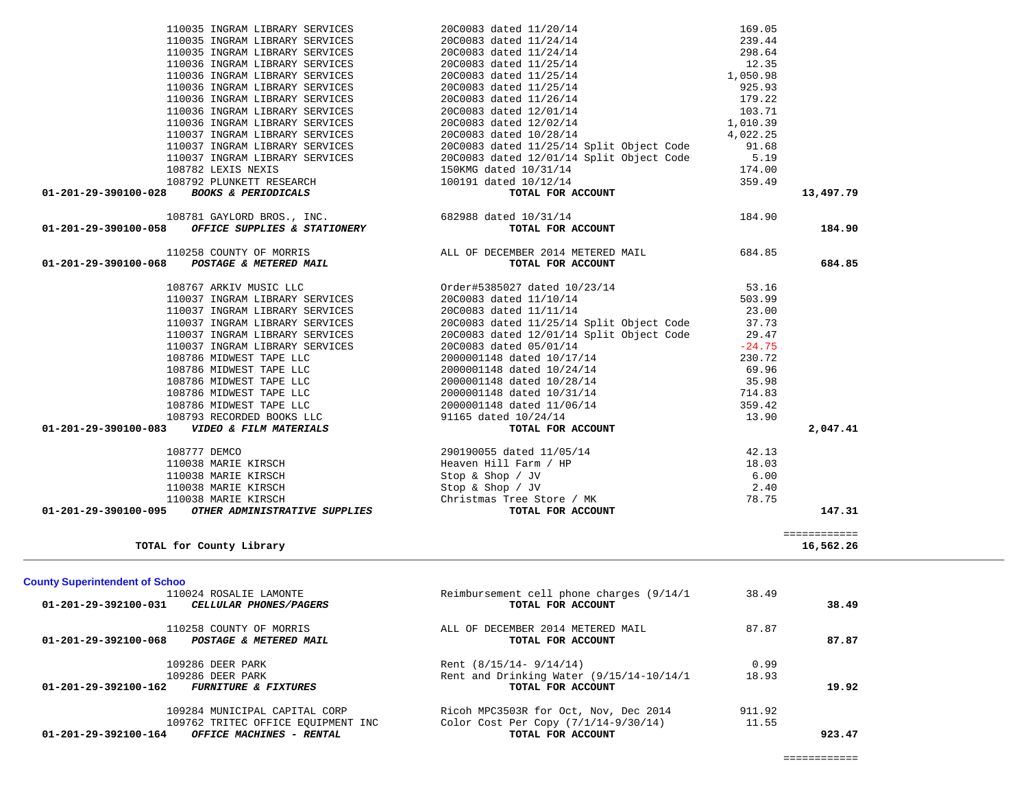| Account | Vendor | Description | Amount | Total |
|---|---|---|---|---|
| | 110035 INGRAM LIBRARY SERVICES | 20C0083 dated 11/20/14 | 169.05 | |
| | 110035 INGRAM LIBRARY SERVICES | 20C0083 dated 11/24/14 | 239.44 | |
| | 110035 INGRAM LIBRARY SERVICES | 20C0083 dated 11/24/14 | 298.64 | |
| | 110036 INGRAM LIBRARY SERVICES | 20C0083 dated 11/25/14 | 12.35 | |
| | 110036 INGRAM LIBRARY SERVICES | 20C0083 dated 11/25/14 | 1,050.98 | |
| | 110036 INGRAM LIBRARY SERVICES | 20C0083 dated 11/25/14 | 925.93 | |
| | 110036 INGRAM LIBRARY SERVICES | 20C0083 dated 11/26/14 | 179.22 | |
| | 110036 INGRAM LIBRARY SERVICES | 20C0083 dated 12/01/14 | 103.71 | |
| | 110036 INGRAM LIBRARY SERVICES | 20C0083 dated 12/02/14 | 1,010.39 | |
| | 110037 INGRAM LIBRARY SERVICES | 20C0083 dated 10/28/14 | 4,022.25 | |
| | 110037 INGRAM LIBRARY SERVICES | 20C0083 dated 11/25/14 Split Object Code | 91.68 | |
| | 110037 INGRAM LIBRARY SERVICES | 20C0083 dated 12/01/14 Split Object Code | 5.19 | |
| | 108782 LEXIS NEXIS | 150KMG dated 10/31/14 | 174.00 | |
| | 108792 PLUNKETT RESEARCH | 100191 dated 10/12/14 | 359.49 | |
| **01-201-29-390100-028** | ***BOOKS & PERIODICALS*** | **TOTAL FOR ACCOUNT** | | **13,497.79** |
| | 108781 GAYLORD BROS., INC. | 682988 dated 10/31/14 | 184.90 | |
| **01-201-29-390100-058** | ***OFFICE SUPPLIES & STATIONERY*** | **TOTAL FOR ACCOUNT** | | **184.90** |
| | 110258 COUNTY OF MORRIS | ALL OF DECEMBER 2014 METERED MAIL | 684.85 | |
| **01-201-29-390100-068** | ***POSTAGE & METERED MAIL*** | **TOTAL FOR ACCOUNT** | | **684.85** |
| | 108767 ARKIV MUSIC LLC | Order#5385027 dated 10/23/14 | 53.16 | |
| | 110037 INGRAM LIBRARY SERVICES | 20C0083 dated 11/10/14 | 503.99 | |
| | 110037 INGRAM LIBRARY SERVICES | 20C0083 dated 11/11/14 | 23.00 | |
| | 110037 INGRAM LIBRARY SERVICES | 20C0083 dated 11/25/14 Split Object Code | 37.73 | |
| | 110037 INGRAM LIBRARY SERVICES | 20C0083 dated 12/01/14 Split Object Code | 29.47 | |
| | 110037 INGRAM LIBRARY SERVICES | 20C0083 dated 05/01/14 | -24.75 | |
| | 108786 MIDWEST TAPE LLC | 2000001148 dated 10/17/14 | 230.72 | |
| | 108786 MIDWEST TAPE LLC | 2000001148 dated 10/24/14 | 69.96 | |
| | 108786 MIDWEST TAPE LLC | 2000001148 dated 10/28/14 | 35.98 | |
| | 108786 MIDWEST TAPE LLC | 2000001148 dated 10/31/14 | 714.83 | |
| | 108786 MIDWEST TAPE LLC | 2000001148 dated 11/06/14 | 359.42 | |
| | 108793 RECORDED BOOKS LLC | 91165 dated 10/24/14 | 13.90 | |
| **01-201-29-390100-083** | ***VIDEO & FILM MATERIALS*** | **TOTAL FOR ACCOUNT** | | **2,047.41** |
| | 108777 DEMCO | 290190055 dated 11/05/14 | 42.13 | |
| | 110038 MARIE KIRSCH | Heaven Hill Farm / HP | 18.03 | |
| | 110038 MARIE KIRSCH | Stop & Shop / JV | 6.00 | |
| | 110038 MARIE KIRSCH | Stop & Shop / JV | 2.40 | |
| | 110038 MARIE KIRSCH | Christmas Tree Store / MK | 78.75 | |
| **01-201-29-390100-095** | ***OTHER ADMINISTRATIVE SUPPLIES*** | **TOTAL FOR ACCOUNT** | | **147.31** |
| | | | | ============ |
| | **TOTAL for County Library** | | | **16,562.26** |

**County Superintendent of Schoo**

| Account | Vendor | Description | Amount | Total |
|---|---|---|---|---|
| | 110024 ROSALIE LAMONTE | Reimbursement cell phone charges (9/14/1 | 38.49 | |
| **01-201-29-392100-031** | ***CELLULAR PHONES/PAGERS*** | **TOTAL FOR ACCOUNT** | | **38.49** |
| | 110258 COUNTY OF MORRIS | ALL OF DECEMBER 2014 METERED MAIL | 87.87 | |
| **01-201-29-392100-068** | ***POSTAGE & METERED MAIL*** | **TOTAL FOR ACCOUNT** | | **87.87** |
| | 109286 DEER PARK | Rent (8/15/14- 9/14/14) | 0.99 | |
| | 109286 DEER PARK | Rent and Drinking Water (9/15/14-10/14/1 | 18.93 | |
| **01-201-29-392100-162** | ***FURNITURE & FIXTURES*** | **TOTAL FOR ACCOUNT** | | **19.92** |
| | 109284 MUNICIPAL CAPITAL CORP | Ricoh MPC3503R for Oct, Nov, Dec 2014 | 911.92 | |
| | 109762 TRITEC OFFICE EQUIPMENT INC | Color Cost Per Copy (7/1/14-9/30/14) | 11.55 | |
| **01-201-29-392100-164** | ***OFFICE MACHINES - RENTAL*** | **TOTAL FOR ACCOUNT** | | **923.47** |
| | | | | ============ |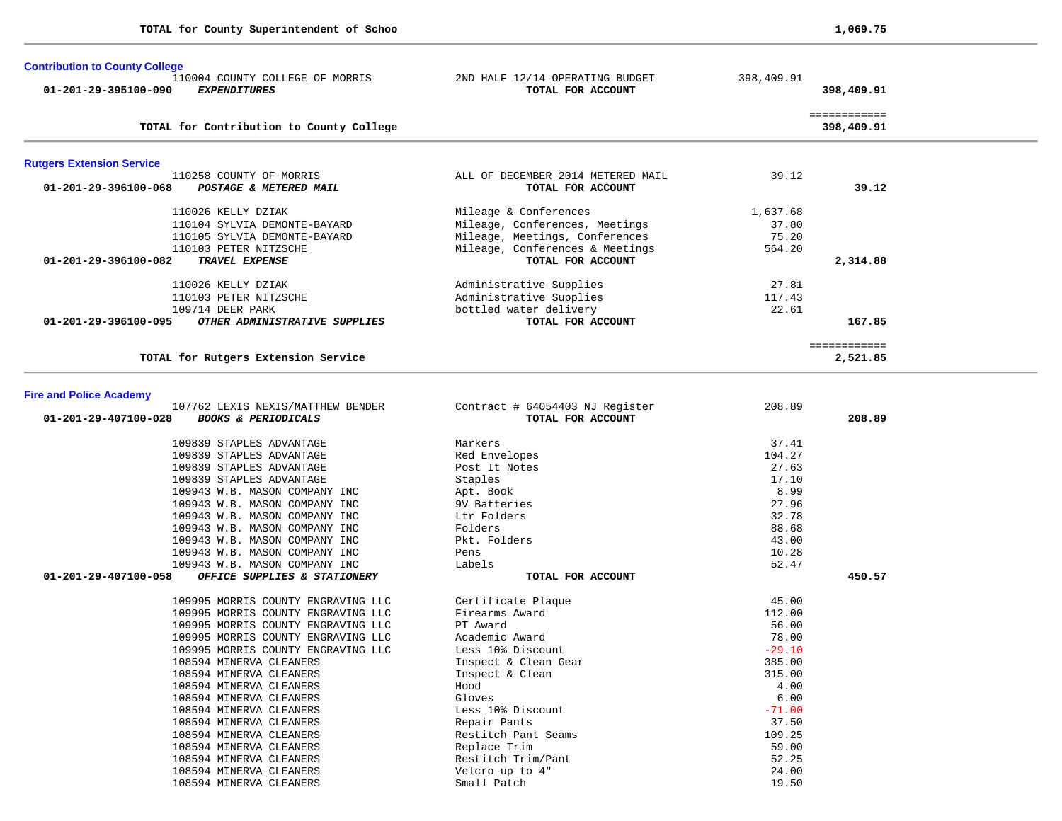**TOTAL for County Superintendent of Schoo** **1,069.75**

---

### Contribution to County College

| Account | Vendor / Description | Item | Amount | Total |
|---|---|---|---|---|
| | 110004 COUNTY COLLEGE OF MORRIS | 2ND HALF 12/14 OPERATING BUDGET | 398,409.91 | |
| **01-201-29-395100-090** | ***EXPENDITURES*** | **TOTAL FOR ACCOUNT** | | **398,409.91** |

**TOTAL for Contribution to County College** **398,409.91**

---

### Rutgers Extension Service

| Account | Vendor / Description | Item | Amount | Total |
|---|---|---|---|---|
| | 110258 COUNTY OF MORRIS | ALL OF DECEMBER 2014 METERED MAIL | 39.12 | |
| **01-201-29-396100-068** | ***POSTAGE & METERED MAIL*** | **TOTAL FOR ACCOUNT** | | **39.12** |
| | 110026 KELLY DZIAK | Mileage & Conferences | 1,637.68 | |
| | 110104 SYLVIA DEMONTE-BAYARD | Mileage, Conferences, Meetings | 37.80 | |
| | 110105 SYLVIA DEMONTE-BAYARD | Mileage, Meetings, Conferences | 75.20 | |
| | 110103 PETER NITZSCHE | Mileage, Conferences & Meetings | 564.20 | |
| **01-201-29-396100-082** | ***TRAVEL EXPENSE*** | **TOTAL FOR ACCOUNT** | | **2,314.88** |
| | 110026 KELLY DZIAK | Administrative Supplies | 27.81 | |
| | 110103 PETER NITZSCHE | Administrative Supplies | 117.43 | |
| | 109714 DEER PARK | bottled water delivery | 22.61 | |
| **01-201-29-396100-095** | ***OTHER ADMINISTRATIVE SUPPLIES*** | **TOTAL FOR ACCOUNT** | | **167.85** |

**TOTAL for Rutgers Extension Service** **2,521.85**

---

### Fire and Police Academy

| Account | Vendor / Description | Item | Amount | Total |
|---|---|---|---|---|
| | 107762 LEXIS NEXIS/MATTHEW BENDER | Contract # 64054403 NJ Register | 208.89 | |
| **01-201-29-407100-028** | ***BOOKS & PERIODICALS*** | **TOTAL FOR ACCOUNT** | | **208.89** |
| | 109839 STAPLES ADVANTAGE | Markers | 37.41 | |
| | 109839 STAPLES ADVANTAGE | Red Envelopes | 104.27 | |
| | 109839 STAPLES ADVANTAGE | Post It Notes | 27.63 | |
| | 109839 STAPLES ADVANTAGE | Staples | 17.10 | |
| | 109943 W.B. MASON COMPANY INC | Apt. Book | 8.99 | |
| | 109943 W.B. MASON COMPANY INC | 9V Batteries | 27.96 | |
| | 109943 W.B. MASON COMPANY INC | Ltr Folders | 32.78 | |
| | 109943 W.B. MASON COMPANY INC | Folders | 88.68 | |
| | 109943 W.B. MASON COMPANY INC | Pkt. Folders | 43.00 | |
| | 109943 W.B. MASON COMPANY INC | Pens | 10.28 | |
| | 109943 W.B. MASON COMPANY INC | Labels | 52.47 | |
| **01-201-29-407100-058** | ***OFFICE SUPPLIES & STATIONERY*** | **TOTAL FOR ACCOUNT** | | **450.57** |
| | 109995 MORRIS COUNTY ENGRAVING LLC | Certificate Plaque | 45.00 | |
| | 109995 MORRIS COUNTY ENGRAVING LLC | Firearms Award | 112.00 | |
| | 109995 MORRIS COUNTY ENGRAVING LLC | PT Award | 56.00 | |
| | 109995 MORRIS COUNTY ENGRAVING LLC | Academic Award | 78.00 | |
| | 109995 MORRIS COUNTY ENGRAVING LLC | Less 10% Discount | -29.10 | |
| | 108594 MINERVA CLEANERS | Inspect & Clean Gear | 385.00 | |
| | 108594 MINERVA CLEANERS | Inspect & Clean | 315.00 | |
| | 108594 MINERVA CLEANERS | Hood | 4.00 | |
| | 108594 MINERVA CLEANERS | Gloves | 6.00 | |
| | 108594 MINERVA CLEANERS | Less 10% Discount | -71.00 | |
| | 108594 MINERVA CLEANERS | Repair Pants | 37.50 | |
| | 108594 MINERVA CLEANERS | Restitch Pant Seams | 109.25 | |
| | 108594 MINERVA CLEANERS | Replace Trim | 59.00 | |
| | 108594 MINERVA CLEANERS | Restitch Trim/Pant | 52.25 | |
| | 108594 MINERVA CLEANERS | Velcro up to 4" | 24.00 | |
| | 108594 MINERVA CLEANERS | Small Patch | 19.50 | |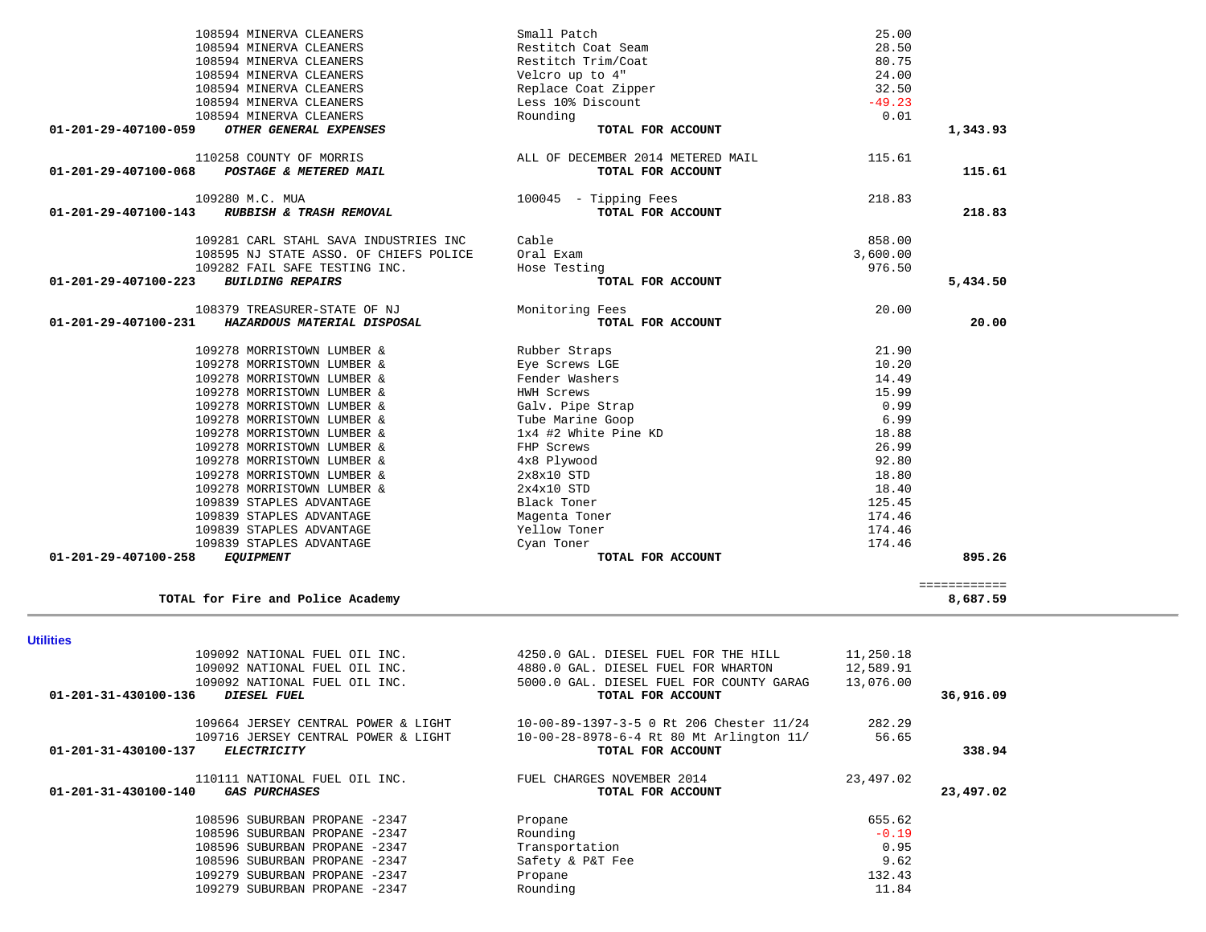| Account | Vendor | Description | Amount | Total |
|---|---|---|---|---|
| | 108594 MINERVA CLEANERS | Small Patch | 25.00 | |
| | 108594 MINERVA CLEANERS | Restitch Coat Seam | 28.50 | |
| | 108594 MINERVA CLEANERS | Restitch Trim/Coat | 80.75 | |
| | 108594 MINERVA CLEANERS | Velcro up to 4" | 24.00 | |
| | 108594 MINERVA CLEANERS | Replace Coat Zipper | 32.50 | |
| | 108594 MINERVA CLEANERS | Less 10% Discount | -49.23 | |
| | 108594 MINERVA CLEANERS | Rounding | 0.01 | |
| **01-201-29-407100-059** | ***OTHER GENERAL EXPENSES*** | **TOTAL FOR ACCOUNT** | | **1,343.93** |
| | 110258 COUNTY OF MORRIS | ALL OF DECEMBER 2014 METERED MAIL | 115.61 | |
| **01-201-29-407100-068** | ***POSTAGE & METERED MAIL*** | **TOTAL FOR ACCOUNT** | | **115.61** |
| | 109280 M.C. MUA | 100045 - Tipping Fees | 218.83 | |
| **01-201-29-407100-143** | ***RUBBISH & TRASH REMOVAL*** | **TOTAL FOR ACCOUNT** | | **218.83** |
| | 109281 CARL STAHL SAVA INDUSTRIES INC | Cable | 858.00 | |
| | 108595 NJ STATE ASSO. OF CHIEFS POLICE | Oral Exam | 3,600.00 | |
| | 109282 FAIL SAFE TESTING INC. | Hose Testing | 976.50 | |
| **01-201-29-407100-223** | ***BUILDING REPAIRS*** | **TOTAL FOR ACCOUNT** | | **5,434.50** |
| | 108379 TREASURER-STATE OF NJ | Monitoring Fees | 20.00 | |
| **01-201-29-407100-231** | ***HAZARDOUS MATERIAL DISPOSAL*** | **TOTAL FOR ACCOUNT** | | **20.00** |
| | 109278 MORRISTOWN LUMBER & | Rubber Straps | 21.90 | |
| | 109278 MORRISTOWN LUMBER & | Eye Screws LGE | 10.20 | |
| | 109278 MORRISTOWN LUMBER & | Fender Washers | 14.49 | |
| | 109278 MORRISTOWN LUMBER & | HWH Screws | 15.99 | |
| | 109278 MORRISTOWN LUMBER & | Galv. Pipe Strap | 0.99 | |
| | 109278 MORRISTOWN LUMBER & | Tube Marine Goop | 6.99 | |
| | 109278 MORRISTOWN LUMBER & | 1x4 #2 White Pine KD | 18.88 | |
| | 109278 MORRISTOWN LUMBER & | FHP Screws | 26.99 | |
| | 109278 MORRISTOWN LUMBER & | 4x8 Plywood | 92.80 | |
| | 109278 MORRISTOWN LUMBER & | 2x8x10 STD | 18.80 | |
| | 109278 MORRISTOWN LUMBER & | 2x4x10 STD | 18.40 | |
| | 109839 STAPLES ADVANTAGE | Black Toner | 125.45 | |
| | 109839 STAPLES ADVANTAGE | Magenta Toner | 174.46 | |
| | 109839 STAPLES ADVANTAGE | Yellow Toner | 174.46 | |
| | 109839 STAPLES ADVANTAGE | Cyan Toner | 174.46 | |
| **01-201-29-407100-258** | ***EQUIPMENT*** | **TOTAL FOR ACCOUNT** | | **895.26** |
| | | | | ============ |
| **TOTAL for Fire and Police Academy** | | | | **8,687.59** |

**Utilities**

| Account | Vendor | Description | Amount | Total |
|---|---|---|---|---|
| | 109092 NATIONAL FUEL OIL INC. | 4250.0 GAL. DIESEL FUEL FOR THE HILL | 11,250.18 | |
| | 109092 NATIONAL FUEL OIL INC. | 4880.0 GAL. DIESEL FUEL FOR WHARTON | 12,589.91 | |
| | 109092 NATIONAL FUEL OIL INC. | 5000.0 GAL. DIESEL FUEL FOR COUNTY GARAG | 13,076.00 | |
| **01-201-31-430100-136** | ***DIESEL FUEL*** | **TOTAL FOR ACCOUNT** | | **36,916.09** |
| | 109664 JERSEY CENTRAL POWER & LIGHT | 10-00-89-1397-3-5 0 Rt 206 Chester 11/24 | 282.29 | |
| | 109716 JERSEY CENTRAL POWER & LIGHT | 10-00-28-8978-6-4 Rt 80 Mt Arlington 11/ | 56.65 | |
| **01-201-31-430100-137** | ***ELECTRICITY*** | **TOTAL FOR ACCOUNT** | | **338.94** |
| | 110111 NATIONAL FUEL OIL INC. | FUEL CHARGES NOVEMBER 2014 | 23,497.02 | |
| **01-201-31-430100-140** | ***GAS PURCHASES*** | **TOTAL FOR ACCOUNT** | | **23,497.02** |
| | 108596 SUBURBAN PROPANE -2347 | Propane | 655.62 | |
| | 108596 SUBURBAN PROPANE -2347 | Rounding | -0.19 | |
| | 108596 SUBURBAN PROPANE -2347 | Transportation | 0.95 | |
| | 108596 SUBURBAN PROPANE -2347 | Safety & P&T Fee | 9.62 | |
| | 109279 SUBURBAN PROPANE -2347 | Propane | 132.43 | |
| | 109279 SUBURBAN PROPANE -2347 | Rounding | 11.84 | |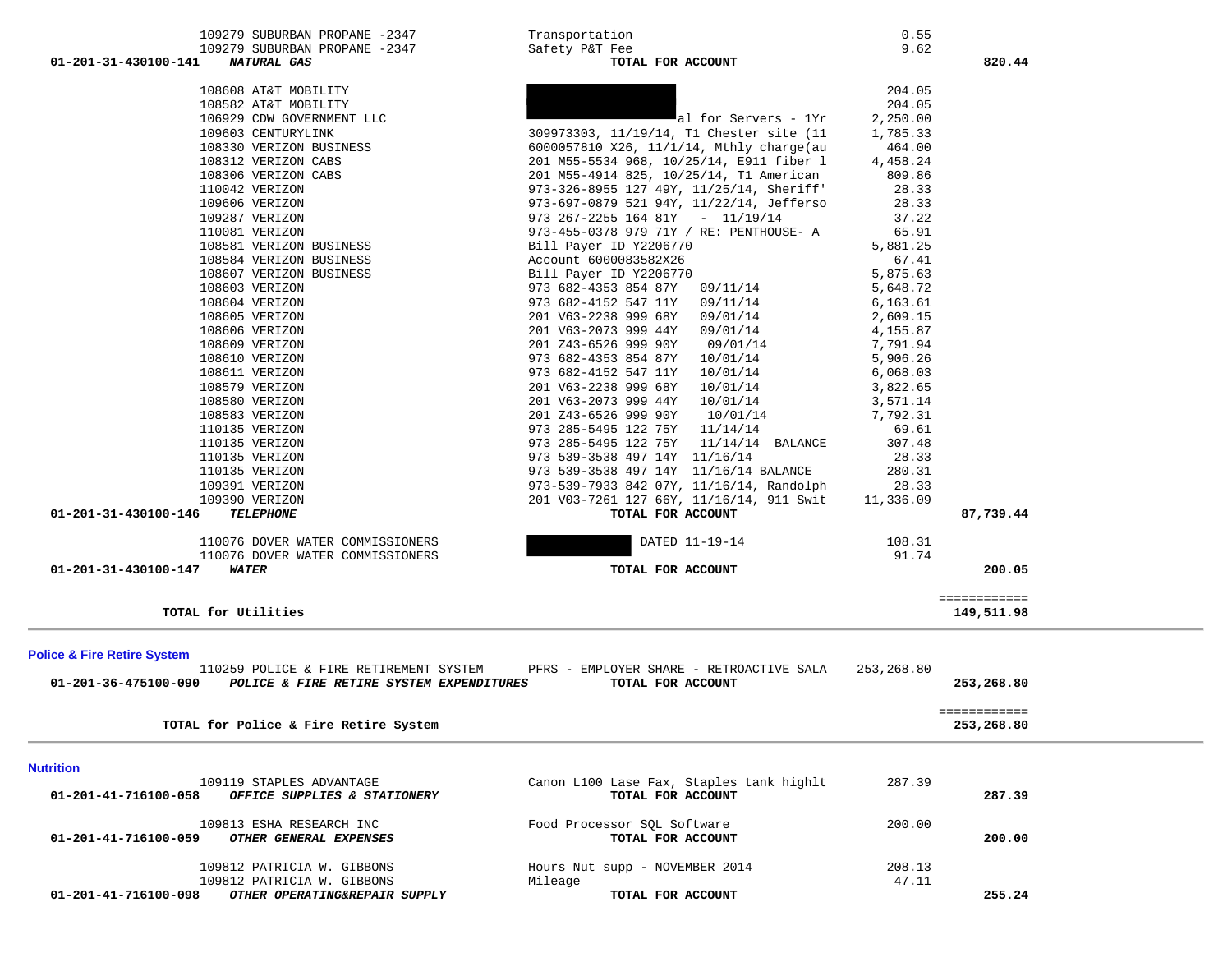| Account | Vendor | Description | Amount | Total |
|---|---|---|---|---|
| | 109279 SUBURBAN PROPANE -2347 | Transportation | 0.55 | |
| | 109279 SUBURBAN PROPANE -2347 | Safety P&T Fee | 9.62 | |
| 01-201-31-430100-141 | ***NATURAL GAS*** | **TOTAL FOR ACCOUNT** | | **820.44** |
| | 108608 AT&T MOBILITY | | 204.05 | |
| | 108582 AT&T MOBILITY | | 204.05 | |
| | 106929 CDW GOVERNMENT LLC | al for Servers - 1Yr | 2,250.00 | |
| | 109603 CENTURYLINK | 309973303, 11/19/14, T1 Chester site (11 | 1,785.33 | |
| | 108330 VERIZON BUSINESS | 6000057810 X26, 11/1/14, Mthly charge(au | 464.00 | |
| | 108312 VERIZON CABS | 201 M55-5534 968, 10/25/14, E911 fiber l | 4,458.24 | |
| | 108306 VERIZON CABS | 201 M55-4914 825, 10/25/14, T1 American | 809.86 | |
| | 110042 VERIZON | 973-326-8955 127 49Y, 11/25/14, Sheriff' | 28.33 | |
| | 109606 VERIZON | 973-697-0879 521 94Y, 11/22/14, Jefferso | 28.33 | |
| | 109287 VERIZON | 973 267-2255 164 81Y - 11/19/14 | 37.22 | |
| | 110081 VERIZON | 973-455-0378 979 71Y / RE: PENTHOUSE- A | 65.91 | |
| | 108581 VERIZON BUSINESS | Bill Payer ID Y2206770 | 5,881.25 | |
| | 108584 VERIZON BUSINESS | Account 6000083582X26 | 67.41 | |
| | 108607 VERIZON BUSINESS | Bill Payer ID Y2206770 | 5,875.63 | |
| | 108603 VERIZON | 973 682-4353 854 87Y 09/11/14 | 5,648.72 | |
| | 108604 VERIZON | 973 682-4152 547 11Y 09/11/14 | 6,163.61 | |
| | 108605 VERIZON | 201 V63-2238 999 68Y 09/01/14 | 2,609.15 | |
| | 108606 VERIZON | 201 V63-2073 999 44Y 09/01/14 | 4,155.87 | |
| | 108609 VERIZON | 201 Z43-6526 999 90Y 09/01/14 | 7,791.94 | |
| | 108610 VERIZON | 973 682-4353 854 87Y 10/01/14 | 5,906.26 | |
| | 108611 VERIZON | 973 682-4152 547 11Y 10/01/14 | 6,068.03 | |
| | 108579 VERIZON | 201 V63-2238 999 68Y 10/01/14 | 3,822.65 | |
| | 108580 VERIZON | 201 V63-2073 999 44Y 10/01/14 | 3,571.14 | |
| | 108583 VERIZON | 201 Z43-6526 999 90Y 10/01/14 | 7,792.31 | |
| | 110135 VERIZON | 973 285-5495 122 75Y 11/14/14 | 69.61 | |
| | 110135 VERIZON | 973 285-5495 122 75Y 11/14/14 BALANCE | 307.48 | |
| | 110135 VERIZON | 973 539-3538 497 14Y 11/16/14 | 28.33 | |
| | 110135 VERIZON | 973 539-3538 497 14Y 11/16/14 BALANCE | 280.31 | |
| | 109391 VERIZON | 973-539-7933 842 07Y, 11/16/14, Randolph | 28.33 | |
| | 109390 VERIZON | 201 V03-7261 127 66Y, 11/16/14, 911 Swit | 11,336.09 | |
| 01-201-31-430100-146 | ***TELEPHONE*** | **TOTAL FOR ACCOUNT** | | **87,739.44** |
| | 110076 DOVER WATER COMMISSIONERS | DATED 11-19-14 | 108.31 | |
| | 110076 DOVER WATER COMMISSIONERS | | 91.74 | |
| 01-201-31-430100-147 | ***WATER*** | **TOTAL FOR ACCOUNT** | | **200.05** |
| | | | | ============ |
| | **TOTAL for Utilities** | | | **149,511.98** |

## Police & Fire Retire System

| Account | Vendor | Description | Amount | Total |
|---|---|---|---|---|
| | 110259 POLICE & FIRE RETIREMENT SYSTEM | PFRS - EMPLOYER SHARE - RETROACTIVE SALA | 253,268.80 | |
| 01-201-36-475100-090 | ***POLICE & FIRE RETIRE SYSTEM EXPENDITURES*** | **TOTAL FOR ACCOUNT** | | **253,268.80** |
| | | | | ============ |
| | **TOTAL for Police & Fire Retire System** | | | **253,268.80** |

## Nutrition

| Account | Vendor | Description | Amount | Total |
|---|---|---|---|---|
| | 109119 STAPLES ADVANTAGE | Canon L100 Lase Fax, Staples tank hightl | 287.39 | |
| 01-201-41-716100-058 | ***OFFICE SUPPLIES & STATIONERY*** | **TOTAL FOR ACCOUNT** | | **287.39** |
| | 109813 ESHA RESEARCH INC | Food Processor SQL Software | 200.00 | |
| 01-201-41-716100-059 | ***OTHER GENERAL EXPENSES*** | **TOTAL FOR ACCOUNT** | | **200.00** |
| | 109812 PATRICIA W. GIBBONS | Hours Nut supp - NOVEMBER 2014 | 208.13 | |
| | 109812 PATRICIA W. GIBBONS | Mileage | 47.11 | |
| 01-201-41-716100-098 | ***OTHER OPERATING&REPAIR SUPPLY*** | **TOTAL FOR ACCOUNT** | | **255.24** |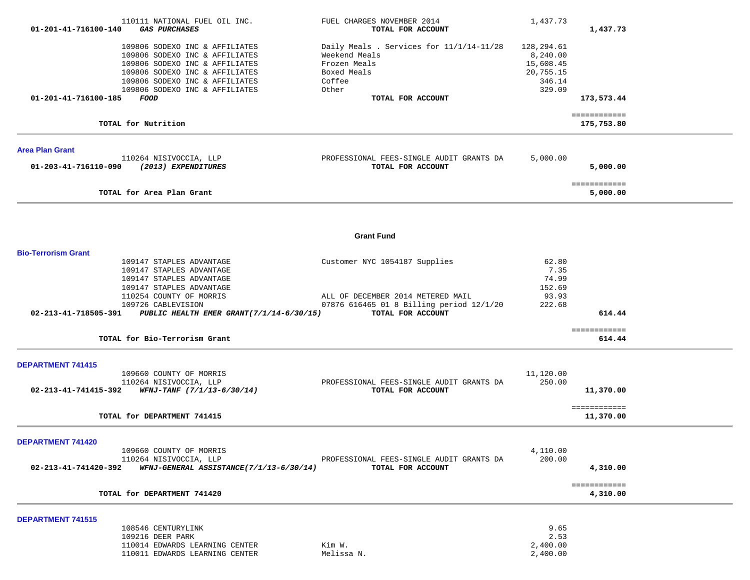| Account | Vendor | Description | Amount | Total |
|---|---|---|---|---|
| | 110111 NATIONAL FUEL OIL INC. | FUEL CHARGES NOVEMBER 2014 | 1,437.73 | |
| 01-201-41-716100-140 | ***GAS PURCHASES*** | **TOTAL FOR ACCOUNT** | | **1,437.73** |
| | 109806 SODEXO INC & AFFILIATES | Daily Meals . Services for 11/1/14-11/28 | 128,294.61 | |
| | 109806 SODEXO INC & AFFILIATES | Weekend Meals | 8,240.00 | |
| | 109806 SODEXO INC & AFFILIATES | Frozen Meals | 15,608.45 | |
| | 109806 SODEXO INC & AFFILIATES | Boxed Meals | 20,755.15 | |
| | 109806 SODEXO INC & AFFILIATES | Coffee | 346.14 | |
| | 109806 SODEXO INC & AFFILIATES | Other | 329.09 | |
| 01-201-41-716100-185 | ***FOOD*** | **TOTAL FOR ACCOUNT** | | **173,573.44** |
| | | | | ============ |
| | **TOTAL for Nutrition** | | | **175,753.80** |

## Area Plan Grant

| Account | Vendor | Description | Amount | Total |
|---|---|---|---|---|
| | 110264 NISIVOCCIA, LLP | PROFESSIONAL FEES-SINGLE AUDIT GRANTS DA | 5,000.00 | |
| 01-203-41-716110-090 | ***(2013) EXPENDITURES*** | **TOTAL FOR ACCOUNT** | | **5,000.00** |
| | | | | ============ |
| | **TOTAL for Area Plan Grant** | | | **5,000.00** |

# Grant Fund

## Bio-Terrorism Grant

| Account | Vendor | Description | Amount | Total |
|---|---|---|---|---|
| | 109147 STAPLES ADVANTAGE | Customer NYC 1054187 Supplies | 62.80 | |
| | 109147 STAPLES ADVANTAGE | | 7.35 | |
| | 109147 STAPLES ADVANTAGE | | 74.99 | |
| | 109147 STAPLES ADVANTAGE | | 152.69 | |
| | 110254 COUNTY OF MORRIS | ALL OF DECEMBER 2014 METERED MAIL | 93.93 | |
| | 109726 CABLEVISION | 07876 616465 01 8 Billing period 12/1/20 | 222.68 | |
| 02-213-41-718505-391 | ***PUBLIC HEALTH EMER GRANT(7/1/14-6/30/15)*** | **TOTAL FOR ACCOUNT** | | **614.44** |
| | | | | ============ |
| | **TOTAL for Bio-Terrorism Grant** | | | **614.44** |

## DEPARTMENT 741415

| Account | Vendor | Description | Amount | Total |
|---|---|---|---|---|
| | 109660 COUNTY OF MORRIS | | 11,120.00 | |
| | 110264 NISIVOCCIA, LLP | PROFESSIONAL FEES-SINGLE AUDIT GRANTS DA | 250.00 | |
| 02-213-41-741415-392 | ***WFNJ-TANF (7/1/13-6/30/14)*** | **TOTAL FOR ACCOUNT** | | **11,370.00** |
| | | | | ============ |
| | **TOTAL for DEPARTMENT 741415** | | | **11,370.00** |

## DEPARTMENT 741420

| Account | Vendor | Description | Amount | Total |
|---|---|---|---|---|
| | 109660 COUNTY OF MORRIS | | 4,110.00 | |
| | 110264 NISIVOCCIA, LLP | PROFESSIONAL FEES-SINGLE AUDIT GRANTS DA | 200.00 | |
| 02-213-41-741420-392 | ***WFNJ-GENERAL ASSISTANCE(7/1/13-6/30/14)*** | **TOTAL FOR ACCOUNT** | | **4,310.00** |
| | | | | ============ |
| | **TOTAL for DEPARTMENT 741420** | | | **4,310.00** |

## DEPARTMENT 741515

| Account | Vendor | Description | Amount | Total |
|---|---|---|---|---|
| | 108546 CENTURYLINK | | 9.65 | |
| | 109216 DEER PARK | | 2.53 | |
| | 110014 EDWARDS LEARNING CENTER | Kim W. | 2,400.00 | |
| | 110011 EDWARDS LEARNING CENTER | Melissa N. | 2,400.00 | |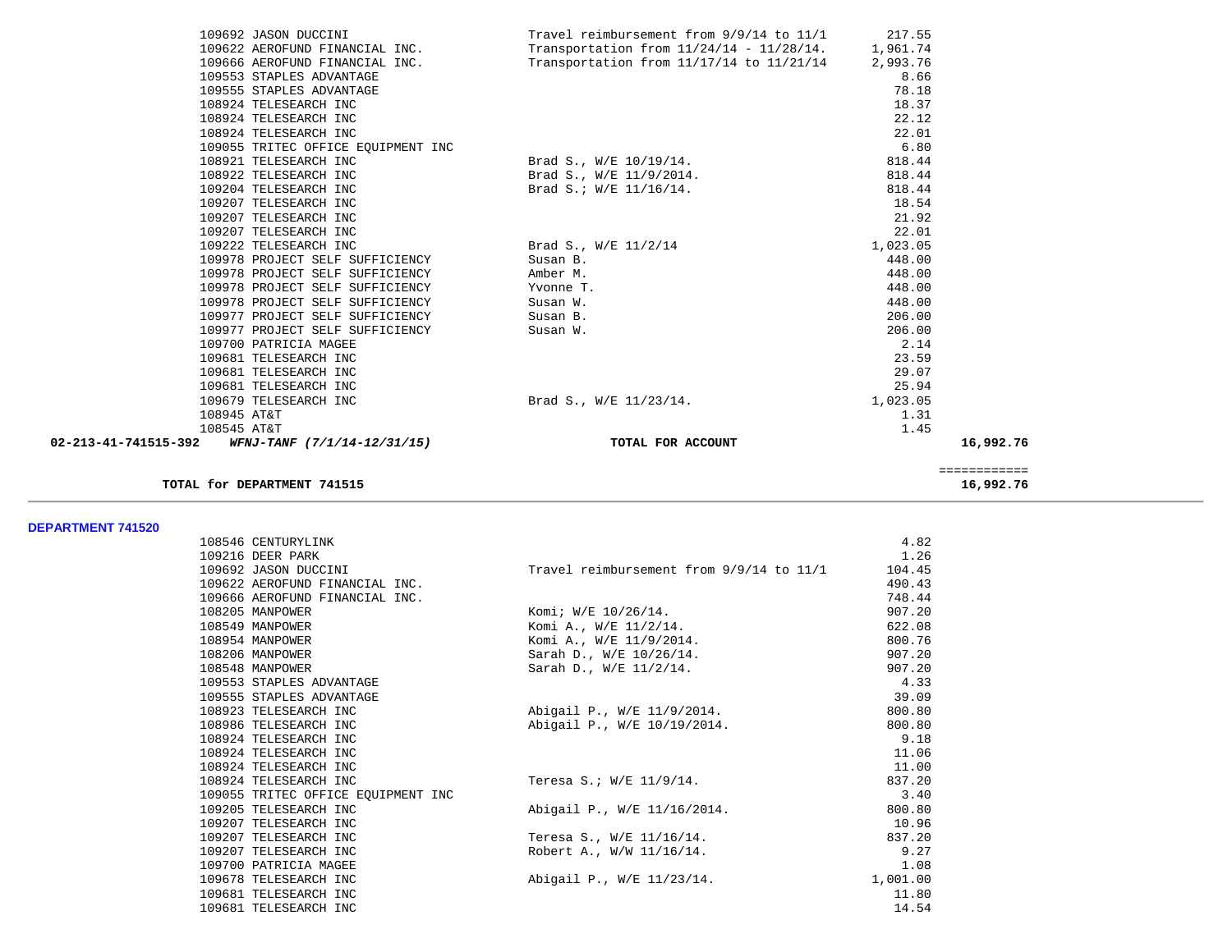| Vendor | Description | Amount | Total |
|---|---|---|---|
| 109692 JASON DUCCINI | Travel reimbursement from 9/9/14 to 11/1 | 217.55 | |
| 109622 AEROFUND FINANCIAL INC. | Transportation from 11/24/14 - 11/28/14. | 1,961.74 | |
| 109666 AEROFUND FINANCIAL INC. | Transportation from 11/17/14 to 11/21/14 | 2,993.76 | |
| 109553 STAPLES ADVANTAGE | | 8.66 | |
| 109555 STAPLES ADVANTAGE | | 78.18 | |
| 108924 TELESEARCH INC | | 18.37 | |
| 108924 TELESEARCH INC | | 22.12 | |
| 108924 TELESEARCH INC | | 22.01 | |
| 109055 TRITEC OFFICE EQUIPMENT INC | | 6.80 | |
| 108921 TELESEARCH INC | Brad S., W/E 10/19/14. | 818.44 | |
| 108922 TELESEARCH INC | Brad S., W/E 11/9/2014. | 818.44 | |
| 109204 TELESEARCH INC | Brad S.; W/E 11/16/14. | 818.44 | |
| 109207 TELESEARCH INC | | 18.54 | |
| 109207 TELESEARCH INC | | 21.92 | |
| 109207 TELESEARCH INC | | 22.01 | |
| 109222 TELESEARCH INC | Brad S., W/E 11/2/14 | 1,023.05 | |
| 109978 PROJECT SELF SUFFICIENCY | Susan B. | 448.00 | |
| 109978 PROJECT SELF SUFFICIENCY | Amber M. | 448.00 | |
| 109978 PROJECT SELF SUFFICIENCY | Yvonne T. | 448.00 | |
| 109978 PROJECT SELF SUFFICIENCY | Susan W. | 448.00 | |
| 109977 PROJECT SELF SUFFICIENCY | Susan B. | 206.00 | |
| 109977 PROJECT SELF SUFFICIENCY | Susan W. | 206.00 | |
| 109700 PATRICIA MAGEE | | 2.14 | |
| 109681 TELESEARCH INC | | 23.59 | |
| 109681 TELESEARCH INC | | 29.07 | |
| 109681 TELESEARCH INC | | 25.94 | |
| 109679 TELESEARCH INC | Brad S., W/E 11/23/14. | 1,023.05 | |
| 108945 AT&T | | 1.31 | |
| 108545 AT&T | | 1.45 | |
| **02-213-41-741515-392** ***WFNJ-TANF (7/1/14-12/31/15)*** | **TOTAL FOR ACCOUNT** | | **16,992.76** |

**TOTAL for DEPARTMENT 741515** ============ **16,992.76**

**DEPARTMENT 741520**

| Vendor | Description | Amount |
|---|---|---|
| 108546 CENTURYLINK | | 4.82 |
| 109216 DEER PARK | | 1.26 |
| 109692 JASON DUCCINI | Travel reimbursement from 9/9/14 to 11/1 | 104.45 |
| 109622 AEROFUND FINANCIAL INC. | | 490.43 |
| 109666 AEROFUND FINANCIAL INC. | | 748.44 |
| 108205 MANPOWER | Komi; W/E 10/26/14. | 907.20 |
| 108549 MANPOWER | Komi A., W/E 11/2/14. | 622.08 |
| 108954 MANPOWER | Komi A., W/E 11/9/2014. | 800.76 |
| 108206 MANPOWER | Sarah D., W/E 10/26/14. | 907.20 |
| 108548 MANPOWER | Sarah D., W/E 11/2/14. | 907.20 |
| 109553 STAPLES ADVANTAGE | | 4.33 |
| 109555 STAPLES ADVANTAGE | | 39.09 |
| 108923 TELESEARCH INC | Abigail P., W/E 11/9/2014. | 800.80 |
| 108986 TELESEARCH INC | Abigail P., W/E 10/19/2014. | 800.80 |
| 108924 TELESEARCH INC | | 9.18 |
| 108924 TELESEARCH INC | | 11.06 |
| 108924 TELESEARCH INC | | 11.00 |
| 108924 TELESEARCH INC | Teresa S.; W/E 11/9/14. | 837.20 |
| 109055 TRITEC OFFICE EQUIPMENT INC | | 3.40 |
| 109205 TELESEARCH INC | Abigail P., W/E 11/16/2014. | 800.80 |
| 109207 TELESEARCH INC | | 10.96 |
| 109207 TELESEARCH INC | Teresa S., W/E 11/16/14. | 837.20 |
| 109207 TELESEARCH INC | Robert A., W/W 11/16/14. | 9.27 |
| 109700 PATRICIA MAGEE | | 1.08 |
| 109678 TELESEARCH INC | Abigail P., W/E 11/23/14. | 1,001.00 |
| 109681 TELESEARCH INC | | 11.80 |
| 109681 TELESEARCH INC | | 14.54 |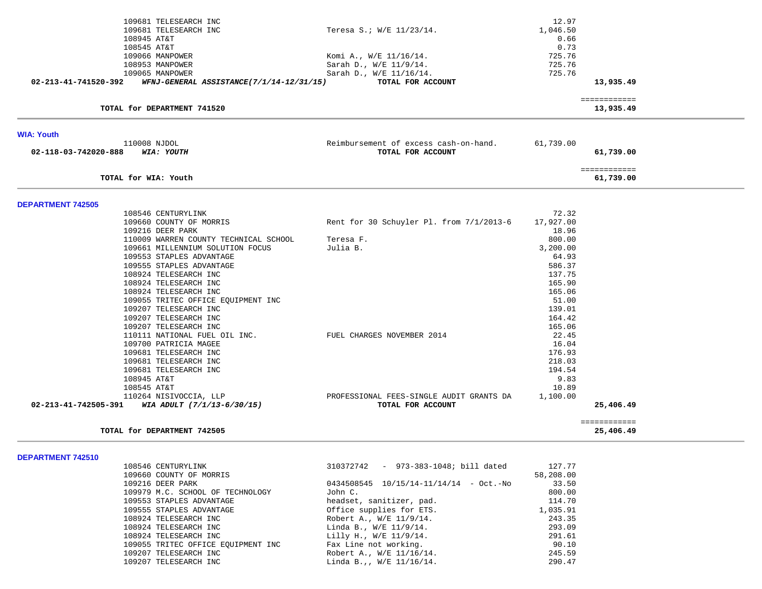| Account | Vendor | Description | Amount | Total |
|---|---|---|---|---|
| | 109681 TELESEARCH INC | | 12.97 | |
| | 109681 TELESEARCH INC | Teresa S.; W/E 11/23/14. | 1,046.50 | |
| | 108945 AT&T | | 0.66 | |
| | 108545 AT&T | | 0.73 | |
| | 109066 MANPOWER | Komi A., W/E 11/16/14. | 725.76 | |
| | 108953 MANPOWER | Sarah D., W/E 11/9/14. | 725.76 | |
| | 109065 MANPOWER | Sarah D., W/E 11/16/14. | 725.76 | |
| **02-213-41-741520-392** | ***WFNJ-GENERAL ASSISTANCE(7/1/14-12/31/15)*** | **TOTAL FOR ACCOUNT** | | **13,935.49** |
| | | | | ============ |
| | **TOTAL for DEPARTMENT 741520** | | | **13,935.49** |

## WIA: Youth

| Account | Vendor | Description | Amount | Total |
|---|---|---|---|---|
| | 110008 NJDOL | Reimbursement of excess cash-on-hand. | 61,739.00 | |
| **02-118-03-742020-888** | ***WIA: YOUTH*** | **TOTAL FOR ACCOUNT** | | **61,739.00** |
| | | | | ============ |
| | **TOTAL for WIA: Youth** | | | **61,739.00** |

## DEPARTMENT 742505

| Account | Vendor | Description | Amount | Total |
|---|---|---|---|---|
| | 108546 CENTURYLINK | | 72.32 | |
| | 109660 COUNTY OF MORRIS | Rent for 30 Schuyler Pl. from 7/1/2013-6 | 17,927.00 | |
| | 109216 DEER PARK | | 18.96 | |
| | 110009 WARREN COUNTY TECHNICAL SCHOOL | Teresa F. | 800.00 | |
| | 109661 MILLENNIUM SOLUTION FOCUS | Julia B. | 3,200.00 | |
| | 109553 STAPLES ADVANTAGE | | 64.93 | |
| | 109555 STAPLES ADVANTAGE | | 586.37 | |
| | 108924 TELESEARCH INC | | 137.75 | |
| | 108924 TELESEARCH INC | | 165.90 | |
| | 108924 TELESEARCH INC | | 165.06 | |
| | 109055 TRITEC OFFICE EQUIPMENT INC | | 51.00 | |
| | 109207 TELESEARCH INC | | 139.01 | |
| | 109207 TELESEARCH INC | | 164.42 | |
| | 109207 TELESEARCH INC | | 165.06 | |
| | 110111 NATIONAL FUEL OIL INC. | FUEL CHARGES NOVEMBER 2014 | 22.45 | |
| | 109700 PATRICIA MAGEE | | 16.04 | |
| | 109681 TELESEARCH INC | | 176.93 | |
| | 109681 TELESEARCH INC | | 218.03 | |
| | 109681 TELESEARCH INC | | 194.54 | |
| | 108945 AT&T | | 9.83 | |
| | 108545 AT&T | | 10.89 | |
| | 110264 NISIVOCCIA, LLP | PROFESSIONAL FEES-SINGLE AUDIT GRANTS DA | 1,100.00 | |
| **02-213-41-742505-391** | ***WIA ADULT (7/1/13-6/30/15)*** | **TOTAL FOR ACCOUNT** | | **25,406.49** |
| | | | | ============ |
| | **TOTAL for DEPARTMENT 742505** | | | **25,406.49** |

## DEPARTMENT 742510

| Account | Vendor | Description | Amount | Total |
|---|---|---|---|---|
| | 108546 CENTURYLINK | 310372742 - 973-383-1048; bill dated | 127.77 | |
| | 109660 COUNTY OF MORRIS | | 58,208.00 | |
| | 109216 DEER PARK | 0434508545 10/15/14-11/14/14 - Oct.-No | 33.50 | |
| | 109979 M.C. SCHOOL OF TECHNOLOGY | John C. | 800.00 | |
| | 109553 STAPLES ADVANTAGE | headset, sanitizer, pad. | 114.70 | |
| | 109555 STAPLES ADVANTAGE | Office supplies for ETS. | 1,035.91 | |
| | 108924 TELESEARCH INC | Robert A., W/E 11/9/14. | 243.35 | |
| | 108924 TELESEARCH INC | Linda B., W/E 11/9/14. | 293.09 | |
| | 108924 TELESEARCH INC | Lilly H., W/E 11/9/14. | 291.61 | |
| | 109055 TRITEC OFFICE EQUIPMENT INC | Fax Line not working. | 90.10 | |
| | 109207 TELESEARCH INC | Robert A., W/E 11/16/14. | 245.59 | |
| | 109207 TELESEARCH INC | Linda B.,, W/E 11/16/14. | 290.47 | |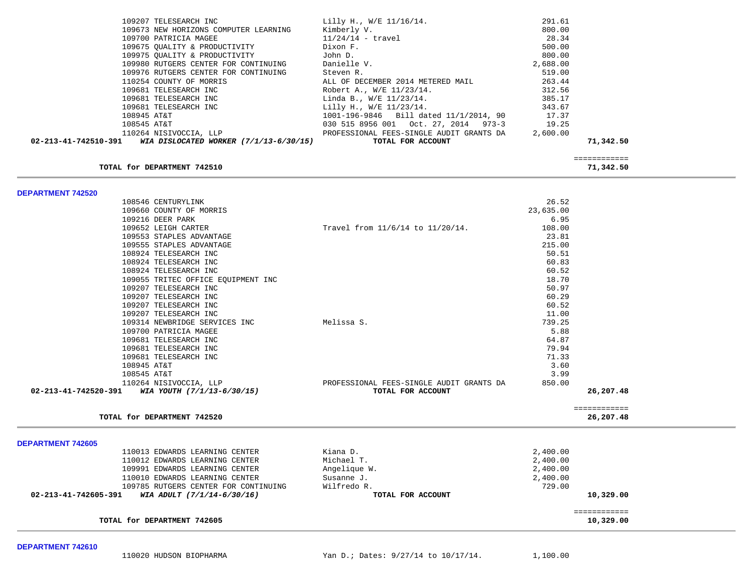| Vendor | Description | Amount | Total |
|---|---|---|---|
| 109207 TELESEARCH INC | Lilly H., W/E 11/16/14. | 291.61 | |
| 109673 NEW HORIZONS COMPUTER LEARNING | Kimberly V. | 800.00 | |
| 109700 PATRICIA MAGEE | 11/24/14 - travel | 28.34 | |
| 109675 QUALITY & PRODUCTIVITY | Dixon F. | 500.00 | |
| 109975 QUALITY & PRODUCTIVITY | John D. | 800.00 | |
| 109980 RUTGERS CENTER FOR CONTINUING | Danielle V. | 2,688.00 | |
| 109976 RUTGERS CENTER FOR CONTINUING | Steven R. | 519.00 | |
| 110254 COUNTY OF MORRIS | ALL OF DECEMBER 2014 METERED MAIL | 263.44 | |
| 109681 TELESEARCH INC | Robert A., W/E 11/23/14. | 312.56 | |
| 109681 TELESEARCH INC | Linda B., W/E 11/23/14. | 385.17 | |
| 109681 TELESEARCH INC | Lilly H., W/E 11/23/14. | 343.67 | |
| 108945 AT&T | 1001-196-9846 Bill dated 11/1/2014, 90 | 17.37 | |
| 108545 AT&T | 030 515 8956 001 Oct. 27, 2014 973-3 | 19.25 | |
| 110264 NISIVOCCIA, LLP | PROFESSIONAL FEES-SINGLE AUDIT GRANTS DA | 2,600.00 | |
| **02-213-41-742510-391** ***WIA DISLOCATED WORKER (7/1/13-6/30/15)*** | **TOTAL FOR ACCOUNT** | | **71,342.50** |

**TOTAL for DEPARTMENT 742510** — **71,342.50**

## DEPARTMENT 742520

| Vendor | Description | Amount | Total |
|---|---|---|---|
| 108546 CENTURYLINK | | 26.52 | |
| 109660 COUNTY OF MORRIS | | 23,635.00 | |
| 109216 DEER PARK | | 6.95 | |
| 109652 LEIGH CARTER | Travel from 11/6/14 to 11/20/14. | 108.00 | |
| 109553 STAPLES ADVANTAGE | | 23.81 | |
| 109555 STAPLES ADVANTAGE | | 215.00 | |
| 108924 TELESEARCH INC | | 50.51 | |
| 108924 TELESEARCH INC | | 60.83 | |
| 108924 TELESEARCH INC | | 60.52 | |
| 109055 TRITEC OFFICE EQUIPMENT INC | | 18.70 | |
| 109207 TELESEARCH INC | | 50.97 | |
| 109207 TELESEARCH INC | | 60.29 | |
| 109207 TELESEARCH INC | | 60.52 | |
| 109207 TELESEARCH INC | | 11.00 | |
| 109314 NEWBRIDGE SERVICES INC | Melissa S. | 739.25 | |
| 109700 PATRICIA MAGEE | | 5.88 | |
| 109681 TELESEARCH INC | | 64.87 | |
| 109681 TELESEARCH INC | | 79.94 | |
| 109681 TELESEARCH INC | | 71.33 | |
| 108945 AT&T | | 3.60 | |
| 108545 AT&T | | 3.99 | |
| 110264 NISIVOCCIA, LLP | PROFESSIONAL FEES-SINGLE AUDIT GRANTS DA | 850.00 | |
| **02-213-41-742520-391** ***WIA YOUTH (7/1/13-6/30/15)*** | **TOTAL FOR ACCOUNT** | | **26,207.48** |

**TOTAL for DEPARTMENT 742520** — **26,207.48**

## DEPARTMENT 742605

| Vendor | Description | Amount | Total |
|---|---|---|---|
| 110013 EDWARDS LEARNING CENTER | Kiana D. | 2,400.00 | |
| 110012 EDWARDS LEARNING CENTER | Michael T. | 2,400.00 | |
| 109991 EDWARDS LEARNING CENTER | Angelique W. | 2,400.00 | |
| 110010 EDWARDS LEARNING CENTER | Susanne J. | 2,400.00 | |
| 109785 RUTGERS CENTER FOR CONTINUING | Wilfredo R. | 729.00 | |
| **02-213-41-742605-391** ***WIA ADULT (7/1/14-6/30/16)*** | **TOTAL FOR ACCOUNT** | | **10,329.00** |

**TOTAL for DEPARTMENT 742605** — **10,329.00**

## DEPARTMENT 742610

| Vendor | Description | Amount | Total |
|---|---|---|---|
| 110020 HUDSON BIOPHARMA | Yan D.; Dates: 9/27/14 to 10/17/14. | 1,100.00 | |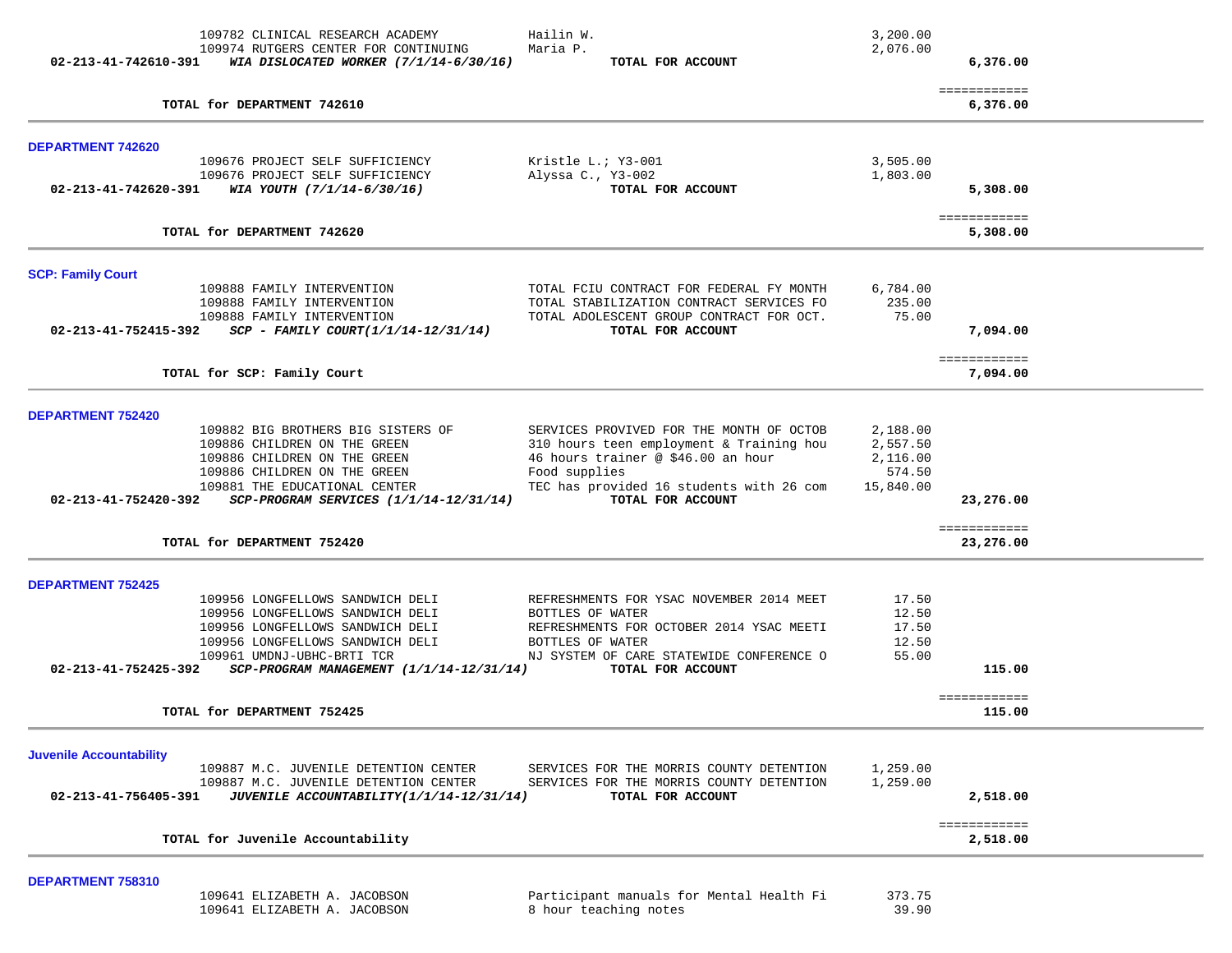| | | | |
|---|---|---|---|
| 109782 CLINICAL RESEARCH ACADEMY | Hailin W. | 3,200.00 | |
| 109974 RUTGERS CENTER FOR CONTINUING | Maria P. | 2,076.00 | |
| **02-213-41-742610-391** ***WIA DISLOCATED WORKER (7/1/14-6/30/16)*** | **TOTAL FOR ACCOUNT** | | **6,376.00** |
| | | | ============ |
| **TOTAL for DEPARTMENT 742610** | | | **6,376.00** |

**DEPARTMENT 742620**

| | | | |
|---|---|---|---|
| 109676 PROJECT SELF SUFFICIENCY | Kristle L.; Y3-001 | 3,505.00 | |
| 109676 PROJECT SELF SUFFICIENCY | Alyssa C., Y3-002 | 1,803.00 | |
| **02-213-41-742620-391** ***WIA YOUTH (7/1/14-6/30/16)*** | **TOTAL FOR ACCOUNT** | | **5,308.00** |
| | | | ============ |
| **TOTAL for DEPARTMENT 742620** | | | **5,308.00** |

**SCP: Family Court**

| | | | |
|---|---|---|---|
| 109888 FAMILY INTERVENTION | TOTAL FCIU CONTRACT FOR FEDERAL FY MONTH | 6,784.00 | |
| 109888 FAMILY INTERVENTION | TOTAL STABILIZATION CONTRACT SERVICES FO | 235.00 | |
| 109888 FAMILY INTERVENTION | TOTAL ADOLESCENT GROUP CONTRACT FOR OCT. | 75.00 | |
| **02-213-41-752415-392** ***SCP - FAMILY COURT(1/1/14-12/31/14)*** | **TOTAL FOR ACCOUNT** | | **7,094.00** |
| | | | ============ |
| **TOTAL for SCP: Family Court** | | | **7,094.00** |

**DEPARTMENT 752420**

| | | | |
|---|---|---|---|
| 109882 BIG BROTHERS BIG SISTERS OF | SERVICES PROVIVED FOR THE MONTH OF OCTOB | 2,188.00 | |
| 109886 CHILDREN ON THE GREEN | 310 hours teen employment & Training hou | 2,557.50 | |
| 109886 CHILDREN ON THE GREEN | 46 hours trainer @ $46.00 an hour | 2,116.00 | |
| 109886 CHILDREN ON THE GREEN | Food supplies | 574.50 | |
| 109881 THE EDUCATIONAL CENTER | TEC has provided 16 students with 26 com | 15,840.00 | |
| **02-213-41-752420-392** ***SCP-PROGRAM SERVICES (1/1/14-12/31/14)*** | **TOTAL FOR ACCOUNT** | | **23,276.00** |
| | | | ============ |
| **TOTAL for DEPARTMENT 752420** | | | **23,276.00** |

**DEPARTMENT 752425**

| | | | |
|---|---|---|---|
| 109956 LONGFELLOWS SANDWICH DELI | REFRESHMENTS FOR YSAC NOVEMBER 2014 MEET | 17.50 | |
| 109956 LONGFELLOWS SANDWICH DELI | BOTTLES OF WATER | 12.50 | |
| 109956 LONGFELLOWS SANDWICH DELI | REFRESHMENTS FOR OCTOBER 2014 YSAC MEETI | 17.50 | |
| 109956 LONGFELLOWS SANDWICH DELI | BOTTLES OF WATER | 12.50 | |
| 109961 UMDNJ-UBHC-BRTI TCR | NJ SYSTEM OF CARE STATEWIDE CONFERENCE O | 55.00 | |
| **02-213-41-752425-392** ***SCP-PROGRAM MANAGEMENT (1/1/14-12/31/14)*** | **TOTAL FOR ACCOUNT** | | **115.00** |
| | | | ============ |
| **TOTAL for DEPARTMENT 752425** | | | **115.00** |

**Juvenile Accountability**

| | | | |
|---|---|---|---|
| 109887 M.C. JUVENILE DETENTION CENTER | SERVICES FOR THE MORRIS COUNTY DETENTION | 1,259.00 | |
| 109887 M.C. JUVENILE DETENTION CENTER | SERVICES FOR THE MORRIS COUNTY DETENTION | 1,259.00 | |
| **02-213-41-756405-391** ***JUVENILE ACCOUNTABILITY(1/1/14-12/31/14)*** | **TOTAL FOR ACCOUNT** | | **2,518.00** |
| | | | ============ |
| **TOTAL for Juvenile Accountability** | | | **2,518.00** |

**DEPARTMENT 758310**

| | | | |
|---|---|---|---|
| 109641 ELIZABETH A. JACOBSON | Participant manuals for Mental Health Fi | 373.75 | |
| 109641 ELIZABETH A. JACOBSON | 8 hour teaching notes | 39.90 | |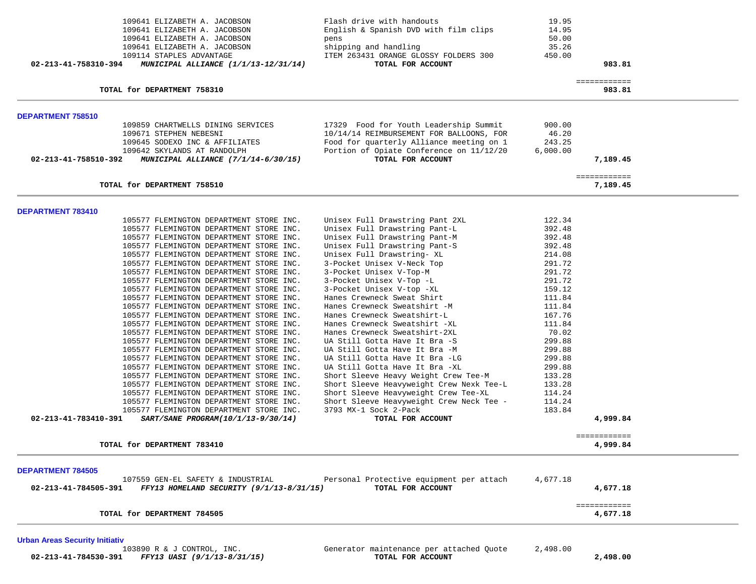| Account | Vendor | Description | Amount | Total |
|---|---|---|---|---|
| | 109641 ELIZABETH A. JACOBSON | Flash drive with handouts | 19.95 | |
| | 109641 ELIZABETH A. JACOBSON | English & Spanish DVD with film clips | 14.95 | |
| | 109641 ELIZABETH A. JACOBSON | pens | 50.00 | |
| | 109641 ELIZABETH A. JACOBSON | shipping and handling | 35.26 | |
| | 109114 STAPLES ADVANTAGE | ITEM 263431 ORANGE GLOSSY FOLDERS 300 | 450.00 | |
| **02-213-41-758310-394** | ***MUNICIPAL ALLIANCE (1/1/13-12/31/14)*** | **TOTAL FOR ACCOUNT** | | **983.81** |

| | | | | ============ |
|---|---|---|---|---|
| **TOTAL for DEPARTMENT 758310** | | | | **983.81** |

**DEPARTMENT 758510**

| Account | Vendor | Description | Amount | Total |
|---|---|---|---|---|
| | 109859 CHARTWELLS DINING SERVICES | 17329 Food for Youth Leadership Summit | 900.00 | |
| | 109671 STEPHEN NEBESNI | 10/14/14 REIMBURSEMENT FOR BALLOONS, FOR | 46.20 | |
| | 109645 SODEXO INC & AFFILIATES | Food for quarterly Alliance meeting on 1 | 243.25 | |
| | 109642 SKYLANDS AT RANDOLPH | Portion of Opiate Conference on 11/12/20 | 6,000.00 | |
| **02-213-41-758510-392** | ***MUNICIPAL ALLIANCE (7/1/14-6/30/15)*** | **TOTAL FOR ACCOUNT** | | **7,189.45** |

| | | | | ============ |
|---|---|---|---|---|
| **TOTAL for DEPARTMENT 758510** | | | | **7,189.45** |

**DEPARTMENT 783410**

| Account | Vendor | Description | Amount | Total |
|---|---|---|---|---|
| | 105577 FLEMINGTON DEPARTMENT STORE INC. | Unisex Full Drawstring Pant 2XL | 122.34 | |
| | 105577 FLEMINGTON DEPARTMENT STORE INC. | Unisex Full Drawstring Pant-L | 392.48 | |
| | 105577 FLEMINGTON DEPARTMENT STORE INC. | Unisex Full Drawstring Pant-M | 392.48 | |
| | 105577 FLEMINGTON DEPARTMENT STORE INC. | Unisex Full Drawstring Pant-S | 392.48 | |
| | 105577 FLEMINGTON DEPARTMENT STORE INC. | Unisex Full Drawstring- XL | 214.08 | |
| | 105577 FLEMINGTON DEPARTMENT STORE INC. | 3-Pocket Unisex V-Neck Top | 291.72 | |
| | 105577 FLEMINGTON DEPARTMENT STORE INC. | 3-Pocket Unisex V-Top-M | 291.72 | |
| | 105577 FLEMINGTON DEPARTMENT STORE INC. | 3-Pocket Unisex V-Top -L | 291.72 | |
| | 105577 FLEMINGTON DEPARTMENT STORE INC. | 3-Pocket Unisex V-top -XL | 159.12 | |
| | 105577 FLEMINGTON DEPARTMENT STORE INC. | Hanes Crewneck Sweat Shirt | 111.84 | |
| | 105577 FLEMINGTON DEPARTMENT STORE INC. | Hanes Crewneck Sweatshirt -M | 111.84 | |
| | 105577 FLEMINGTON DEPARTMENT STORE INC. | Hanes Crewneck Sweatshirt-L | 167.76 | |
| | 105577 FLEMINGTON DEPARTMENT STORE INC. | Hanes Crewneck Sweatshirt -XL | 111.84 | |
| | 105577 FLEMINGTON DEPARTMENT STORE INC. | Hanes Crewneck Sweatshirt-2XL | 70.02 | |
| | 105577 FLEMINGTON DEPARTMENT STORE INC. | UA Still Gotta Have It Bra -S | 299.88 | |
| | 105577 FLEMINGTON DEPARTMENT STORE INC. | UA Still Gotta Have It Bra -M | 299.88 | |
| | 105577 FLEMINGTON DEPARTMENT STORE INC. | UA Still Gotta Have It Bra -LG | 299.88 | |
| | 105577 FLEMINGTON DEPARTMENT STORE INC. | UA Still Gotta Have It Bra -XL | 299.88 | |
| | 105577 FLEMINGTON DEPARTMENT STORE INC. | Short Sleeve Heavy Weight Crew Tee-M | 133.28 | |
| | 105577 FLEMINGTON DEPARTMENT STORE INC. | Short Sleeve Heavyweight Crew Nexk Tee-L | 133.28 | |
| | 105577 FLEMINGTON DEPARTMENT STORE INC. | Short Sleeve Heavyweight Crew Tee-XL | 114.24 | |
| | 105577 FLEMINGTON DEPARTMENT STORE INC. | Short Sleeve Heavyweight Crew Neck Tee - | 114.24 | |
| | 105577 FLEMINGTON DEPARTMENT STORE INC. | 3793 MX-1 Sock 2-Pack | 183.84 | |
| **02-213-41-783410-391** | ***SART/SANE PROGRAM(10/1/13-9/30/14)*** | **TOTAL FOR ACCOUNT** | | **4,999.84** |

| | | | | ============ |
|---|---|---|---|---|
| **TOTAL for DEPARTMENT 783410** | | | | **4,999.84** |

**DEPARTMENT 784505**

| Account | Vendor | Description | Amount | Total |
|---|---|---|---|---|
| | 107559 GEN-EL SAFETY & INDUSTRIAL | Personal Protective equipment per attach | 4,677.18 | |
| **02-213-41-784505-391** | ***FFY13 HOMELAND SECURITY (9/1/13-8/31/15)*** | **TOTAL FOR ACCOUNT** | | **4,677.18** |

| | | | | ============ |
|---|---|---|---|---|
| **TOTAL for DEPARTMENT 784505** | | | | **4,677.18** |

**Urban Areas Security Initiativ**

| Account | Vendor | Description | Amount | Total |
|---|---|---|---|---|
| | 103890 R & J CONTROL, INC. | Generator maintenance per attached Quote | 2,498.00 | |
| **02-213-41-784530-391** | ***FFY13 UASI (9/1/13-8/31/15)*** | **TOTAL FOR ACCOUNT** | | **2,498.00** |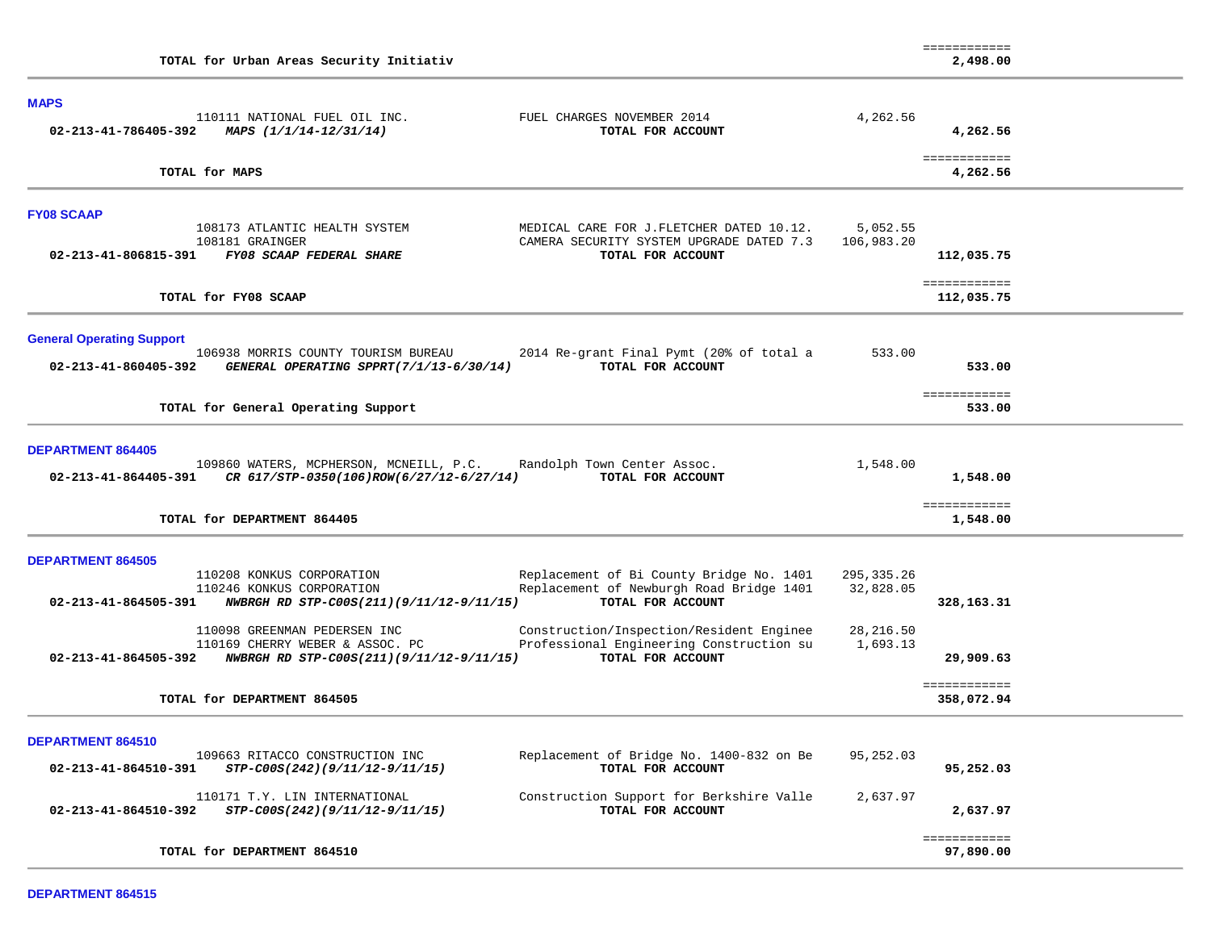| | | | |
|---|---|---|---|
| | | | ============ |
| TOTAL for Urban Areas Security Initiativ | | | 2,498.00 |

**MAPS**

| | | | |
|---|---|---|---|
| 110111 NATIONAL FUEL OIL INC. | FUEL CHARGES NOVEMBER 2014 | 4,262.56 | |
| 02-213-41-786405-392 *MAPS (1/1/14-12/31/14)* | **TOTAL FOR ACCOUNT** | | **4,262.56** |
| | | | ============ |
| **TOTAL for MAPS** | | | **4,262.56** |

**FY08 SCAAP**

| | | | |
|---|---|---|---|
| 108173 ATLANTIC HEALTH SYSTEM | MEDICAL CARE FOR J.FLETCHER DATED 10.12. | 5,052.55 | |
| 108181 GRAINGER | CAMERA SECURITY SYSTEM UPGRADE DATED 7.3 | 106,983.20 | |
| 02-213-41-806815-391 *FY08 SCAAP FEDERAL SHARE* | **TOTAL FOR ACCOUNT** | | **112,035.75** |
| | | | ============ |
| **TOTAL for FY08 SCAAP** | | | **112,035.75** |

**General Operating Support**

| | | | |
|---|---|---|---|
| 106938 MORRIS COUNTY TOURISM BUREAU | 2014 Re-grant Final Pymt (20% of total a | 533.00 | |
| 02-213-41-860405-392 *GENERAL OPERATING SPPRT(7/1/13-6/30/14)* | **TOTAL FOR ACCOUNT** | | **533.00** |
| | | | ============ |
| **TOTAL for General Operating Support** | | | **533.00** |

**DEPARTMENT 864405**

| | | | |
|---|---|---|---|
| 109860 WATERS, MCPHERSON, MCNEILL, P.C. | Randolph Town Center Assoc. | 1,548.00 | |
| 02-213-41-864405-391 *CR 617/STP-0350(106)ROW(6/27/12-6/27/14)* | **TOTAL FOR ACCOUNT** | | **1,548.00** |
| | | | ============ |
| **TOTAL for DEPARTMENT 864405** | | | **1,548.00** |

**DEPARTMENT 864505**

| | | | |
|---|---|---|---|
| 110208 KONKUS CORPORATION | Replacement of Bi County Bridge No. 1401 | 295,335.26 | |
| 110246 KONKUS CORPORATION | Replacement of Newburgh Road Bridge 1401 | 32,828.05 | |
| 02-213-41-864505-391 *NWBRGH RD STP-C00S(211)(9/11/12-9/11/15)* | **TOTAL FOR ACCOUNT** | | **328,163.31** |
| 110098 GREENMAN PEDERSEN INC | Construction/Inspection/Resident Enginee | 28,216.50 | |
| 110169 CHERRY WEBER & ASSOC. PC | Professional Engineering Construction su | 1,693.13 | |
| 02-213-41-864505-392 *NWBRGH RD STP-C00S(211)(9/11/12-9/11/15)* | **TOTAL FOR ACCOUNT** | | **29,909.63** |
| | | | ============ |
| **TOTAL for DEPARTMENT 864505** | | | **358,072.94** |

**DEPARTMENT 864510**

| | | | |
|---|---|---|---|
| 109663 RITACCO CONSTRUCTION INC | Replacement of Bridge No. 1400-832 on Be | 95,252.03 | |
| 02-213-41-864510-391 *STP-C00S(242)(9/11/12-9/11/15)* | **TOTAL FOR ACCOUNT** | | **95,252.03** |
| 110171 T.Y. LIN INTERNATIONAL | Construction Support for Berkshire Valle | 2,637.97 | |
| 02-213-41-864510-392 *STP-C00S(242)(9/11/12-9/11/15)* | **TOTAL FOR ACCOUNT** | | **2,637.97** |
| | | | ============ |
| **TOTAL for DEPARTMENT 864510** | | | **97,890.00** |

**DEPARTMENT 864515**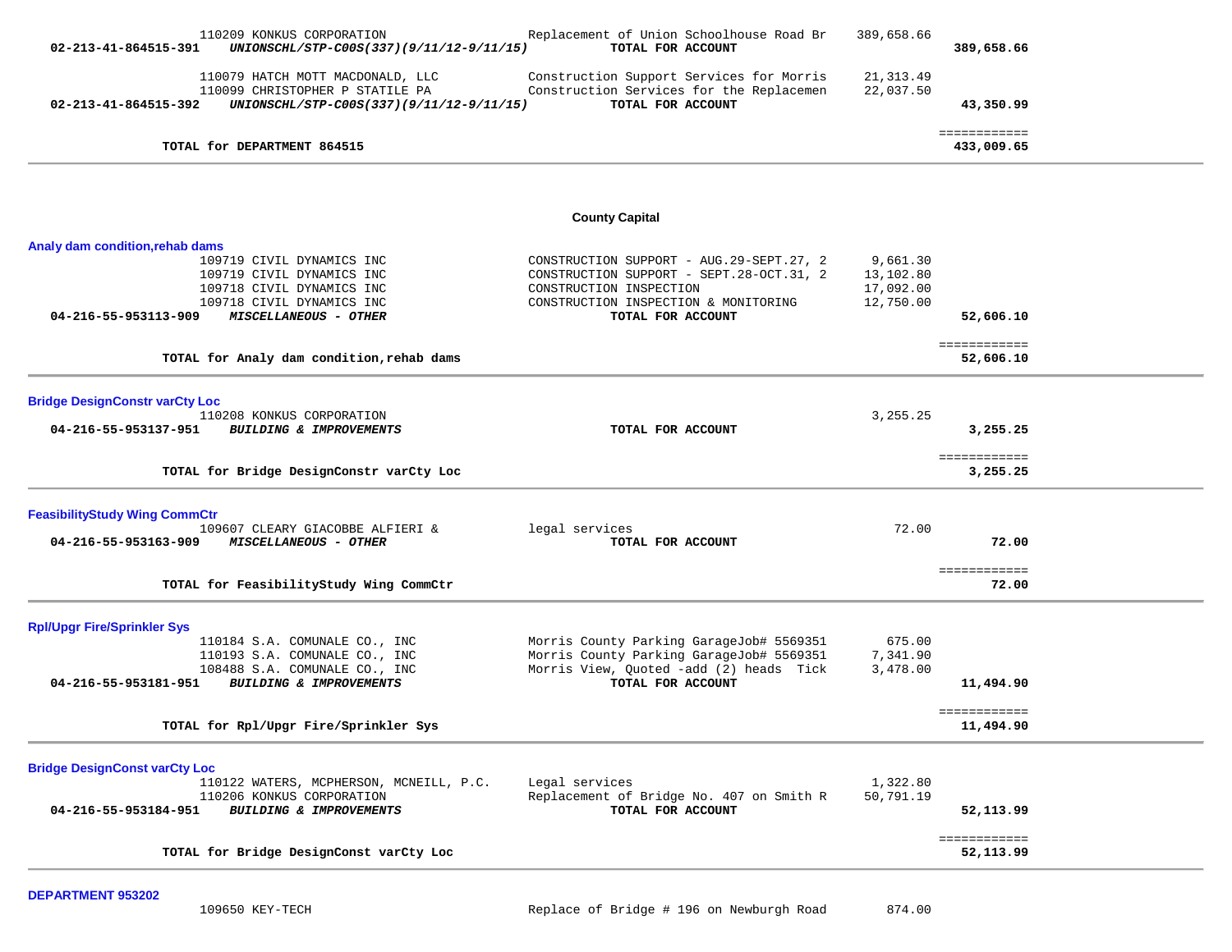| | | | | |
|---|---|---|---|---|
| | 110209 KONKUS CORPORATION | Replacement of Union Schoolhouse Road Br | 389,658.66 | |
| 02-213-41-864515-391 | *UNIONSCHL/STP-C00S(337)(9/11/12-9/11/15)* | **TOTAL FOR ACCOUNT** | | **389,658.66** |
| | 110079 HATCH MOTT MACDONALD, LLC | Construction Support Services for Morris | 21,313.49 | |
| | 110099 CHRISTOPHER P STATILE PA | Construction Services for the Replacemen | 22,037.50 | |
| 02-213-41-864515-392 | *UNIONSCHL/STP-C00S(337)(9/11/12-9/11/15)* | **TOTAL FOR ACCOUNT** | | **43,350.99** |
| | | | | ============ |
| | **TOTAL for DEPARTMENT 864515** | | | **433,009.65** |

## County Capital

**Analy dam condition,rehab dams**

| | | | | |
|---|---|---|---|---|
| | 109719 CIVIL DYNAMICS INC | CONSTRUCTION SUPPORT - AUG.29-SEPT.27, 2 | 9,661.30 | |
| | 109719 CIVIL DYNAMICS INC | CONSTRUCTION SUPPORT - SEPT.28-OCT.31, 2 | 13,102.80 | |
| | 109718 CIVIL DYNAMICS INC | CONSTRUCTION INSPECTION | 17,092.00 | |
| | 109718 CIVIL DYNAMICS INC | CONSTRUCTION INSPECTION & MONITORING | 12,750.00 | |
| 04-216-55-953113-909 | *MISCELLANEOUS - OTHER* | **TOTAL FOR ACCOUNT** | | **52,606.10** |
| | | | | ============ |
| | **TOTAL for Analy dam condition,rehab dams** | | | **52,606.10** |

**Bridge DesignConstr varCty Loc**

| | | | | |
|---|---|---|---|---|
| | 110208 KONKUS CORPORATION | | 3,255.25 | |
| 04-216-55-953137-951 | *BUILDING & IMPROVEMENTS* | **TOTAL FOR ACCOUNT** | | **3,255.25** |
| | | | | ============ |
| | **TOTAL for Bridge DesignConstr varCty Loc** | | | **3,255.25** |

**FeasibilityStudy Wing CommCtr**

| | | | | |
|---|---|---|---|---|
| | 109607 CLEARY GIACOBBE ALFIERI & | legal services | 72.00 | |
| 04-216-55-953163-909 | *MISCELLANEOUS - OTHER* | **TOTAL FOR ACCOUNT** | | **72.00** |
| | | | | ============ |
| | **TOTAL for FeasibilityStudy Wing CommCtr** | | | **72.00** |

**Rpl/Upgr Fire/Sprinkler Sys**

| | | | | |
|---|---|---|---|---|
| | 110184 S.A. COMUNALE CO., INC | Morris County Parking GarageJob# 5569351 | 675.00 | |
| | 110193 S.A. COMUNALE CO., INC | Morris County Parking GarageJob# 5569351 | 7,341.90 | |
| | 108488 S.A. COMUNALE CO., INC | Morris View, Quoted -add (2) heads Tick | 3,478.00 | |
| 04-216-55-953181-951 | *BUILDING & IMPROVEMENTS* | **TOTAL FOR ACCOUNT** | | **11,494.90** |
| | | | | ============ |
| | **TOTAL for Rpl/Upgr Fire/Sprinkler Sys** | | | **11,494.90** |

**Bridge DesignConst varCty Loc**

| | | | | |
|---|---|---|---|---|
| | 110122 WATERS, MCPHERSON, MCNEILL, P.C. | Legal services | 1,322.80 | |
| | 110206 KONKUS CORPORATION | Replacement of Bridge No. 407 on Smith R | 50,791.19 | |
| 04-216-55-953184-951 | *BUILDING & IMPROVEMENTS* | **TOTAL FOR ACCOUNT** | | **52,113.99** |
| | | | | ============ |
| | **TOTAL for Bridge DesignConst varCty Loc** | | | **52,113.99** |

**DEPARTMENT 953202**

| | | | | |
|---|---|---|---|---|
| | 109650 KEY-TECH | Replace of Bridge # 196 on Newburgh Road | 874.00 | |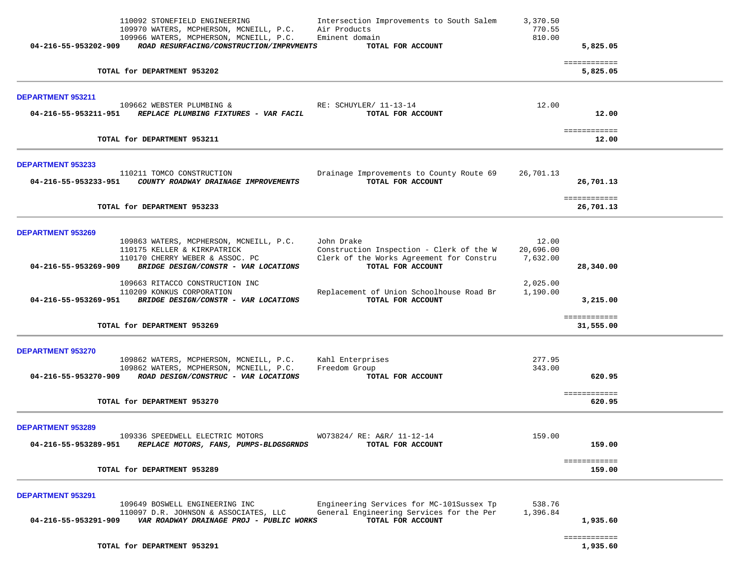| | | | |
|---|---|---|---|
| 110092 STONEFIELD ENGINEERING | Intersection Improvements to South Salem | 3,370.50 | |
| 109970 WATERS, MCPHERSON, MCNEILL, P.C. | Air Products | 770.55 | |
| 109966 WATERS, MCPHERSON, MCNEILL, P.C. | Eminent domain | 810.00 | |
| **04-216-55-953202-909** ***ROAD RESURFACING/CONSTRUCTION/IMPRVMENTS*** | **TOTAL FOR ACCOUNT** | | **5,825.05** |
| | | | ============ |
| **TOTAL for DEPARTMENT 953202** | | | **5,825.05** |

**DEPARTMENT 953211**

| | | | |
|---|---|---|---|
| 109662 WEBSTER PLUMBING & | RE: SCHUYLER/ 11-13-14 | 12.00 | |
| **04-216-55-953211-951** ***REPLACE PLUMBING FIXTURES - VAR FACIL*** | **TOTAL FOR ACCOUNT** | | **12.00** |
| | | | ============ |
| **TOTAL for DEPARTMENT 953211** | | | **12.00** |

**DEPARTMENT 953233**

| | | | |
|---|---|---|---|
| 110211 TOMCO CONSTRUCTION | Drainage Improvements to County Route 69 | 26,701.13 | |
| **04-216-55-953233-951** ***COUNTY ROADWAY DRAINAGE IMPROVEMENTS*** | **TOTAL FOR ACCOUNT** | | **26,701.13** |
| | | | ============ |
| **TOTAL for DEPARTMENT 953233** | | | **26,701.13** |

**DEPARTMENT 953269**

| | | | |
|---|---|---|---|
| 109863 WATERS, MCPHERSON, MCNEILL, P.C. | John Drake | 12.00 | |
| 110175 KELLER & KIRKPATRICK | Construction Inspection - Clerk of the W | 20,696.00 | |
| 110170 CHERRY WEBER & ASSOC. PC | Clerk of the Works Agreement for Constru | 7,632.00 | |
| **04-216-55-953269-909** ***BRIDGE DESIGN/CONSTR - VAR LOCATIONS*** | **TOTAL FOR ACCOUNT** | | **28,340.00** |
| 109663 RITACCO CONSTRUCTION INC | | 2,025.00 | |
| 110209 KONKUS CORPORATION | Replacement of Union Schoolhouse Road Br | 1,190.00 | |
| **04-216-55-953269-951** ***BRIDGE DESIGN/CONSTR - VAR LOCATIONS*** | **TOTAL FOR ACCOUNT** | | **3,215.00** |
| | | | ============ |
| **TOTAL for DEPARTMENT 953269** | | | **31,555.00** |

**DEPARTMENT 953270**

| | | | |
|---|---|---|---|
| 109862 WATERS, MCPHERSON, MCNEILL, P.C. | Kahl Enterprises | 277.95 | |
| 109862 WATERS, MCPHERSON, MCNEILL, P.C. | Freedom Group | 343.00 | |
| **04-216-55-953270-909** ***ROAD DESIGN/CONSTRUC - VAR LOCATIONS*** | **TOTAL FOR ACCOUNT** | | **620.95** |
| | | | ============ |
| **TOTAL for DEPARTMENT 953270** | | | **620.95** |

**DEPARTMENT 953289**

| | | | |
|---|---|---|---|
| 109336 SPEEDWELL ELECTRIC MOTORS | WO73824/ RE: A&R/ 11-12-14 | 159.00 | |
| **04-216-55-953289-951** ***REPLACE MOTORS, FANS, PUMPS-BLDGSGRNDS*** | **TOTAL FOR ACCOUNT** | | **159.00** |
| | | | ============ |
| **TOTAL for DEPARTMENT 953289** | | | **159.00** |

**DEPARTMENT 953291**

| | | | |
|---|---|---|---|
| 109649 BOSWELL ENGINEERING INC | Engineering Services for MC-101Sussex Tp | 538.76 | |
| 110097 D.R. JOHNSON & ASSOCIATES, LLC | General Engineering Services for the Per | 1,396.84 | |
| **04-216-55-953291-909** ***VAR ROADWAY DRAINAGE PROJ - PUBLIC WORKS*** | **TOTAL FOR ACCOUNT** | | **1,935.60** |
| | | | ============ |
| **TOTAL for DEPARTMENT 953291** | | | **1,935.60** |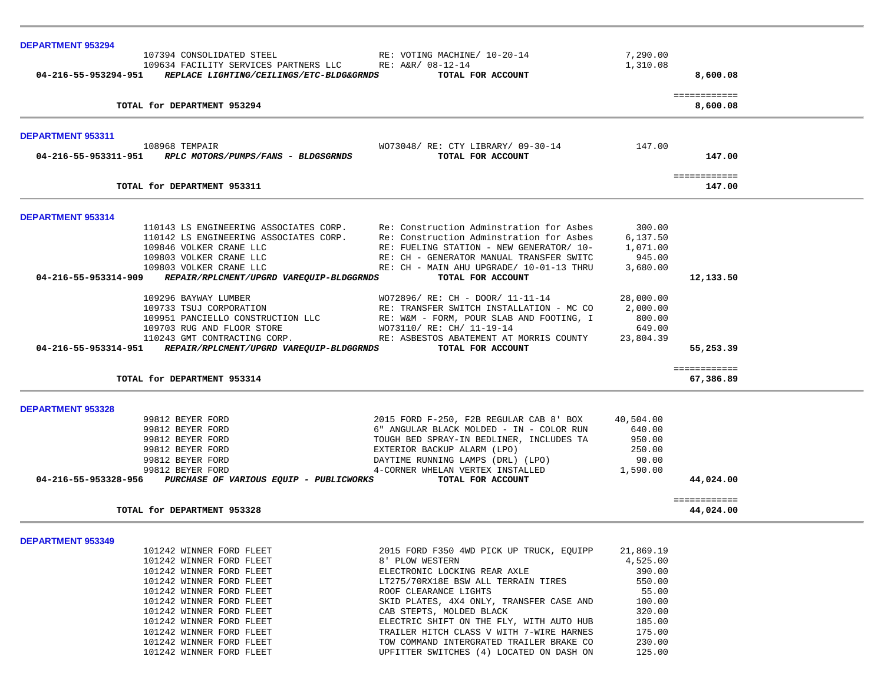**DEPARTMENT 953294**

| | Vendor | Description | Amount | Total |
|---|---|---|---|---|
| | 107394 CONSOLIDATED STEEL | RE: VOTING MACHINE/ 10-20-14 | 7,290.00 | |
| | 109634 FACILITY SERVICES PARTNERS LLC | RE: A&R/ 08-12-14 | 1,310.08 | |
| **04-216-55-953294-951** | ***REPLACE LIGHTING/CEILINGS/ETC-BLDG&GRNDS*** | **TOTAL FOR ACCOUNT** | | **8,600.08** |
| | **TOTAL for DEPARTMENT 953294** | | | **8,600.08** |

**DEPARTMENT 953311**

| | Vendor | Description | Amount | Total |
|---|---|---|---|---|
| | 108968 TEMPAIR | WO73048/ RE: CTY LIBRARY/ 09-30-14 | 147.00 | |
| **04-216-55-953311-951** | ***RPLC MOTORS/PUMPS/FANS - BLDGSGRNDS*** | **TOTAL FOR ACCOUNT** | | **147.00** |
| | **TOTAL for DEPARTMENT 953311** | | | **147.00** |

**DEPARTMENT 953314**

| | Vendor | Description | Amount | Total |
|---|---|---|---|---|
| | 110143 LS ENGINEERING ASSOCIATES CORP. | Re: Construction Adminstration for Asbes | 300.00 | |
| | 110142 LS ENGINEERING ASSOCIATES CORP. | Re: Construction Adminstration for Asbes | 6,137.50 | |
| | 109846 VOLKER CRANE LLC | RE: FUELING STATION - NEW GENERATOR/ 10- | 1,071.00 | |
| | 109803 VOLKER CRANE LLC | RE: CH - GENERATOR MANUAL TRANSFER SWITC | 945.00 | |
| | 109803 VOLKER CRANE LLC | RE: CH - MAIN AHU UPGRADE/ 10-01-13 THRU | 3,680.00 | |
| **04-216-55-953314-909** | ***REPAIR/RPLCMENT/UPGRD VAREQUIP-BLDGGRNDS*** | **TOTAL FOR ACCOUNT** | | **12,133.50** |
| | 109296 BAYWAY LUMBER | WO72896/ RE: CH - DOOR/ 11-11-14 | 28,000.00 | |
| | 109733 TSUJ CORPORATION | RE: TRANSFER SWITCH INSTALLATION - MC CO | 2,000.00 | |
| | 109951 PANCIELLO CONSTRUCTION LLC | RE: W&M - FORM, POUR SLAB AND FOOTING, I | 800.00 | |
| | 109703 RUG AND FLOOR STORE | WO73110/ RE: CH/ 11-19-14 | 649.00 | |
| | 110243 GMT CONTRACTING CORP. | RE: ASBESTOS ABATEMENT AT MORRIS COUNTY | 23,804.39 | |
| **04-216-55-953314-951** | ***REPAIR/RPLCMENT/UPGRD VAREQUIP-BLDGGRNDS*** | **TOTAL FOR ACCOUNT** | | **55,253.39** |
| | **TOTAL for DEPARTMENT 953314** | | | **67,386.89** |

**DEPARTMENT 953328**

| | Vendor | Description | Amount | Total |
|---|---|---|---|---|
| | 99812 BEYER FORD | 2015 FORD F-250, F2B REGULAR CAB 8' BOX | 40,504.00 | |
| | 99812 BEYER FORD | 6" ANGULAR BLACK MOLDED - IN - COLOR RUN | 640.00 | |
| | 99812 BEYER FORD | TOUGH BED SPRAY-IN BEDLINER, INCLUDES TA | 950.00 | |
| | 99812 BEYER FORD | EXTERIOR BACKUP ALARM (LPO) | 250.00 | |
| | 99812 BEYER FORD | DAYTIME RUNNING LAMPS (DRL) (LPO) | 90.00 | |
| | 99812 BEYER FORD | 4-CORNER WHELAN VERTEX INSTALLED | 1,590.00 | |
| **04-216-55-953328-956** | ***PURCHASE OF VARIOUS EQUIP - PUBLICWORKS*** | **TOTAL FOR ACCOUNT** | | **44,024.00** |
| | **TOTAL for DEPARTMENT 953328** | | | **44,024.00** |

**DEPARTMENT 953349**

| | Vendor | Description | Amount | Total |
|---|---|---|---|---|
| | 101242 WINNER FORD FLEET | 2015 FORD F350 4WD PICK UP TRUCK, EQUIPP | 21,869.19 | |
| | 101242 WINNER FORD FLEET | 8' PLOW WESTERN | 4,525.00 | |
| | 101242 WINNER FORD FLEET | ELECTRONIC LOCKING REAR AXLE | 390.00 | |
| | 101242 WINNER FORD FLEET | LT275/70RX18E BSW ALL TERRAIN TIRES | 550.00 | |
| | 101242 WINNER FORD FLEET | ROOF CLEARANCE LIGHTS | 55.00 | |
| | 101242 WINNER FORD FLEET | SKID PLATES, 4X4 ONLY, TRANSFER CASE AND | 100.00 | |
| | 101242 WINNER FORD FLEET | CAB STEPTS, MOLDED BLACK | 320.00 | |
| | 101242 WINNER FORD FLEET | ELECTRIC SHIFT ON THE FLY, WITH AUTO HUB | 185.00 | |
| | 101242 WINNER FORD FLEET | TRAILER HITCH CLASS V WITH 7-WIRE HARNES | 175.00 | |
| | 101242 WINNER FORD FLEET | TOW COMMAND INTERGRATED TRAILER BRAKE CO | 230.00 | |
| | 101242 WINNER FORD FLEET | UPFITTER SWITCHES (4) LOCATED ON DASH ON | 125.00 | |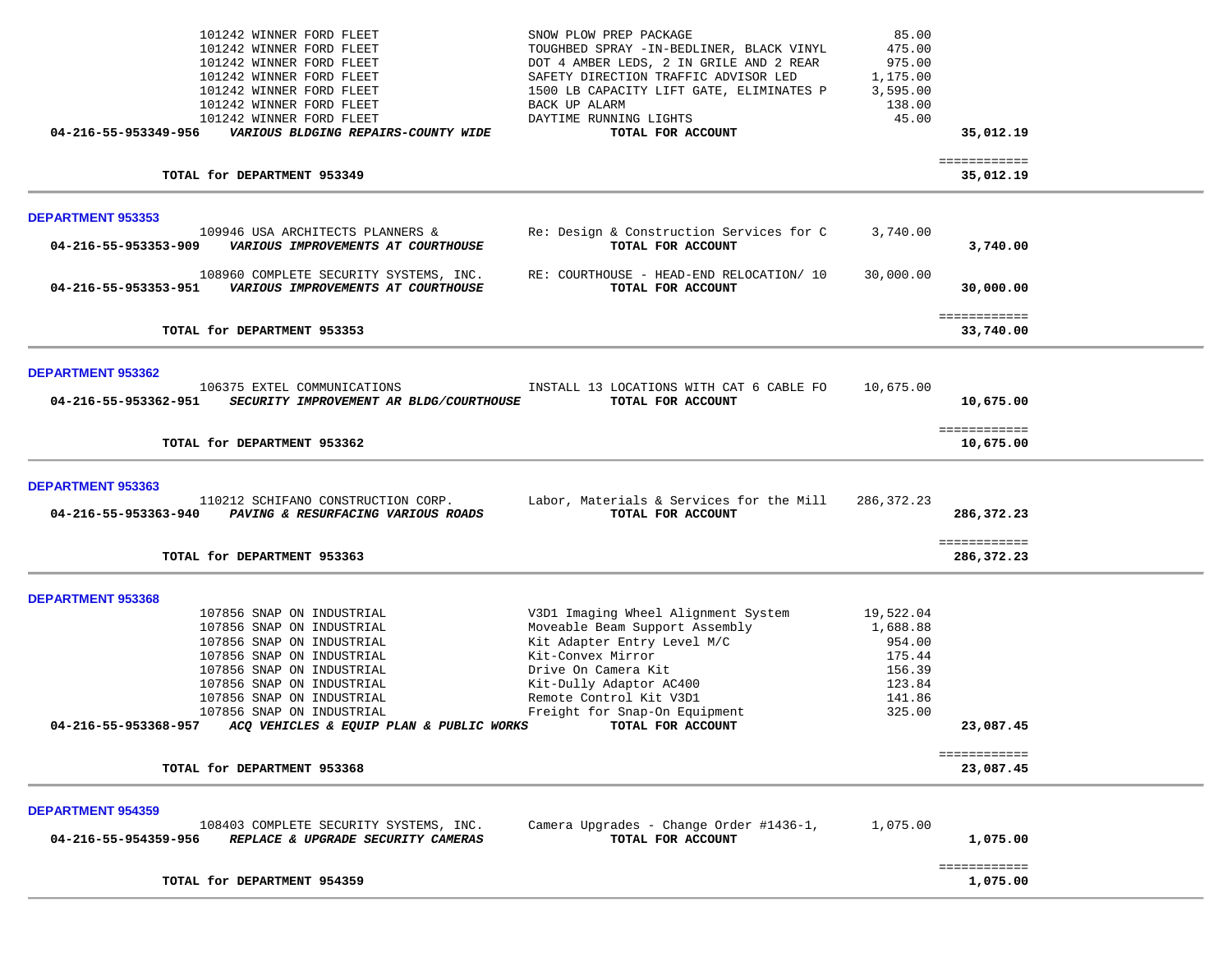| Account | Vendor / Account Description | Item Description | Amount | Total |
|---|---|---|---|---|
| | 101242 WINNER FORD FLEET | SNOW PLOW PREP PACKAGE | 85.00 | |
| | 101242 WINNER FORD FLEET | TOUGHBED SPRAY -IN-BEDLINER, BLACK VINYL | 475.00 | |
| | 101242 WINNER FORD FLEET | DOT 4 AMBER LEDS, 2 IN GRILE AND 2 REAR | 975.00 | |
| | 101242 WINNER FORD FLEET | SAFETY DIRECTION TRAFFIC ADVISOR LED | 1,175.00 | |
| | 101242 WINNER FORD FLEET | 1500 LB CAPACITY LIFT GATE, ELIMINATES P | 3,595.00 | |
| | 101242 WINNER FORD FLEET | BACK UP ALARM | 138.00 | |
| | 101242 WINNER FORD FLEET | DAYTIME RUNNING LIGHTS | 45.00 | |
| **04-216-55-953349-956** | ***VARIOUS BLDGING REPAIRS-COUNTY WIDE*** | **TOTAL FOR ACCOUNT** | | **35,012.19** |
| | **TOTAL for DEPARTMENT 953349** | | | **35,012.19** |

**DEPARTMENT 953353**

| Account | Vendor / Account Description | Item Description | Amount | Total |
|---|---|---|---|---|
| | 109946 USA ARCHITECTS PLANNERS & | Re: Design & Construction Services for C | 3,740.00 | |
| **04-216-55-953353-909** | ***VARIOUS IMPROVEMENTS AT COURTHOUSE*** | **TOTAL FOR ACCOUNT** | | **3,740.00** |
| | 108960 COMPLETE SECURITY SYSTEMS, INC. | RE: COURTHOUSE - HEAD-END RELOCATION/ 10 | 30,000.00 | |
| **04-216-55-953353-951** | ***VARIOUS IMPROVEMENTS AT COURTHOUSE*** | **TOTAL FOR ACCOUNT** | | **30,000.00** |
| | **TOTAL for DEPARTMENT 953353** | | | **33,740.00** |

**DEPARTMENT 953362**

| Account | Vendor / Account Description | Item Description | Amount | Total |
|---|---|---|---|---|
| | 106375 EXTEL COMMUNICATIONS | INSTALL 13 LOCATIONS WITH CAT 6 CABLE FO | 10,675.00 | |
| **04-216-55-953362-951** | ***SECURITY IMPROVEMENT AR BLDG/COURTHOUSE*** | **TOTAL FOR ACCOUNT** | | **10,675.00** |
| | **TOTAL for DEPARTMENT 953362** | | | **10,675.00** |

**DEPARTMENT 953363**

| Account | Vendor / Account Description | Item Description | Amount | Total |
|---|---|---|---|---|
| | 110212 SCHIFANO CONSTRUCTION CORP. | Labor, Materials & Services for the Mill | 286,372.23 | |
| **04-216-55-953363-940** | ***PAVING & RESURFACING VARIOUS ROADS*** | **TOTAL FOR ACCOUNT** | | **286,372.23** |
| | **TOTAL for DEPARTMENT 953363** | | | **286,372.23** |

**DEPARTMENT 953368**

| Account | Vendor / Account Description | Item Description | Amount | Total |
|---|---|---|---|---|
| | 107856 SNAP ON INDUSTRIAL | V3D1 Imaging Wheel Alignment System | 19,522.04 | |
| | 107856 SNAP ON INDUSTRIAL | Moveable Beam Support Assembly | 1,688.88 | |
| | 107856 SNAP ON INDUSTRIAL | Kit Adapter Entry Level M/C | 954.00 | |
| | 107856 SNAP ON INDUSTRIAL | Kit-Convex Mirror | 175.44 | |
| | 107856 SNAP ON INDUSTRIAL | Drive On Camera Kit | 156.39 | |
| | 107856 SNAP ON INDUSTRIAL | Kit-Dully Adaptor AC400 | 123.84 | |
| | 107856 SNAP ON INDUSTRIAL | Remote Control Kit V3D1 | 141.86 | |
| | 107856 SNAP ON INDUSTRIAL | Freight for Snap-On Equipment | 325.00 | |
| **04-216-55-953368-957** | ***ACQ VEHICLES & EQUIP PLAN & PUBLIC WORKS*** | **TOTAL FOR ACCOUNT** | | **23,087.45** |
| | **TOTAL for DEPARTMENT 953368** | | | **23,087.45** |

**DEPARTMENT 954359**

| Account | Vendor / Account Description | Item Description | Amount | Total |
|---|---|---|---|---|
| | 108403 COMPLETE SECURITY SYSTEMS, INC. | Camera Upgrades - Change Order #1436-1, | 1,075.00 | |
| **04-216-55-954359-956** | ***REPLACE & UPGRADE SECURITY CAMERAS*** | **TOTAL FOR ACCOUNT** | | **1,075.00** |
| | **TOTAL for DEPARTMENT 954359** | | | **1,075.00** |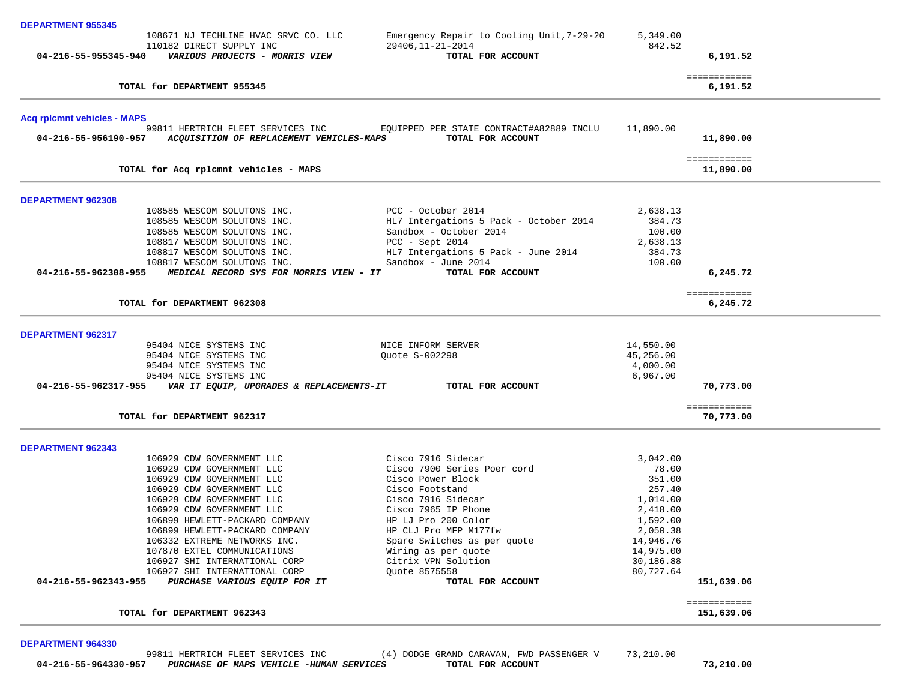**DEPARTMENT 955345**

| | | | | |
|---|---|---|---|---|
| | 108671 NJ TECHLINE HVAC SRVC CO. LLC | Emergency Repair to Cooling Unit,7-29-20 | 5,349.00 | |
| | 110182 DIRECT SUPPLY INC | 29406,11-21-2014 | 842.52 | |
| **04-216-55-955345-940** | ***VARIOUS PROJECTS - MORRIS VIEW*** | **TOTAL FOR ACCOUNT** | | **6,191.52** |
| | | | | ============ |
| | **TOTAL for DEPARTMENT 955345** | | | **6,191.52** |

**Acq rplcmnt vehicles - MAPS**

| | | | | |
|---|---|---|---|---|
| | 99811 HERTRICH FLEET SERVICES INC | EQUIPPED PER STATE CONTRACT#A82889 INCLU | 11,890.00 | |
| **04-216-55-956190-957** | ***ACQUISITION OF REPLACEMENT VEHICLES-MAPS*** | **TOTAL FOR ACCOUNT** | | **11,890.00** |
| | | | | ============ |
| | **TOTAL for Acq rplcmnt vehicles - MAPS** | | | **11,890.00** |

**DEPARTMENT 962308**

| | | | | |
|---|---|---|---|---|
| | 108585 WESCOM SOLUTONS INC. | PCC - October 2014 | 2,638.13 | |
| | 108585 WESCOM SOLUTONS INC. | HL7 Intergations 5 Pack - October 2014 | 384.73 | |
| | 108585 WESCOM SOLUTONS INC. | Sandbox - October 2014 | 100.00 | |
| | 108817 WESCOM SOLUTONS INC. | PCC - Sept 2014 | 2,638.13 | |
| | 108817 WESCOM SOLUTONS INC. | HL7 Intergations 5 Pack - June 2014 | 384.73 | |
| | 108817 WESCOM SOLUTONS INC. | Sandbox - June 2014 | 100.00 | |
| **04-216-55-962308-955** | ***MEDICAL RECORD SYS FOR MORRIS VIEW - IT*** | **TOTAL FOR ACCOUNT** | | **6,245.72** |
| | | | | ============ |
| | **TOTAL for DEPARTMENT 962308** | | | **6,245.72** |

**DEPARTMENT 962317**

| | | | | |
|---|---|---|---|---|
| | 95404 NICE SYSTEMS INC | NICE INFORM SERVER | 14,550.00 | |
| | 95404 NICE SYSTEMS INC | Quote S-002298 | 45,256.00 | |
| | 95404 NICE SYSTEMS INC | | 4,000.00 | |
| | 95404 NICE SYSTEMS INC | | 6,967.00 | |
| **04-216-55-962317-955** | ***VAR IT EQUIP, UPGRADES & REPLACEMENTS-IT*** | **TOTAL FOR ACCOUNT** | | **70,773.00** |
| | | | | ============ |
| | **TOTAL for DEPARTMENT 962317** | | | **70,773.00** |

**DEPARTMENT 962343**

| | | | | |
|---|---|---|---|---|
| | 106929 CDW GOVERNMENT LLC | Cisco 7916 Sidecar | 3,042.00 | |
| | 106929 CDW GOVERNMENT LLC | Cisco 7900 Series Poer cord | 78.00 | |
| | 106929 CDW GOVERNMENT LLC | Cisco Power Block | 351.00 | |
| | 106929 CDW GOVERNMENT LLC | Cisco Footstand | 257.40 | |
| | 106929 CDW GOVERNMENT LLC | Cisco 7916 Sidecar | 1,014.00 | |
| | 106929 CDW GOVERNMENT LLC | Cisco 7965 IP Phone | 2,418.00 | |
| | 106899 HEWLETT-PACKARD COMPANY | HP LJ Pro 200 Color | 1,592.00 | |
| | 106899 HEWLETT-PACKARD COMPANY | HP CLJ Pro MFP M177fw | 2,050.38 | |
| | 106332 EXTREME NETWORKS INC. | Spare Switches as per quote | 14,946.76 | |
| | 107870 EXTEL COMMUNICATIONS | Wiring as per quote | 14,975.00 | |
| | 106927 SHI INTERNATIONAL CORP | Citrix VPN Solution | 30,186.88 | |
| | 106927 SHI INTERNATIONAL CORP | Quote 8575558 | 80,727.64 | |
| **04-216-55-962343-955** | ***PURCHASE VARIOUS EQUIP FOR IT*** | **TOTAL FOR ACCOUNT** | | **151,639.06** |
| | | | | ============ |
| | **TOTAL for DEPARTMENT 962343** | | | **151,639.06** |

**DEPARTMENT 964330**

| | | | | |
|---|---|---|---|---|
| | 99811 HERTRICH FLEET SERVICES INC | (4) DODGE GRAND CARAVAN, FWD PASSENGER V | 73,210.00 | |
| **04-216-55-964330-957** | ***PURCHASE OF MAPS VEHICLE -HUMAN SERVICES*** | **TOTAL FOR ACCOUNT** | | **73,210.00** |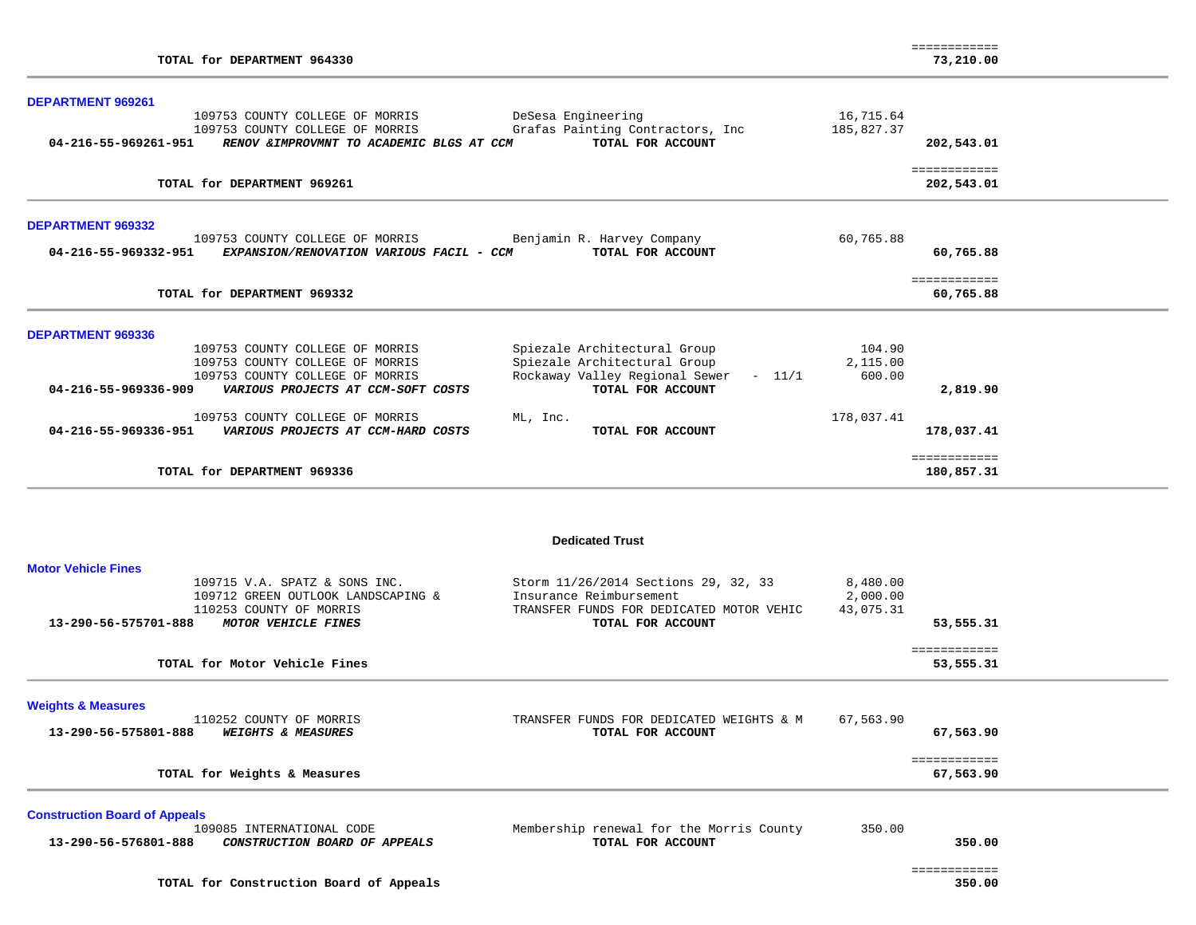| | | | |
|---|---|---|---|
| **TOTAL for DEPARTMENT 964330** | | | ============ **73,210.00** |

**DEPARTMENT 969261**

| Account | Vendor | Description | Amount | Total |
|---|---|---|---|---|
| | 109753 COUNTY COLLEGE OF MORRIS | DeSesa Engineering | 16,715.64 | |
| | 109753 COUNTY COLLEGE OF MORRIS | Grafas Painting Contractors, Inc | 185,827.37 | |
| **04-216-55-969261-951** | ***RENOV &IMPROVMNT TO ACADEMIC BLGS AT CCM*** | **TOTAL FOR ACCOUNT** | | **202,543.01** |
| | **TOTAL for DEPARTMENT 969261** | | | ============ **202,543.01** |

**DEPARTMENT 969332**

| Account | Vendor | Description | Amount | Total |
|---|---|---|---|---|
| | 109753 COUNTY COLLEGE OF MORRIS | Benjamin R. Harvey Company | 60,765.88 | |
| **04-216-55-969332-951** | ***EXPANSION/RENOVATION VARIOUS FACIL - CCM*** | **TOTAL FOR ACCOUNT** | | **60,765.88** |
| | **TOTAL for DEPARTMENT 969332** | | | ============ **60,765.88** |

**DEPARTMENT 969336**

| Account | Vendor | Description | Amount | Total |
|---|---|---|---|---|
| | 109753 COUNTY COLLEGE OF MORRIS | Spiezale Architectural Group | 104.90 | |
| | 109753 COUNTY COLLEGE OF MORRIS | Spiezale Architectural Group | 2,115.00 | |
| | 109753 COUNTY COLLEGE OF MORRIS | Rockaway Valley Regional Sewer - 11/1 | 600.00 | |
| **04-216-55-969336-909** | ***VARIOUS PROJECTS AT CCM-SOFT COSTS*** | **TOTAL FOR ACCOUNT** | | **2,819.90** |
| | 109753 COUNTY COLLEGE OF MORRIS | ML, Inc. | 178,037.41 | |
| **04-216-55-969336-951** | ***VARIOUS PROJECTS AT CCM-HARD COSTS*** | **TOTAL FOR ACCOUNT** | | **178,037.41** |
| | **TOTAL for DEPARTMENT 969336** | | | ============ **180,857.31** |

## Dedicated Trust

**Motor Vehicle Fines**

| Account | Vendor | Description | Amount | Total |
|---|---|---|---|---|
| | 109715 V.A. SPATZ & SONS INC. | Storm 11/26/2014 Sections 29, 32, 33 | 8,480.00 | |
| | 109712 GREEN OUTLOOK LANDSCAPING & | Insurance Reimbursement | 2,000.00 | |
| | 110253 COUNTY OF MORRIS | TRANSFER FUNDS FOR DEDICATED MOTOR VEHIC | 43,075.31 | |
| **13-290-56-575701-888** | ***MOTOR VEHICLE FINES*** | **TOTAL FOR ACCOUNT** | | **53,555.31** |
| | **TOTAL for Motor Vehicle Fines** | | | ============ **53,555.31** |

**Weights & Measures**

| Account | Vendor | Description | Amount | Total |
|---|---|---|---|---|
| | 110252 COUNTY OF MORRIS | TRANSFER FUNDS FOR DEDICATED WEIGHTS & M | 67,563.90 | |
| **13-290-56-575801-888** | ***WEIGHTS & MEASURES*** | **TOTAL FOR ACCOUNT** | | **67,563.90** |
| | **TOTAL for Weights & Measures** | | | ============ **67,563.90** |

**Construction Board of Appeals**

| Account | Vendor | Description | Amount | Total |
|---|---|---|---|---|
| | 109085 INTERNATIONAL CODE | Membership renewal for the Morris County | 350.00 | |
| **13-290-56-576801-888** | ***CONSTRUCTION BOARD OF APPEALS*** | **TOTAL FOR ACCOUNT** | | **350.00** |
| | **TOTAL for Construction Board of Appeals** | | | ============ **350.00** |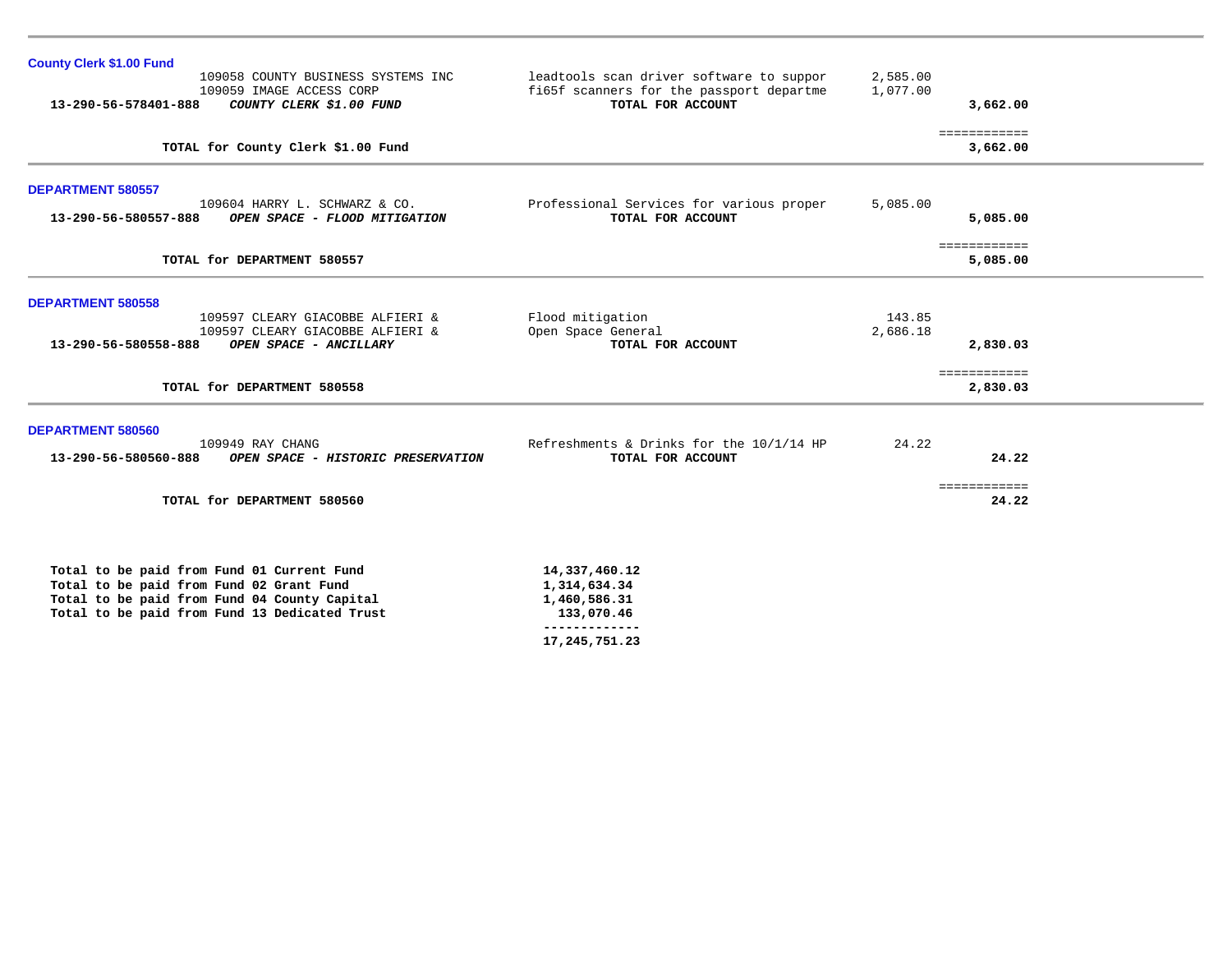**County Clerk $1.00 Fund**

| | | | | |
|---|---|---|---|---|
| | 109058 COUNTY BUSINESS SYSTEMS INC | leadtools scan driver software to suppor | 2,585.00 | |
| | 109059 IMAGE ACCESS CORP | fi65f scanners for the passport departme | 1,077.00 | |
| **13-290-56-578401-888** | ***COUNTY CLERK $1.00 FUND*** | **TOTAL FOR ACCOUNT** | | **3,662.00** |

**TOTAL for County Clerk $1.00 Fund** ============ **3,662.00**

**DEPARTMENT 580557**

| | | | | |
|---|---|---|---|---|
| | 109604 HARRY L. SCHWARZ & CO. | Professional Services for various proper | 5,085.00 | |
| **13-290-56-580557-888** | ***OPEN SPACE - FLOOD MITIGATION*** | **TOTAL FOR ACCOUNT** | | **5,085.00** |

**TOTAL for DEPARTMENT 580557** ============ **5,085.00**

**DEPARTMENT 580558**

| | | | | |
|---|---|---|---|---|
| | 109597 CLEARY GIACOBBE ALFIERI & | Flood mitigation | 143.85 | |
| | 109597 CLEARY GIACOBBE ALFIERI & | Open Space General | 2,686.18 | |
| **13-290-56-580558-888** | ***OPEN SPACE - ANCILLARY*** | **TOTAL FOR ACCOUNT** | | **2,830.03** |

**TOTAL for DEPARTMENT 580558** ============ **2,830.03**

**DEPARTMENT 580560**

| | | | | |
|---|---|---|---|---|
| | 109949 RAY CHANG | Refreshments & Drinks for the 10/1/14 HP | 24.22 | |
| **13-290-56-580560-888** | ***OPEN SPACE - HISTORIC PRESERVATION*** | **TOTAL FOR ACCOUNT** | | **24.22** |

**TOTAL for DEPARTMENT 580560** ============ **24.22**

| | |
|---|---|
| **Total to be paid from Fund 01 Current Fund** | **14,337,460.12** |
| **Total to be paid from Fund 02 Grant Fund** | **1,314,634.34** |
| **Total to be paid from Fund 04 County Capital** | **1,460,586.31** |
| **Total to be paid from Fund 13 Dedicated Trust** | **133,070.46** |
| | ------------- |
| | **17,245,751.23** |